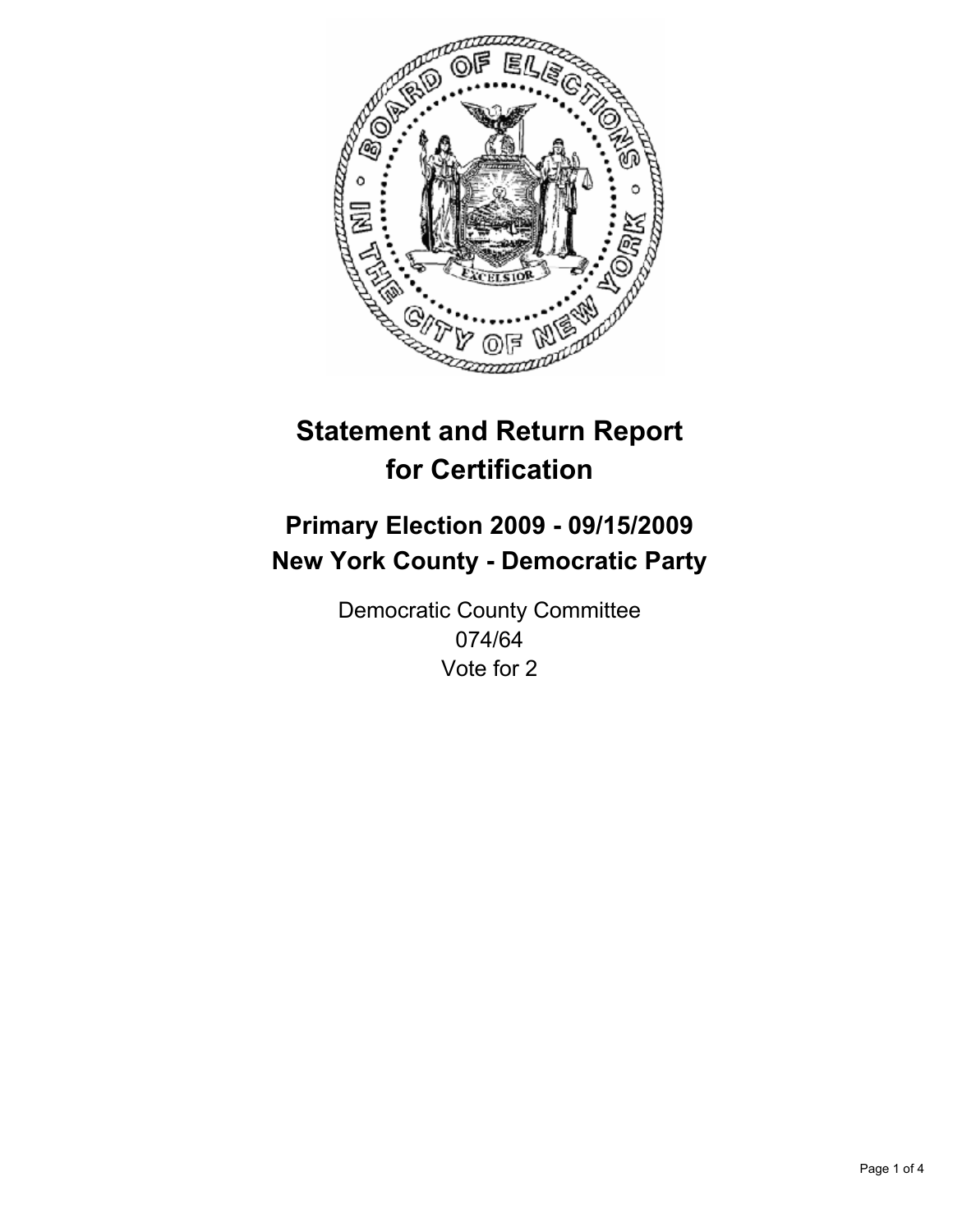# Statement and Return Report for Certification

## Primary Election 2009 - 09/15/2009
## New York County - Democratic Party

Democratic County Committee
074/64
Vote for 2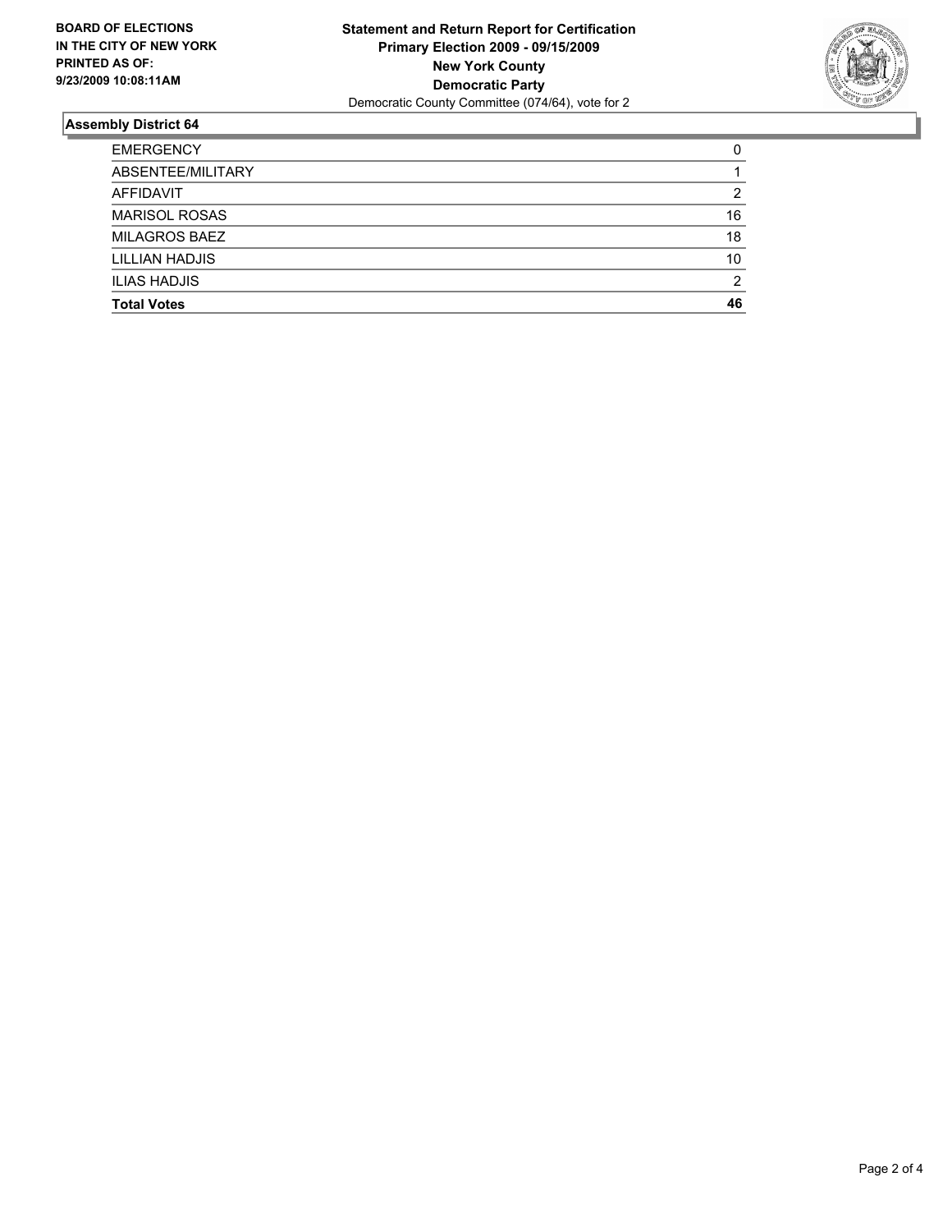**BOARD OF ELECTIONS IN THE CITY OF NEW YORK PRINTED AS OF: 9/23/2009 10:08:11AM**

**Statement and Return Report for Certification**
**Primary Election 2009 - 09/15/2009**
**New York County**
**Democratic Party**
Democratic County Committee (074/64), vote for 2

## Assembly District 64

| | |
|---|---|
| EMERGENCY | 0 |
| ABSENTEE/MILITARY | 1 |
| AFFIDAVIT | 2 |
| MARISOL ROSAS | 16 |
| MILAGROS BAEZ | 18 |
| LILLIAN HADJIS | 10 |
| ILIAS HADJIS | 2 |
| **Total Votes** | **46** |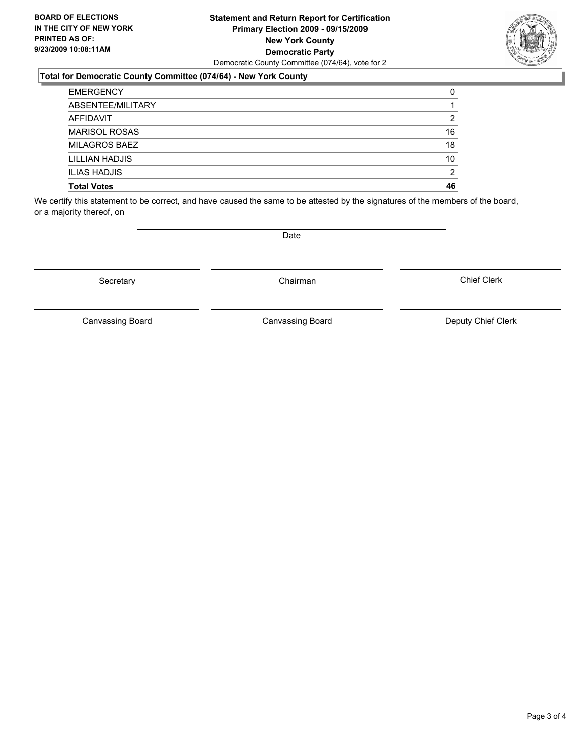**BOARD OF ELECTIONS IN THE CITY OF NEW YORK PRINTED AS OF: 9/23/2009 10:08:11AM**

**Statement and Return Report for Certification**
**Primary Election 2009 - 09/15/2009**
**New York County**
**Democratic Party**
Democratic County Committee (074/64), vote for 2

### Total for Democratic County Committee (074/64) - New York County

| | |
|---|---|
| EMERGENCY | 0 |
| ABSENTEE/MILITARY | 1 |
| AFFIDAVIT | 2 |
| MARISOL ROSAS | 16 |
| MILAGROS BAEZ | 18 |
| LILLIAN HADJIS | 10 |
| ILIAS HADJIS | 2 |
| **Total Votes** | **46** |

We certify this statement to be correct, and have caused the same to be attested by the signatures of the members of the board, or a majority thereof, on

Date

Secretary | Chairman | Chief Clerk

Canvassing Board | Canvassing Board | Deputy Chief Clerk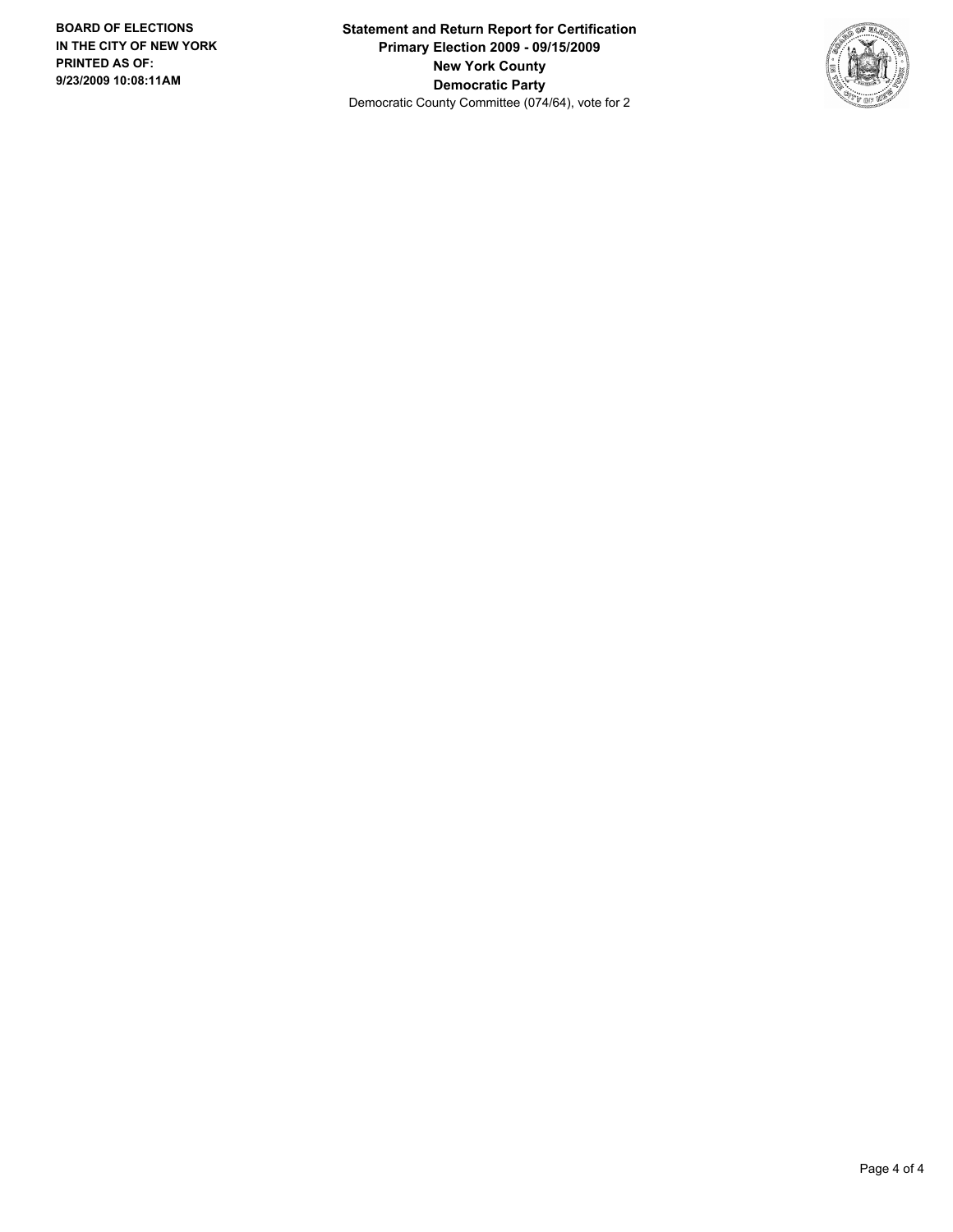**BOARD OF ELECTIONS IN THE CITY OF NEW YORK PRINTED AS OF: 9/23/2009 10:08:11AM**

**Statement and Return Report for Certification**
**Primary Election 2009 - 09/15/2009**
**New York County**
**Democratic Party**
Democratic County Committee (074/64), vote for 2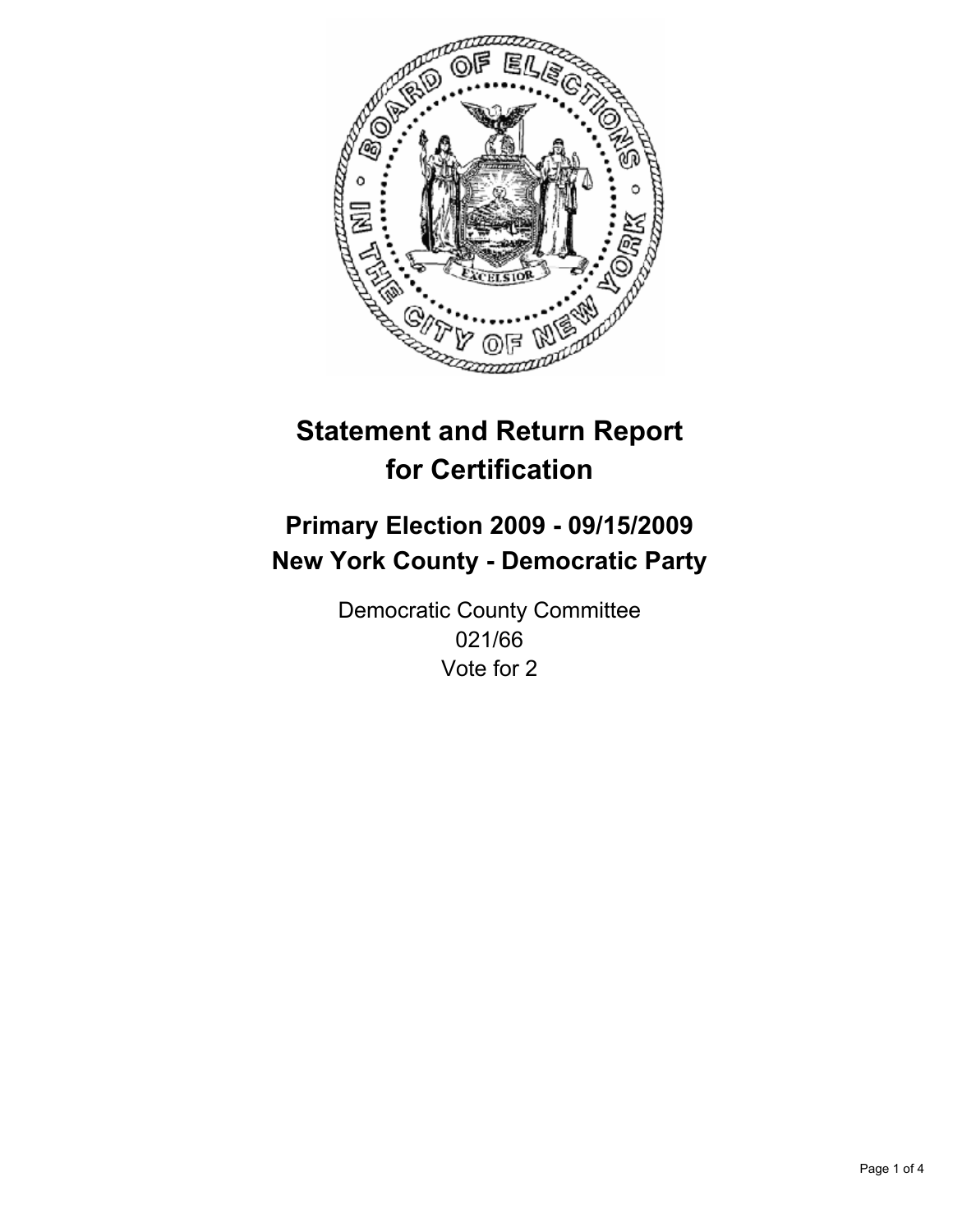# Statement and Return Report for Certification

## Primary Election 2009 - 09/15/2009
## New York County - Democratic Party

Democratic County Committee
021/66
Vote for 2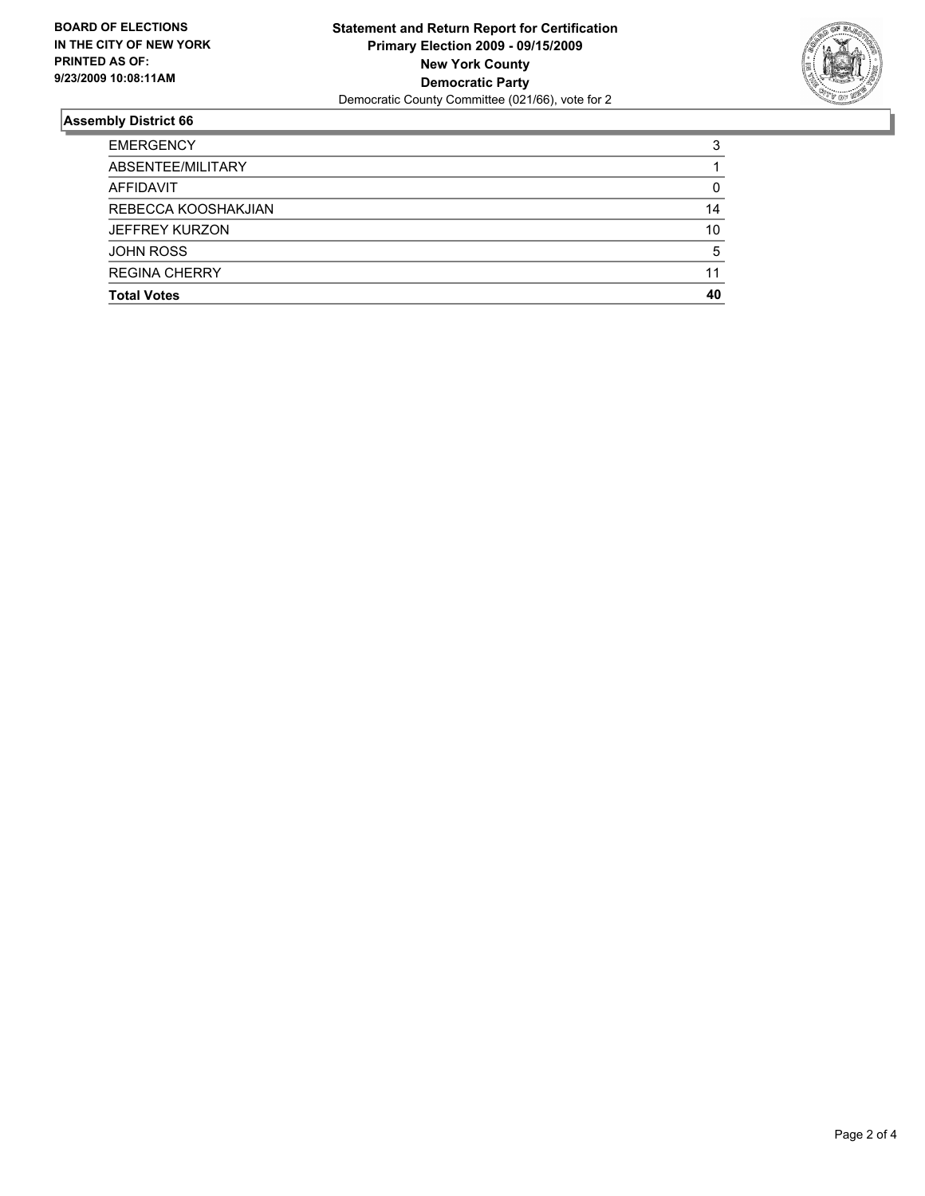**BOARD OF ELECTIONS IN THE CITY OF NEW YORK PRINTED AS OF: 9/23/2009 10:08:11AM**

**Statement and Return Report for Certification**
**Primary Election 2009 - 09/15/2009**
**New York County**
**Democratic Party**
Democratic County Committee (021/66), vote for 2

## Assembly District 66

| | |
|---|---|
| EMERGENCY | 3 |
| ABSENTEE/MILITARY | 1 |
| AFFIDAVIT | 0 |
| REBECCA KOOSHAKJIAN | 14 |
| JEFFREY KURZON | 10 |
| JOHN ROSS | 5 |
| REGINA CHERRY | 11 |
| **Total Votes** | **40** |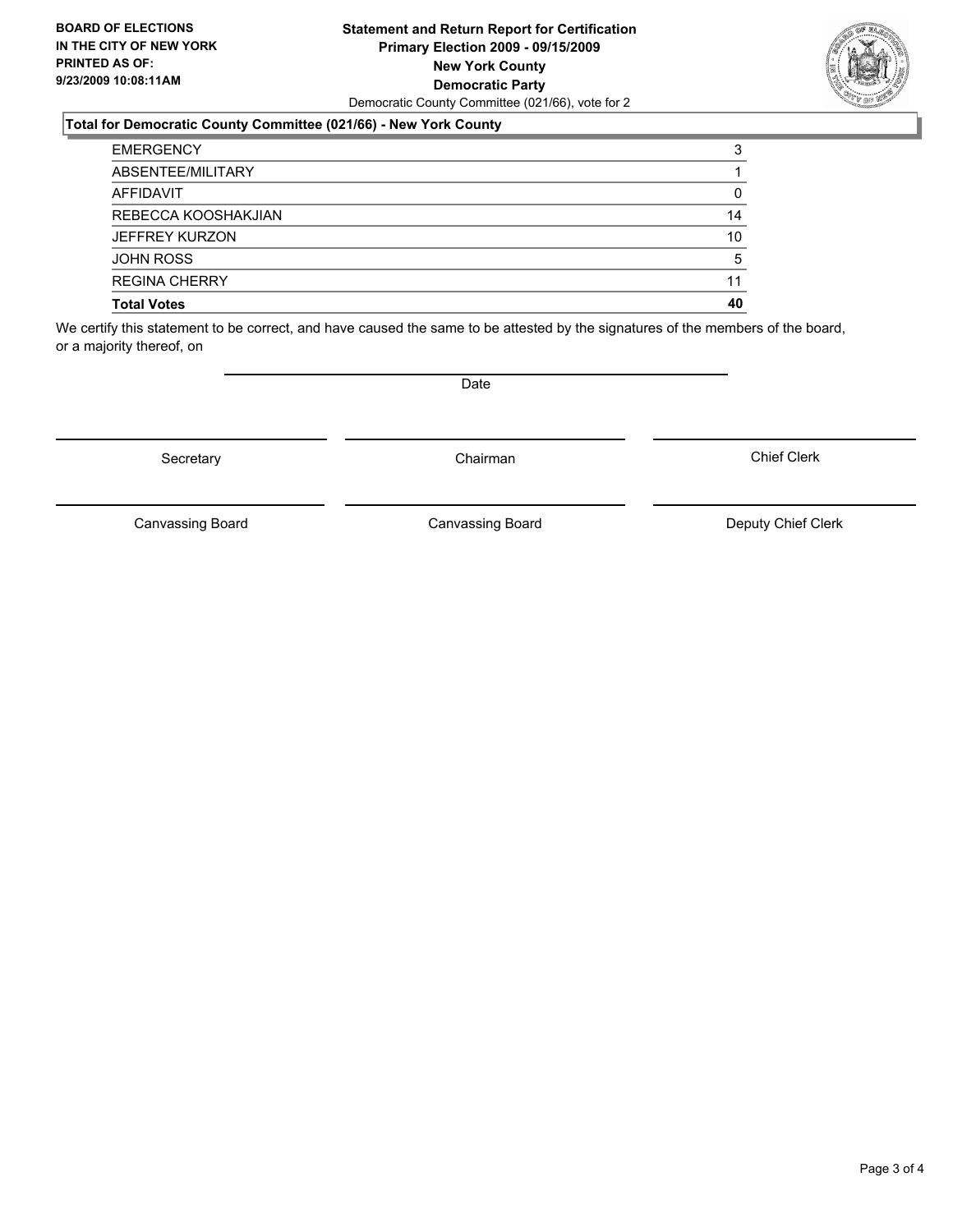**BOARD OF ELECTIONS IN THE CITY OF NEW YORK PRINTED AS OF: 9/23/2009 10:08:11AM**

# Statement and Return Report for Certification
## Primary Election 2009 - 09/15/2009
## New York County
## Democratic Party

Democratic County Committee (021/66), vote for 2

### Total for Democratic County Committee (021/66) - New York County

| | |
|---|---|
| EMERGENCY | 3 |
| ABSENTEE/MILITARY | 1 |
| AFFIDAVIT | 0 |
| REBECCA KOOSHAKJIAN | 14 |
| JEFFREY KURZON | 10 |
| JOHN ROSS | 5 |
| REGINA CHERRY | 11 |
| **Total Votes** | **40** |

We certify this statement to be correct, and have caused the same to be attested by the signatures of the members of the board, or a majority thereof, on

Date

Secretary | Chairman | Chief Clerk

Canvassing Board | Canvassing Board | Deputy Chief Clerk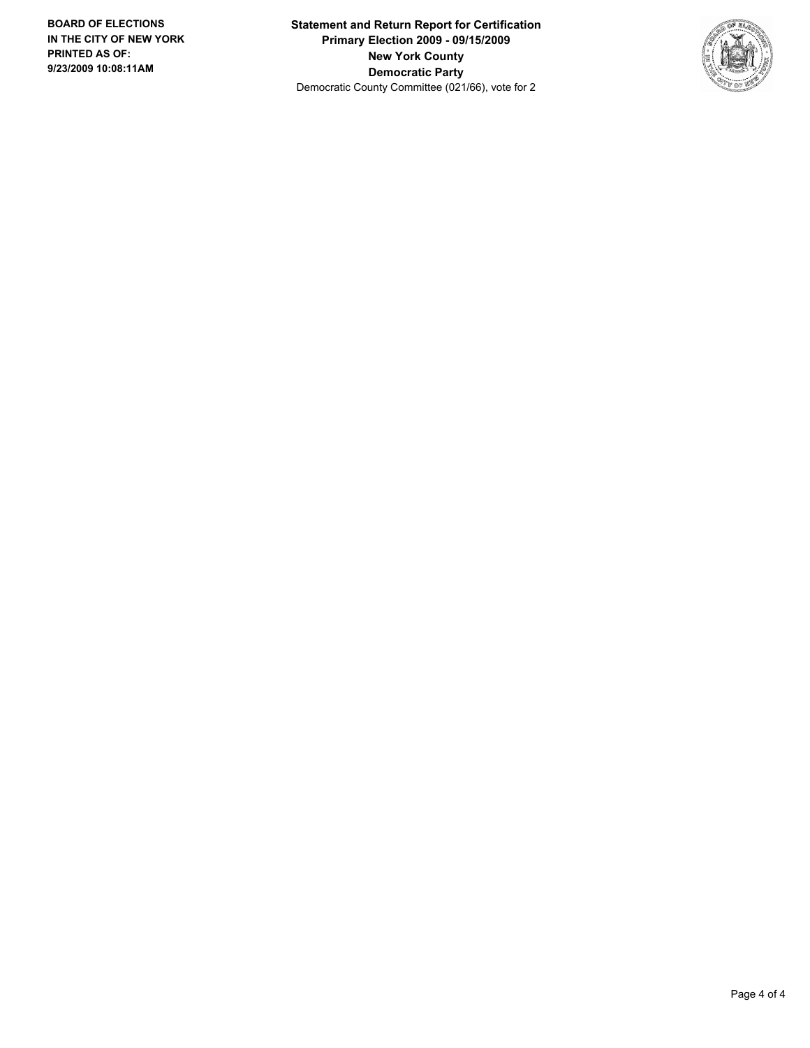**BOARD OF ELECTIONS**
**IN THE CITY OF NEW YORK**
**PRINTED AS OF:**
**9/23/2009 10:08:11AM**

**Statement and Return Report for Certification**
**Primary Election 2009 - 09/15/2009**
**New York County**
**Democratic Party**
Democratic County Committee (021/66), vote for 2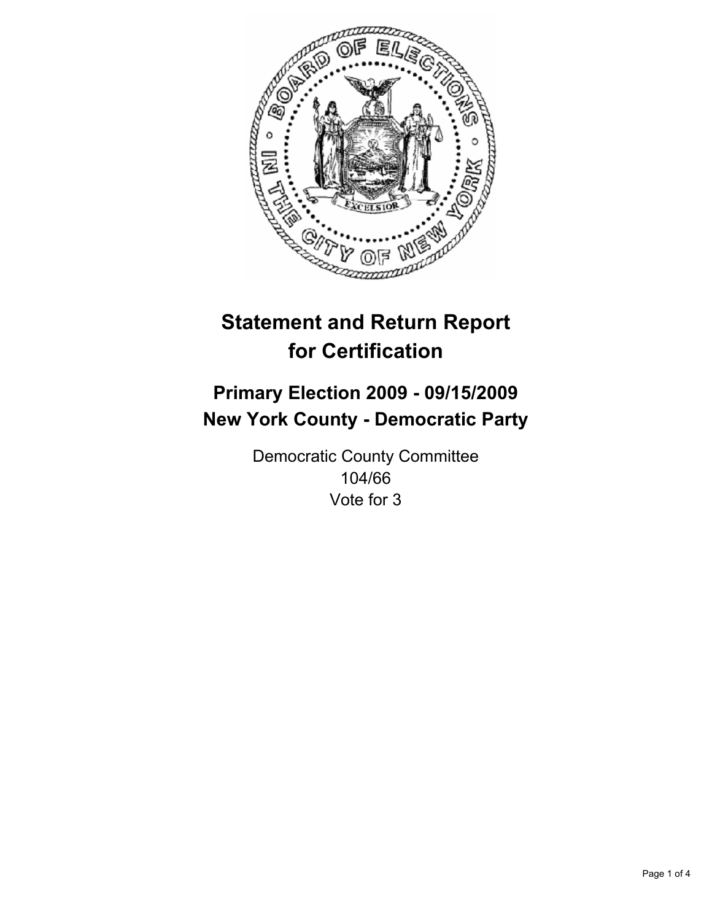# Statement and Return Report for Certification

## Primary Election 2009 - 09/15/2009
## New York County - Democratic Party

Democratic County Committee
104/66
Vote for 3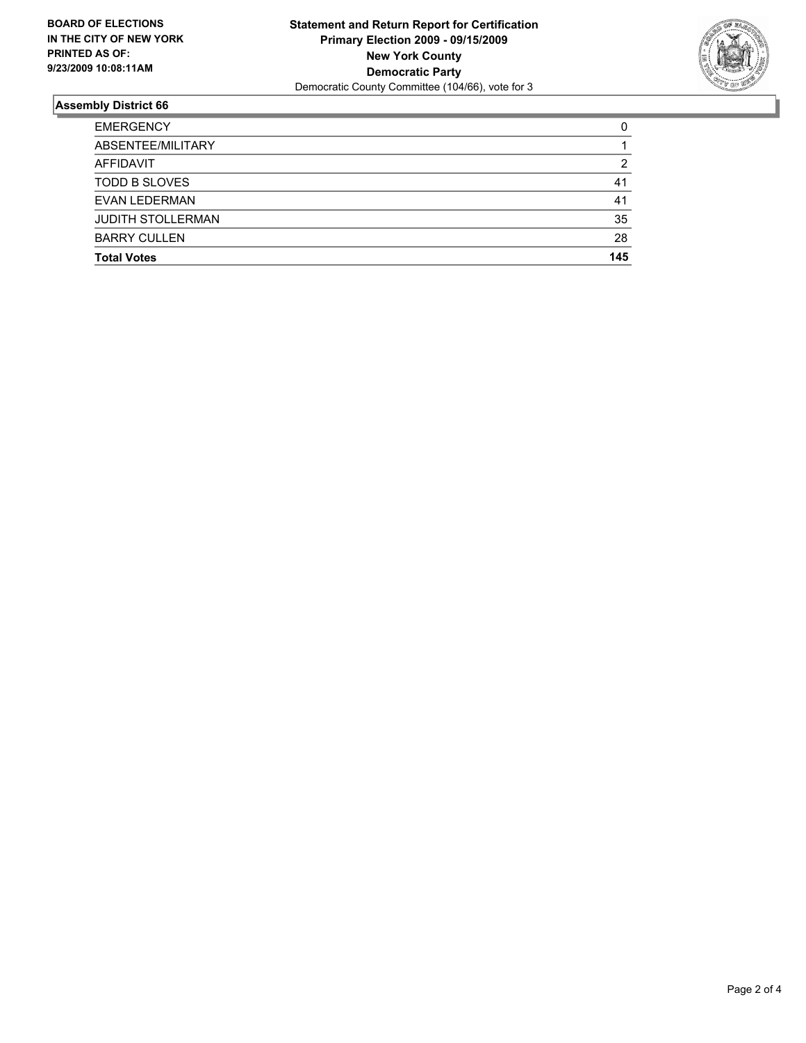**BOARD OF ELECTIONS IN THE CITY OF NEW YORK PRINTED AS OF: 9/23/2009 10:08:11AM**

**Statement and Return Report for Certification**
**Primary Election 2009 - 09/15/2009**
**New York County**
**Democratic Party**
Democratic County Committee (104/66), vote for 3

## Assembly District 66

| | |
|---|---|
| EMERGENCY | 0 |
| ABSENTEE/MILITARY | 1 |
| AFFIDAVIT | 2 |
| TODD B SLOVES | 41 |
| EVAN LEDERMAN | 41 |
| JUDITH STOLLERMAN | 35 |
| BARRY CULLEN | 28 |
| **Total Votes** | **145** |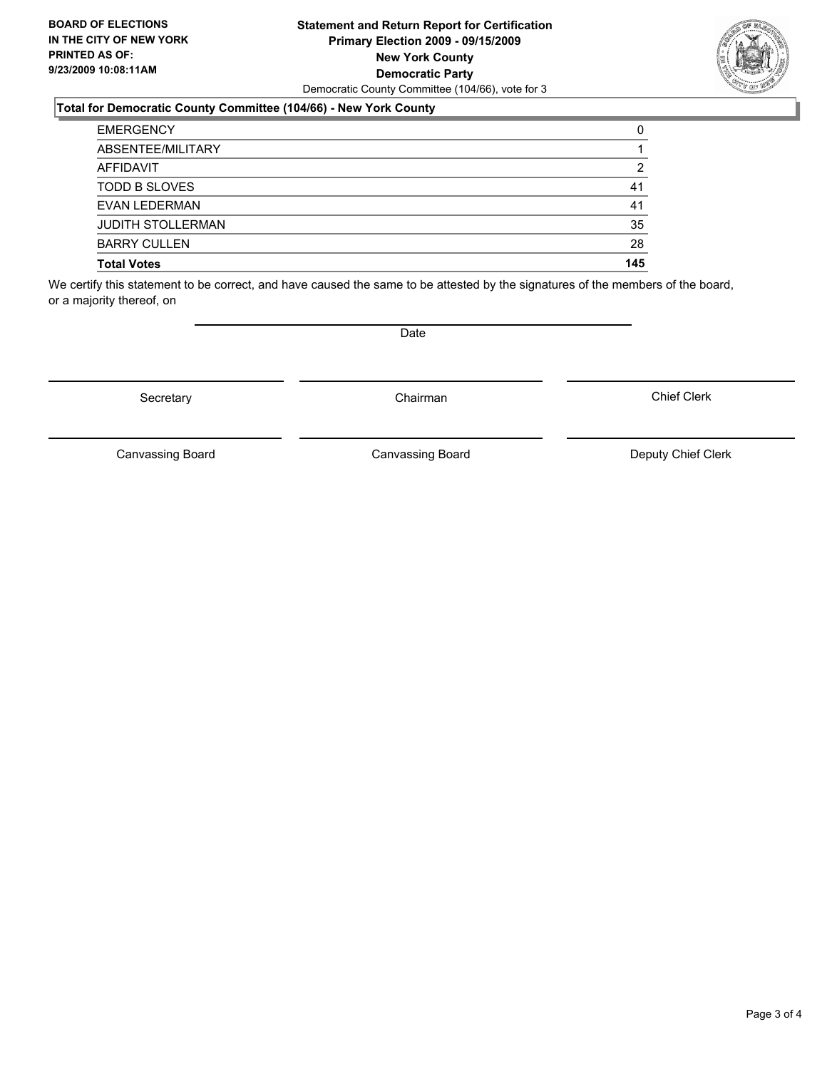**BOARD OF ELECTIONS IN THE CITY OF NEW YORK PRINTED AS OF: 9/23/2009 10:08:11AM**

**Statement and Return Report for Certification**
**Primary Election 2009 - 09/15/2009**
**New York County**
**Democratic Party**
Democratic County Committee (104/66), vote for 3

**Total for Democratic County Committee (104/66) - New York County**

| | |
|---|---|
| EMERGENCY | 0 |
| ABSENTEE/MILITARY | 1 |
| AFFIDAVIT | 2 |
| TODD B SLOVES | 41 |
| EVAN LEDERMAN | 41 |
| JUDITH STOLLERMAN | 35 |
| BARRY CULLEN | 28 |
| **Total Votes** | **145** |

We certify this statement to be correct, and have caused the same to be attested by the signatures of the members of the board, or a majority thereof, on

Date

Secretary | Chairman | Chief Clerk

Canvassing Board | Canvassing Board | Deputy Chief Clerk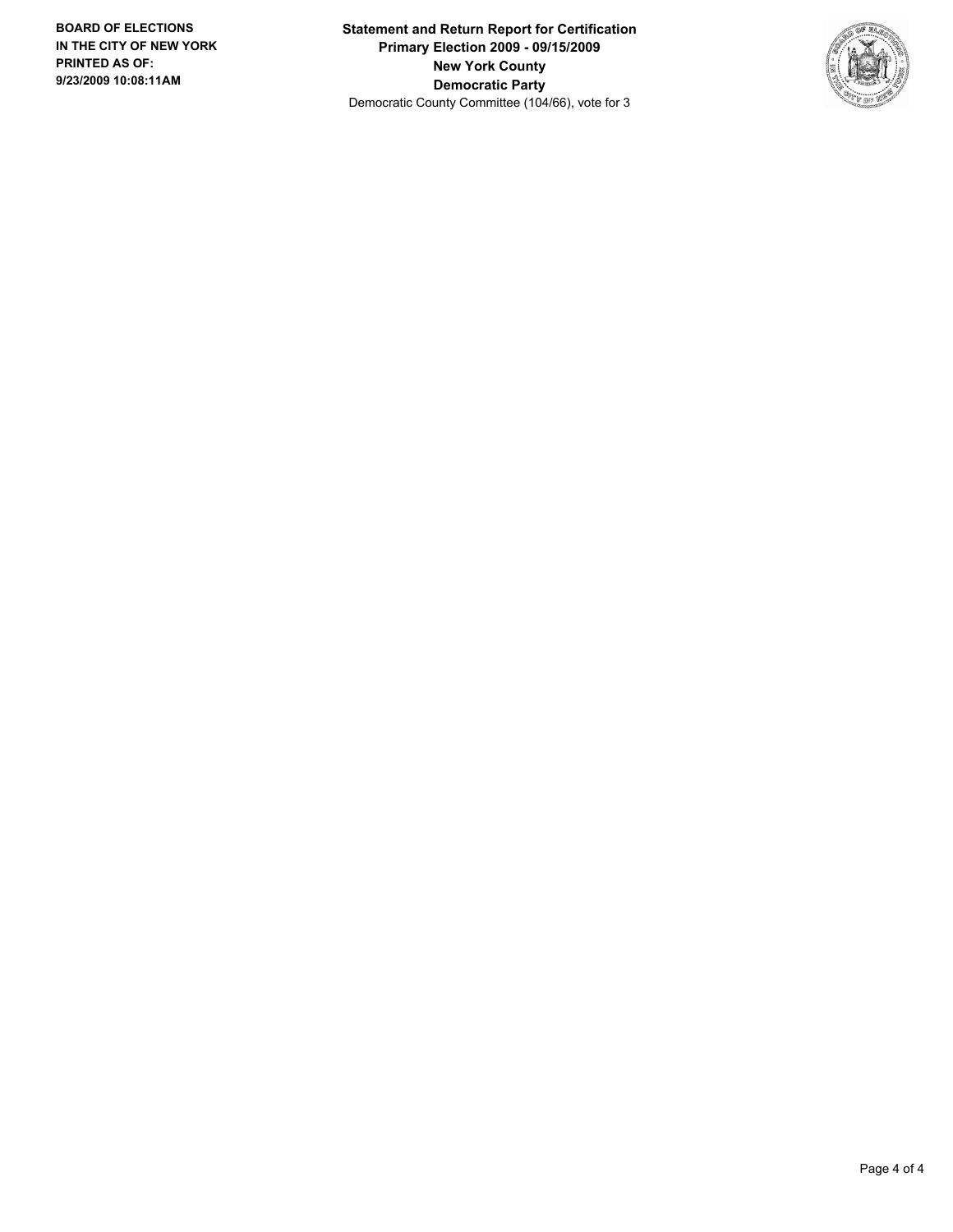**BOARD OF ELECTIONS IN THE CITY OF NEW YORK PRINTED AS OF: 9/23/2009 10:08:11AM**

**Statement and Return Report for Certification**
**Primary Election 2009 - 09/15/2009**
**New York County**
**Democratic Party**
Democratic County Committee (104/66), vote for 3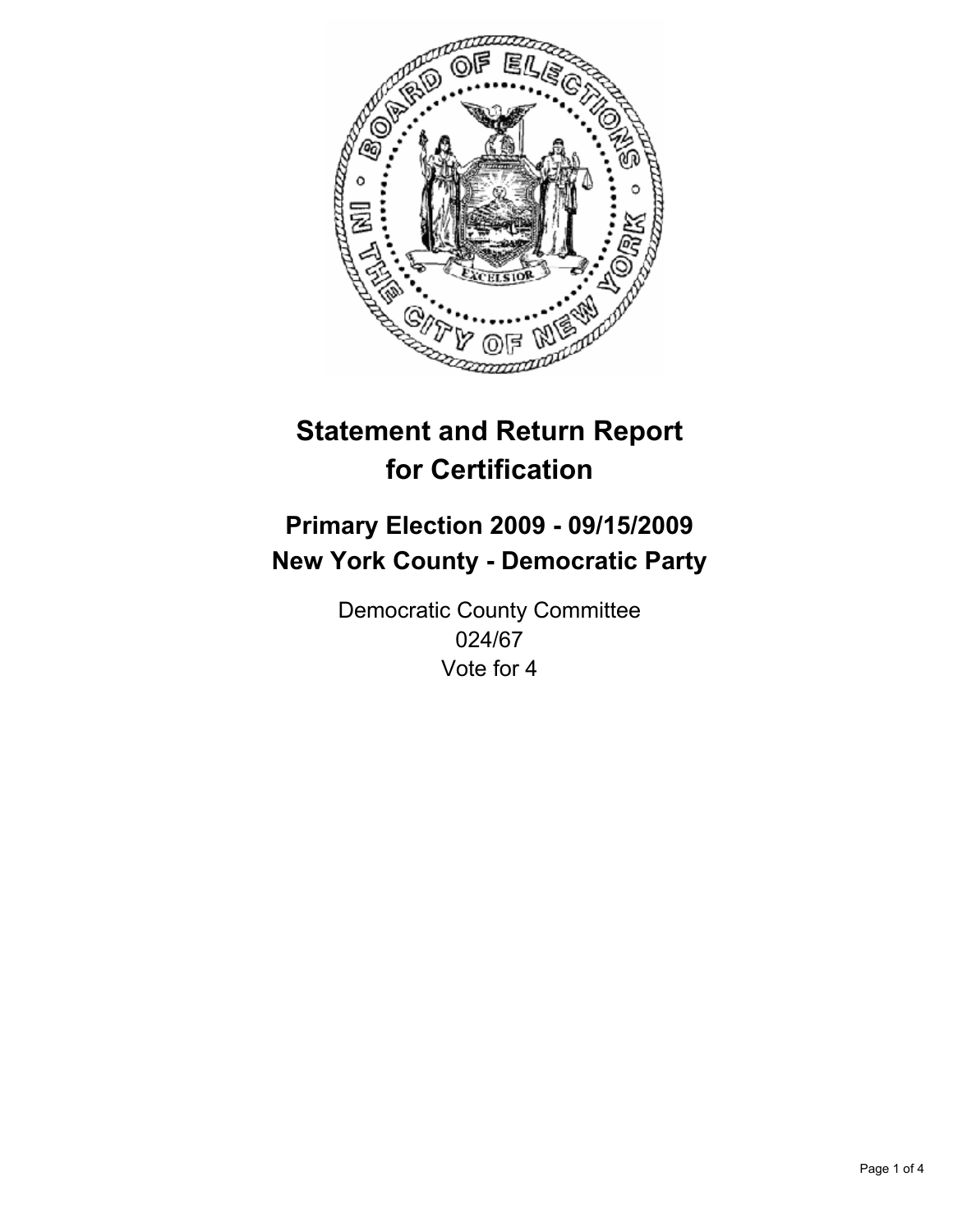# Statement and Return Report for Certification

## Primary Election 2009 - 09/15/2009
## New York County - Democratic Party

Democratic County Committee
024/67
Vote for 4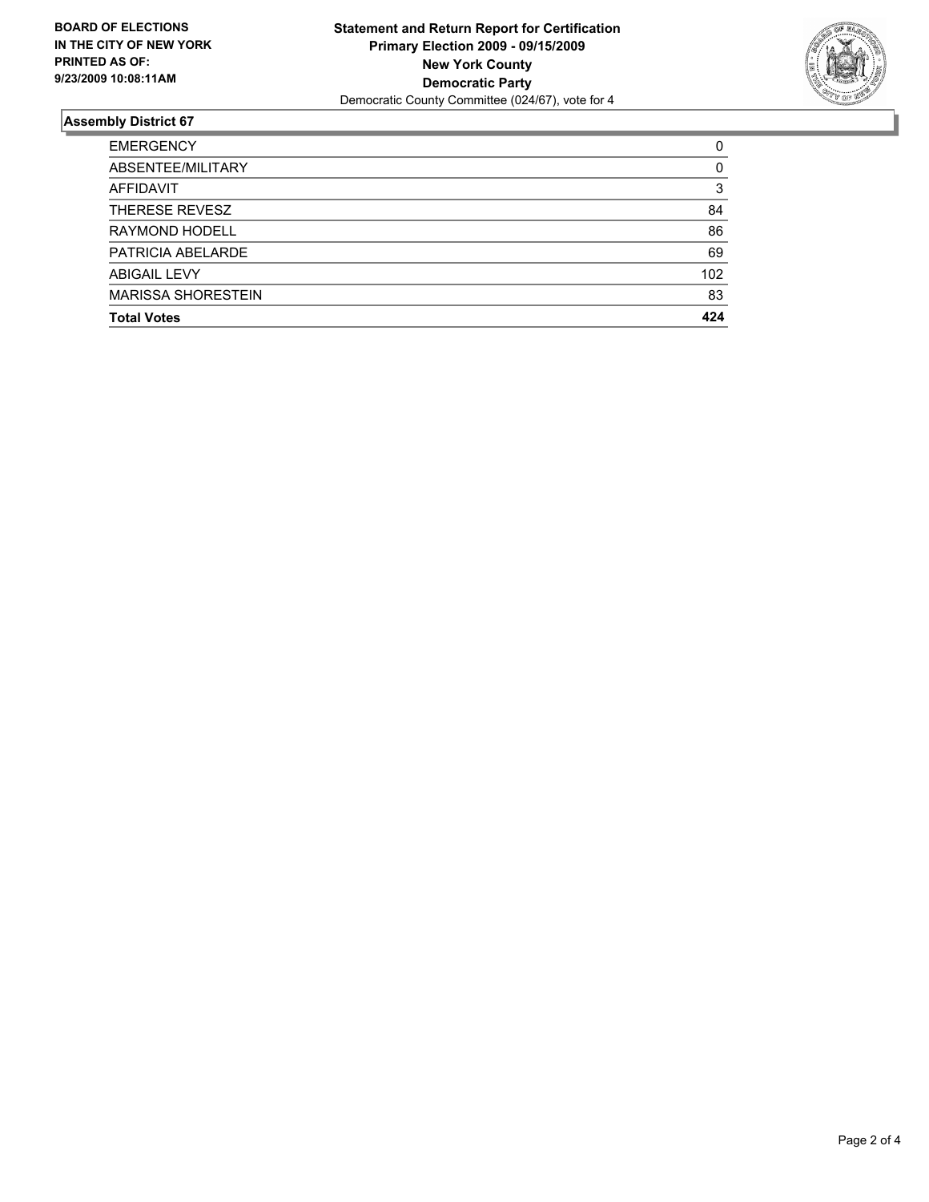**BOARD OF ELECTIONS IN THE CITY OF NEW YORK PRINTED AS OF: 9/23/2009 10:08:11AM**

**Statement and Return Report for Certification**
**Primary Election 2009 - 09/15/2009**
**New York County**
**Democratic Party**
Democratic County Committee (024/67), vote for 4

## Assembly District 67

| | |
|---|---|
| EMERGENCY | 0 |
| ABSENTEE/MILITARY | 0 |
| AFFIDAVIT | 3 |
| THERESE REVESZ | 84 |
| RAYMOND HODELL | 86 |
| PATRICIA ABELARDE | 69 |
| ABIGAIL LEVY | 102 |
| MARISSA SHORESTEIN | 83 |
| **Total Votes** | **424** |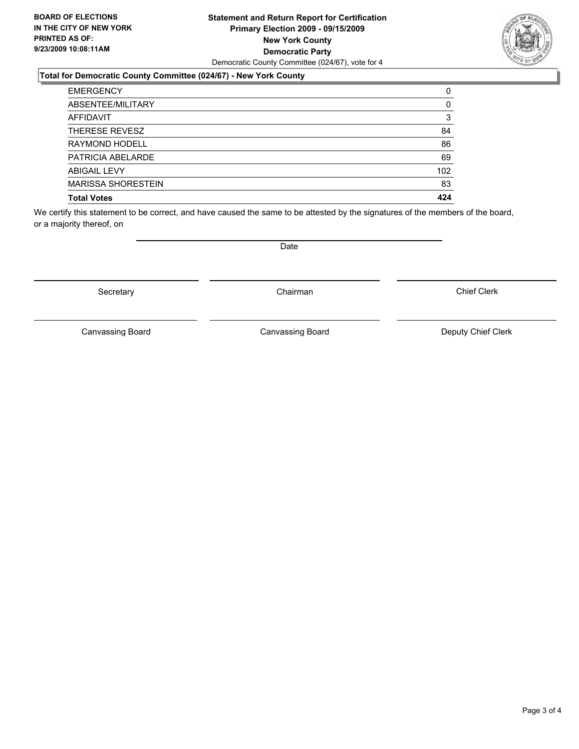**BOARD OF ELECTIONS IN THE CITY OF NEW YORK PRINTED AS OF: 9/23/2009 10:08:11AM**

**Statement and Return Report for Certification**
**Primary Election 2009 - 09/15/2009**
**New York County**
**Democratic Party**
Democratic County Committee (024/67), vote for 4

### Total for Democratic County Committee (024/67) - New York County

| | |
|---|---|
| EMERGENCY | 0 |
| ABSENTEE/MILITARY | 0 |
| AFFIDAVIT | 3 |
| THERESE REVESZ | 84 |
| RAYMOND HODELL | 86 |
| PATRICIA ABELARDE | 69 |
| ABIGAIL LEVY | 102 |
| MARISSA SHORESTEIN | 83 |
| **Total Votes** | **424** |

We certify this statement to be correct, and have caused the same to be attested by the signatures of the members of the board, or a majority thereof, on

Date

Secretary | Chairman | Chief Clerk

Canvassing Board | Canvassing Board | Deputy Chief Clerk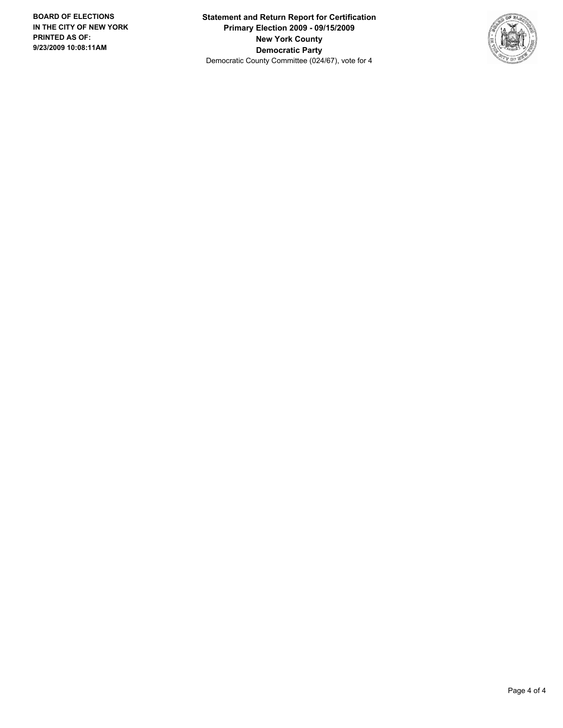**BOARD OF ELECTIONS IN THE CITY OF NEW YORK PRINTED AS OF: 9/23/2009 10:08:11AM**

**Statement and Return Report for Certification**
**Primary Election 2009 - 09/15/2009**
**New York County**
**Democratic Party**
Democratic County Committee (024/67), vote for 4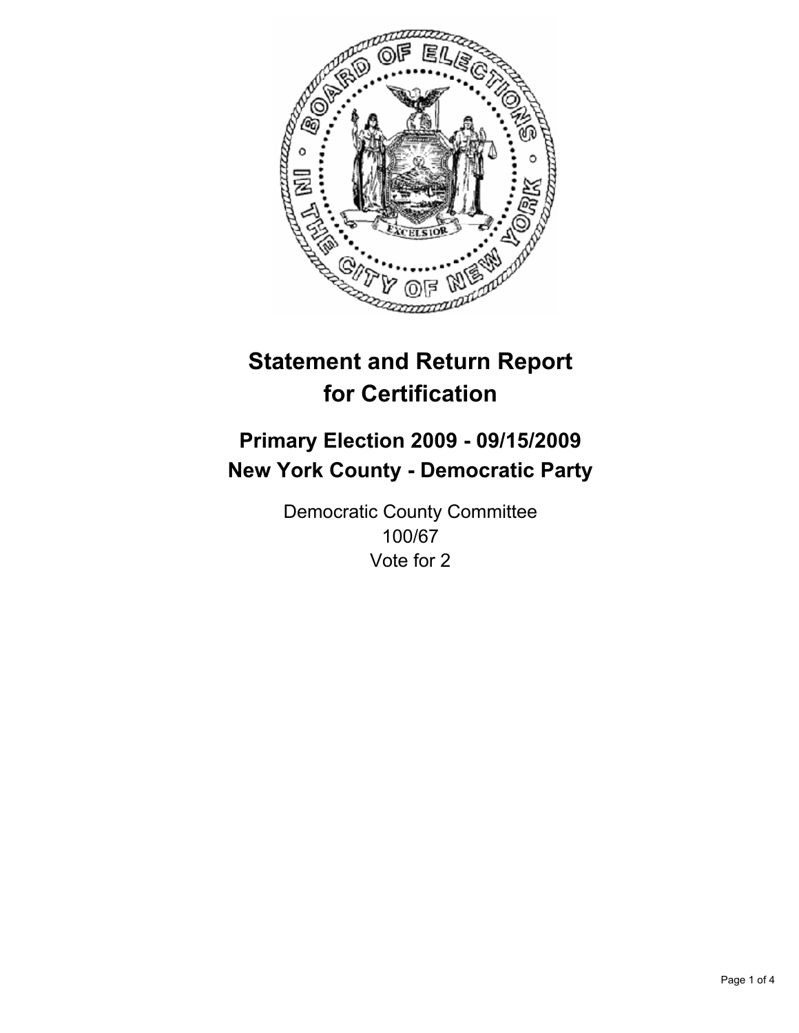# Statement and Return Report for Certification

## Primary Election 2009 - 09/15/2009
## New York County - Democratic Party

Democratic County Committee
100/67
Vote for 2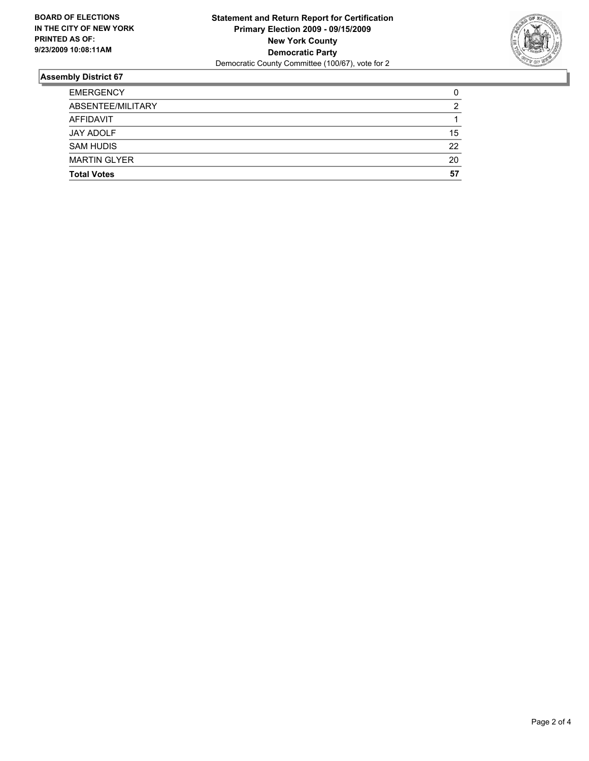**BOARD OF ELECTIONS IN THE CITY OF NEW YORK PRINTED AS OF: 9/23/2009 10:08:11AM**

**Statement and Return Report for Certification**
**Primary Election 2009 - 09/15/2009**
**New York County**
**Democratic Party**
Democratic County Committee (100/67), vote for 2

## Assembly District 67

| | |
|---|---|
| EMERGENCY | 0 |
| ABSENTEE/MILITARY | 2 |
| AFFIDAVIT | 1 |
| JAY ADOLF | 15 |
| SAM HUDIS | 22 |
| MARTIN GLYER | 20 |
| **Total Votes** | **57** |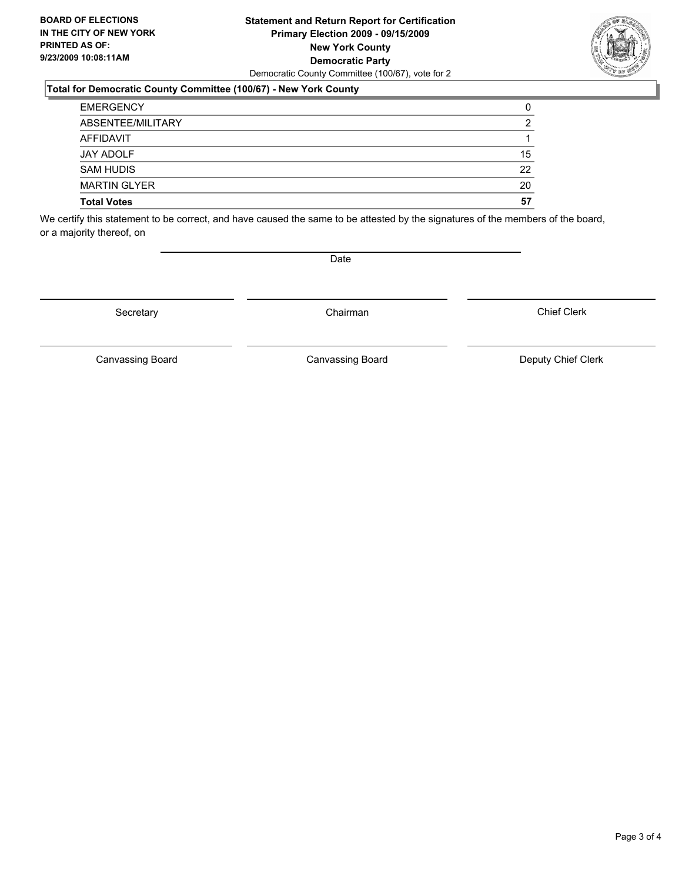**BOARD OF ELECTIONS**
**IN THE CITY OF NEW YORK**
**PRINTED AS OF:**
**9/23/2009 10:08:11AM**

**Statement and Return Report for Certification**
**Primary Election 2009 - 09/15/2009**
**New York County**
**Democratic Party**
Democratic County Committee (100/67), vote for 2

### Total for Democratic County Committee (100/67) - New York County

| | |
|---|---|
| EMERGENCY | 0 |
| ABSENTEE/MILITARY | 2 |
| AFFIDAVIT | 1 |
| JAY ADOLF | 15 |
| SAM HUDIS | 22 |
| MARTIN GLYER | 20 |
| **Total Votes** | **57** |

We certify this statement to be correct, and have caused the same to be attested by the signatures of the members of the board, or a majority thereof, on

Date

| Secretary | Chairman | Chief Clerk |
|---|---|---|
| Canvassing Board | Canvassing Board | Deputy Chief Clerk |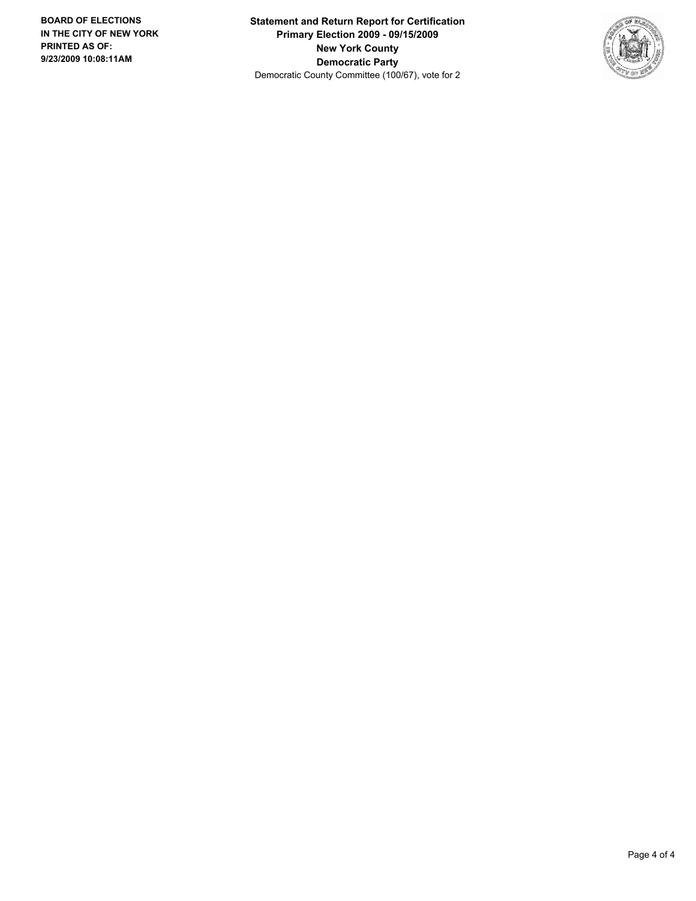**BOARD OF ELECTIONS IN THE CITY OF NEW YORK PRINTED AS OF: 9/23/2009 10:08:11AM**

**Statement and Return Report for Certification**
**Primary Election 2009 - 09/15/2009**
**New York County**
**Democratic Party**
Democratic County Committee (100/67), vote for 2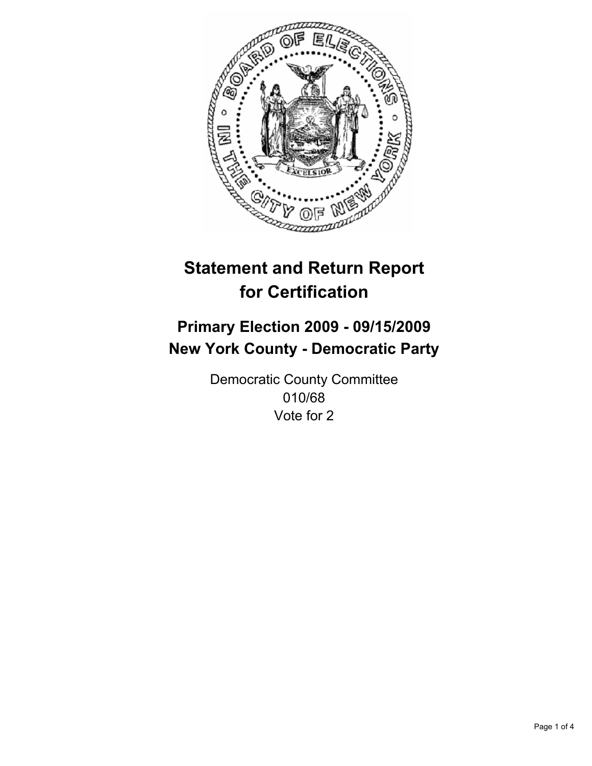# Statement and Return Report for Certification

## Primary Election 2009 - 09/15/2009
## New York County - Democratic Party

Democratic County Committee
010/68
Vote for 2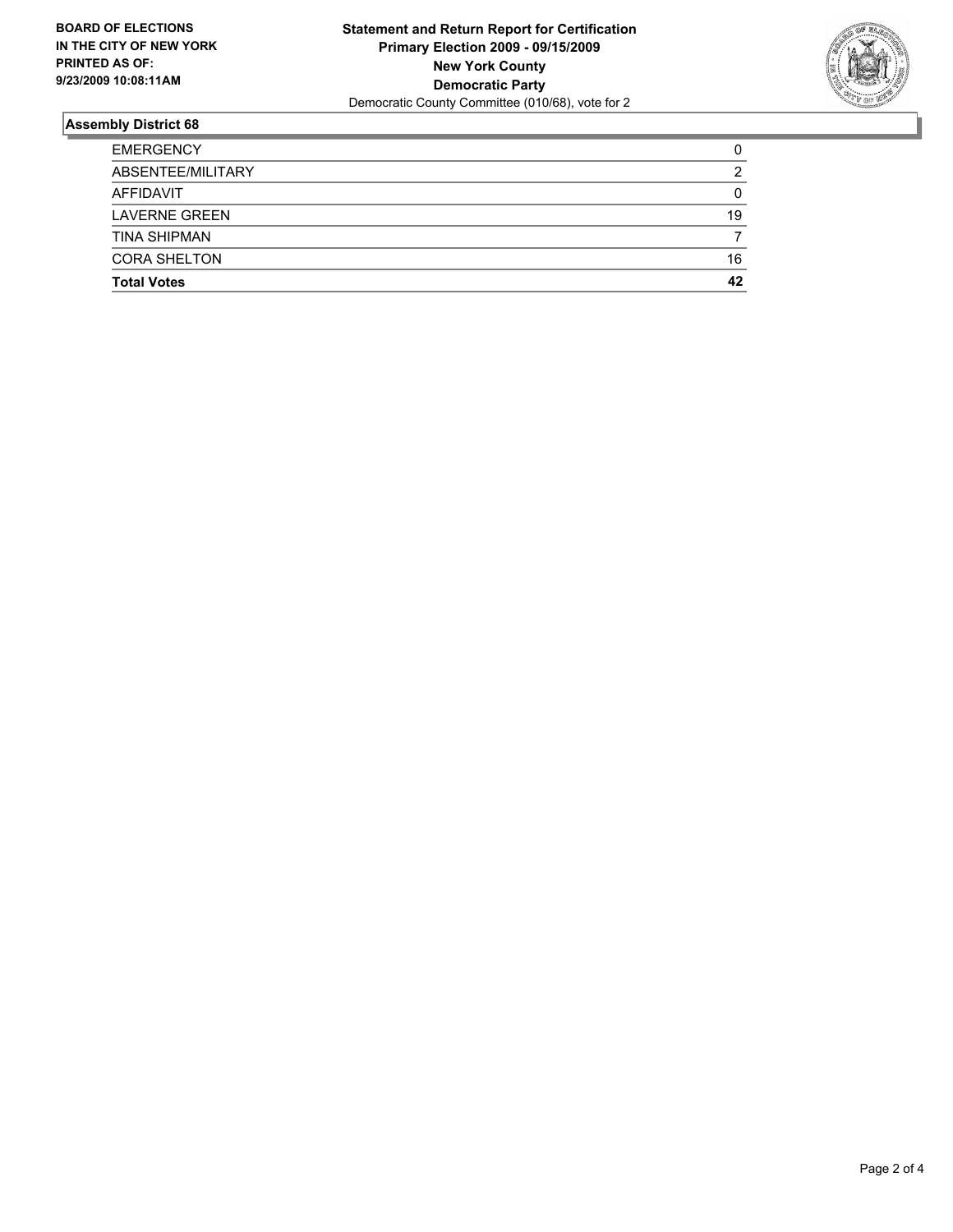**BOARD OF ELECTIONS IN THE CITY OF NEW YORK PRINTED AS OF: 9/23/2009 10:08:11AM**

**Statement and Return Report for Certification**
**Primary Election 2009 - 09/15/2009**
**New York County**
**Democratic Party**
Democratic County Committee (010/68), vote for 2

## Assembly District 68

| | |
|---|---|
| EMERGENCY | 0 |
| ABSENTEE/MILITARY | 2 |
| AFFIDAVIT | 0 |
| LAVERNE GREEN | 19 |
| TINA SHIPMAN | 7 |
| CORA SHELTON | 16 |
| **Total Votes** | **42** |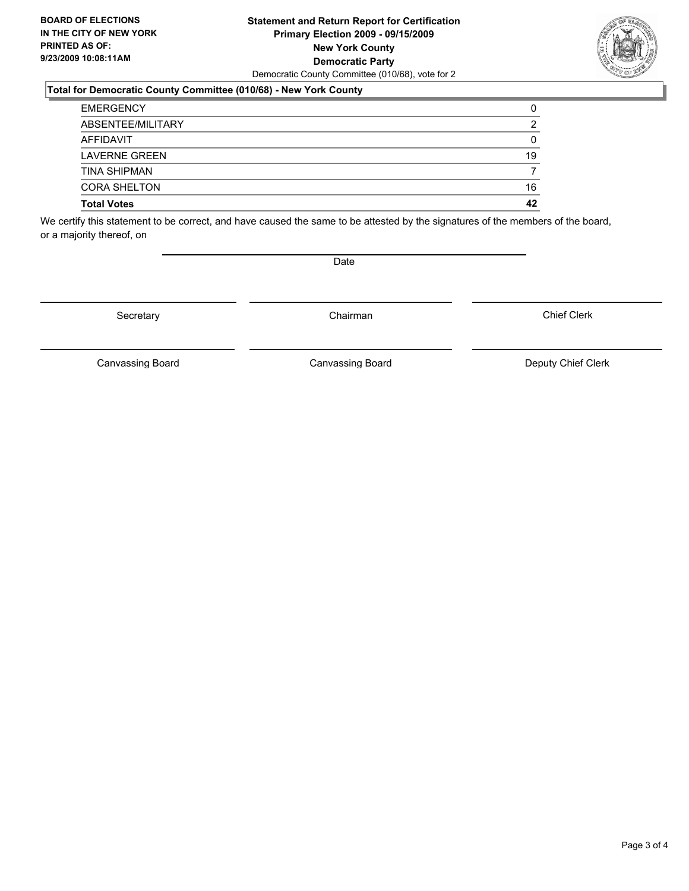**BOARD OF ELECTIONS IN THE CITY OF NEW YORK PRINTED AS OF: 9/23/2009 10:08:11AM**

**Statement and Return Report for Certification**
**Primary Election 2009 - 09/15/2009**
**New York County**
**Democratic Party**
Democratic County Committee (010/68), vote for 2

### Total for Democratic County Committee (010/68) - New York County

| | |
|---|---|
| EMERGENCY | 0 |
| ABSENTEE/MILITARY | 2 |
| AFFIDAVIT | 0 |
| LAVERNE GREEN | 19 |
| TINA SHIPMAN | 7 |
| CORA SHELTON | 16 |
| **Total Votes** | **42** |

We certify this statement to be correct, and have caused the same to be attested by the signatures of the members of the board, or a majority thereof, on

Date

Secretary | Chairman | Chief Clerk

Canvassing Board | Canvassing Board | Deputy Chief Clerk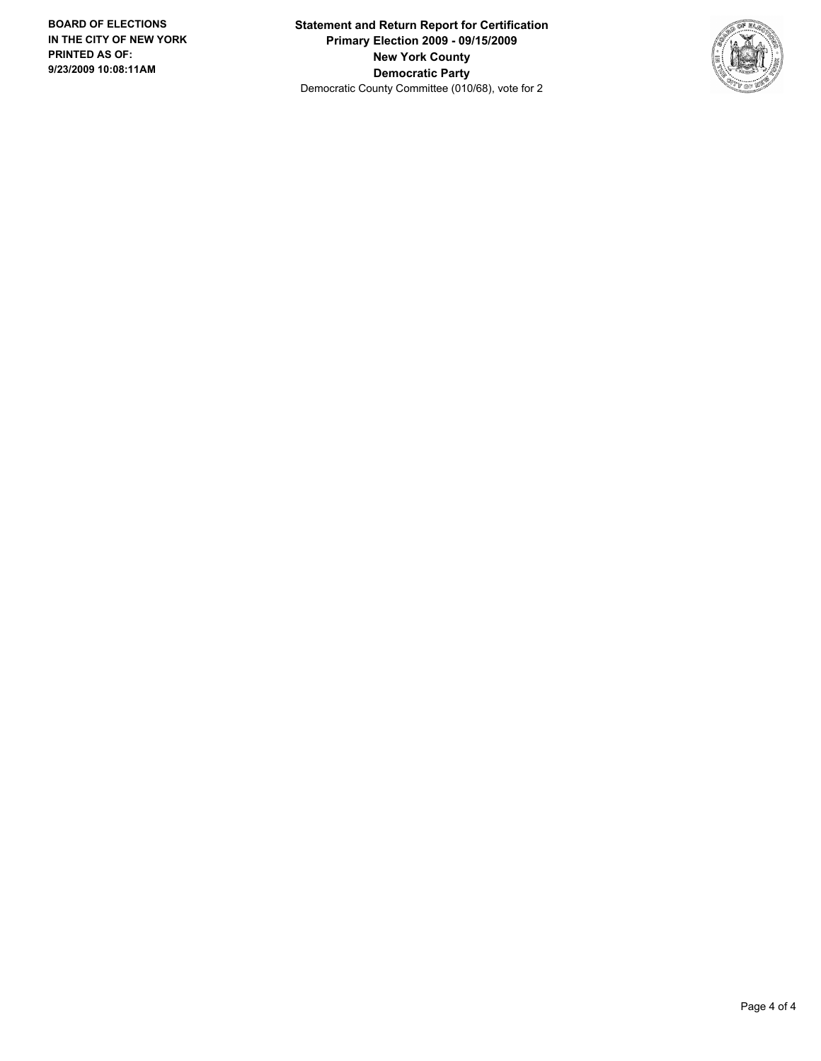**BOARD OF ELECTIONS IN THE CITY OF NEW YORK PRINTED AS OF: 9/23/2009 10:08:11AM**

**Statement and Return Report for Certification**
**Primary Election 2009 - 09/15/2009**
**New York County**
**Democratic Party**
Democratic County Committee (010/68), vote for 2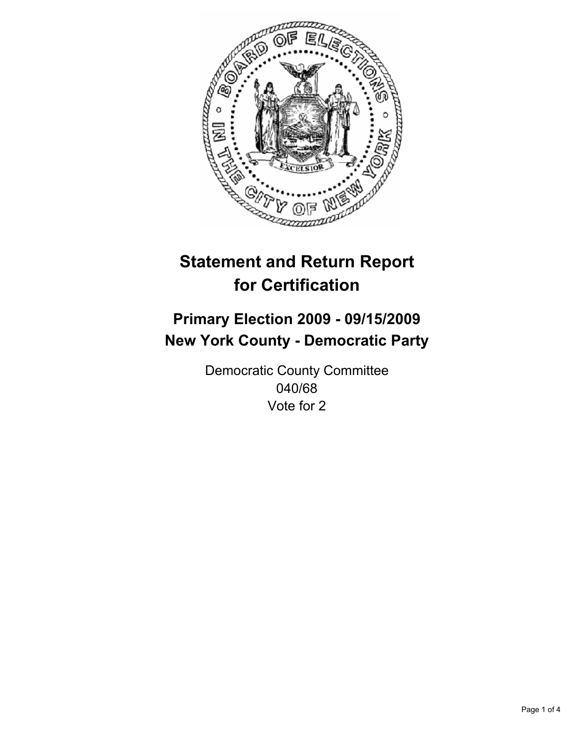# Statement and Return Report for Certification

## Primary Election 2009 - 09/15/2009
## New York County - Democratic Party

Democratic County Committee
040/68
Vote for 2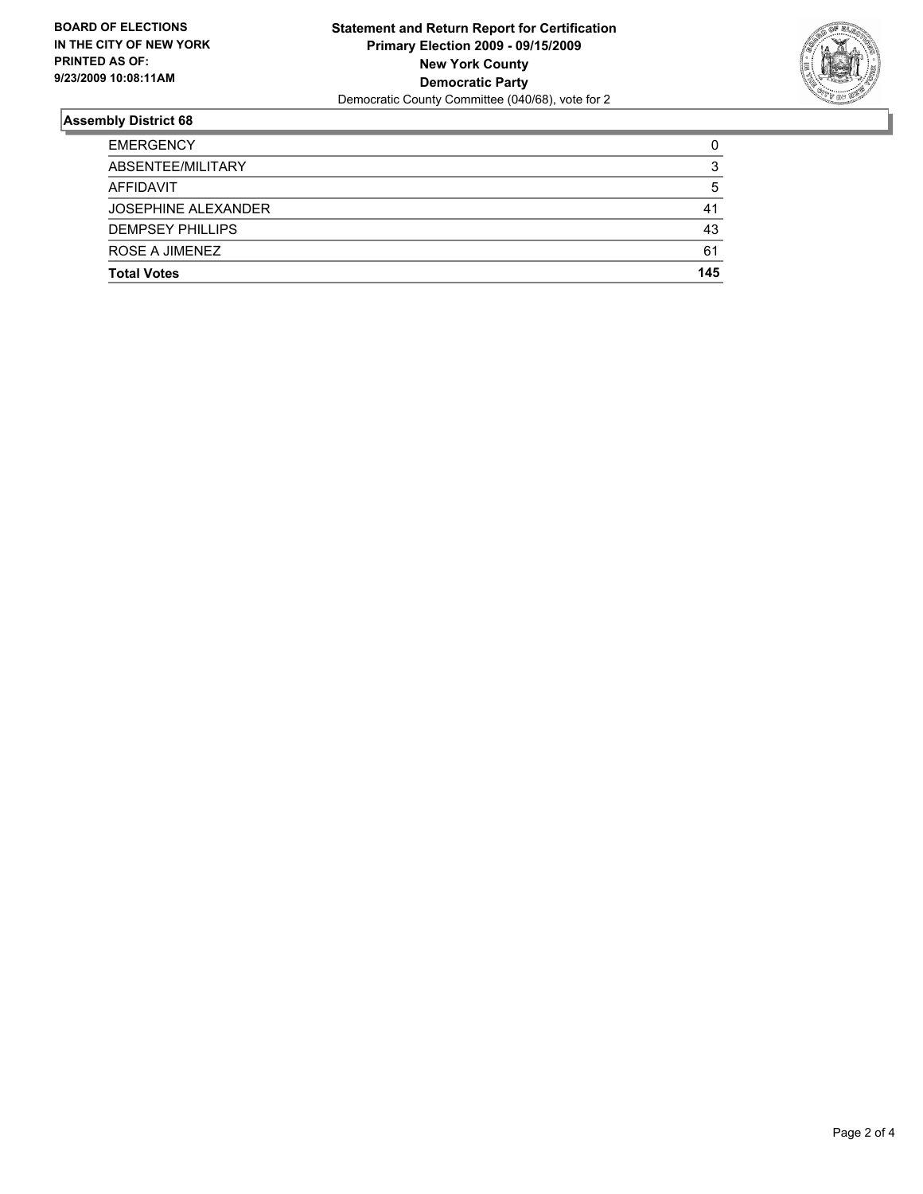**BOARD OF ELECTIONS IN THE CITY OF NEW YORK PRINTED AS OF: 9/23/2009 10:08:11AM**

**Statement and Return Report for Certification**
**Primary Election 2009 - 09/15/2009**
**New York County**
**Democratic Party**
Democratic County Committee (040/68), vote for 2

### Assembly District 68

| | |
|---|---|
| EMERGENCY | 0 |
| ABSENTEE/MILITARY | 3 |
| AFFIDAVIT | 5 |
| JOSEPHINE ALEXANDER | 41 |
| DEMPSEY PHILLIPS | 43 |
| ROSE A JIMENEZ | 61 |
| **Total Votes** | **145** |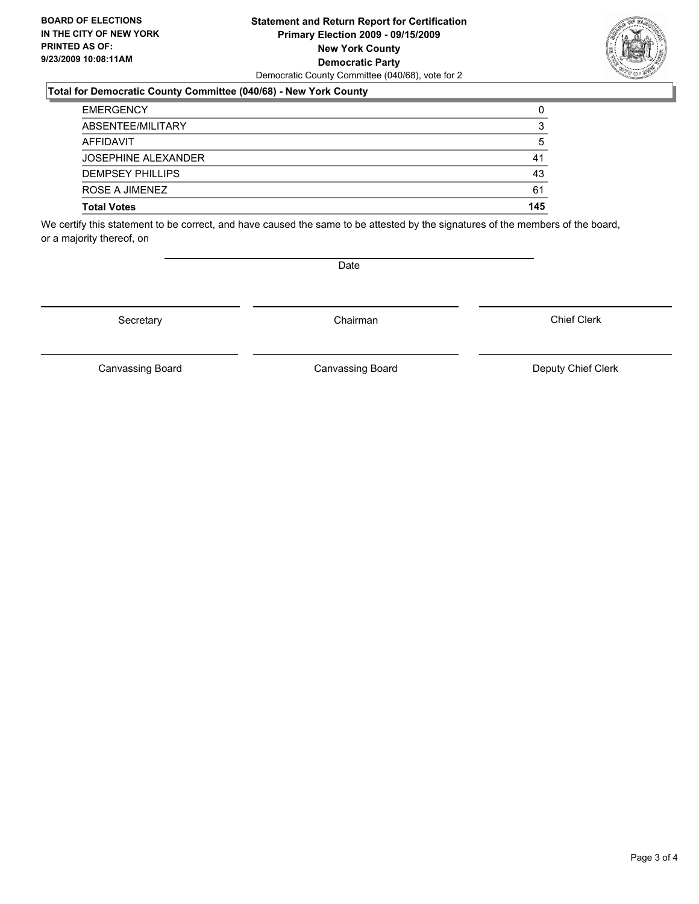**BOARD OF ELECTIONS IN THE CITY OF NEW YORK PRINTED AS OF: 9/23/2009 10:08:11AM**

**Statement and Return Report for Certification**
**Primary Election 2009 - 09/15/2009**
**New York County**
**Democratic Party**
Democratic County Committee (040/68), vote for 2

### Total for Democratic County Committee (040/68) - New York County

| | |
|---|---|
| EMERGENCY | 0 |
| ABSENTEE/MILITARY | 3 |
| AFFIDAVIT | 5 |
| JOSEPHINE ALEXANDER | 41 |
| DEMPSEY PHILLIPS | 43 |
| ROSE A JIMENEZ | 61 |
| **Total Votes** | **145** |

We certify this statement to be correct, and have caused the same to be attested by the signatures of the members of the board, or a majority thereof, on

Date

| | | |
|---|---|---|
| Secretary | Chairman | Chief Clerk |
| Canvassing Board | Canvassing Board | Deputy Chief Clerk |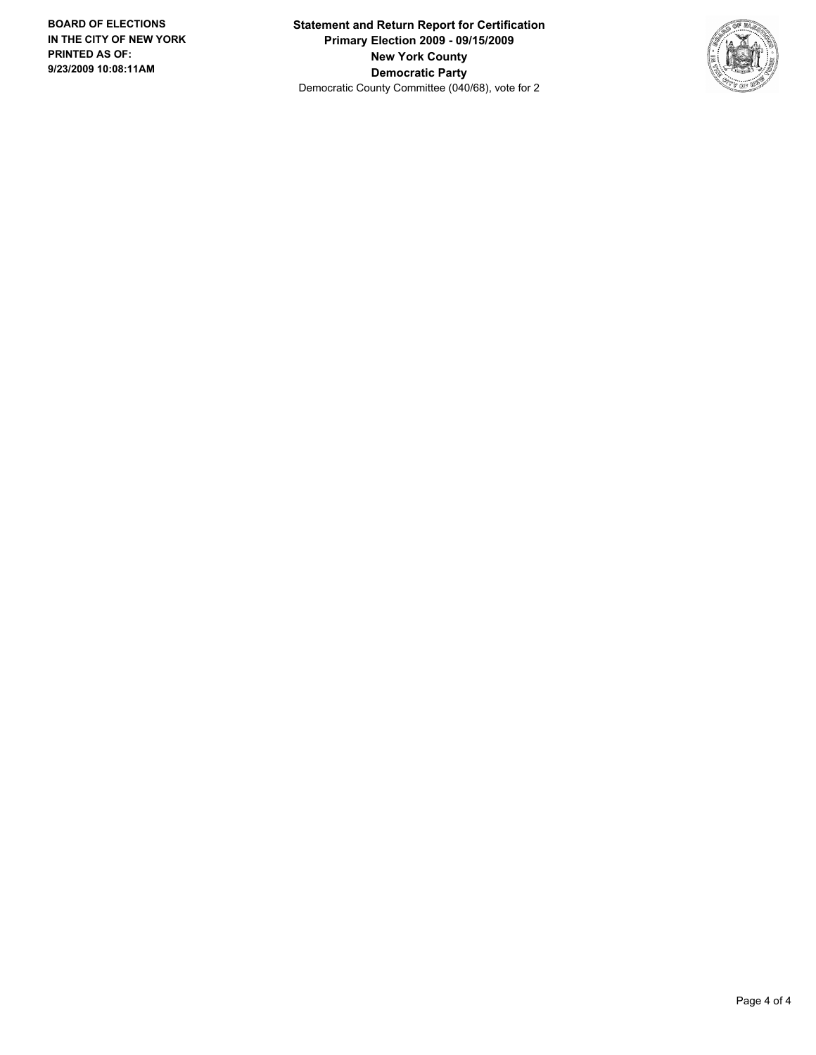**BOARD OF ELECTIONS**
**IN THE CITY OF NEW YORK**
**PRINTED AS OF:**
**9/23/2009 10:08:11AM**

**Statement and Return Report for Certification**
**Primary Election 2009 - 09/15/2009**
**New York County**
**Democratic Party**
Democratic County Committee (040/68), vote for 2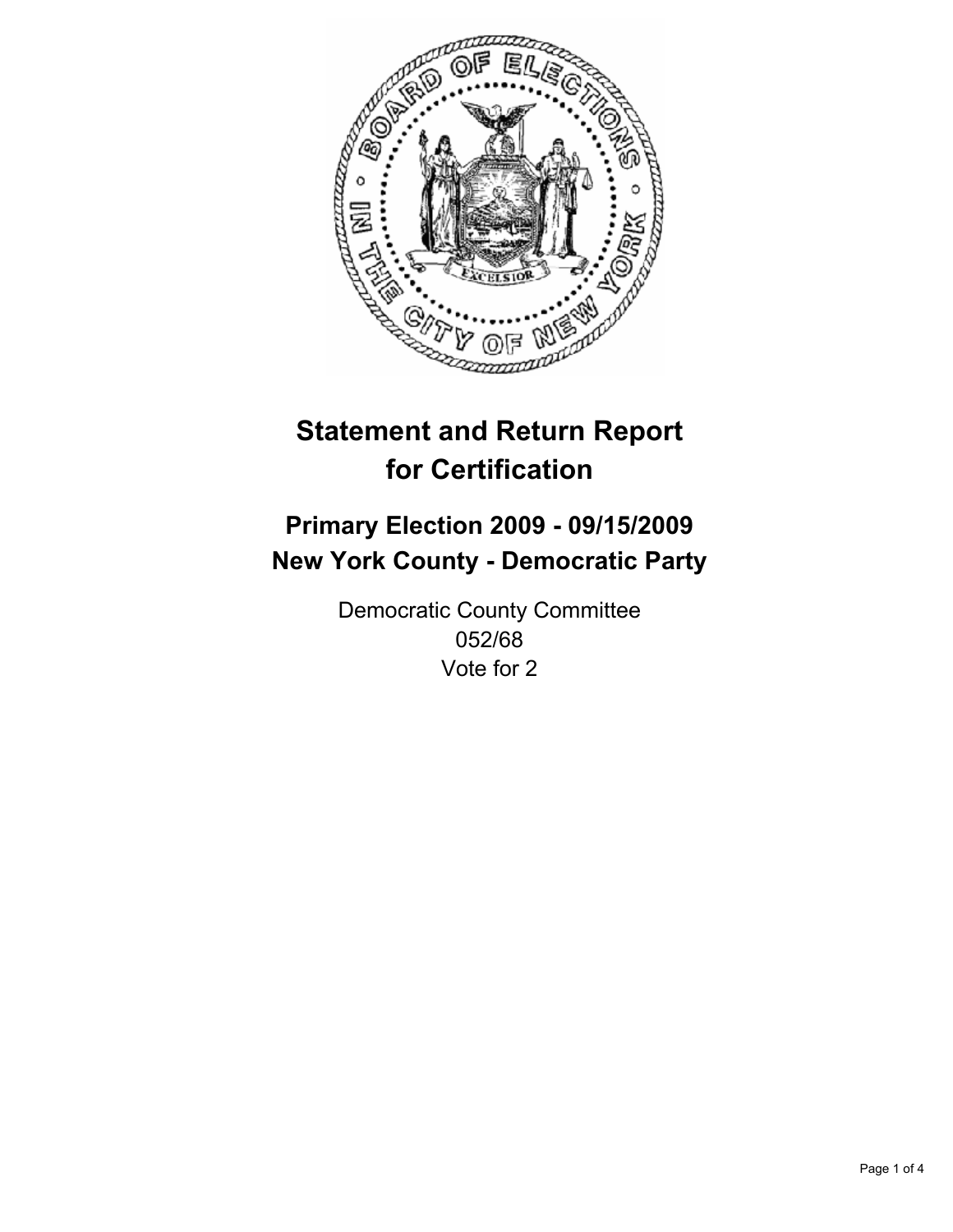# Statement and Return Report for Certification

## Primary Election 2009 - 09/15/2009
## New York County - Democratic Party

Democratic County Committee
052/68
Vote for 2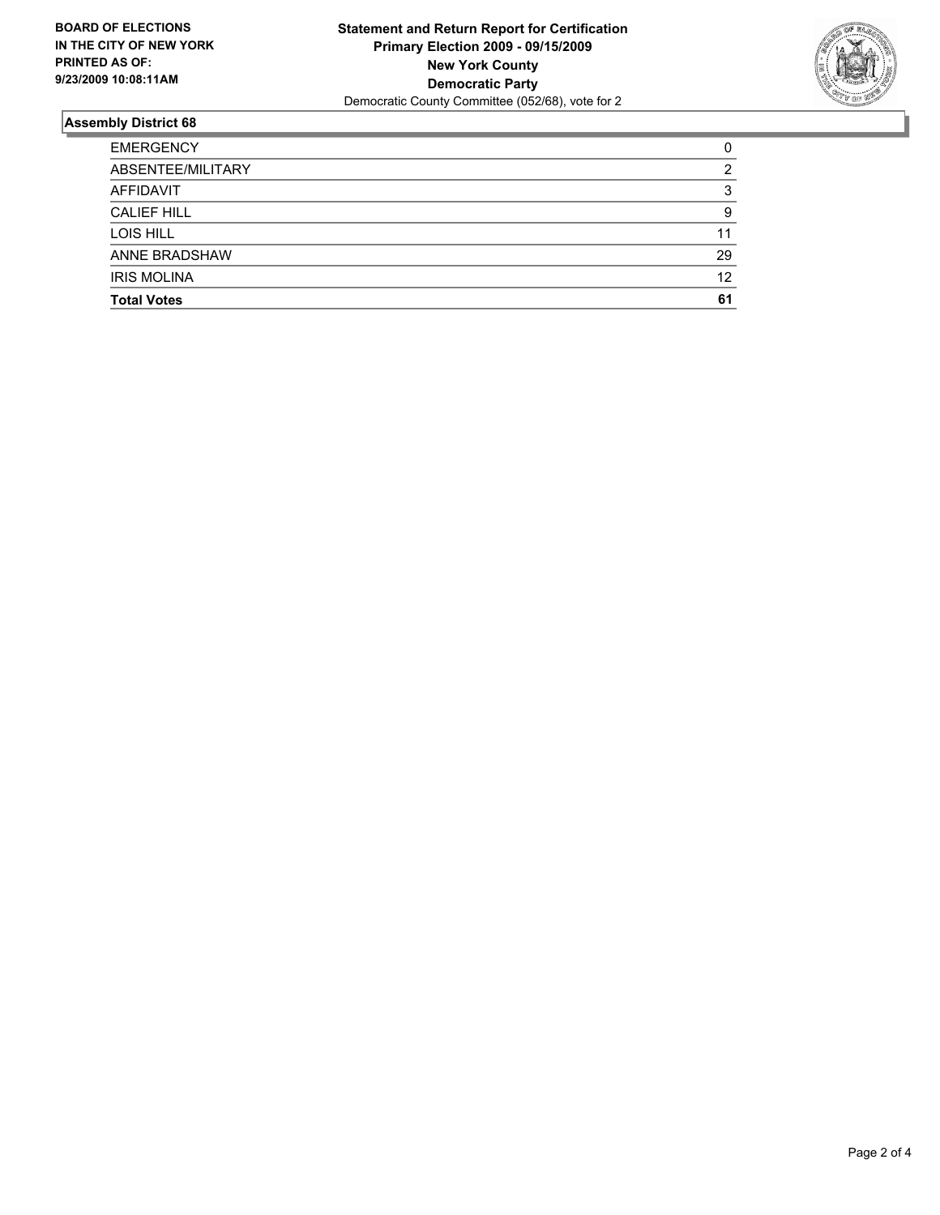**BOARD OF ELECTIONS IN THE CITY OF NEW YORK PRINTED AS OF: 9/23/2009 10:08:11AM**

**Statement and Return Report for Certification**
**Primary Election 2009 - 09/15/2009**
**New York County**
**Democratic Party**
Democratic County Committee (052/68), vote for 2

## Assembly District 68

| | |
|---|---|
| EMERGENCY | 0 |
| ABSENTEE/MILITARY | 2 |
| AFFIDAVIT | 3 |
| CALIEF HILL | 9 |
| LOIS HILL | 11 |
| ANNE BRADSHAW | 29 |
| IRIS MOLINA | 12 |
| **Total Votes** | **61** |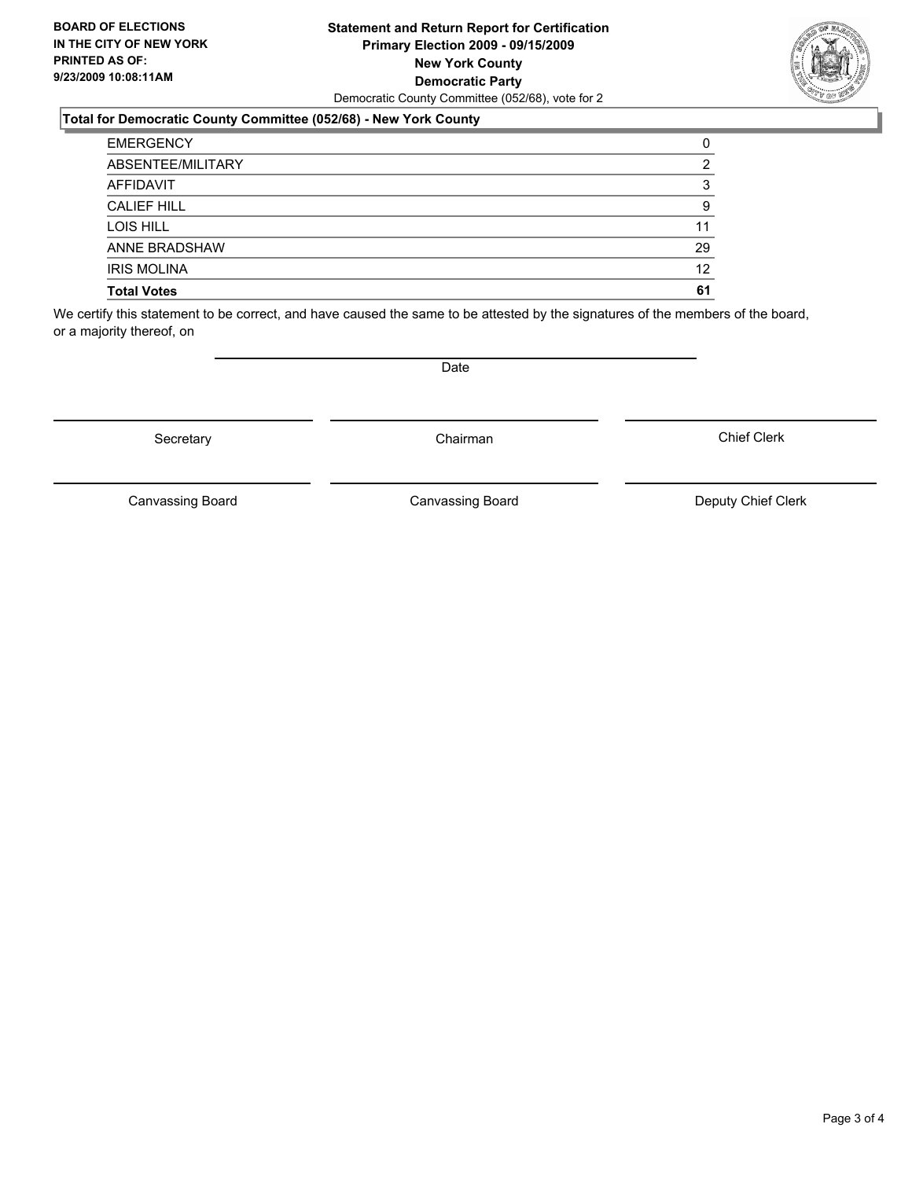**BOARD OF ELECTIONS IN THE CITY OF NEW YORK**
**PRINTED AS OF: 9/23/2009 10:08:11AM**

**Statement and Return Report for Certification**
**Primary Election 2009 - 09/15/2009**
**New York County**
**Democratic Party**
Democratic County Committee (052/68), vote for 2

**Total for Democratic County Committee (052/68) - New York County**

| | |
|---|---|
| EMERGENCY | 0 |
| ABSENTEE/MILITARY | 2 |
| AFFIDAVIT | 3 |
| CALIEF HILL | 9 |
| LOIS HILL | 11 |
| ANNE BRADSHAW | 29 |
| IRIS MOLINA | 12 |
| **Total Votes** | **61** |

We certify this statement to be correct, and have caused the same to be attested by the signatures of the members of the board, or a majority thereof, on

Date

Secretary | Chairman | Chief Clerk

Canvassing Board | Canvassing Board | Deputy Chief Clerk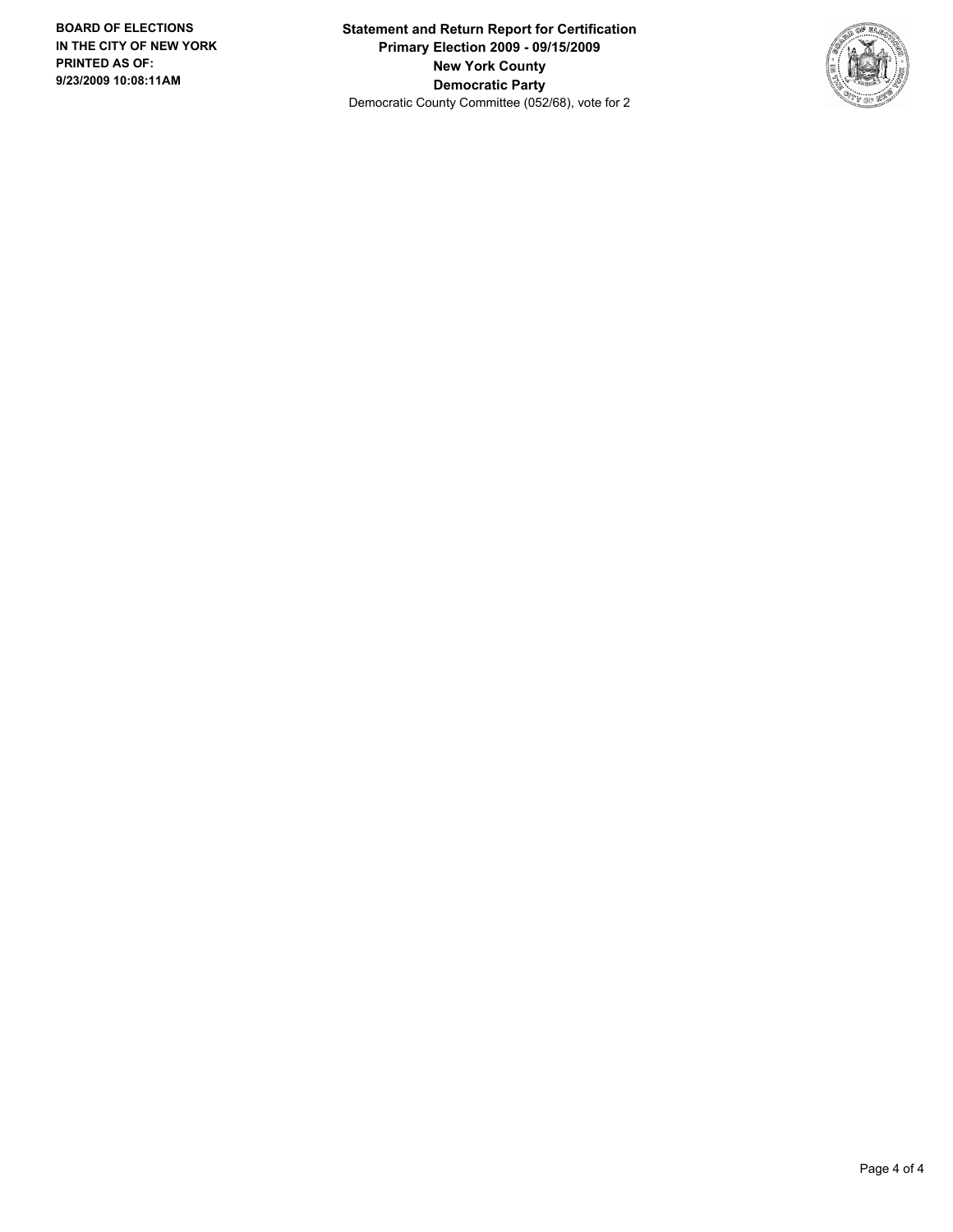**BOARD OF ELECTIONS IN THE CITY OF NEW YORK PRINTED AS OF: 9/23/2009 10:08:11AM**

**Statement and Return Report for Certification**
**Primary Election 2009 - 09/15/2009**
**New York County**
**Democratic Party**
Democratic County Committee (052/68), vote for 2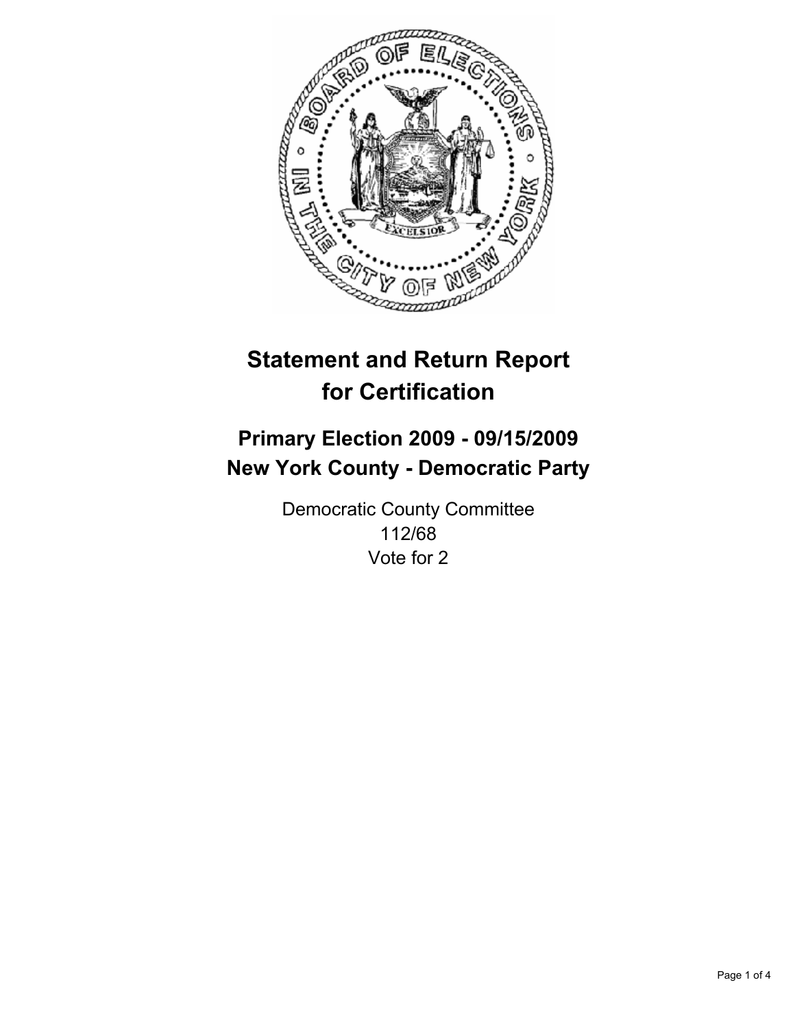# Statement and Return Report for Certification

## Primary Election 2009 - 09/15/2009
## New York County - Democratic Party

Democratic County Committee
112/68
Vote for 2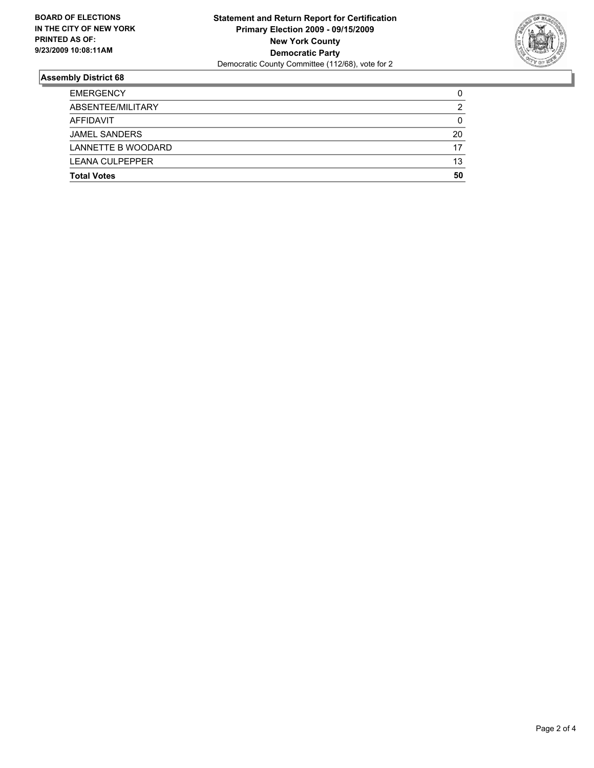**BOARD OF ELECTIONS IN THE CITY OF NEW YORK PRINTED AS OF: 9/23/2009 10:08:11AM**

**Statement and Return Report for Certification**
**Primary Election 2009 - 09/15/2009**
**New York County**
**Democratic Party**
Democratic County Committee (112/68), vote for 2

## Assembly District 68

| | |
|---|---|
| EMERGENCY | 0 |
| ABSENTEE/MILITARY | 2 |
| AFFIDAVIT | 0 |
| JAMEL SANDERS | 20 |
| LANNETTE B WOODARD | 17 |
| LEANA CULPEPPER | 13 |
| **Total Votes** | **50** |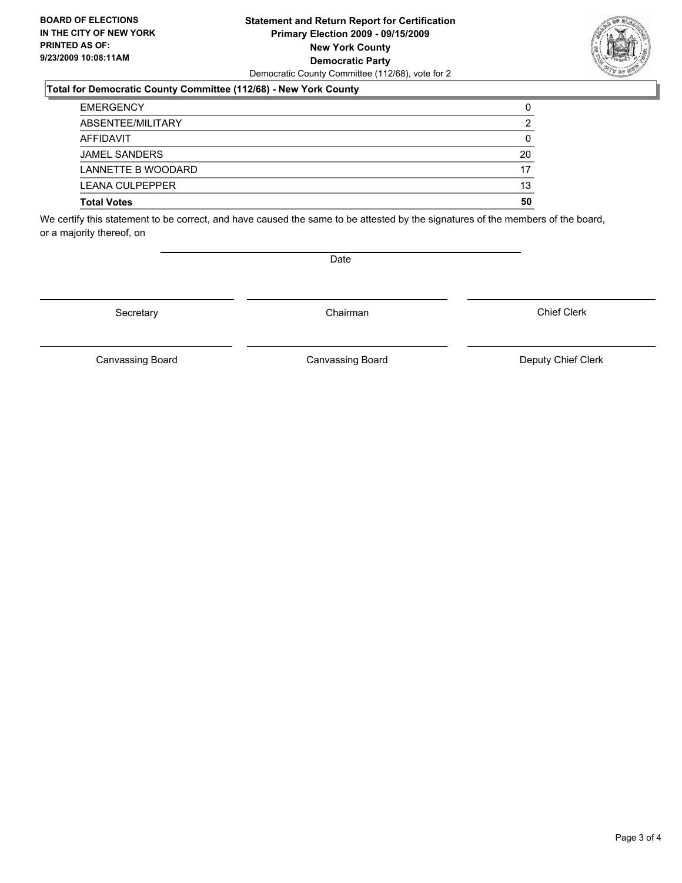**BOARD OF ELECTIONS IN THE CITY OF NEW YORK PRINTED AS OF: 9/23/2009 10:08:11AM**

**Statement and Return Report for Certification**
**Primary Election 2009 - 09/15/2009**
**New York County**
**Democratic Party**
Democratic County Committee (112/68), vote for 2

**Total for Democratic County Committee (112/68) - New York County**

| | |
|---|---|
| EMERGENCY | 0 |
| ABSENTEE/MILITARY | 2 |
| AFFIDAVIT | 0 |
| JAMEL SANDERS | 20 |
| LANNETTE B WOODARD | 17 |
| LEANA CULPEPPER | 13 |
| **Total Votes** | **50** |

We certify this statement to be correct, and have caused the same to be attested by the signatures of the members of the board, or a majority thereof, on

Date

| | | |
|---|---|---|
| Secretary | Chairman | Chief Clerk |
| Canvassing Board | Canvassing Board | Deputy Chief Clerk |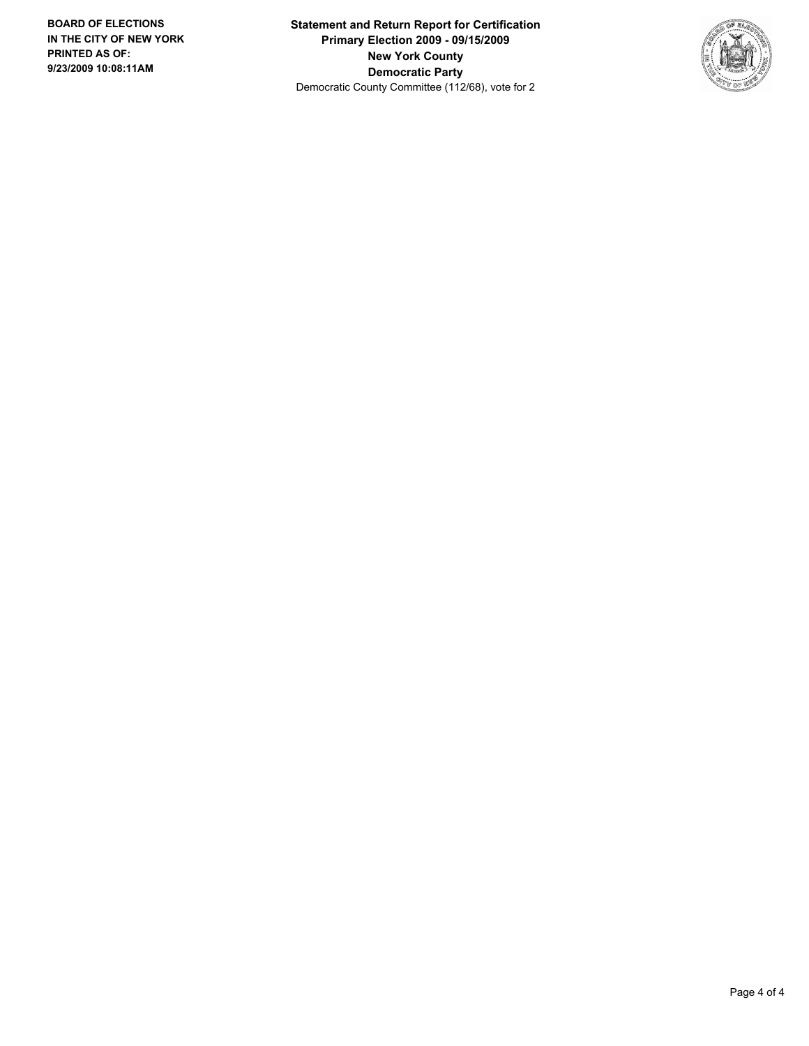**BOARD OF ELECTIONS IN THE CITY OF NEW YORK PRINTED AS OF: 9/23/2009 10:08:11AM**

**Statement and Return Report for Certification**
**Primary Election 2009 - 09/15/2009**
**New York County**
**Democratic Party**
Democratic County Committee (112/68), vote for 2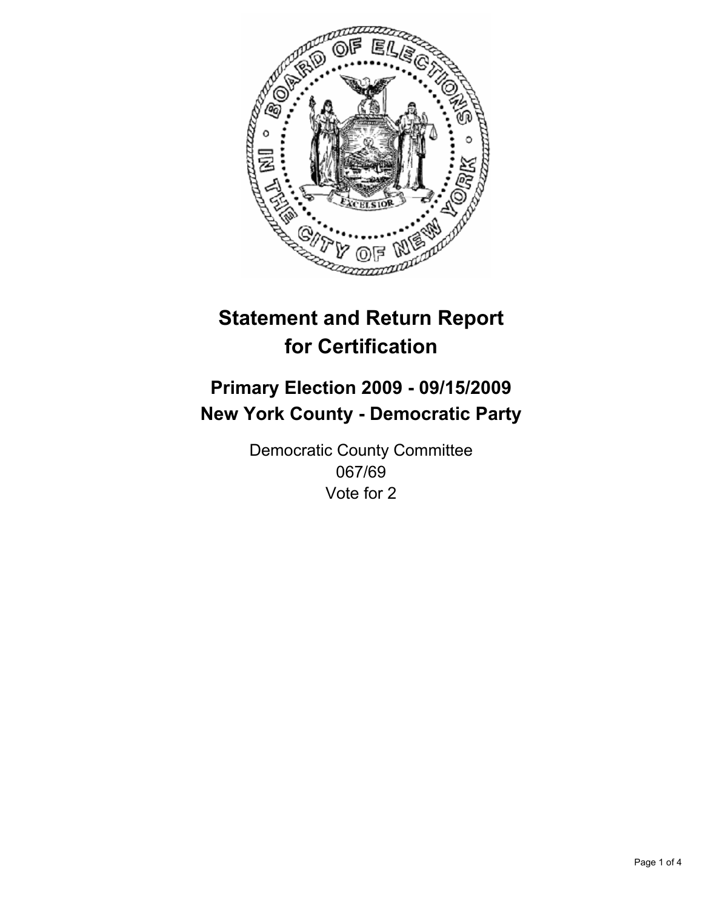# Statement and Return Report for Certification

## Primary Election 2009 - 09/15/2009
## New York County - Democratic Party

Democratic County Committee
067/69
Vote for 2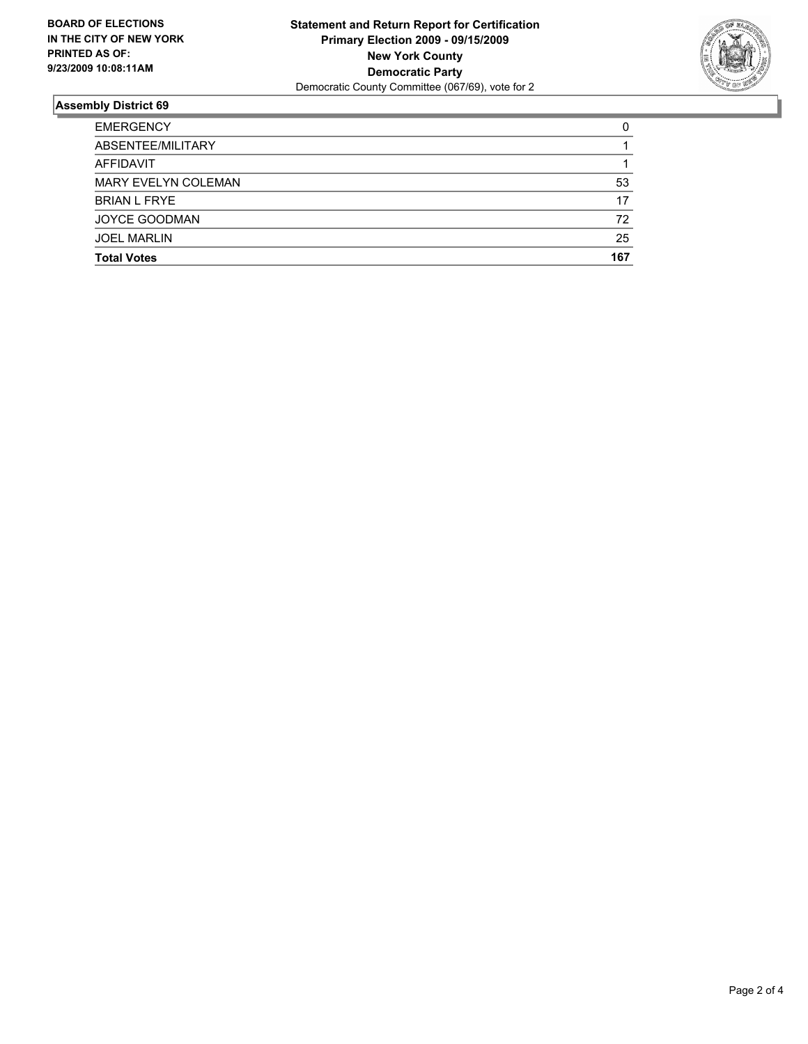**BOARD OF ELECTIONS IN THE CITY OF NEW YORK PRINTED AS OF: 9/23/2009 10:08:11AM**

**Statement and Return Report for Certification**
**Primary Election 2009 - 09/15/2009**
**New York County**
**Democratic Party**
Democratic County Committee (067/69), vote for 2

## Assembly District 69

| | |
|---|---|
| EMERGENCY | 0 |
| ABSENTEE/MILITARY | 1 |
| AFFIDAVIT | 1 |
| MARY EVELYN COLEMAN | 53 |
| BRIAN L FRYE | 17 |
| JOYCE GOODMAN | 72 |
| JOEL MARLIN | 25 |
| **Total Votes** | **167** |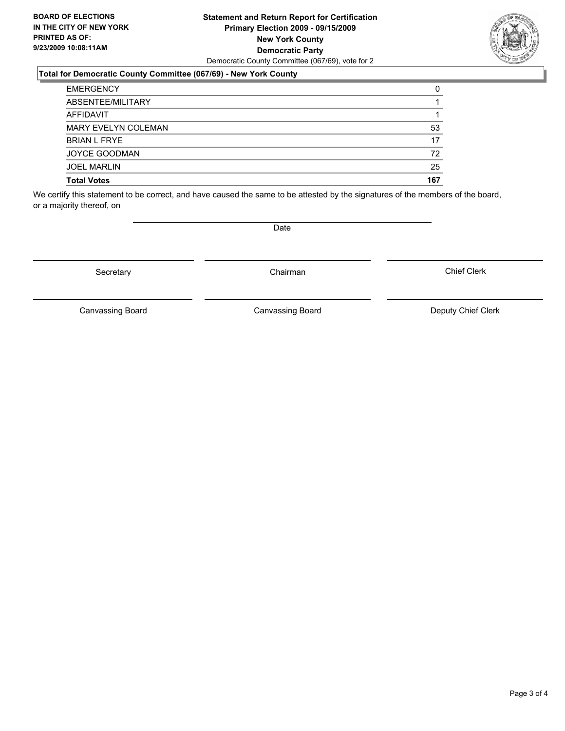**BOARD OF ELECTIONS IN THE CITY OF NEW YORK PRINTED AS OF: 9/23/2009 10:08:11AM**

**Statement and Return Report for Certification**
**Primary Election 2009 - 09/15/2009**
**New York County**
**Democratic Party**
Democratic County Committee (067/69), vote for 2

### Total for Democratic County Committee (067/69) - New York County

| | |
|---|---|
| EMERGENCY | 0 |
| ABSENTEE/MILITARY | 1 |
| AFFIDAVIT | 1 |
| MARY EVELYN COLEMAN | 53 |
| BRIAN L FRYE | 17 |
| JOYCE GOODMAN | 72 |
| JOEL MARLIN | 25 |
| **Total Votes** | **167** |

We certify this statement to be correct, and have caused the same to be attested by the signatures of the members of the board, or a majority thereof, on

Date

Secretary | Chairman | Chief Clerk

Canvassing Board | Canvassing Board | Deputy Chief Clerk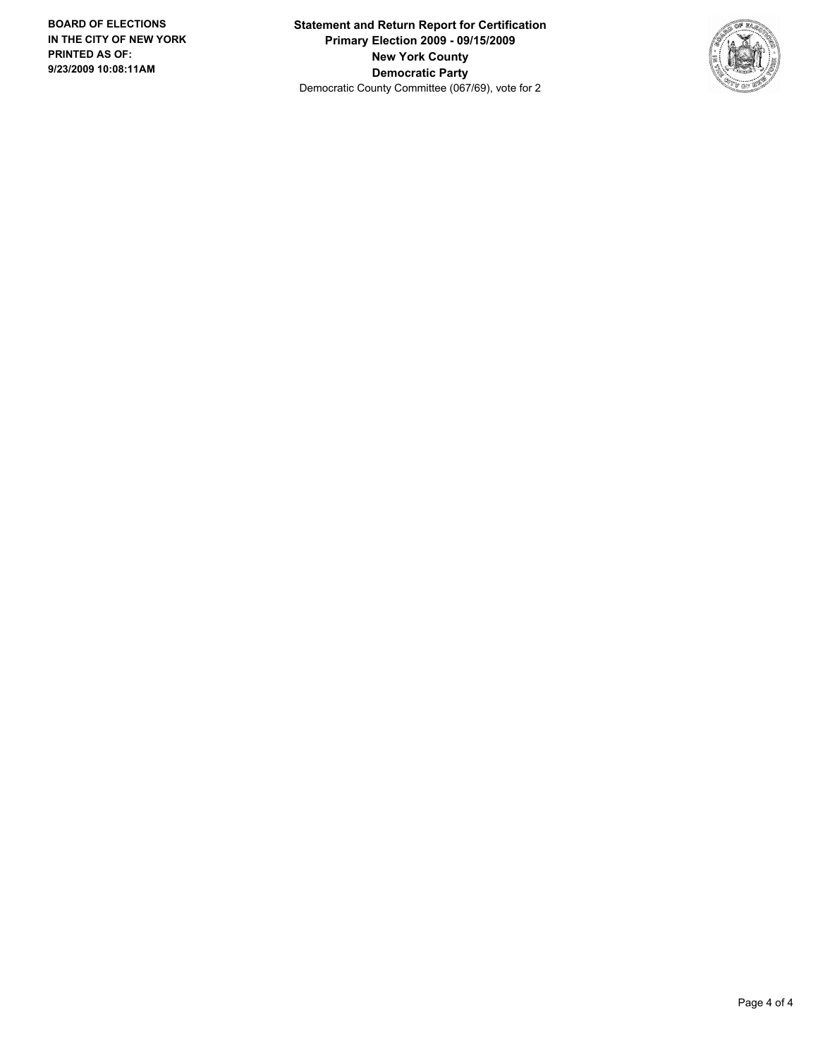**BOARD OF ELECTIONS IN THE CITY OF NEW YORK PRINTED AS OF: 9/23/2009 10:08:11AM**

**Statement and Return Report for Certification**
**Primary Election 2009 - 09/15/2009**
**New York County**
**Democratic Party**
Democratic County Committee (067/69), vote for 2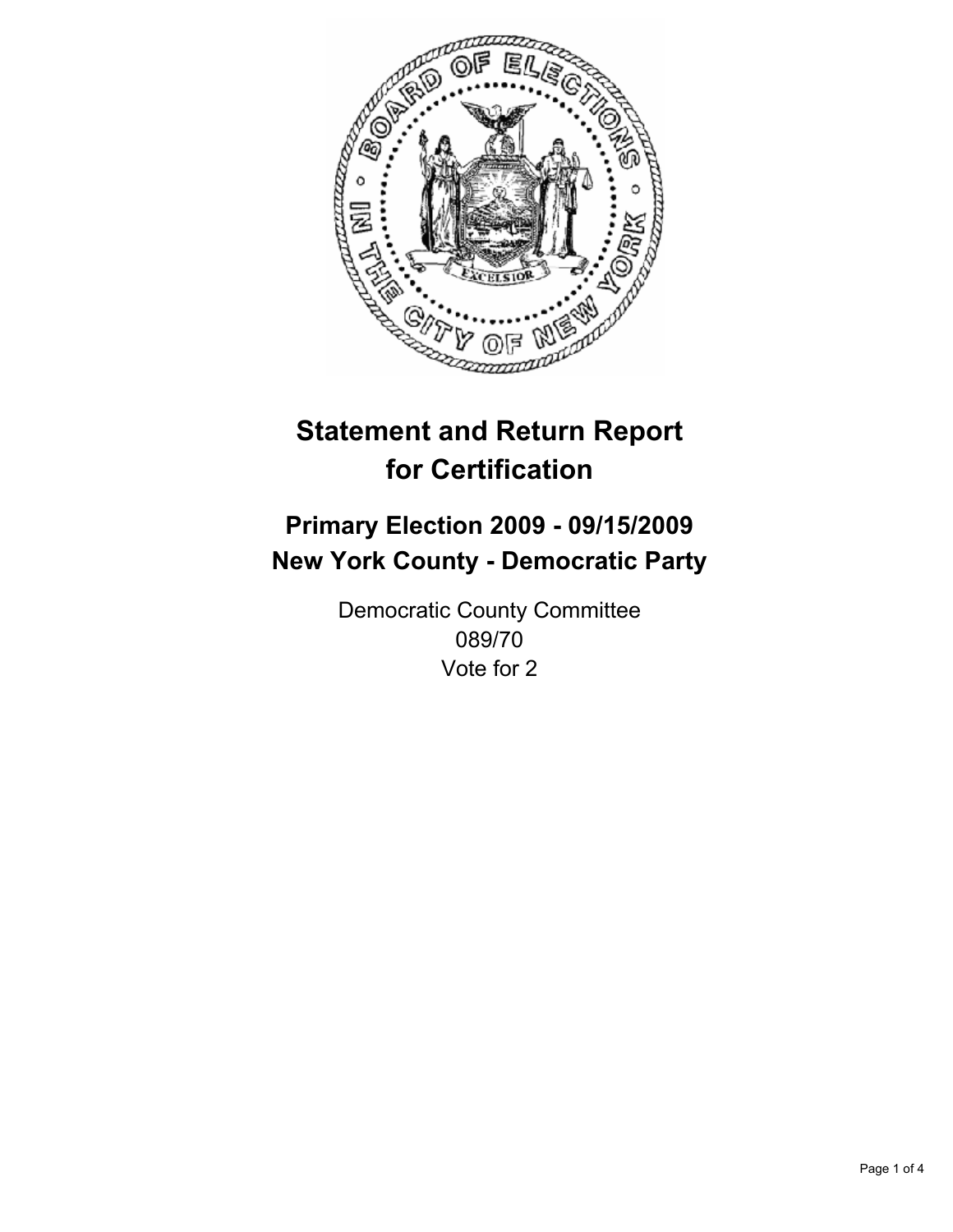# Statement and Return Report for Certification

## Primary Election 2009 - 09/15/2009
## New York County - Democratic Party

Democratic County Committee
089/70
Vote for 2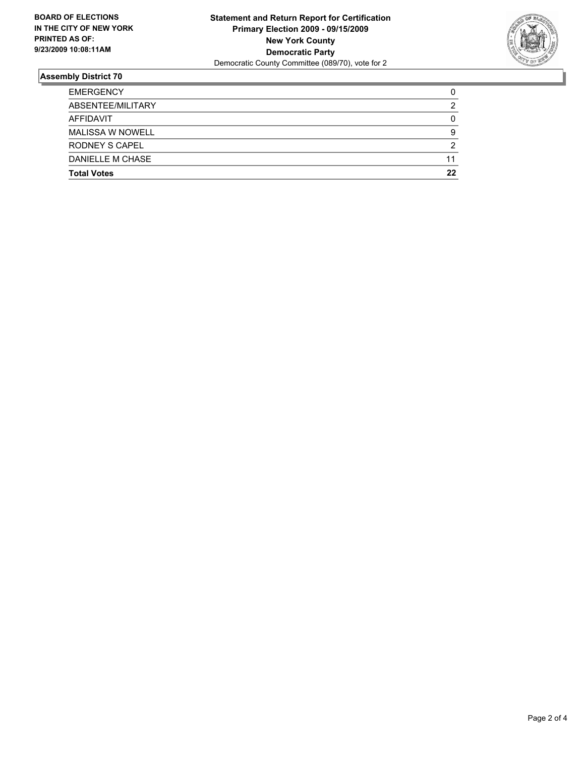**BOARD OF ELECTIONS IN THE CITY OF NEW YORK PRINTED AS OF: 9/23/2009 10:08:11AM**

**Statement and Return Report for Certification**
**Primary Election 2009 - 09/15/2009**
**New York County**
**Democratic Party**
Democratic County Committee (089/70), vote for 2

## Assembly District 70

| | |
|---|---|
| EMERGENCY | 0 |
| ABSENTEE/MILITARY | 2 |
| AFFIDAVIT | 0 |
| MALISSA W NOWELL | 9 |
| RODNEY S CAPEL | 2 |
| DANIELLE M CHASE | 11 |
| **Total Votes** | **22** |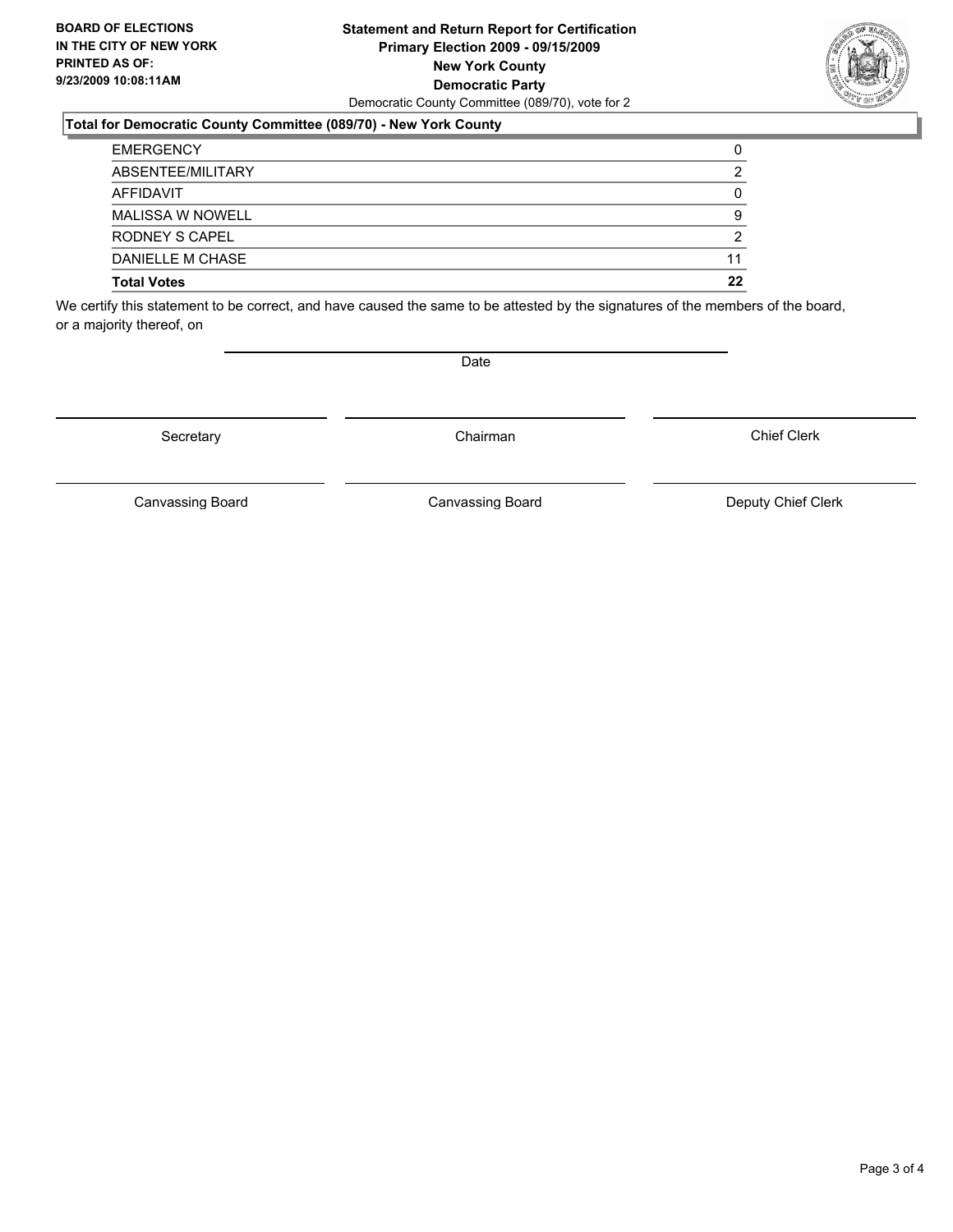**BOARD OF ELECTIONS IN THE CITY OF NEW YORK PRINTED AS OF: 9/23/2009 10:08:11AM**

**Statement and Return Report for Certification**
**Primary Election 2009 - 09/15/2009**
**New York County**
**Democratic Party**
Democratic County Committee (089/70), vote for 2

### Total for Democratic County Committee (089/70) - New York County

| | |
|---|---|
| EMERGENCY | 0 |
| ABSENTEE/MILITARY | 2 |
| AFFIDAVIT | 0 |
| MALISSA W NOWELL | 9 |
| RODNEY S CAPEL | 2 |
| DANIELLE M CHASE | 11 |
| **Total Votes** | **22** |

We certify this statement to be correct, and have caused the same to be attested by the signatures of the members of the board, or a majority thereof, on

Date

Secretary | Chairman | Chief Clerk

Canvassing Board | Canvassing Board | Deputy Chief Clerk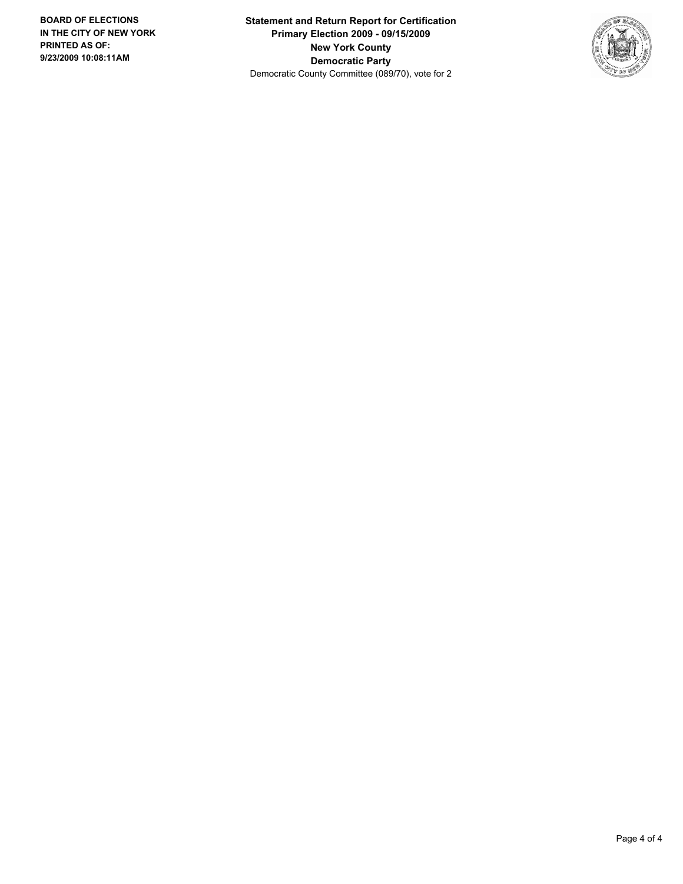**BOARD OF ELECTIONS IN THE CITY OF NEW YORK PRINTED AS OF: 9/23/2009 10:08:11AM**

**Statement and Return Report for Certification**
**Primary Election 2009 - 09/15/2009**
**New York County**
**Democratic Party**
Democratic County Committee (089/70), vote for 2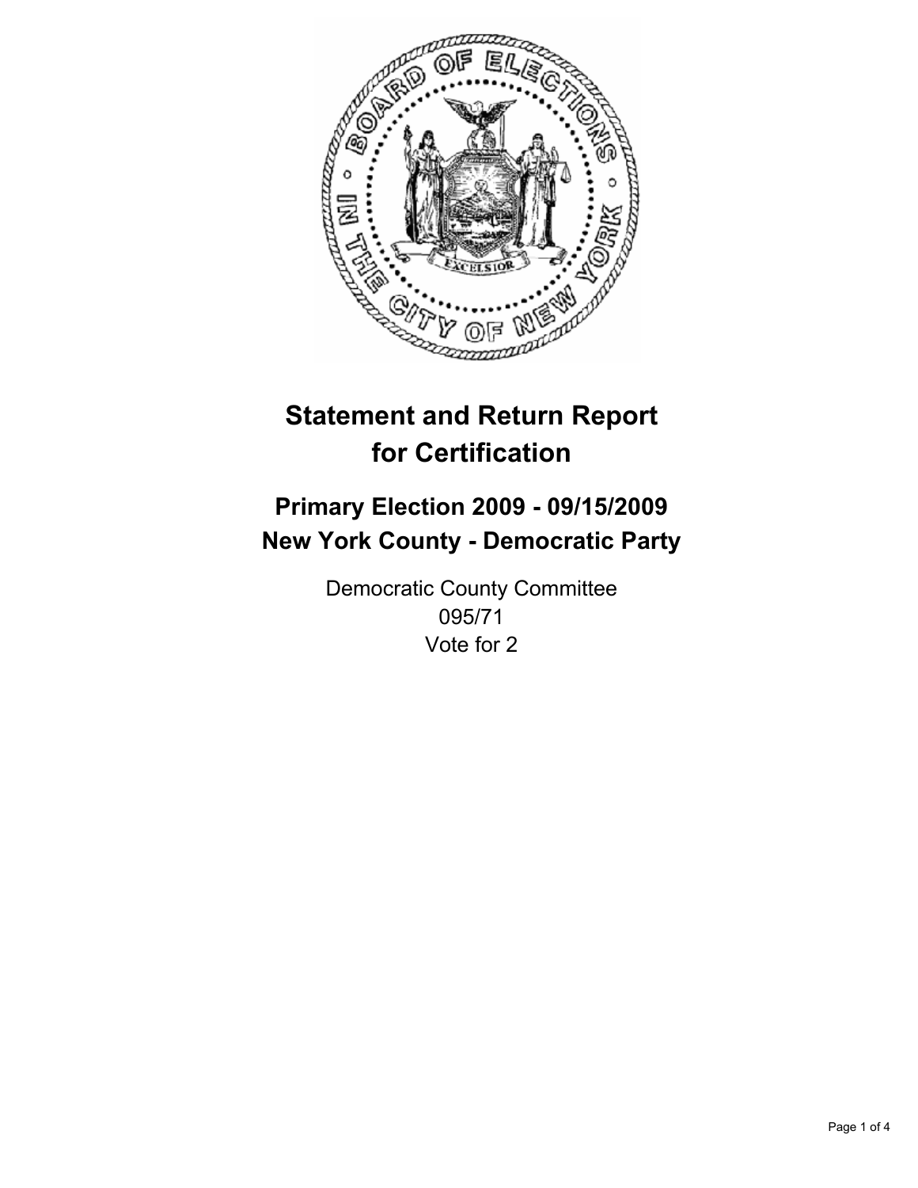# Statement and Return Report for Certification

## Primary Election 2009 - 09/15/2009
## New York County - Democratic Party

Democratic County Committee
095/71
Vote for 2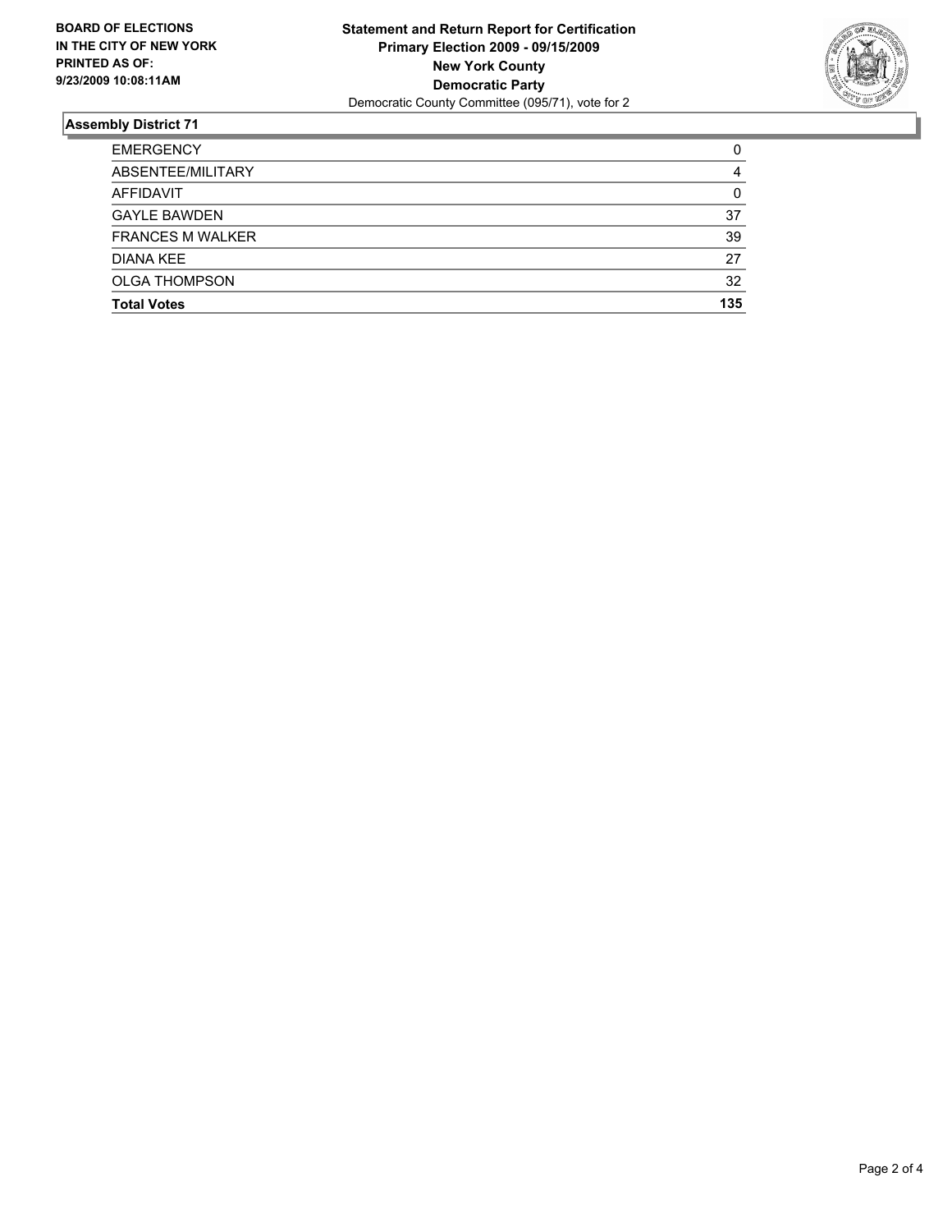**BOARD OF ELECTIONS IN THE CITY OF NEW YORK PRINTED AS OF: 9/23/2009 10:08:11AM**

**Statement and Return Report for Certification**
**Primary Election 2009 - 09/15/2009**
**New York County**
**Democratic Party**
Democratic County Committee (095/71), vote for 2

## Assembly District 71

| | |
|---|---|
| EMERGENCY | 0 |
| ABSENTEE/MILITARY | 4 |
| AFFIDAVIT | 0 |
| GAYLE BAWDEN | 37 |
| FRANCES M WALKER | 39 |
| DIANA KEE | 27 |
| OLGA THOMPSON | 32 |
| **Total Votes** | **135** |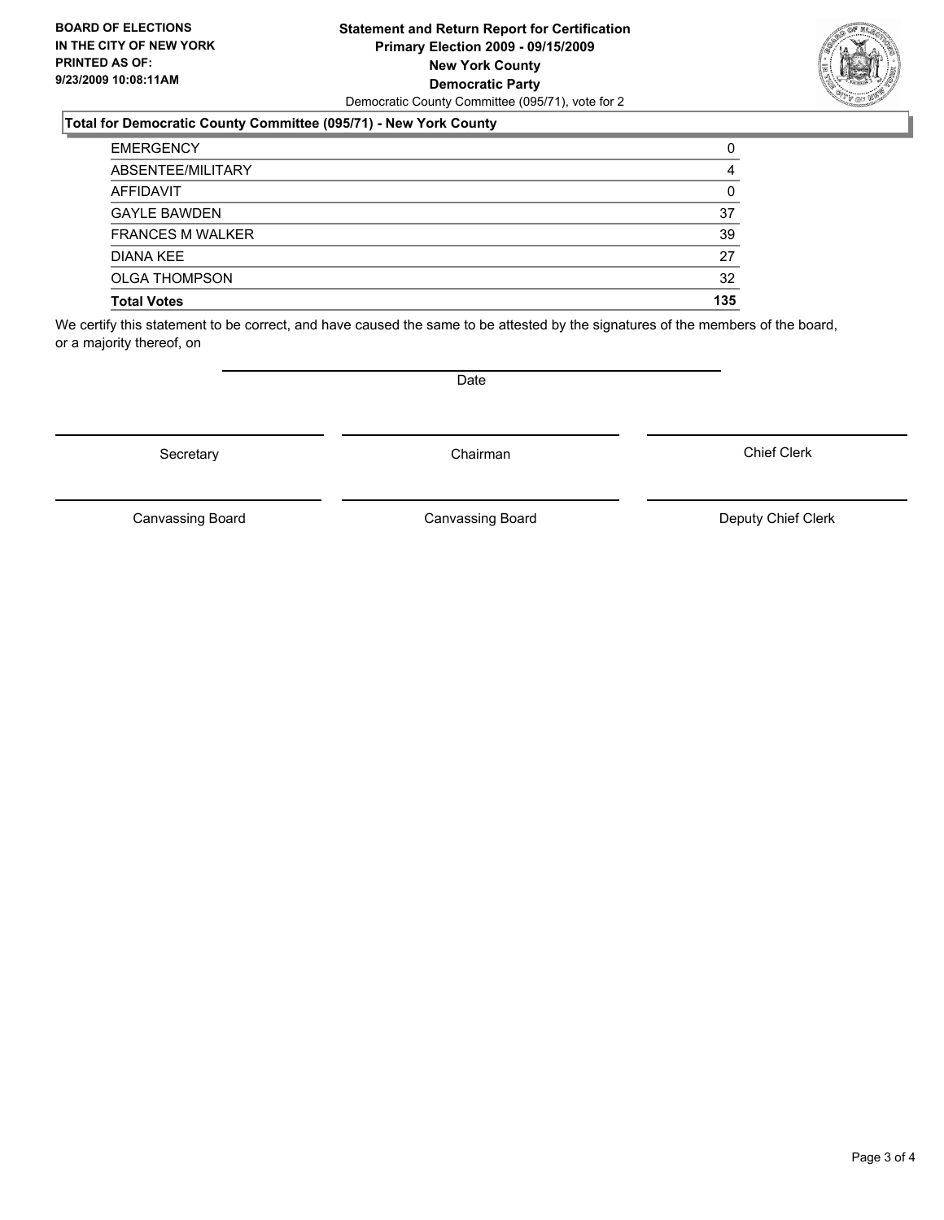**BOARD OF ELECTIONS IN THE CITY OF NEW YORK**
**PRINTED AS OF: 9/23/2009 10:08:11AM**

**Statement and Return Report for Certification**
**Primary Election 2009 - 09/15/2009**
**New York County**
**Democratic Party**
Democratic County Committee (095/71), vote for 2

**Total for Democratic County Committee (095/71) - New York County**

| | |
|---|---|
| EMERGENCY | 0 |
| ABSENTEE/MILITARY | 4 |
| AFFIDAVIT | 0 |
| GAYLE BAWDEN | 37 |
| FRANCES M WALKER | 39 |
| DIANA KEE | 27 |
| OLGA THOMPSON | 32 |
| **Total Votes** | **135** |

We certify this statement to be correct, and have caused the same to be attested by the signatures of the members of the board, or a majority thereof, on

Date

Secretary | Chairman | Chief Clerk

Canvassing Board | Canvassing Board | Deputy Chief Clerk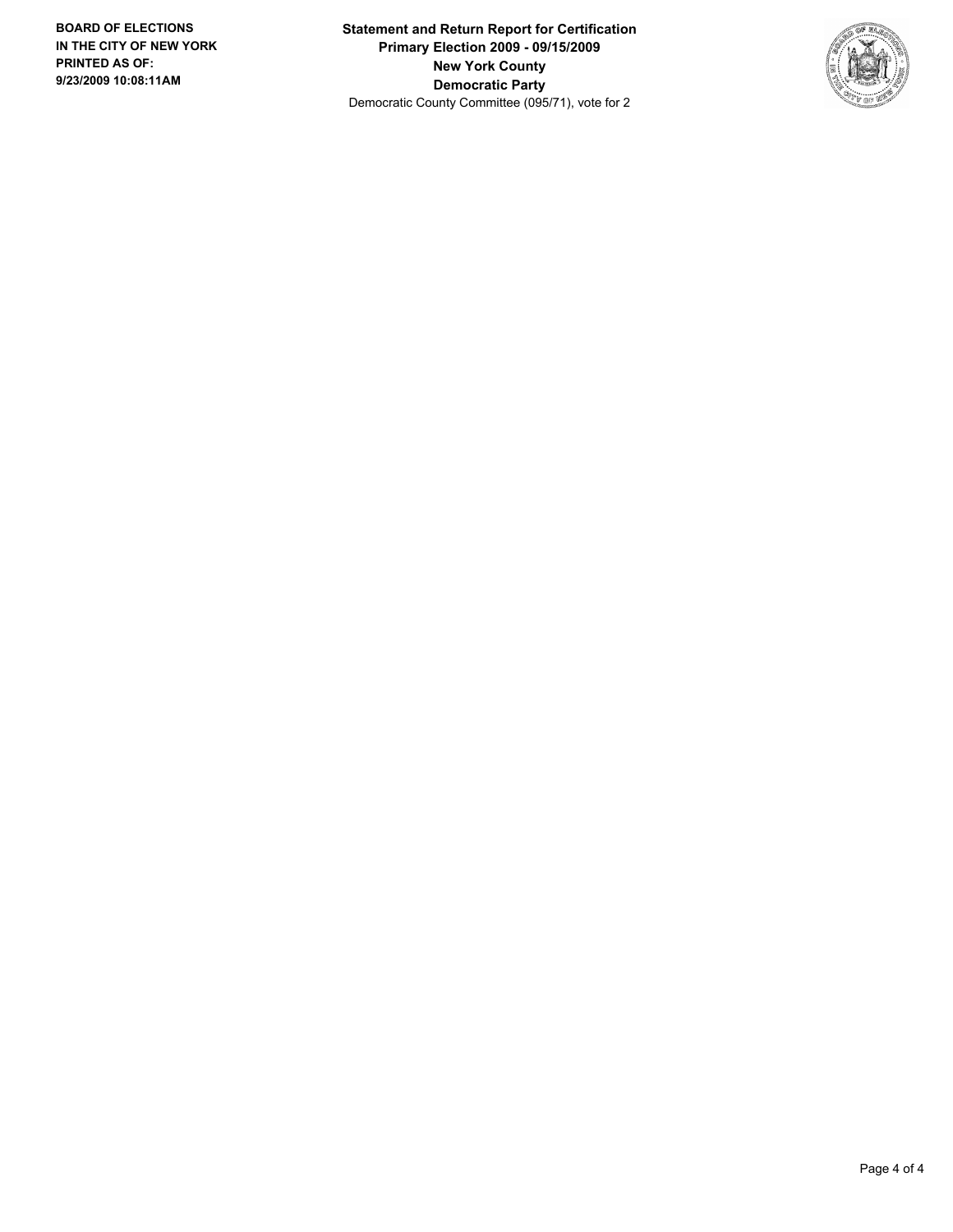**BOARD OF ELECTIONS IN THE CITY OF NEW YORK PRINTED AS OF: 9/23/2009 10:08:11AM**

**Statement and Return Report for Certification**
**Primary Election 2009 - 09/15/2009**
**New York County**
**Democratic Party**
Democratic County Committee (095/71), vote for 2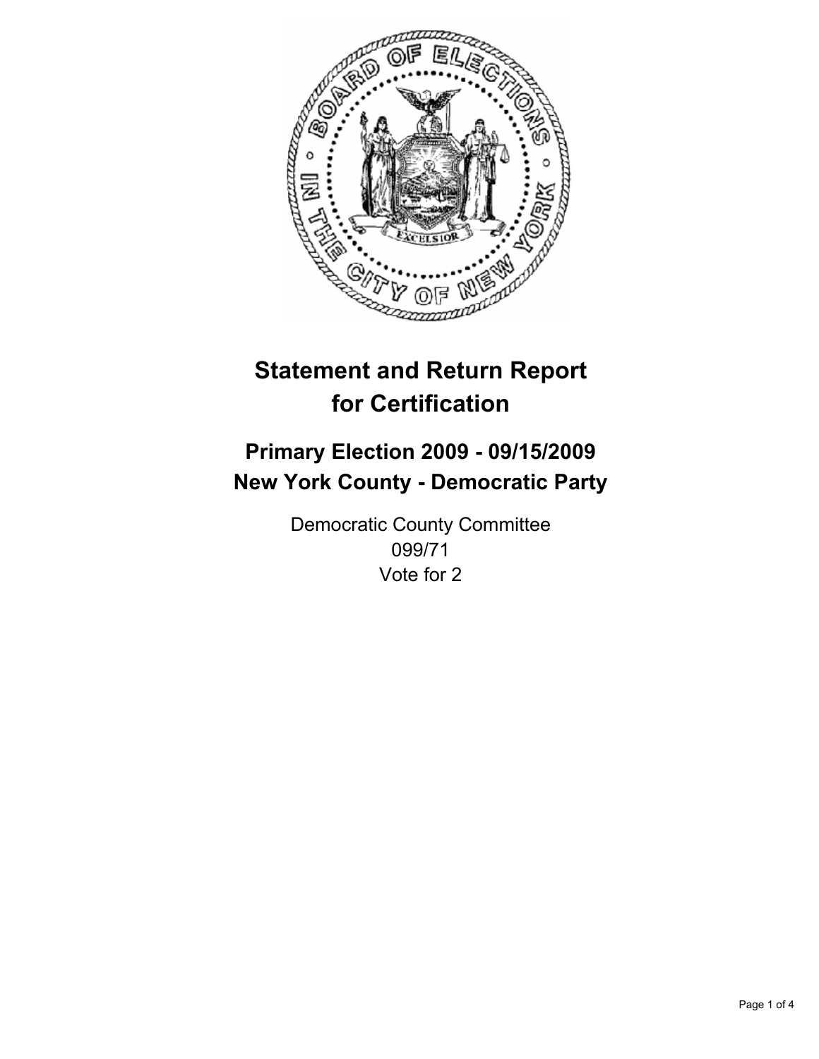# Statement and Return Report for Certification

## Primary Election 2009 - 09/15/2009
## New York County - Democratic Party

Democratic County Committee
099/71
Vote for 2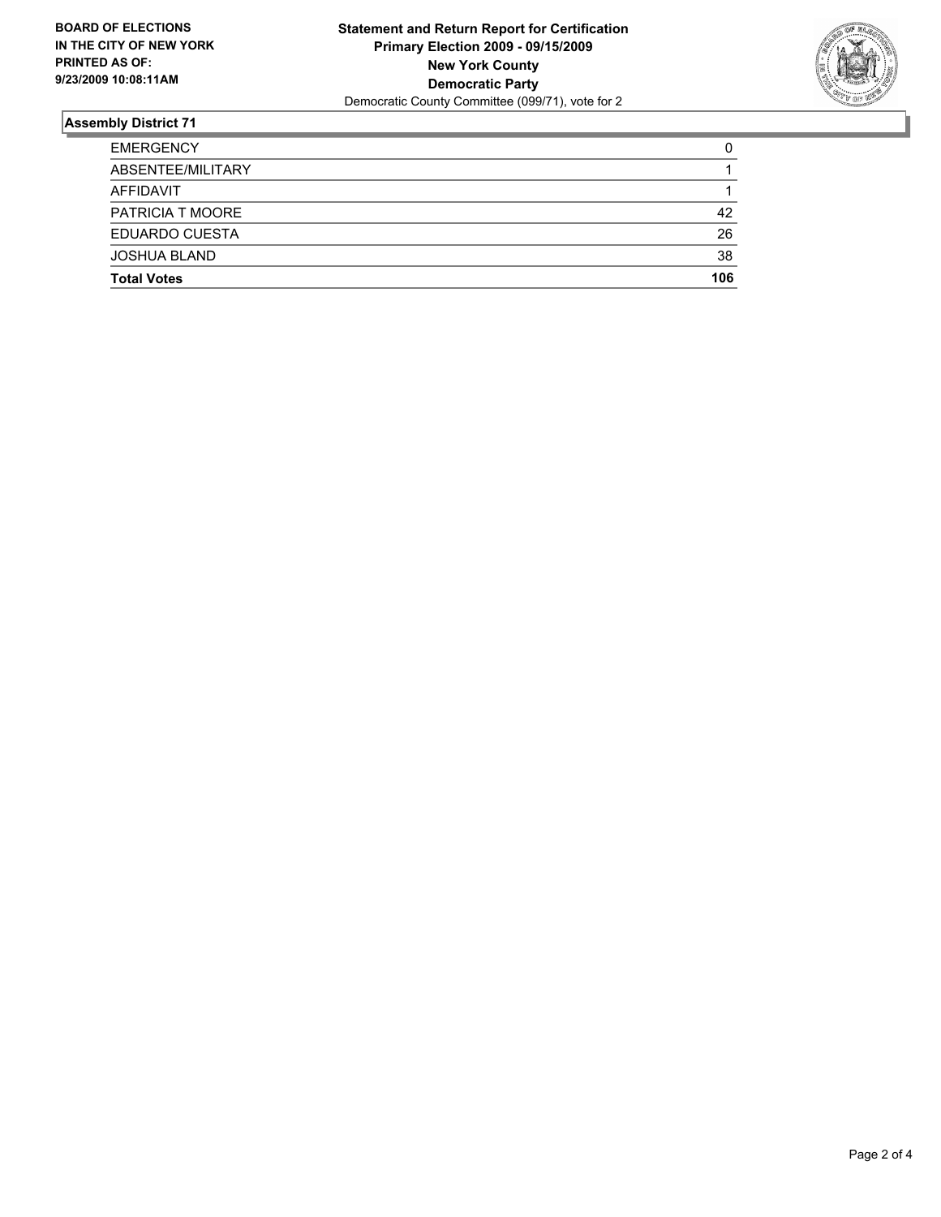**BOARD OF ELECTIONS IN THE CITY OF NEW YORK PRINTED AS OF: 9/23/2009 10:08:11AM**

**Statement and Return Report for Certification**
**Primary Election 2009 - 09/15/2009**
**New York County**
**Democratic Party**
Democratic County Committee (099/71), vote for 2

## Assembly District 71

| | |
|---|---|
| EMERGENCY | 0 |
| ABSENTEE/MILITARY | 1 |
| AFFIDAVIT | 1 |
| PATRICIA T MOORE | 42 |
| EDUARDO CUESTA | 26 |
| JOSHUA BLAND | 38 |
| **Total Votes** | **106** |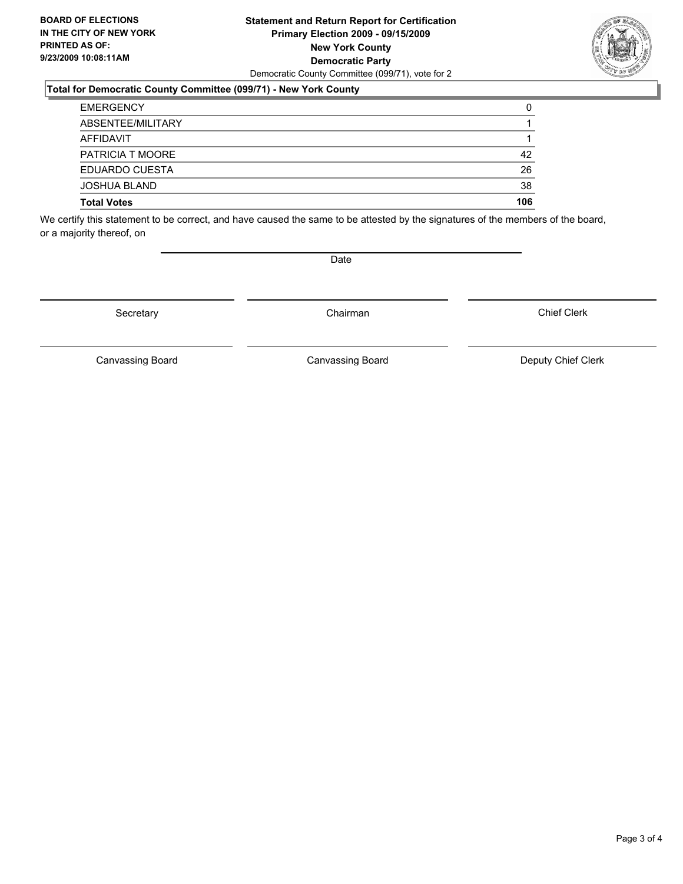**BOARD OF ELECTIONS IN THE CITY OF NEW YORK**
**PRINTED AS OF: 9/23/2009 10:08:11AM**

**Statement and Return Report for Certification**
**Primary Election 2009 - 09/15/2009**
**New York County**
**Democratic Party**
Democratic County Committee (099/71), vote for 2

**Total for Democratic County Committee (099/71) - New York County**

| | |
|---|---|
| EMERGENCY | 0 |
| ABSENTEE/MILITARY | 1 |
| AFFIDAVIT | 1 |
| PATRICIA T MOORE | 42 |
| EDUARDO CUESTA | 26 |
| JOSHUA BLAND | 38 |
| **Total Votes** | **106** |

We certify this statement to be correct, and have caused the same to be attested by the signatures of the members of the board, or a majority thereof, on

Date

Secretary | Chairman | Chief Clerk

Canvassing Board | Canvassing Board | Deputy Chief Clerk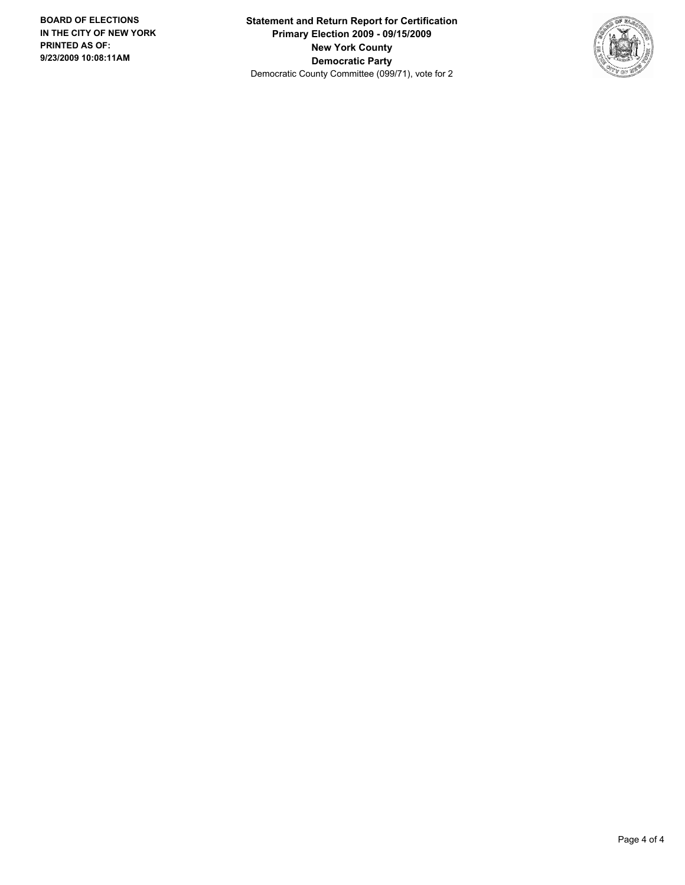**Statement and Return Report for Certification**
**Primary Election 2009 - 09/15/2009**
**New York County**
**Democratic Party**
Democratic County Committee (099/71), vote for 2

**BOARD OF ELECTIONS IN THE CITY OF NEW YORK PRINTED AS OF: 9/23/2009 10:08:11AM**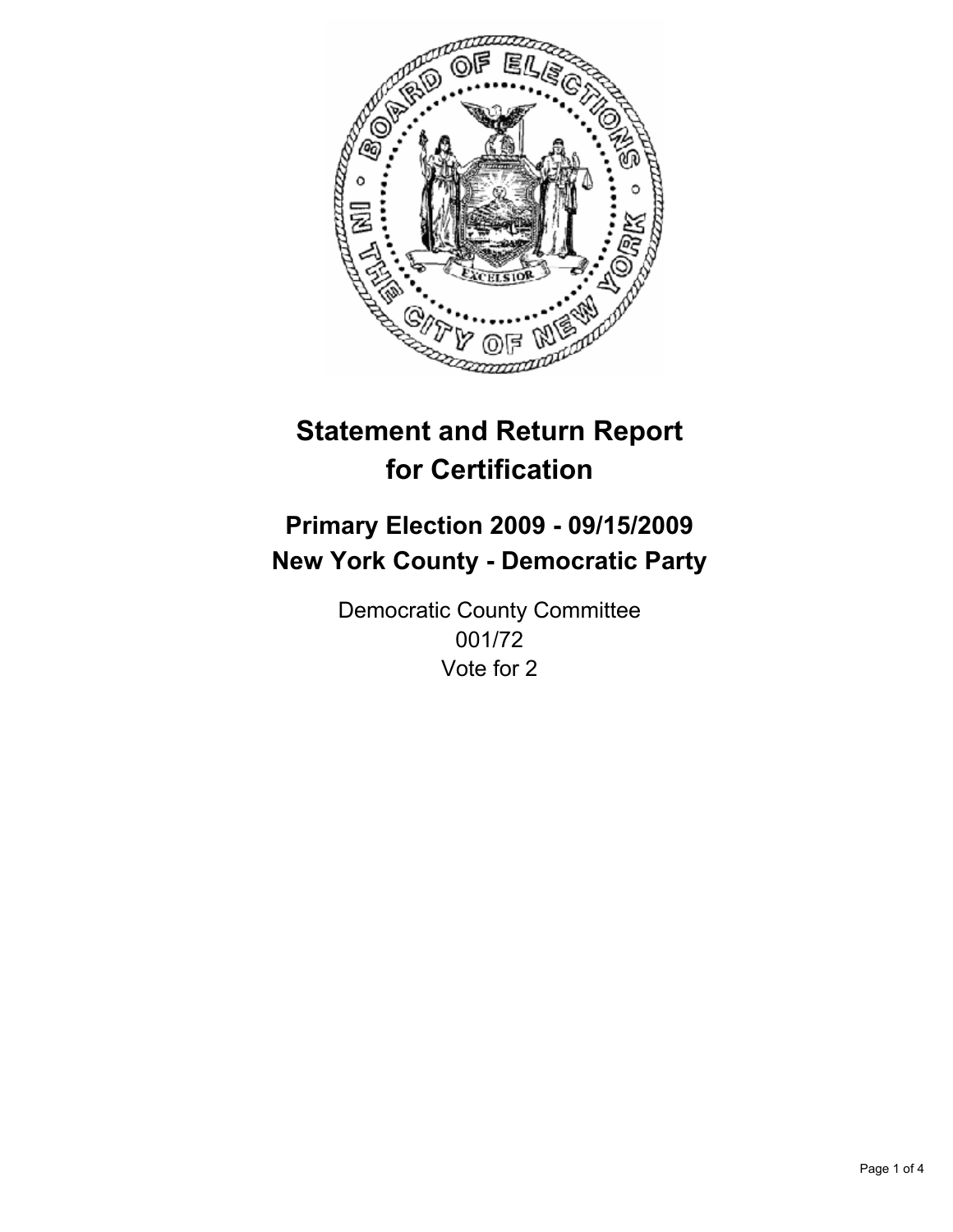# Statement and Return Report for Certification

## Primary Election 2009 - 09/15/2009
## New York County - Democratic Party

Democratic County Committee
001/72
Vote for 2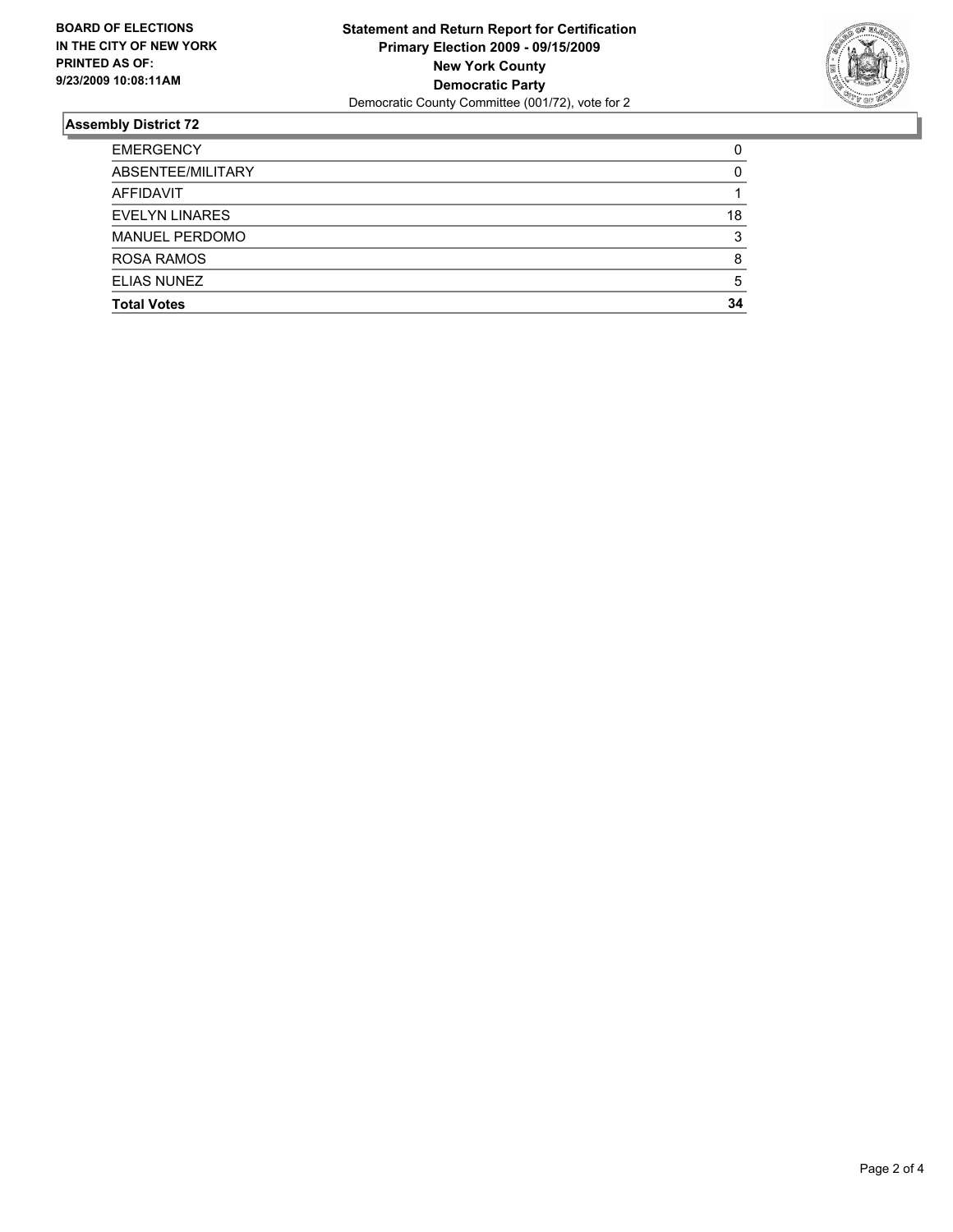**BOARD OF ELECTIONS IN THE CITY OF NEW YORK PRINTED AS OF: 9/23/2009 10:08:11AM**

**Statement and Return Report for Certification**
**Primary Election 2009 - 09/15/2009**
**New York County**
**Democratic Party**
Democratic County Committee (001/72), vote for 2

### Assembly District 72

| | |
|---|---|
| EMERGENCY | 0 |
| ABSENTEE/MILITARY | 0 |
| AFFIDAVIT | 1 |
| EVELYN LINARES | 18 |
| MANUEL PERDOMO | 3 |
| ROSA RAMOS | 8 |
| ELIAS NUNEZ | 5 |
| **Total Votes** | **34** |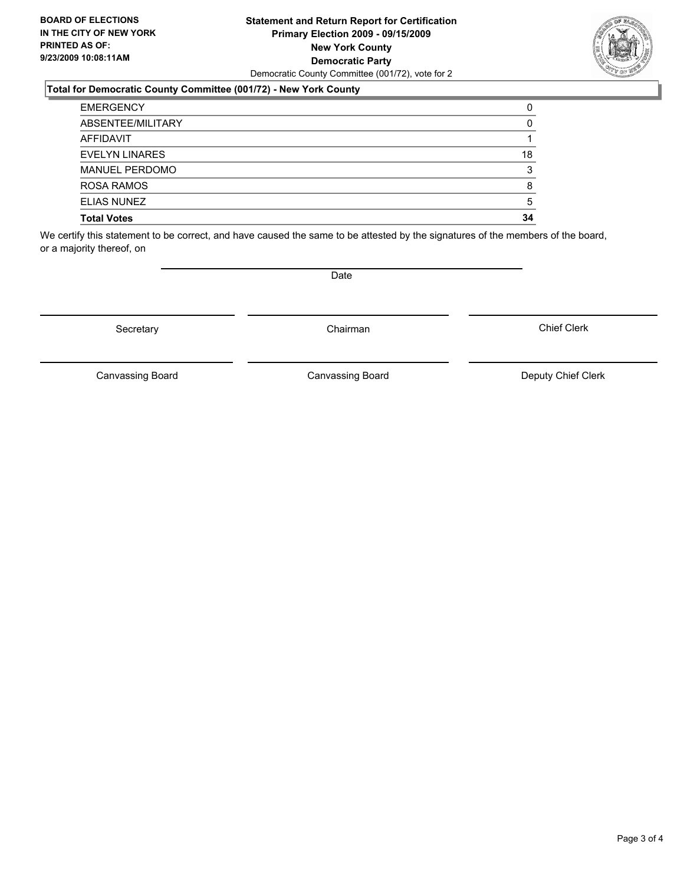**BOARD OF ELECTIONS IN THE CITY OF NEW YORK PRINTED AS OF: 9/23/2009 10:08:11AM**

**Statement and Return Report for Certification**
**Primary Election 2009 - 09/15/2009**
**New York County**
**Democratic Party**
Democratic County Committee (001/72), vote for 2

### Total for Democratic County Committee (001/72) - New York County

| | |
|---|---|
| EMERGENCY | 0 |
| ABSENTEE/MILITARY | 0 |
| AFFIDAVIT | 1 |
| EVELYN LINARES | 18 |
| MANUEL PERDOMO | 3 |
| ROSA RAMOS | 8 |
| ELIAS NUNEZ | 5 |
| **Total Votes** | **34** |

We certify this statement to be correct, and have caused the same to be attested by the signatures of the members of the board, or a majority thereof, on

Date

Secretary | Chairman | Chief Clerk

Canvassing Board | Canvassing Board | Deputy Chief Clerk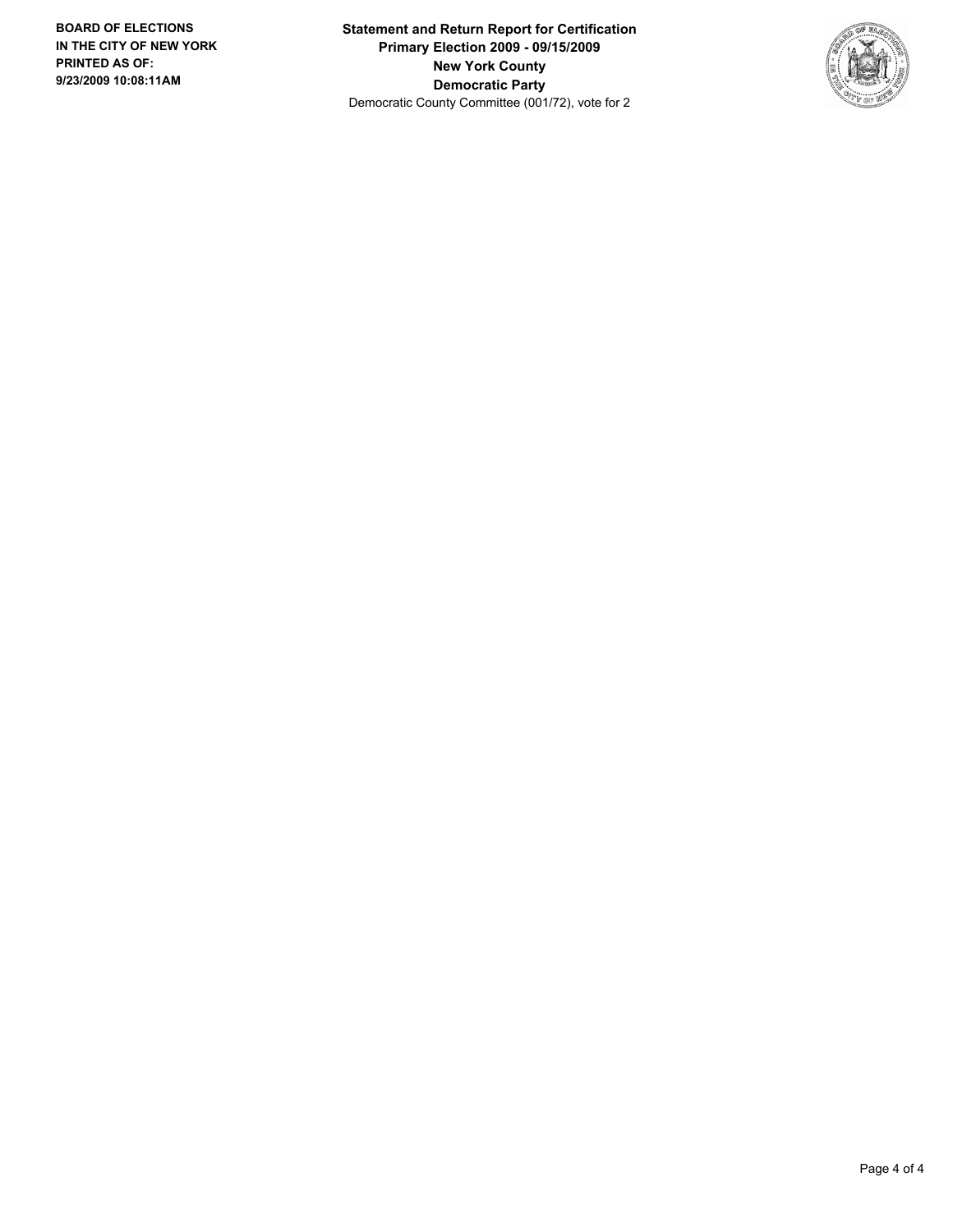**BOARD OF ELECTIONS IN THE CITY OF NEW YORK PRINTED AS OF: 9/23/2009 10:08:11AM**

**Statement and Return Report for Certification**
**Primary Election 2009 - 09/15/2009**
**New York County**
**Democratic Party**
Democratic County Committee (001/72), vote for 2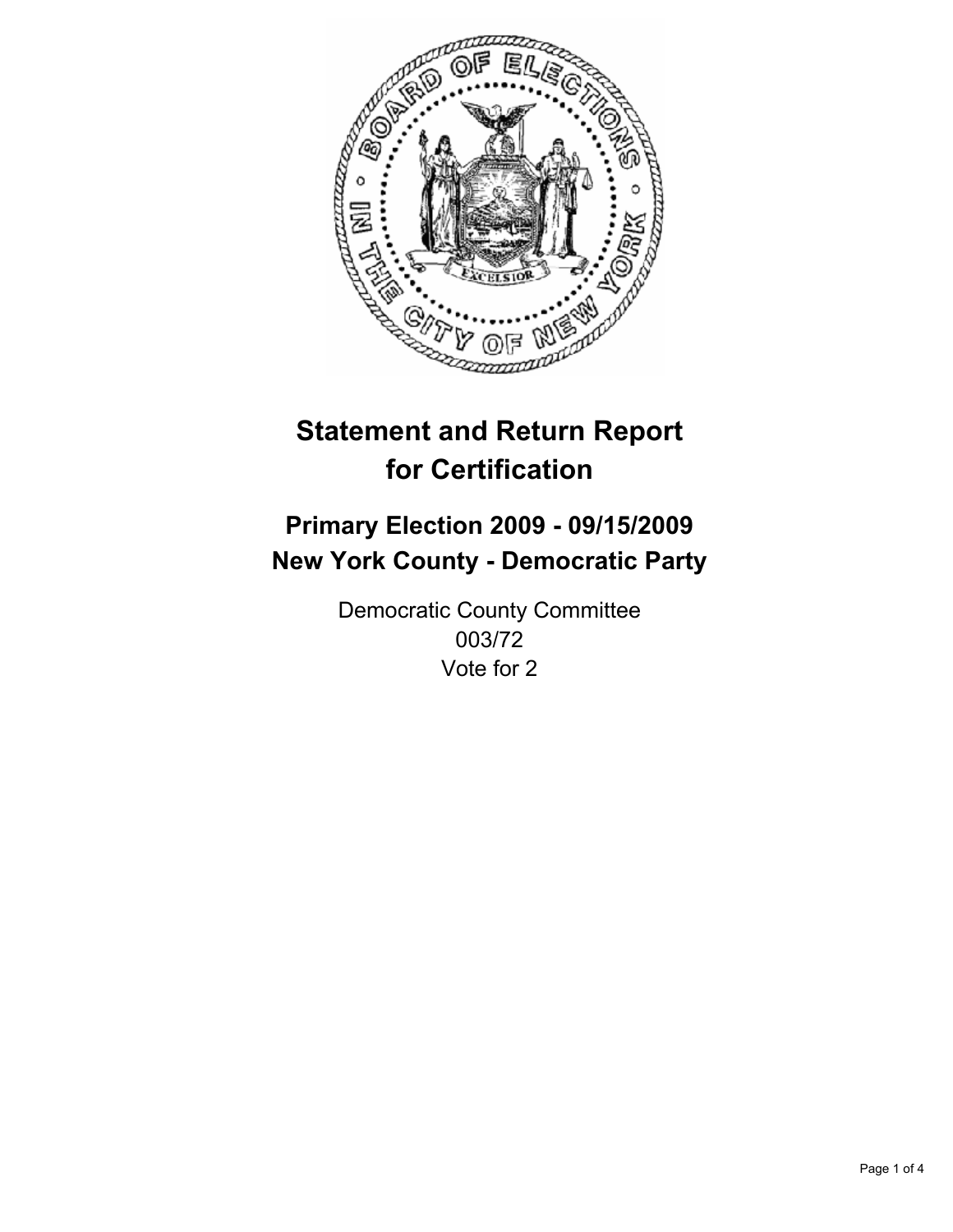# Statement and Return Report for Certification

## Primary Election 2009 - 09/15/2009
## New York County - Democratic Party

Democratic County Committee
003/72
Vote for 2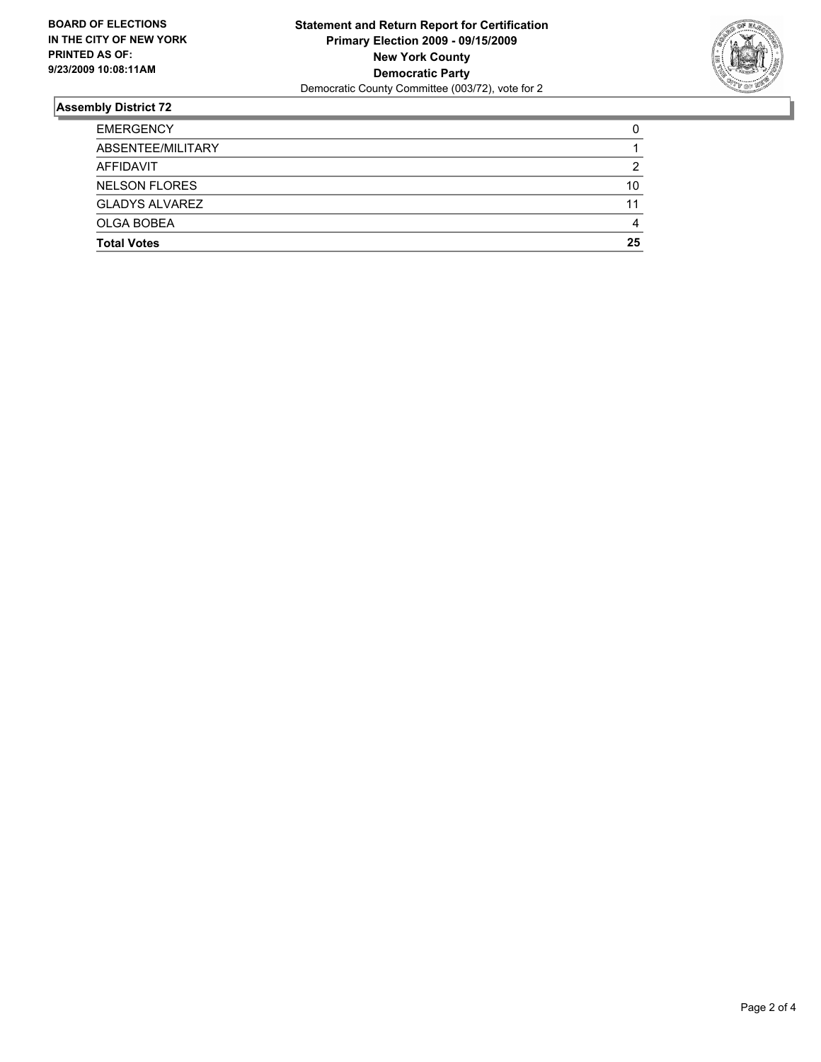**BOARD OF ELECTIONS IN THE CITY OF NEW YORK PRINTED AS OF: 9/23/2009 10:08:11AM**

**Statement and Return Report for Certification**
**Primary Election 2009 - 09/15/2009**
**New York County**
**Democratic Party**
Democratic County Committee (003/72), vote for 2

## Assembly District 72

| | |
|---|---|
| EMERGENCY | 0 |
| ABSENTEE/MILITARY | 1 |
| AFFIDAVIT | 2 |
| NELSON FLORES | 10 |
| GLADYS ALVAREZ | 11 |
| OLGA BOBEA | 4 |
| **Total Votes** | **25** |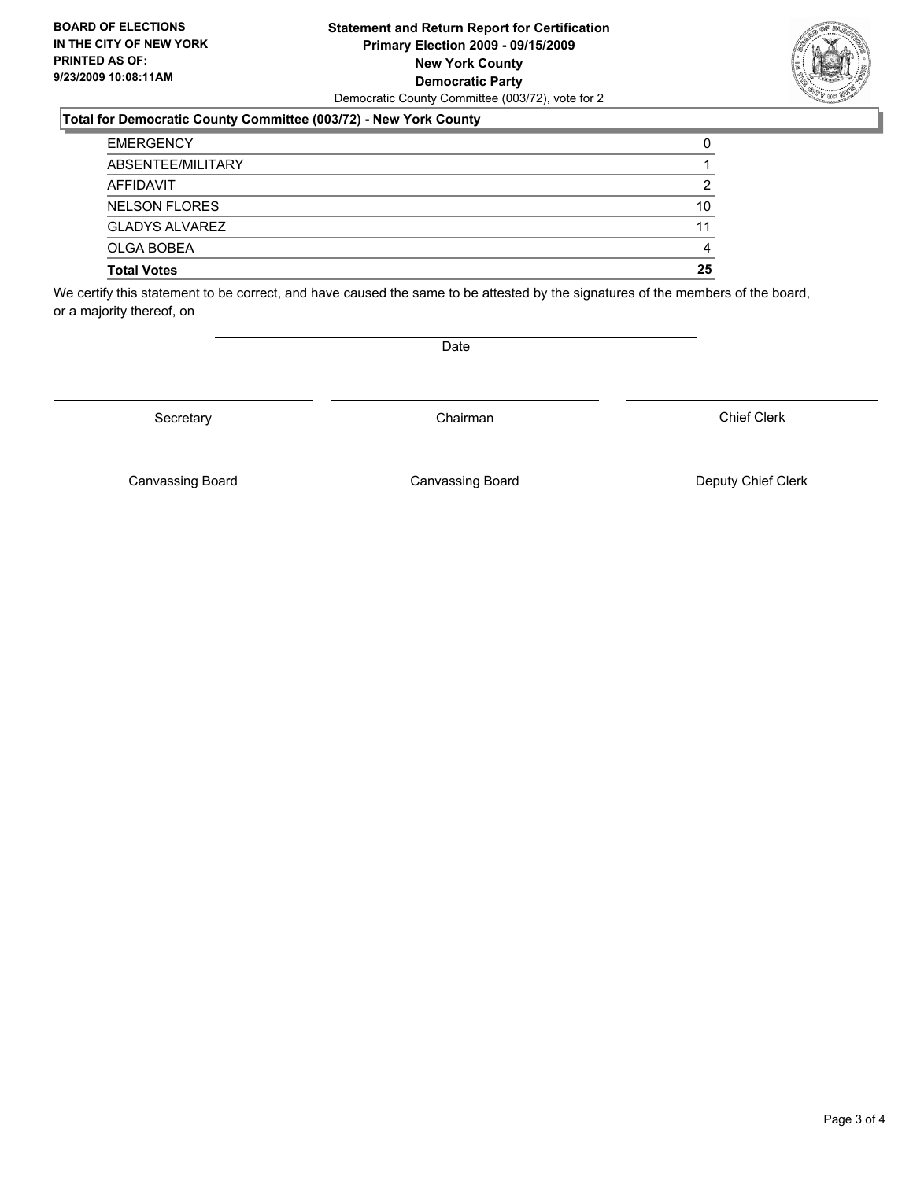**BOARD OF ELECTIONS IN THE CITY OF NEW YORK PRINTED AS OF: 9/23/2009 10:08:11AM**

**Statement and Return Report for Certification**
**Primary Election 2009 - 09/15/2009**
**New York County**
**Democratic Party**
Democratic County Committee (003/72), vote for 2

### Total for Democratic County Committee (003/72) - New York County

| | |
|---|---|
| EMERGENCY | 0 |
| ABSENTEE/MILITARY | 1 |
| AFFIDAVIT | 2 |
| NELSON FLORES | 10 |
| GLADYS ALVAREZ | 11 |
| OLGA BOBEA | 4 |
| **Total Votes** | **25** |

We certify this statement to be correct, and have caused the same to be attested by the signatures of the members of the board, or a majority thereof, on

Date

Secretary | Chairman | Chief Clerk

Canvassing Board | Canvassing Board | Deputy Chief Clerk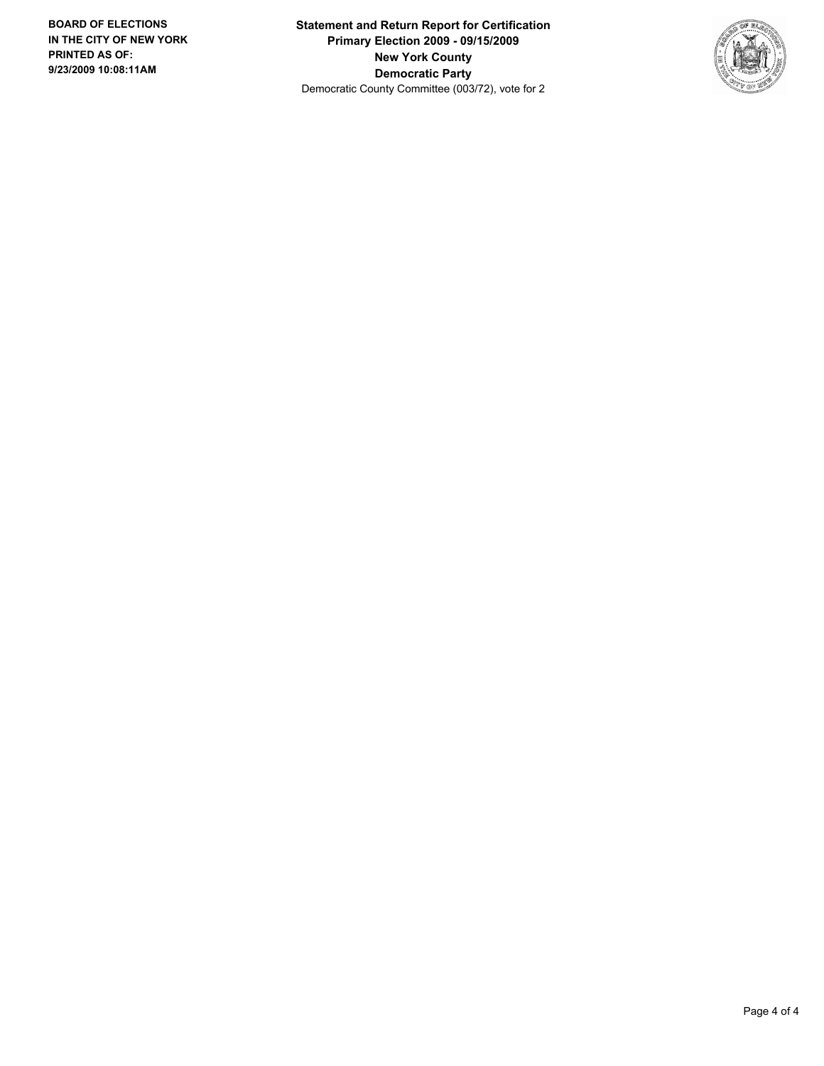**BOARD OF ELECTIONS IN THE CITY OF NEW YORK PRINTED AS OF: 9/23/2009 10:08:11AM**

**Statement and Return Report for Certification**
**Primary Election 2009 - 09/15/2009**
**New York County**
**Democratic Party**
Democratic County Committee (003/72), vote for 2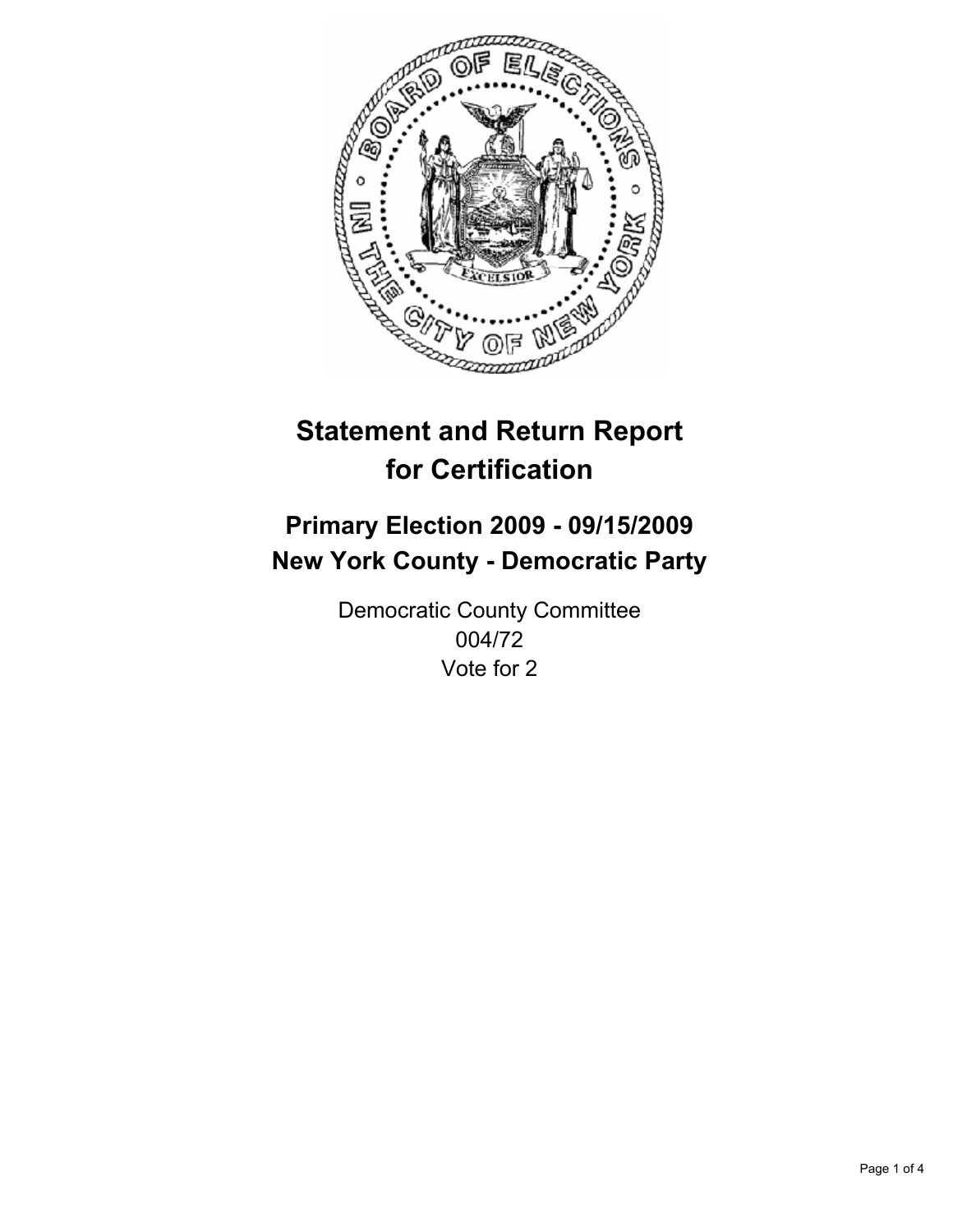# Statement and Return Report for Certification

## Primary Election 2009 - 09/15/2009
## New York County - Democratic Party

Democratic County Committee
004/72
Vote for 2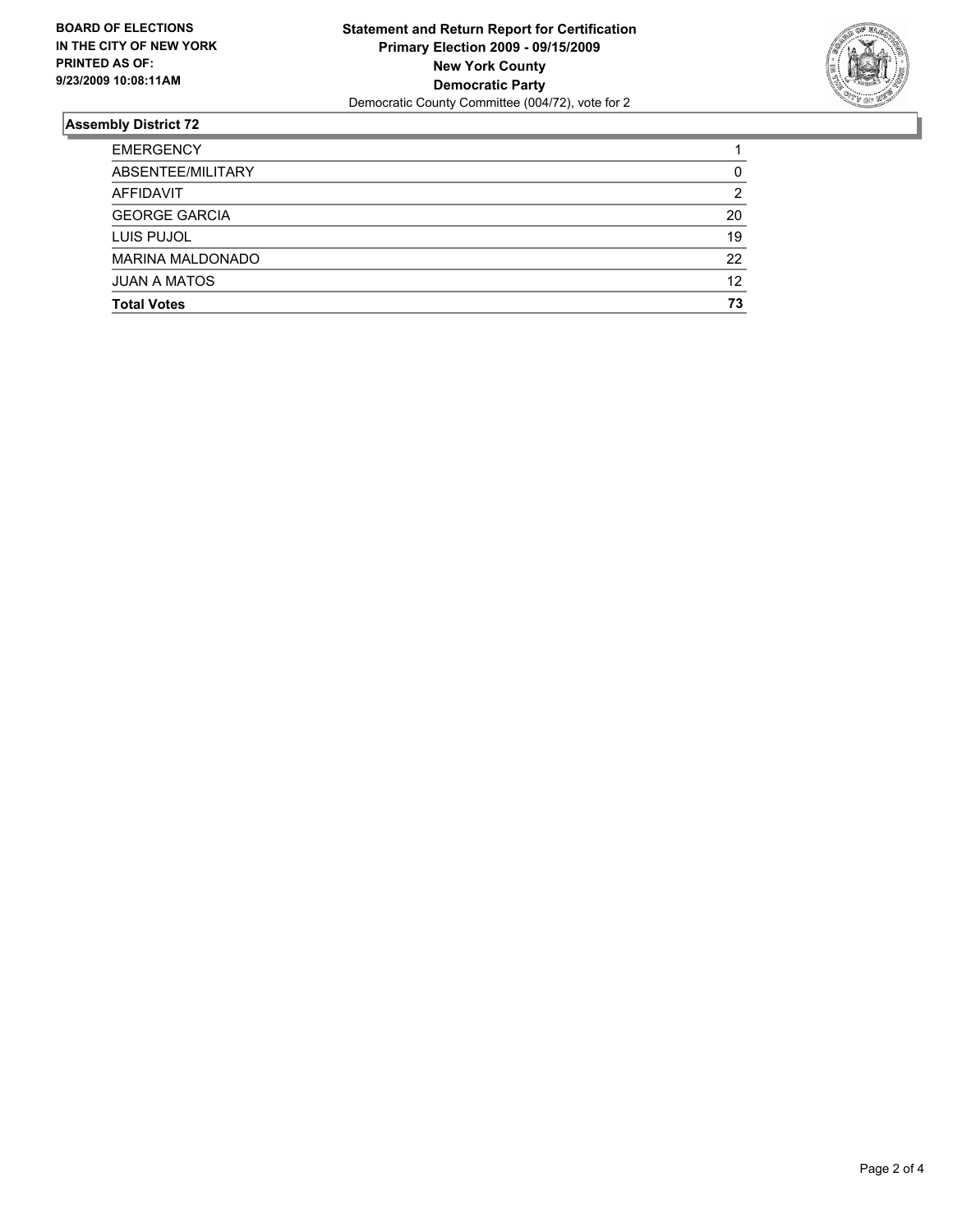**BOARD OF ELECTIONS IN THE CITY OF NEW YORK PRINTED AS OF: 9/23/2009 10:08:11AM**

**Statement and Return Report for Certification**
**Primary Election 2009 - 09/15/2009**
**New York County**
**Democratic Party**
Democratic County Committee (004/72), vote for 2

## Assembly District 72

| | |
|---|---|
| EMERGENCY | 1 |
| ABSENTEE/MILITARY | 0 |
| AFFIDAVIT | 2 |
| GEORGE GARCIA | 20 |
| LUIS PUJOL | 19 |
| MARINA MALDONADO | 22 |
| JUAN A MATOS | 12 |
| **Total Votes** | **73** |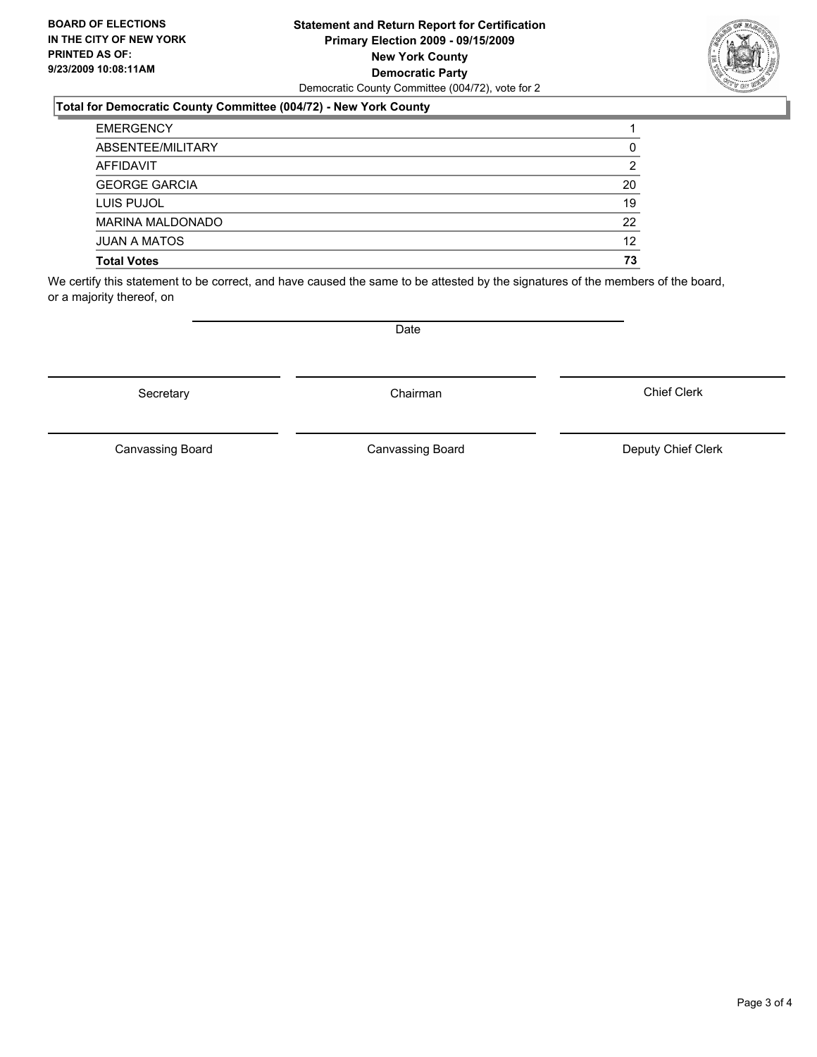**BOARD OF ELECTIONS IN THE CITY OF NEW YORK PRINTED AS OF: 9/23/2009 10:08:11AM**

**Statement and Return Report for Certification**
**Primary Election 2009 - 09/15/2009**
**New York County**
**Democratic Party**
Democratic County Committee (004/72), vote for 2

**Total for Democratic County Committee (004/72) - New York County**

| | |
|---|---|
| EMERGENCY | 1 |
| ABSENTEE/MILITARY | 0 |
| AFFIDAVIT | 2 |
| GEORGE GARCIA | 20 |
| LUIS PUJOL | 19 |
| MARINA MALDONADO | 22 |
| JUAN A MATOS | 12 |
| **Total Votes** | **73** |

We certify this statement to be correct, and have caused the same to be attested by the signatures of the members of the board, or a majority thereof, on

Date

Secretary | Chairman | Chief Clerk

Canvassing Board | Canvassing Board | Deputy Chief Clerk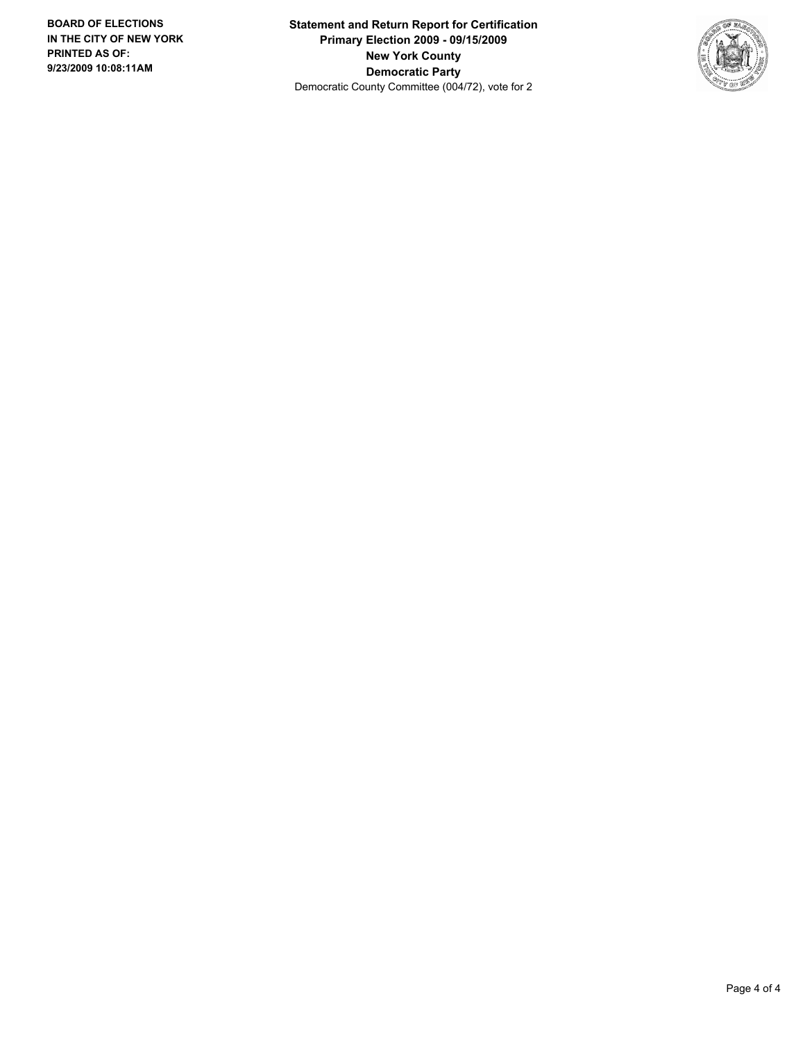**Statement and Return Report for Certification**
**Primary Election 2009 - 09/15/2009**
**New York County**
**Democratic Party**
Democratic County Committee (004/72), vote for 2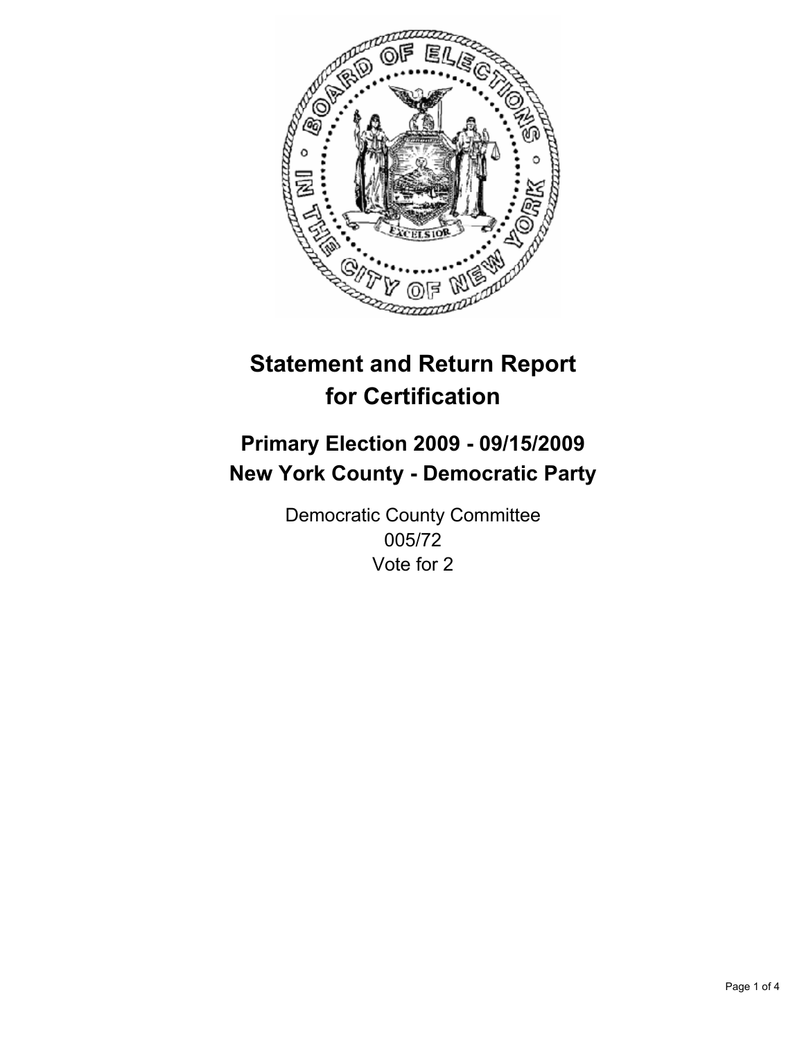# Statement and Return Report for Certification

## Primary Election 2009 - 09/15/2009
## New York County - Democratic Party

Democratic County Committee
005/72
Vote for 2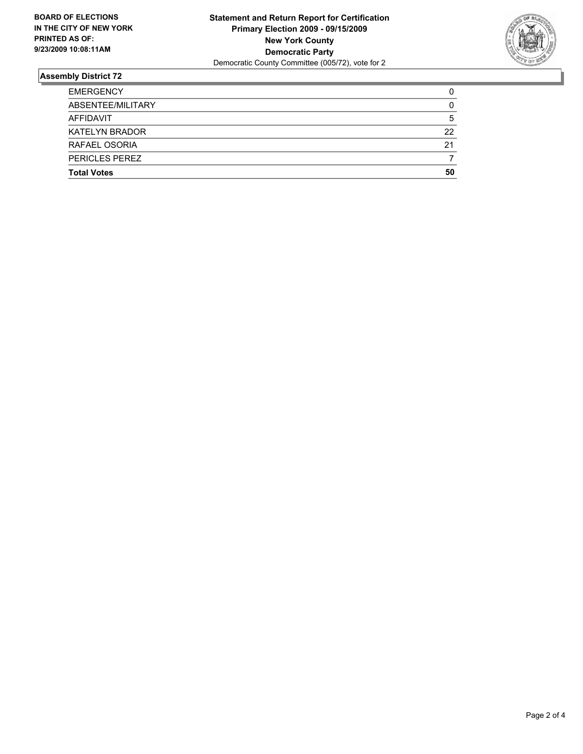**BOARD OF ELECTIONS IN THE CITY OF NEW YORK PRINTED AS OF: 9/23/2009 10:08:11AM**

**Statement and Return Report for Certification**
**Primary Election 2009 - 09/15/2009**
**New York County**
**Democratic Party**
Democratic County Committee (005/72), vote for 2

## Assembly District 72

| | |
|---|---|
| EMERGENCY | 0 |
| ABSENTEE/MILITARY | 0 |
| AFFIDAVIT | 5 |
| KATELYN BRADOR | 22 |
| RAFAEL OSORIA | 21 |
| PERICLES PEREZ | 7 |
| **Total Votes** | **50** |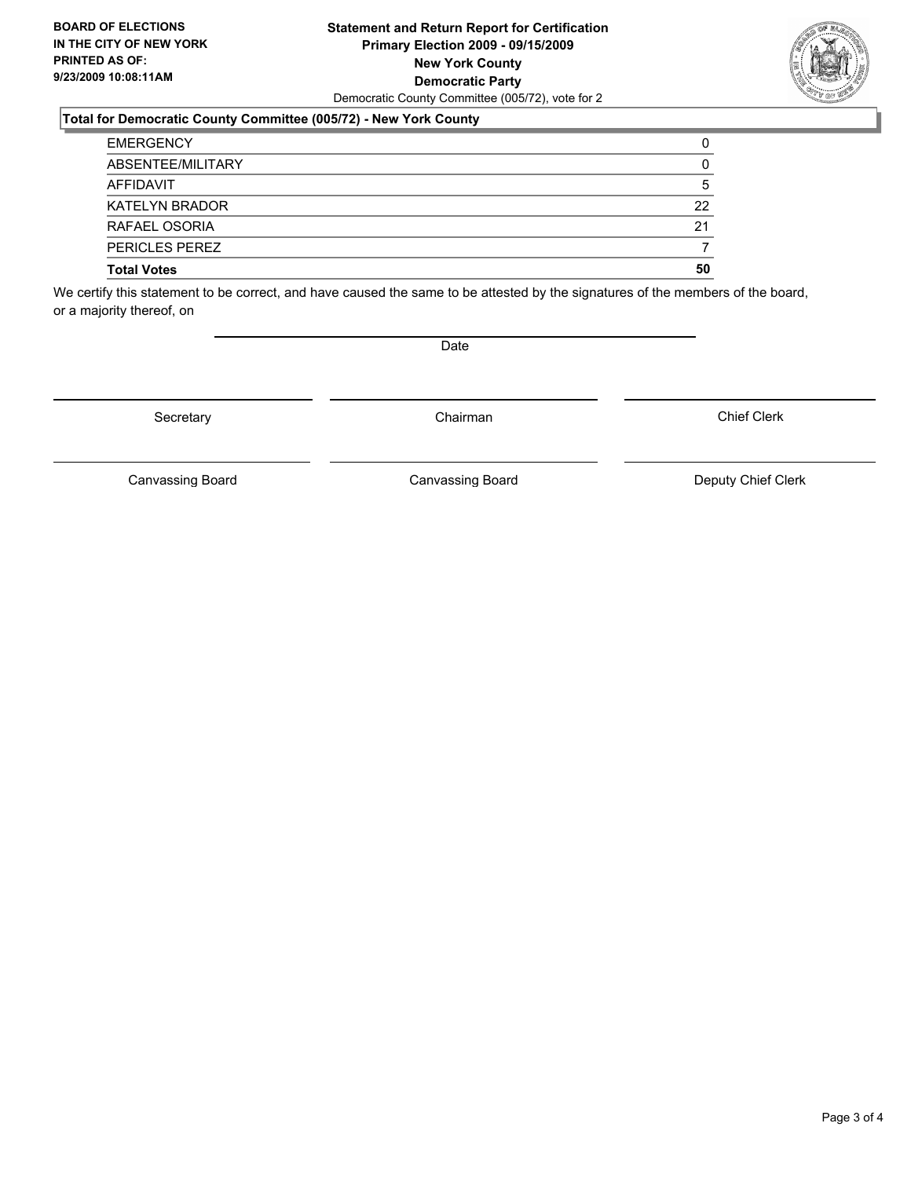**BOARD OF ELECTIONS IN THE CITY OF NEW YORK PRINTED AS OF: 9/23/2009 10:08:11AM**

**Statement and Return Report for Certification**
**Primary Election 2009 - 09/15/2009**
**New York County**
**Democratic Party**
Democratic County Committee (005/72), vote for 2

### Total for Democratic County Committee (005/72) - New York County

| | |
|---|---|
| EMERGENCY | 0 |
| ABSENTEE/MILITARY | 0 |
| AFFIDAVIT | 5 |
| KATELYN BRADOR | 22 |
| RAFAEL OSORIA | 21 |
| PERICLES PEREZ | 7 |
| **Total Votes** | **50** |

We certify this statement to be correct, and have caused the same to be attested by the signatures of the members of the board, or a majority thereof, on

Date

Secretary | Chairman | Chief Clerk

Canvassing Board | Canvassing Board | Deputy Chief Clerk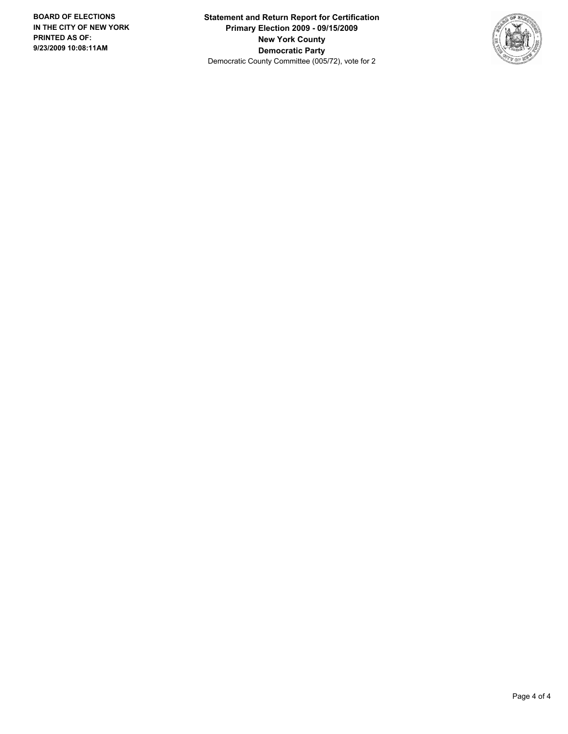**BOARD OF ELECTIONS IN THE CITY OF NEW YORK PRINTED AS OF: 9/23/2009 10:08:11AM**

**Statement and Return Report for Certification**
**Primary Election 2009 - 09/15/2009**
**New York County**
**Democratic Party**
Democratic County Committee (005/72), vote for 2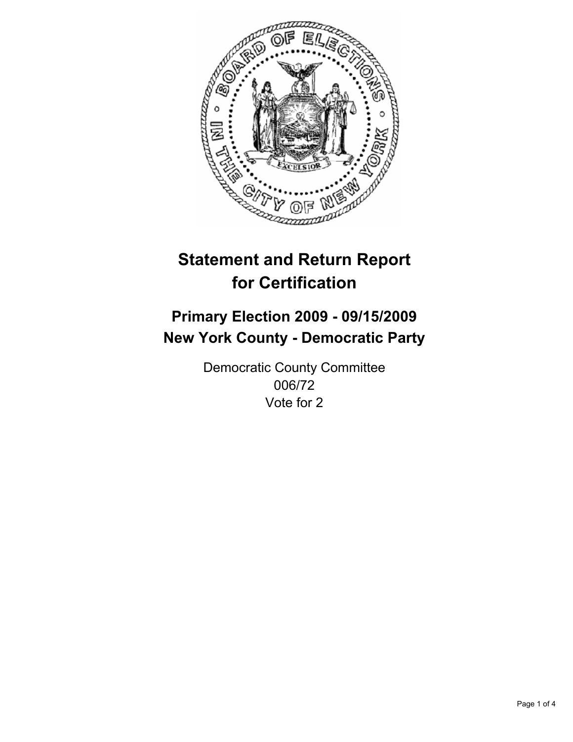# Statement and Return Report for Certification

## Primary Election 2009 - 09/15/2009
## New York County - Democratic Party

Democratic County Committee
006/72
Vote for 2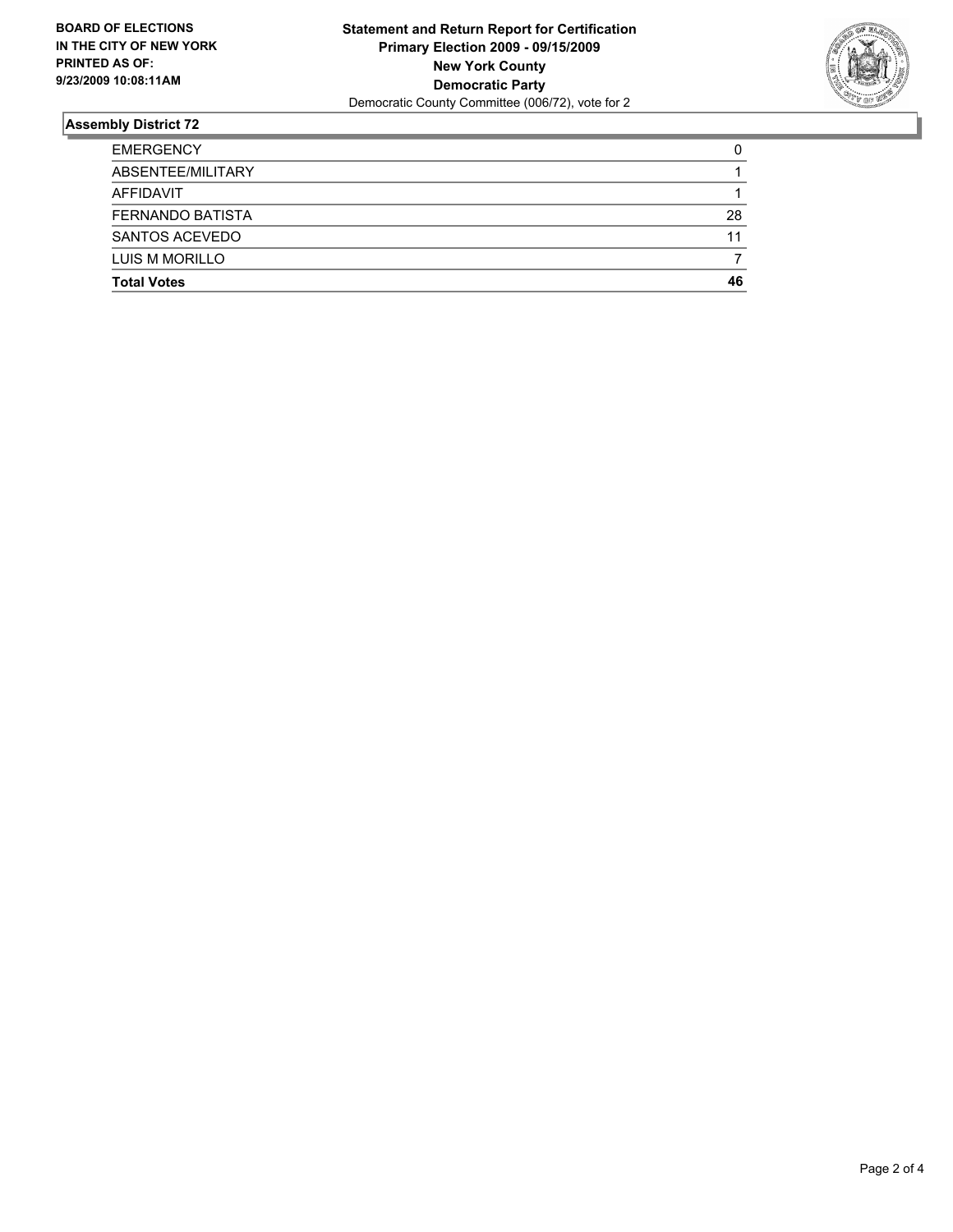**BOARD OF ELECTIONS IN THE CITY OF NEW YORK PRINTED AS OF: 9/23/2009 10:08:11AM**

**Statement and Return Report for Certification**
**Primary Election 2009 - 09/15/2009**
**New York County**
**Democratic Party**
Democratic County Committee (006/72), vote for 2

## Assembly District 72

| | |
|---|---|
| EMERGENCY | 0 |
| ABSENTEE/MILITARY | 1 |
| AFFIDAVIT | 1 |
| FERNANDO BATISTA | 28 |
| SANTOS ACEVEDO | 11 |
| LUIS M MORILLO | 7 |
| **Total Votes** | **46** |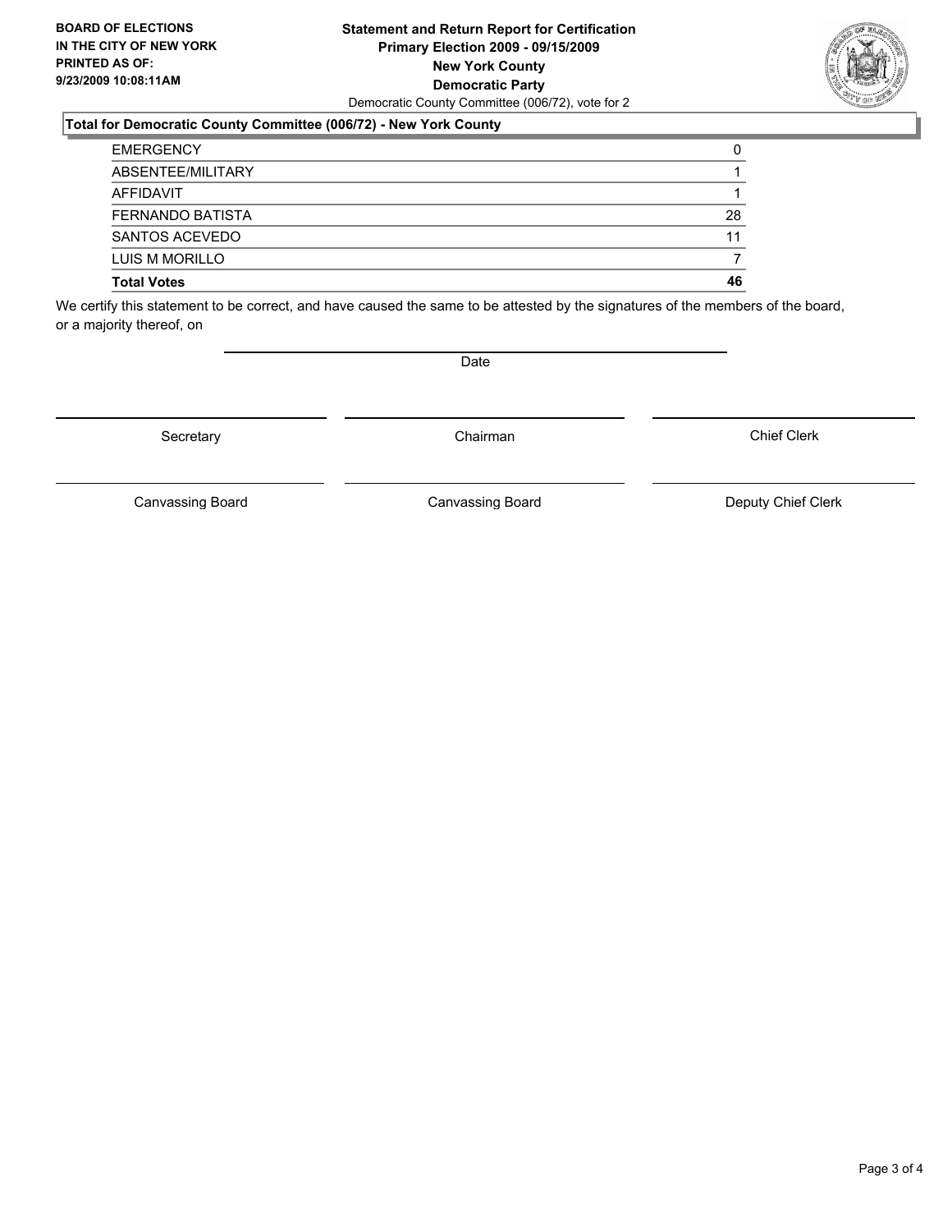**BOARD OF ELECTIONS IN THE CITY OF NEW YORK PRINTED AS OF: 9/23/2009 10:08:11AM**

**Statement and Return Report for Certification**
**Primary Election 2009 - 09/15/2009**
**New York County**
**Democratic Party**
Democratic County Committee (006/72), vote for 2

### Total for Democratic County Committee (006/72) - New York County

| | |
|---|---|
| EMERGENCY | 0 |
| ABSENTEE/MILITARY | 1 |
| AFFIDAVIT | 1 |
| FERNANDO BATISTA | 28 |
| SANTOS ACEVEDO | 11 |
| LUIS M MORILLO | 7 |
| **Total Votes** | **46** |

We certify this statement to be correct, and have caused the same to be attested by the signatures of the members of the board, or a majority thereof, on

Date

Secretary | Chairman | Chief Clerk

Canvassing Board | Canvassing Board | Deputy Chief Clerk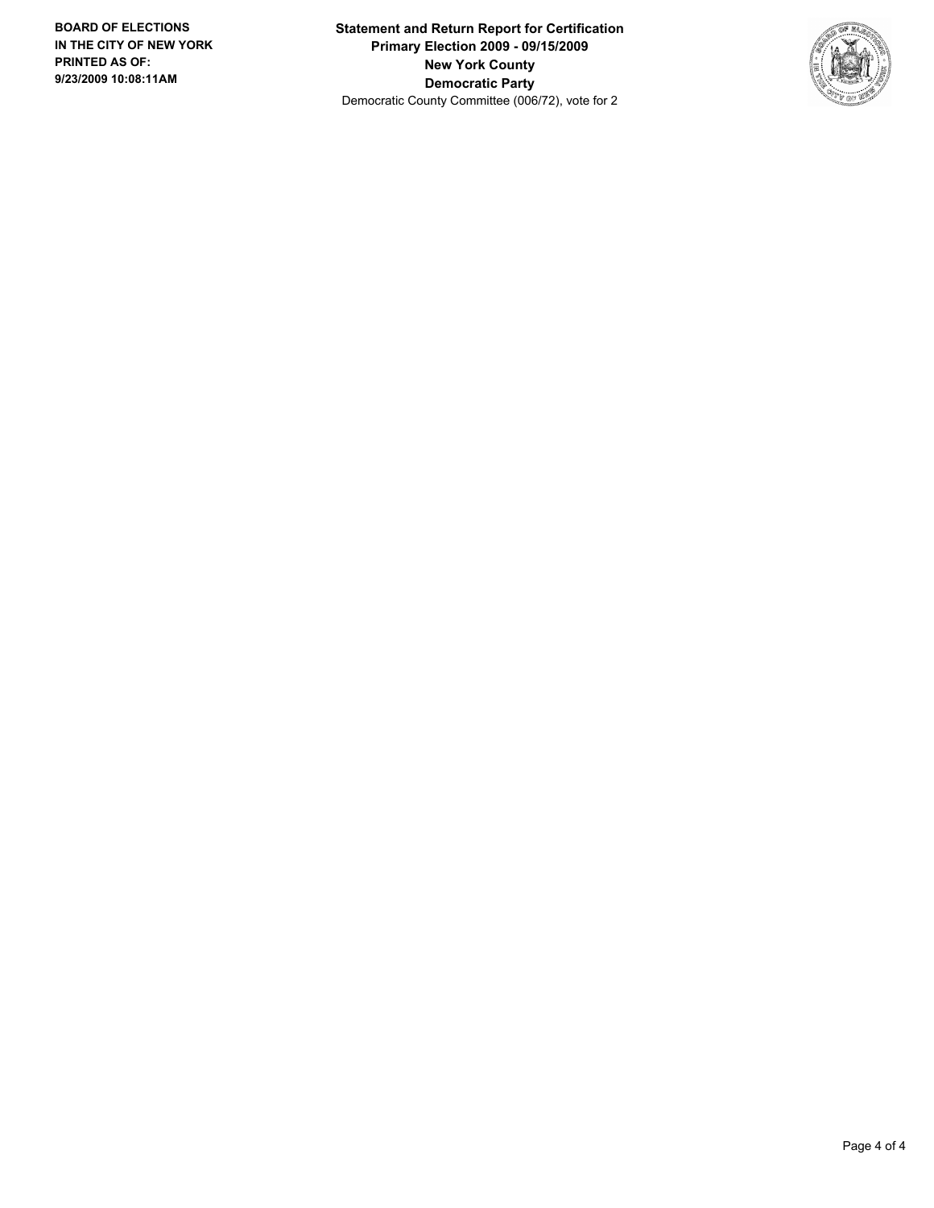**BOARD OF ELECTIONS IN THE CITY OF NEW YORK PRINTED AS OF: 9/23/2009 10:08:11AM**

**Statement and Return Report for Certification**
**Primary Election 2009 - 09/15/2009**
**New York County**
**Democratic Party**
Democratic County Committee (006/72), vote for 2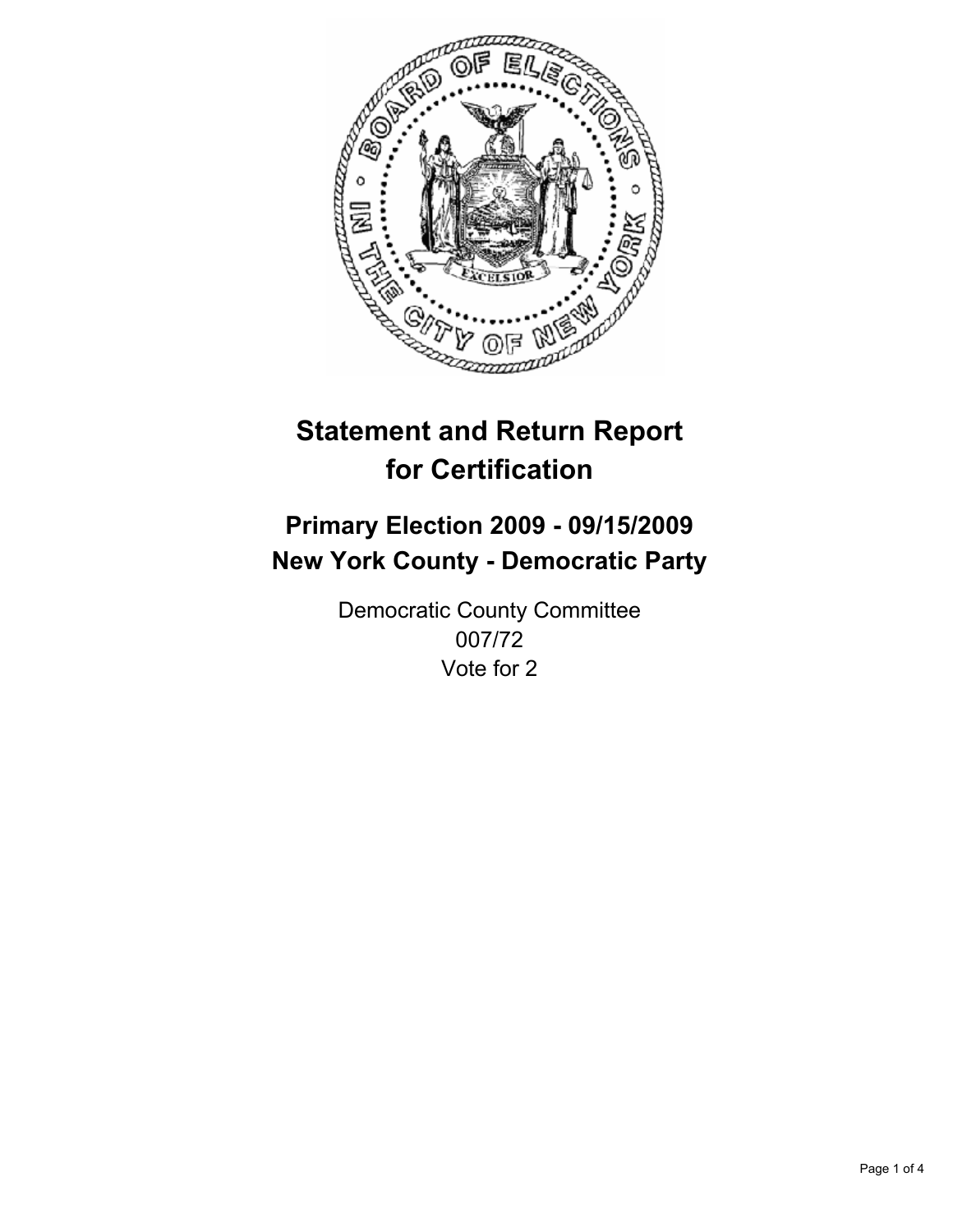# Statement and Return Report for Certification

## Primary Election 2009 - 09/15/2009
## New York County - Democratic Party

Democratic County Committee
007/72
Vote for 2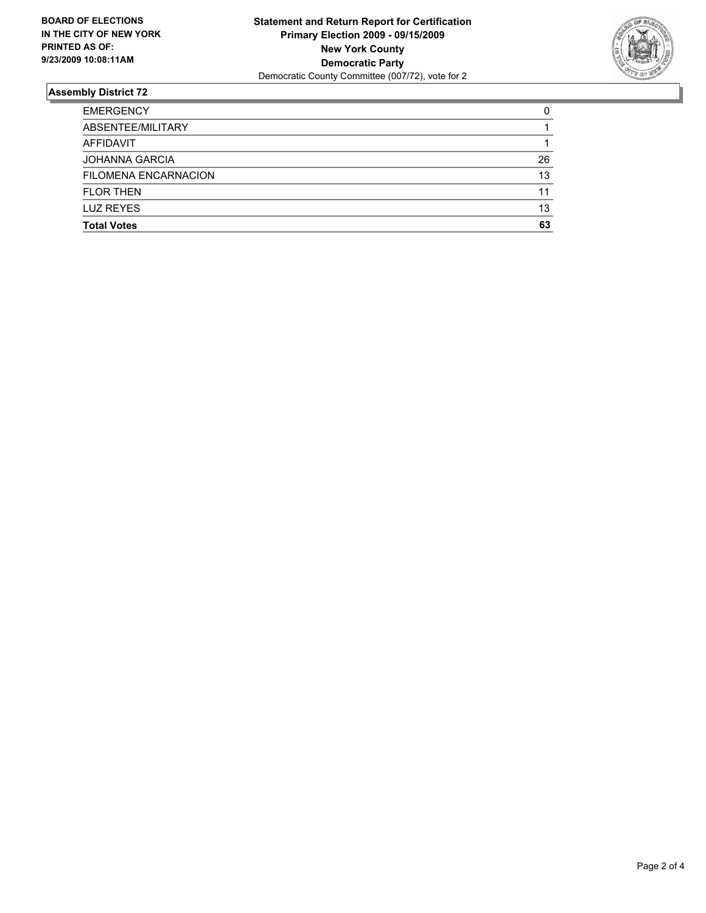**BOARD OF ELECTIONS**
**IN THE CITY OF NEW YORK**
**PRINTED AS OF:**
**9/23/2009 10:08:11AM**

**Statement and Return Report for Certification**
**Primary Election 2009 - 09/15/2009**
**New York County**
**Democratic Party**
Democratic County Committee (007/72), vote for 2

## Assembly District 72

| | |
|---|---|
| EMERGENCY | 0 |
| ABSENTEE/MILITARY | 1 |
| AFFIDAVIT | 1 |
| JOHANNA GARCIA | 26 |
| FILOMENA ENCARNACION | 13 |
| FLOR THEN | 11 |
| LUZ REYES | 13 |
| **Total Votes** | **63** |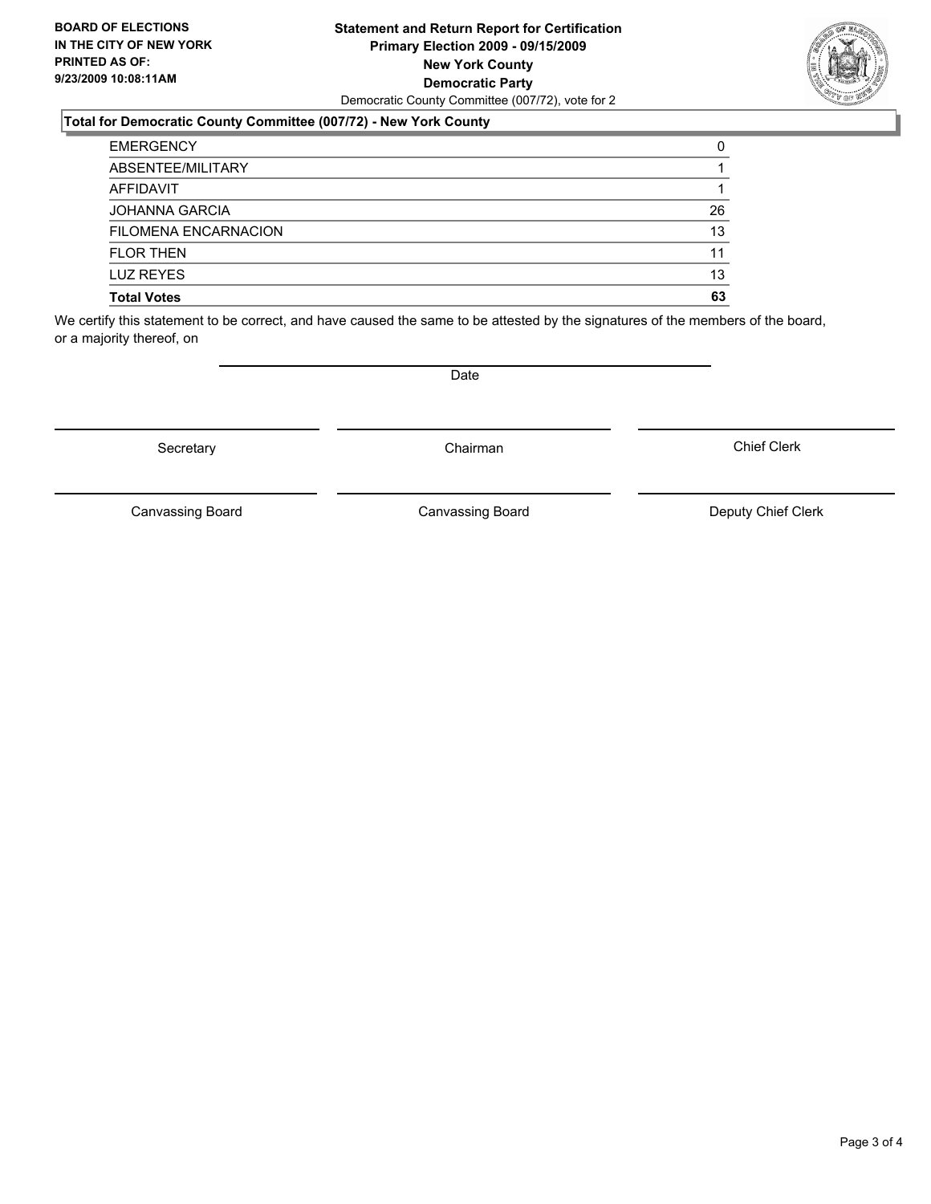**BOARD OF ELECTIONS IN THE CITY OF NEW YORK PRINTED AS OF: 9/23/2009 10:08:11AM**

**Statement and Return Report for Certification**
**Primary Election 2009 - 09/15/2009**
**New York County**
**Democratic Party**
Democratic County Committee (007/72), vote for 2

**Total for Democratic County Committee (007/72) - New York County**

| | |
|---|---|
| EMERGENCY | 0 |
| ABSENTEE/MILITARY | 1 |
| AFFIDAVIT | 1 |
| JOHANNA GARCIA | 26 |
| FILOMENA ENCARNACION | 13 |
| FLOR THEN | 11 |
| LUZ REYES | 13 |
| **Total Votes** | **63** |

We certify this statement to be correct, and have caused the same to be attested by the signatures of the members of the board, or a majority thereof, on

Date

Secretary | Chairman | Chief Clerk

Canvassing Board | Canvassing Board | Deputy Chief Clerk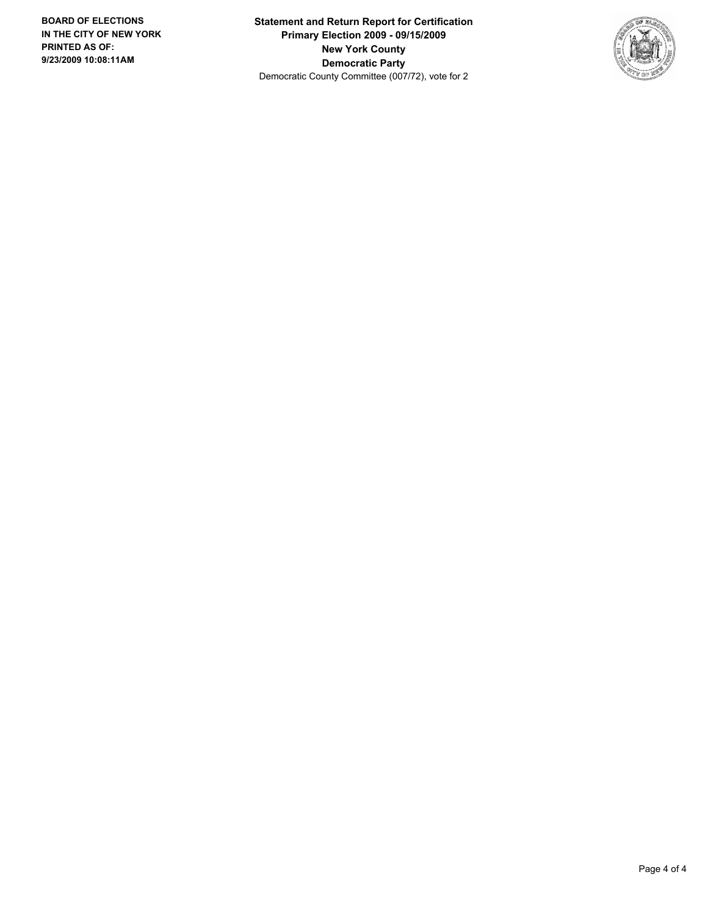**BOARD OF ELECTIONS IN THE CITY OF NEW YORK PRINTED AS OF: 9/23/2009 10:08:11AM**

**Statement and Return Report for Certification**
**Primary Election 2009 - 09/15/2009**
**New York County**
**Democratic Party**
Democratic County Committee (007/72), vote for 2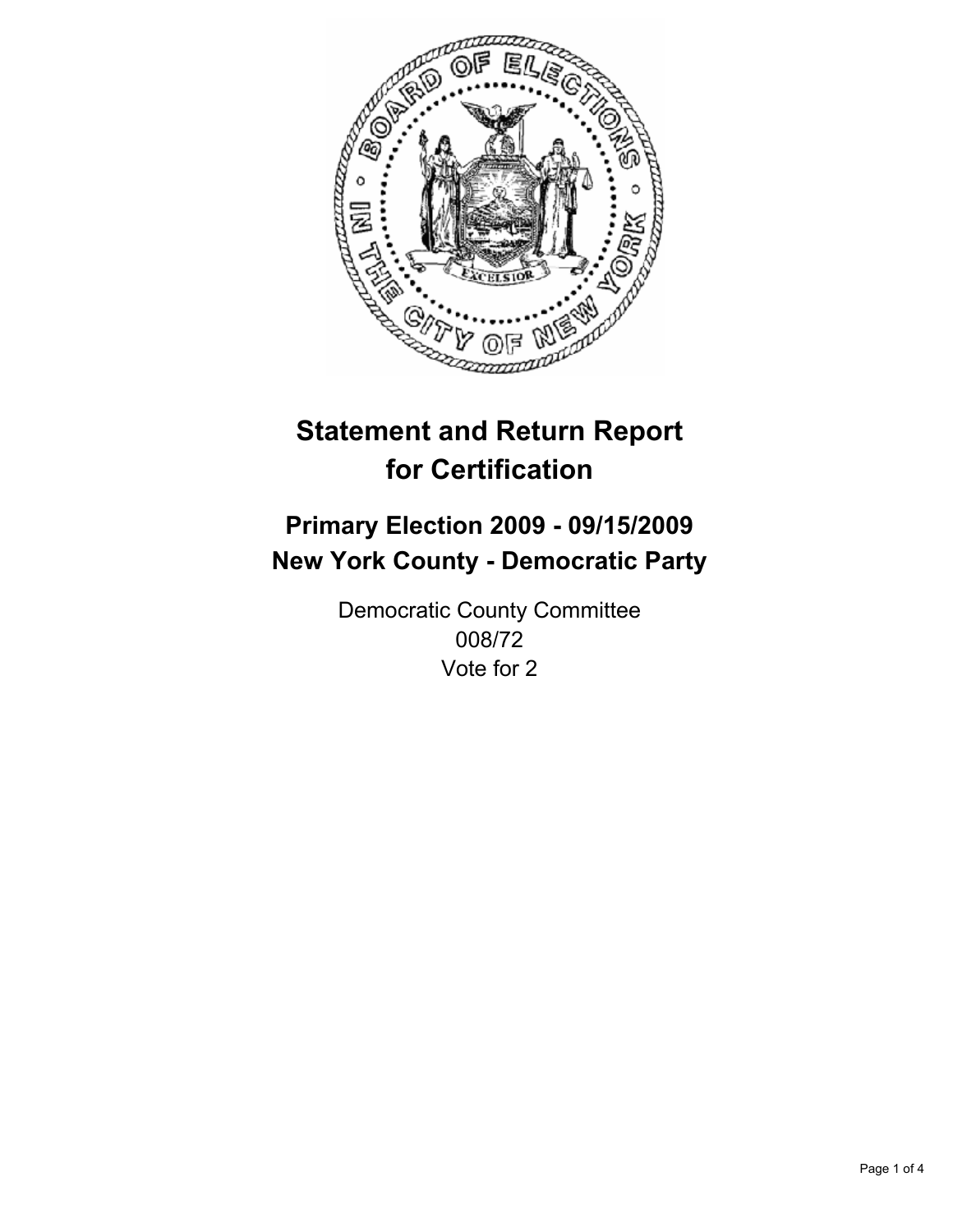# Statement and Return Report for Certification

## Primary Election 2009 - 09/15/2009
## New York County - Democratic Party

Democratic County Committee
008/72
Vote for 2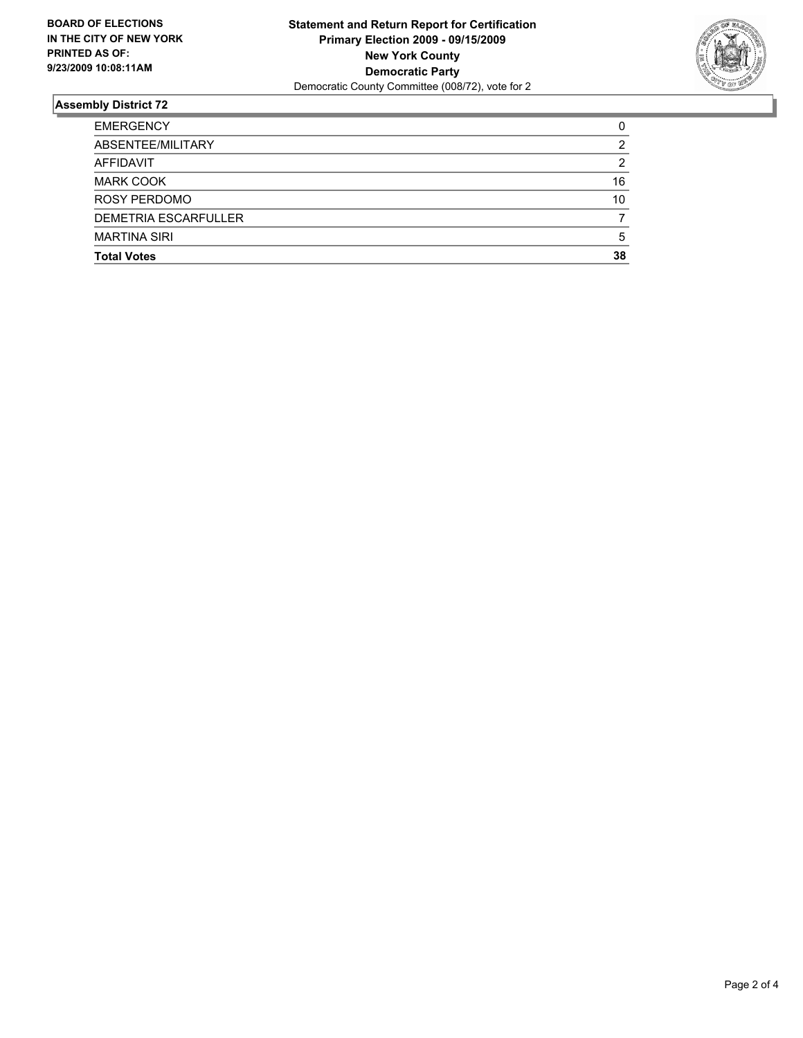**BOARD OF ELECTIONS IN THE CITY OF NEW YORK PRINTED AS OF: 9/23/2009 10:08:11AM**

**Statement and Return Report for Certification**
**Primary Election 2009 - 09/15/2009**
**New York County**
**Democratic Party**
Democratic County Committee (008/72), vote for 2

## Assembly District 72

| | |
|---|---|
| EMERGENCY | 0 |
| ABSENTEE/MILITARY | 2 |
| AFFIDAVIT | 2 |
| MARK COOK | 16 |
| ROSY PERDOMO | 10 |
| DEMETRIA ESCARFULLER | 7 |
| MARTINA SIRI | 5 |
| **Total Votes** | **38** |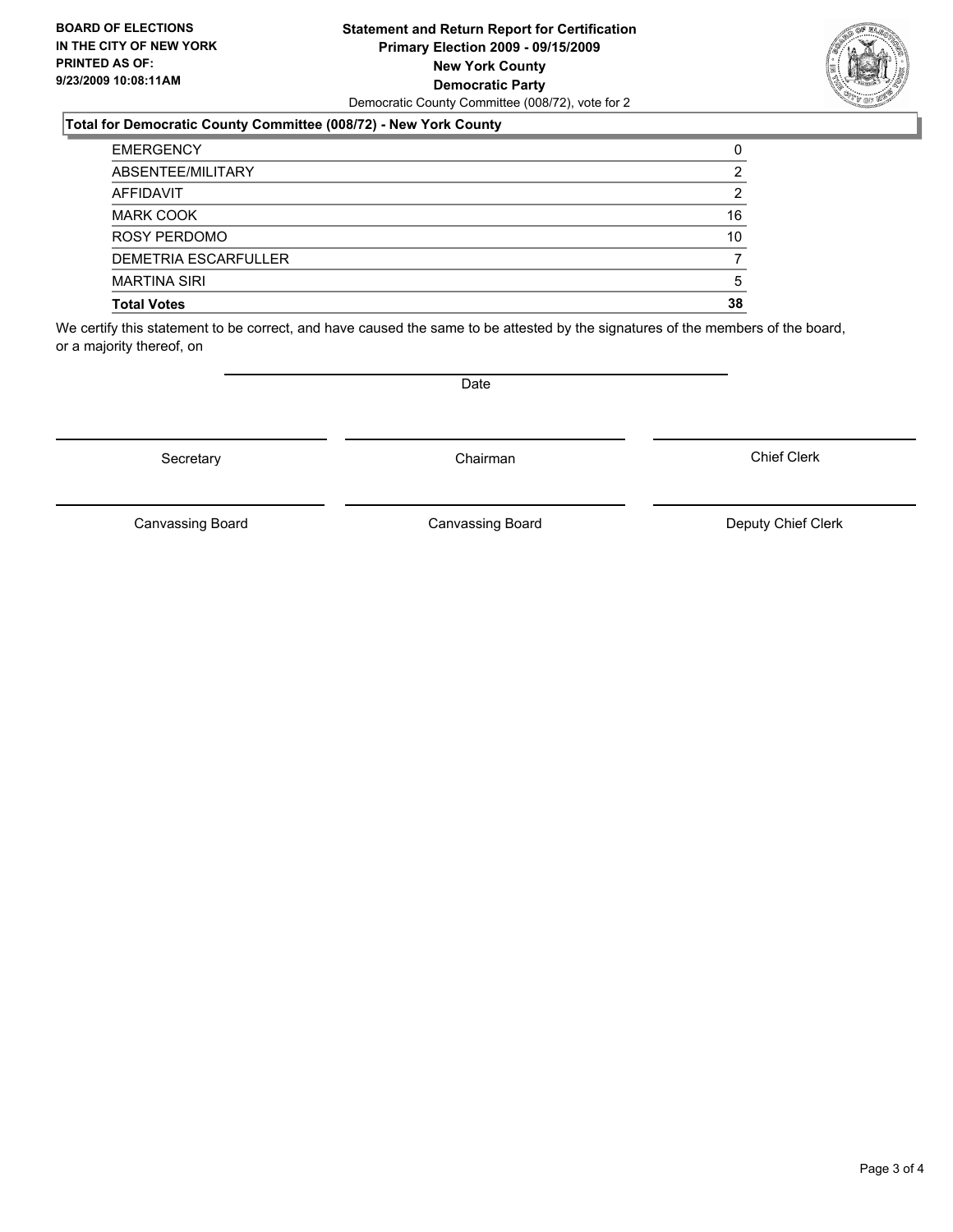**BOARD OF ELECTIONS IN THE CITY OF NEW YORK PRINTED AS OF: 9/23/2009 10:08:11AM**

**Statement and Return Report for Certification**
**Primary Election 2009 - 09/15/2009**
**New York County**
**Democratic Party**
Democratic County Committee (008/72), vote for 2

### Total for Democratic County Committee (008/72) - New York County

| | |
|---|---|
| EMERGENCY | 0 |
| ABSENTEE/MILITARY | 2 |
| AFFIDAVIT | 2 |
| MARK COOK | 16 |
| ROSY PERDOMO | 10 |
| DEMETRIA ESCARFULLER | 7 |
| MARTINA SIRI | 5 |
| **Total Votes** | **38** |

We certify this statement to be correct, and have caused the same to be attested by the signatures of the members of the board, or a majority thereof, on

Date

Secretary | Chairman | Chief Clerk

Canvassing Board | Canvassing Board | Deputy Chief Clerk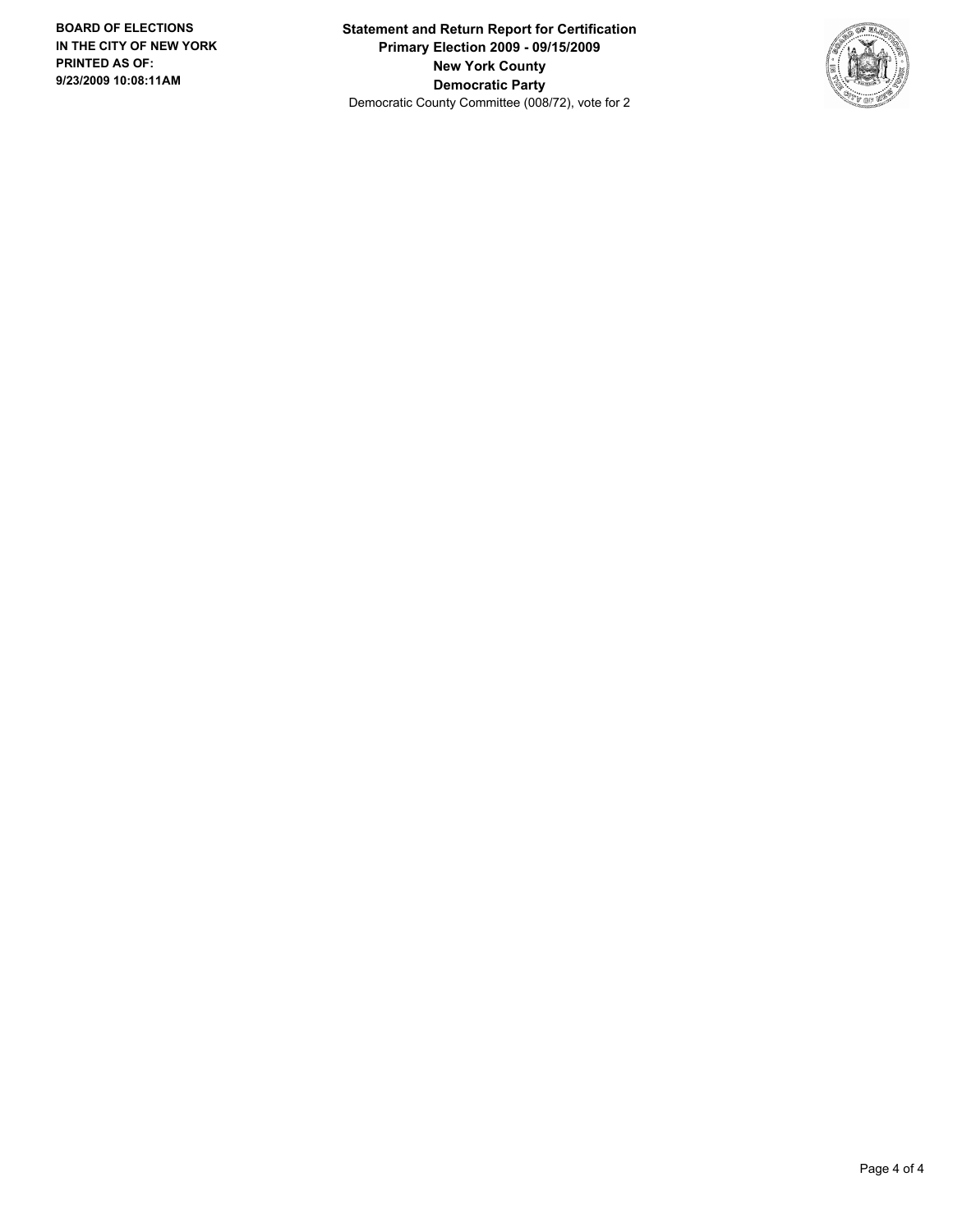**BOARD OF ELECTIONS IN THE CITY OF NEW YORK PRINTED AS OF: 9/23/2009 10:08:11AM**

**Statement and Return Report for Certification**
**Primary Election 2009 - 09/15/2009**
**New York County**
**Democratic Party**
Democratic County Committee (008/72), vote for 2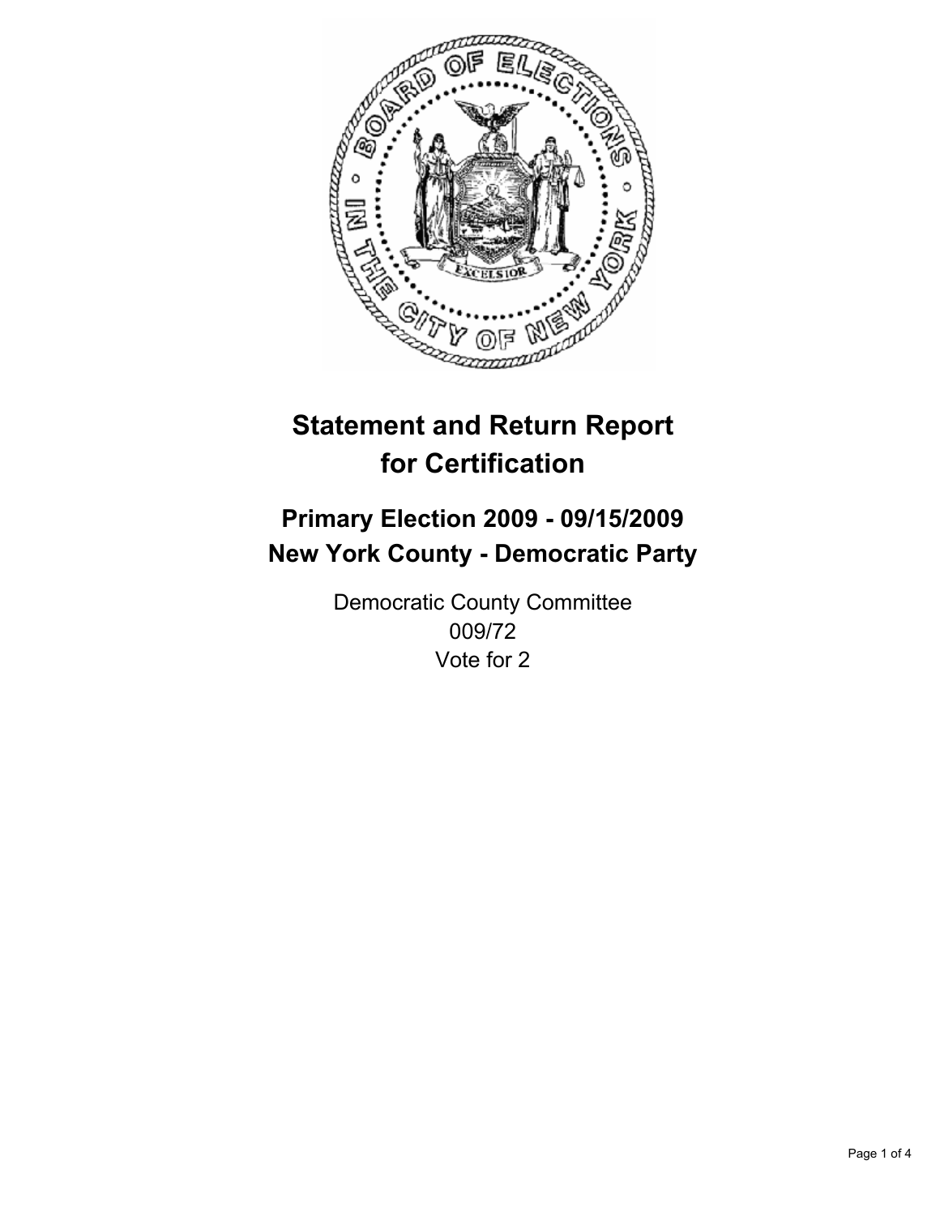# Statement and Return Report for Certification

## Primary Election 2009 - 09/15/2009
## New York County - Democratic Party

Democratic County Committee
009/72
Vote for 2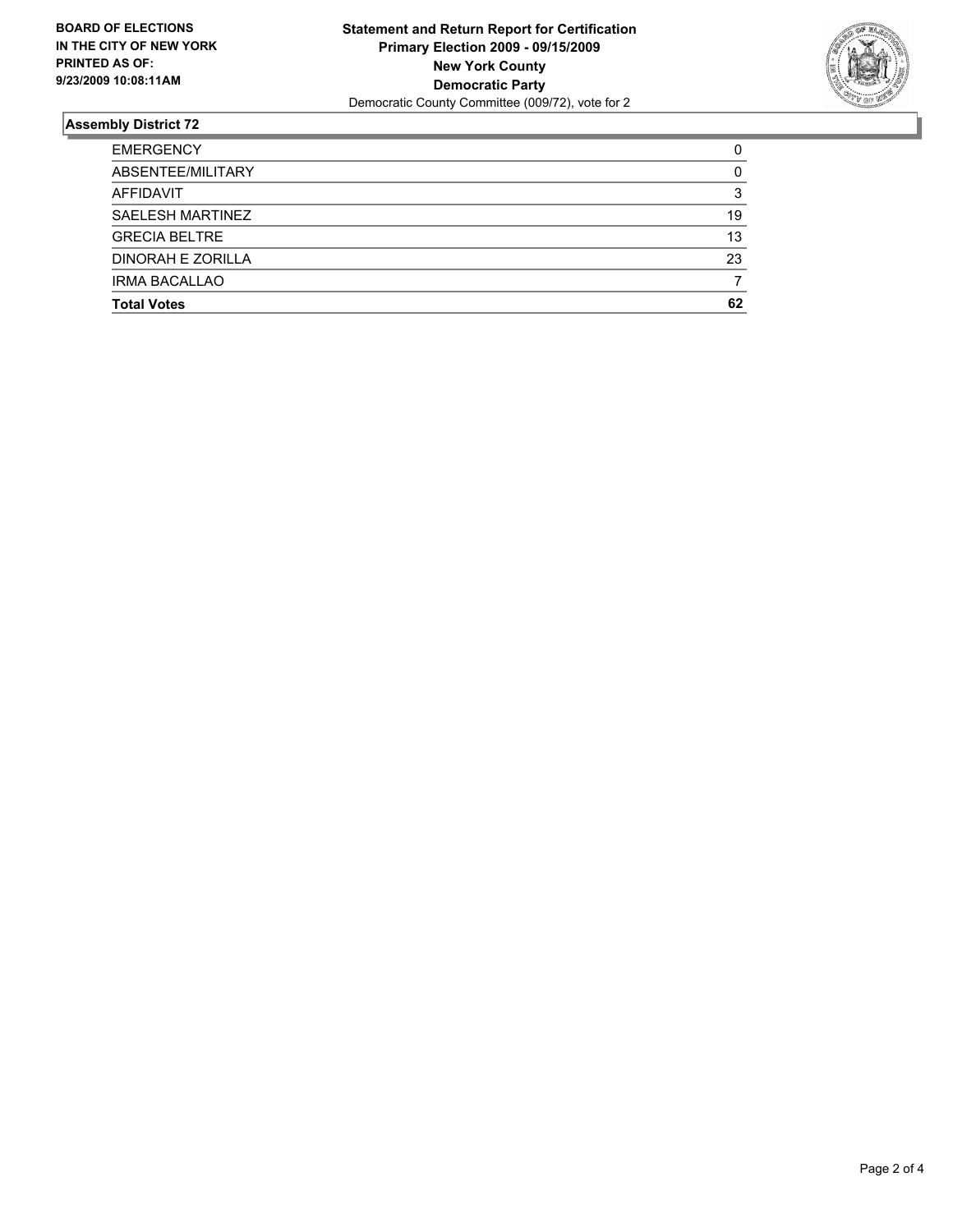**BOARD OF ELECTIONS IN THE CITY OF NEW YORK PRINTED AS OF: 9/23/2009 10:08:11AM**

**Statement and Return Report for Certification**
**Primary Election 2009 - 09/15/2009**
**New York County**
**Democratic Party**
Democratic County Committee (009/72), vote for 2

## Assembly District 72

| | |
|---|---|
| EMERGENCY | 0 |
| ABSENTEE/MILITARY | 0 |
| AFFIDAVIT | 3 |
| SAELESH MARTINEZ | 19 |
| GRECIA BELTRE | 13 |
| DINORAH E ZORILLA | 23 |
| IRMA BACALLAO | 7 |
| **Total Votes** | **62** |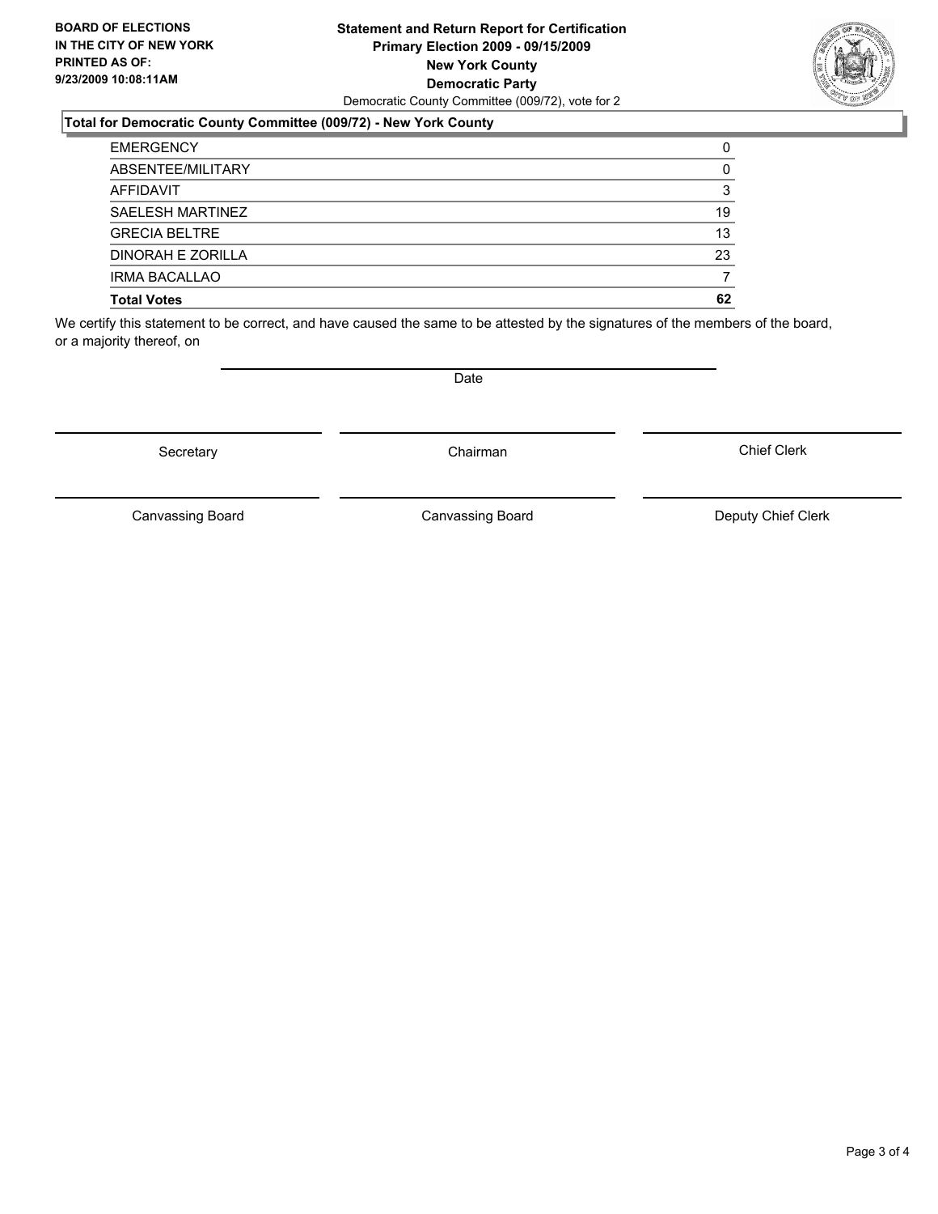**BOARD OF ELECTIONS IN THE CITY OF NEW YORK PRINTED AS OF: 9/23/2009 10:08:11AM**

**Statement and Return Report for Certification**
**Primary Election 2009 - 09/15/2009**
**New York County**
**Democratic Party**
Democratic County Committee (009/72), vote for 2

### Total for Democratic County Committee (009/72) - New York County

| | |
|---|---|
| EMERGENCY | 0 |
| ABSENTEE/MILITARY | 0 |
| AFFIDAVIT | 3 |
| SAELESH MARTINEZ | 19 |
| GRECIA BELTRE | 13 |
| DINORAH E ZORILLA | 23 |
| IRMA BACALLAO | 7 |
| **Total Votes** | **62** |

We certify this statement to be correct, and have caused the same to be attested by the signatures of the members of the board, or a majority thereof, on

Date

Secretary | Chairman | Chief Clerk

Canvassing Board | Canvassing Board | Deputy Chief Clerk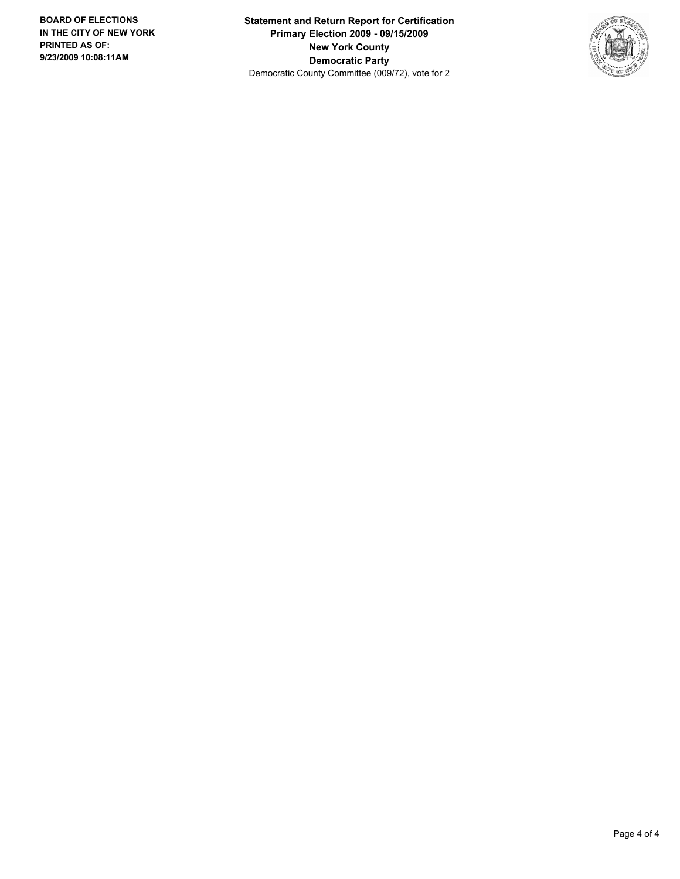**BOARD OF ELECTIONS IN THE CITY OF NEW YORK PRINTED AS OF: 9/23/2009 10:08:11AM**

**Statement and Return Report for Certification**
**Primary Election 2009 - 09/15/2009**
**New York County**
**Democratic Party**
Democratic County Committee (009/72), vote for 2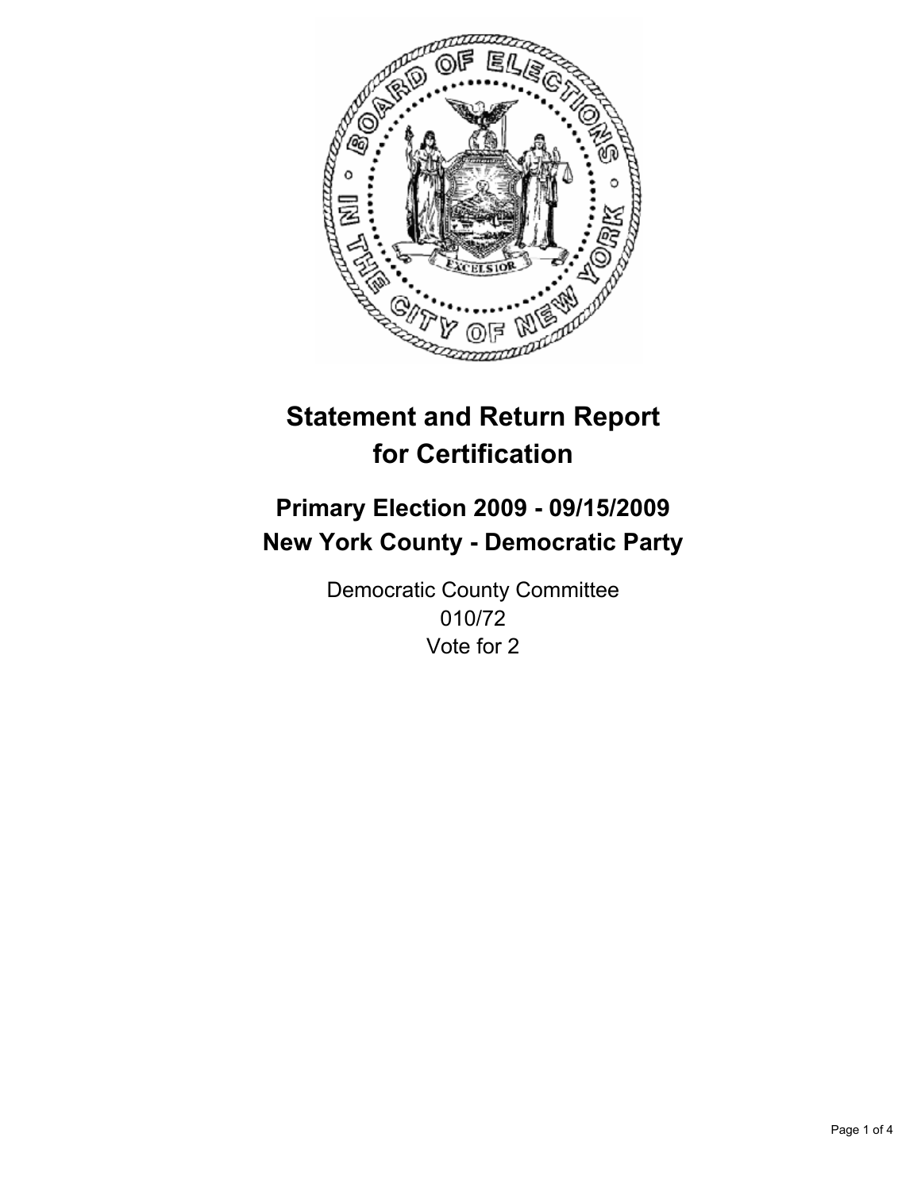# Statement and Return Report for Certification

## Primary Election 2009 - 09/15/2009
## New York County - Democratic Party

Democratic County Committee
010/72
Vote for 2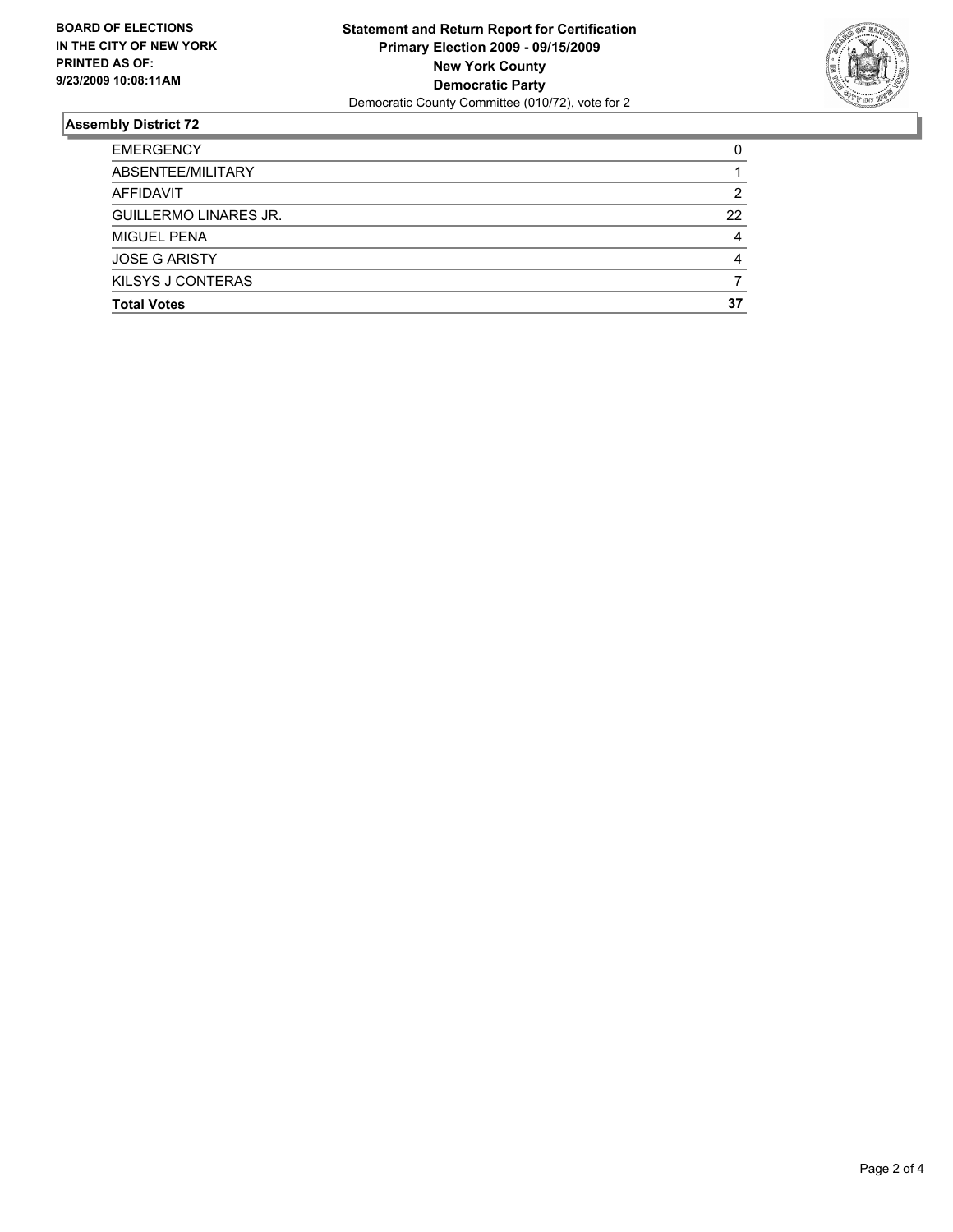**BOARD OF ELECTIONS IN THE CITY OF NEW YORK PRINTED AS OF: 9/23/2009 10:08:11AM**

**Statement and Return Report for Certification**
**Primary Election 2009 - 09/15/2009**
**New York County**
**Democratic Party**
Democratic County Committee (010/72), vote for 2

## Assembly District 72

| | |
|---|---|
| EMERGENCY | 0 |
| ABSENTEE/MILITARY | 1 |
| AFFIDAVIT | 2 |
| GUILLERMO LINARES JR. | 22 |
| MIGUEL PENA | 4 |
| JOSE G ARISTY | 4 |
| KILSYS J CONTERAS | 7 |
| **Total Votes** | **37** |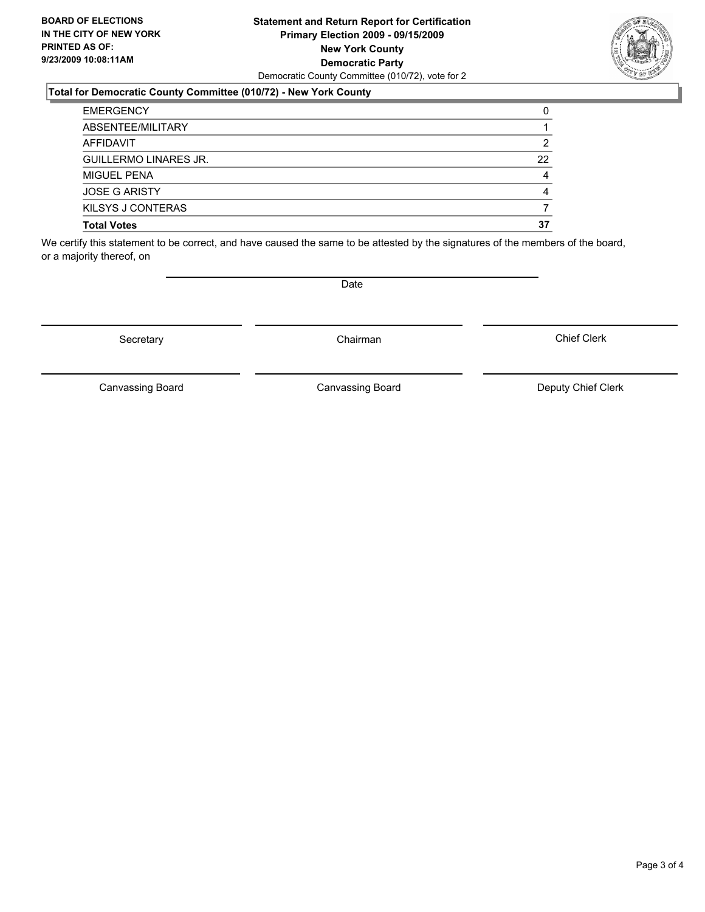**BOARD OF ELECTIONS IN THE CITY OF NEW YORK PRINTED AS OF: 9/23/2009 10:08:11AM**

# Statement and Return Report for Certification
## Primary Election 2009 - 09/15/2009
## New York County
## Democratic Party

Democratic County Committee (010/72), vote for 2

### Total for Democratic County Committee (010/72) - New York County

| | |
|---|---|
| EMERGENCY | 0 |
| ABSENTEE/MILITARY | 1 |
| AFFIDAVIT | 2 |
| GUILLERMO LINARES JR. | 22 |
| MIGUEL PENA | 4 |
| JOSE G ARISTY | 4 |
| KILSYS J CONTERAS | 7 |
| **Total Votes** | **37** |

We certify this statement to be correct, and have caused the same to be attested by the signatures of the members of the board, or a majority thereof, on

Date

Secretary | Chairman | Chief Clerk

Canvassing Board | Canvassing Board | Deputy Chief Clerk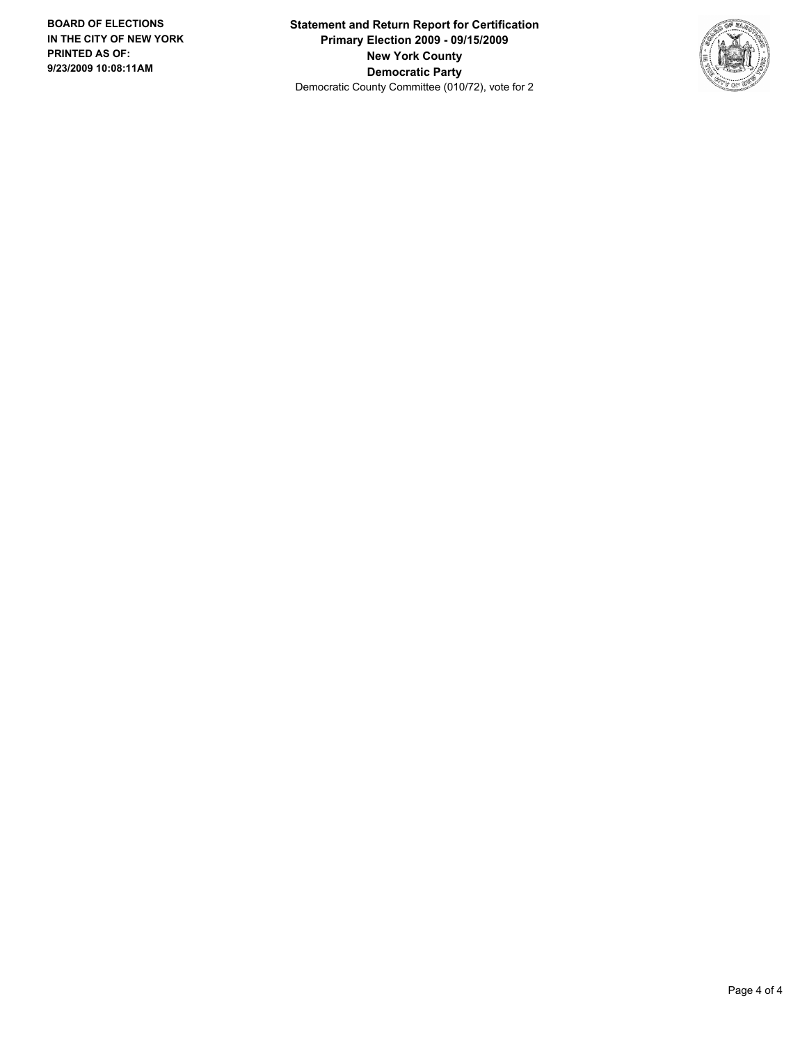**BOARD OF ELECTIONS IN THE CITY OF NEW YORK PRINTED AS OF: 9/23/2009 10:08:11AM**

**Statement and Return Report for Certification**
**Primary Election 2009 - 09/15/2009**
**New York County**
**Democratic Party**
Democratic County Committee (010/72), vote for 2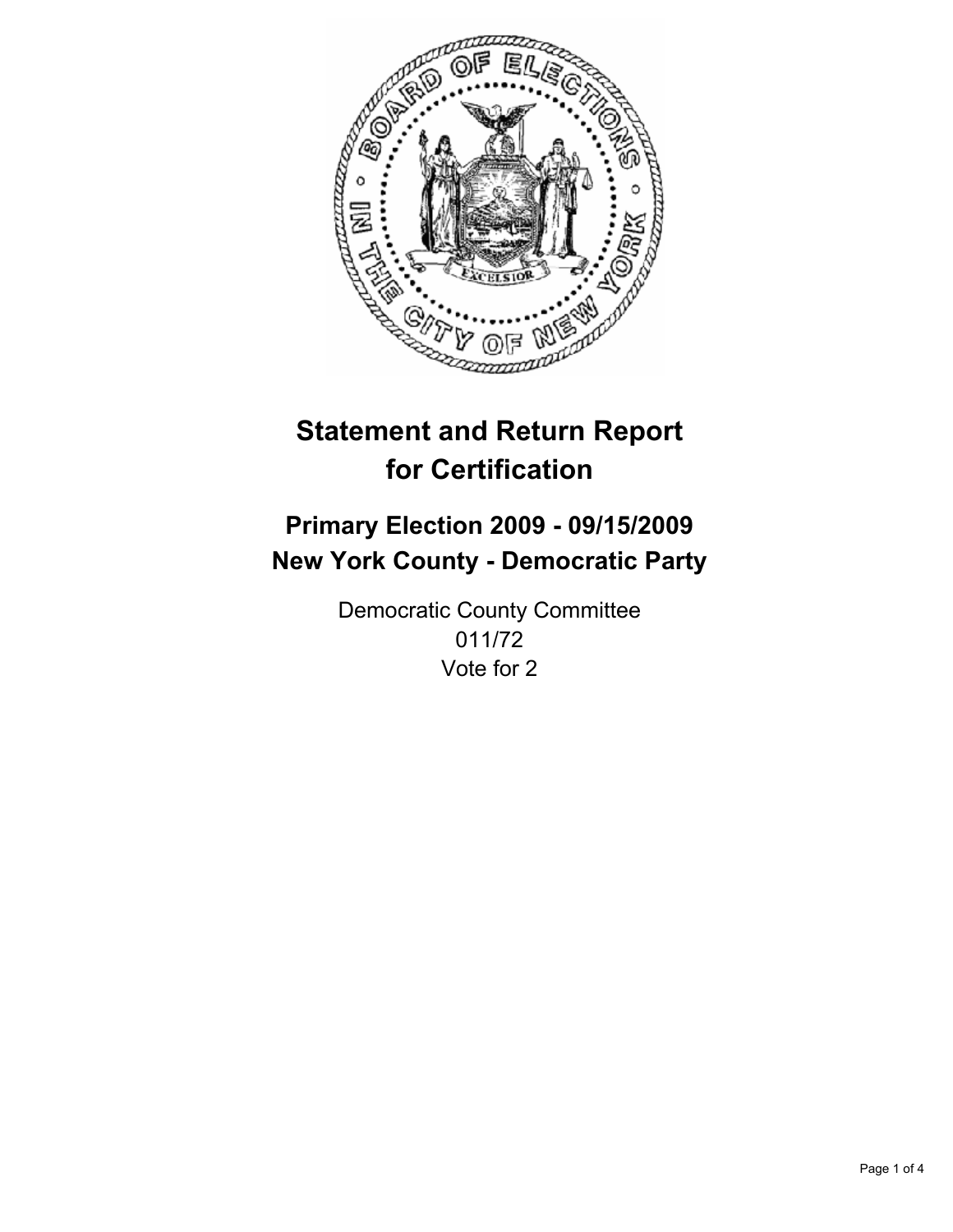# Statement and Return Report for Certification

## Primary Election 2009 - 09/15/2009
## New York County - Democratic Party

Democratic County Committee
011/72
Vote for 2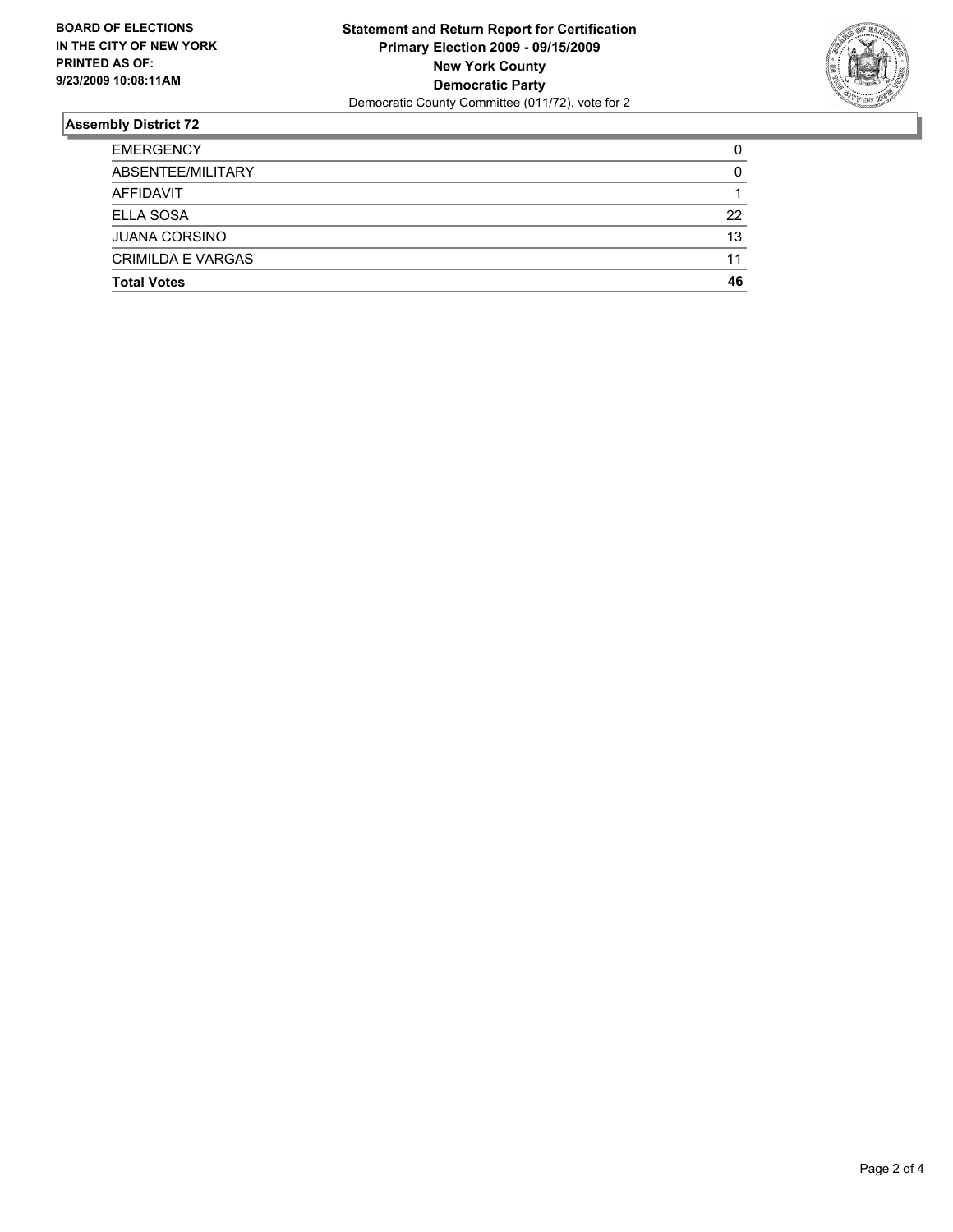**BOARD OF ELECTIONS IN THE CITY OF NEW YORK PRINTED AS OF: 9/23/2009 10:08:11AM**

**Statement and Return Report for Certification**
**Primary Election 2009 - 09/15/2009**
**New York County**
**Democratic Party**
Democratic County Committee (011/72), vote for 2

## Assembly District 72

| | |
|---|---|
| EMERGENCY | 0 |
| ABSENTEE/MILITARY | 0 |
| AFFIDAVIT | 1 |
| ELLA SOSA | 22 |
| JUANA CORSINO | 13 |
| CRIMILDA E VARGAS | 11 |
| **Total Votes** | **46** |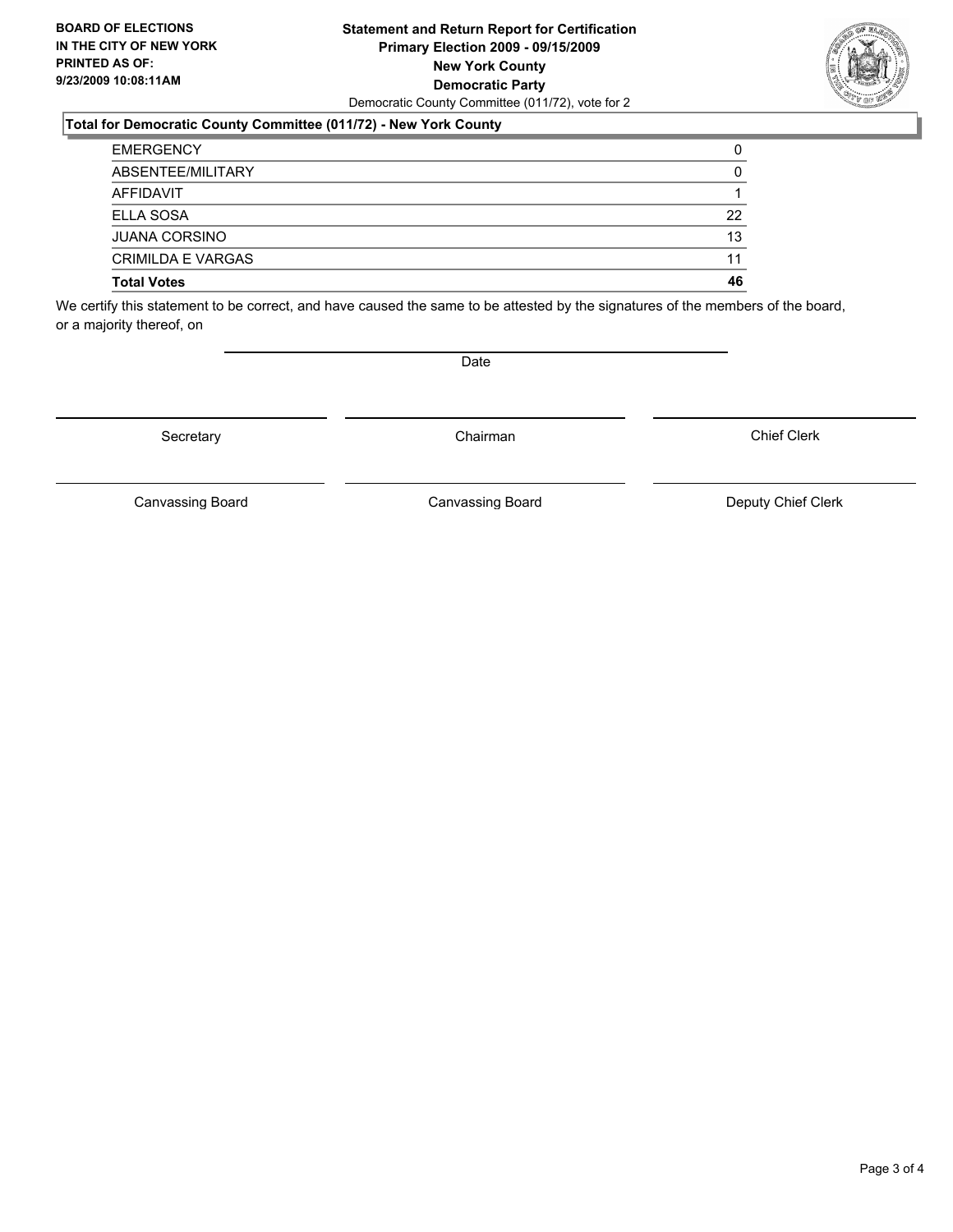**BOARD OF ELECTIONS IN THE CITY OF NEW YORK PRINTED AS OF: 9/23/2009 10:08:11AM**

**Statement and Return Report for Certification**
**Primary Election 2009 - 09/15/2009**
**New York County**
**Democratic Party**
Democratic County Committee (011/72), vote for 2

### Total for Democratic County Committee (011/72) - New York County

| | |
|---|---|
| EMERGENCY | 0 |
| ABSENTEE/MILITARY | 0 |
| AFFIDAVIT | 1 |
| ELLA SOSA | 22 |
| JUANA CORSINO | 13 |
| CRIMILDA E VARGAS | 11 |
| **Total Votes** | **46** |

We certify this statement to be correct, and have caused the same to be attested by the signatures of the members of the board, or a majority thereof, on

Date

Secretary | Chairman | Chief Clerk

Canvassing Board | Canvassing Board | Deputy Chief Clerk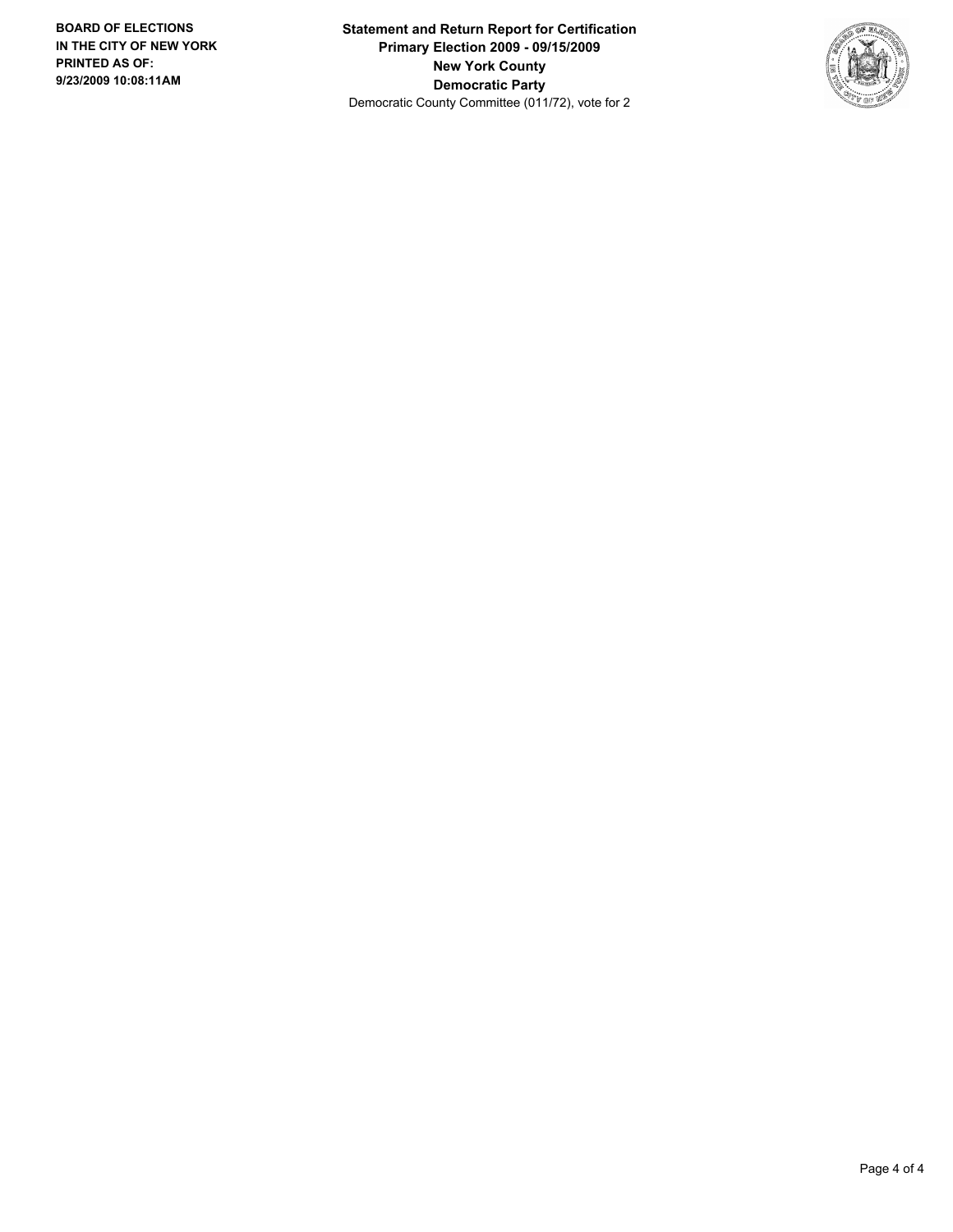**BOARD OF ELECTIONS IN THE CITY OF NEW YORK PRINTED AS OF: 9/23/2009 10:08:11AM**

**Statement and Return Report for Certification**
**Primary Election 2009 - 09/15/2009**
**New York County**
**Democratic Party**
Democratic County Committee (011/72), vote for 2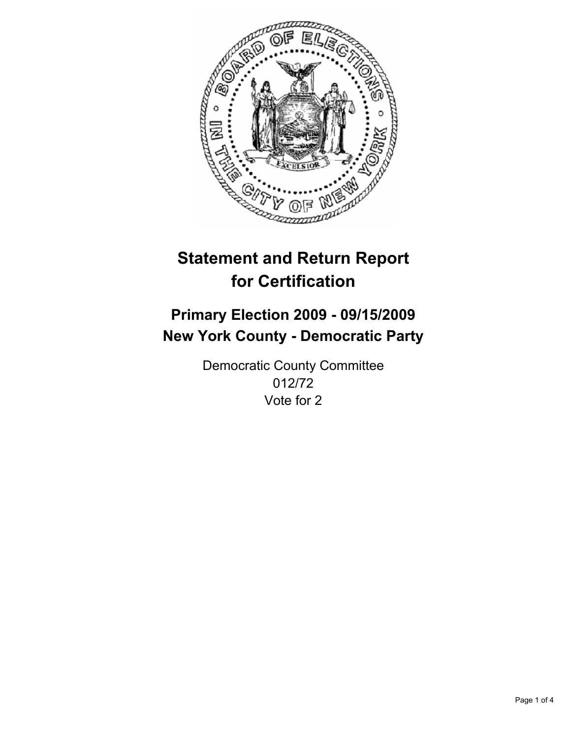# Statement and Return Report for Certification

## Primary Election 2009 - 09/15/2009
## New York County - Democratic Party

Democratic County Committee
012/72
Vote for 2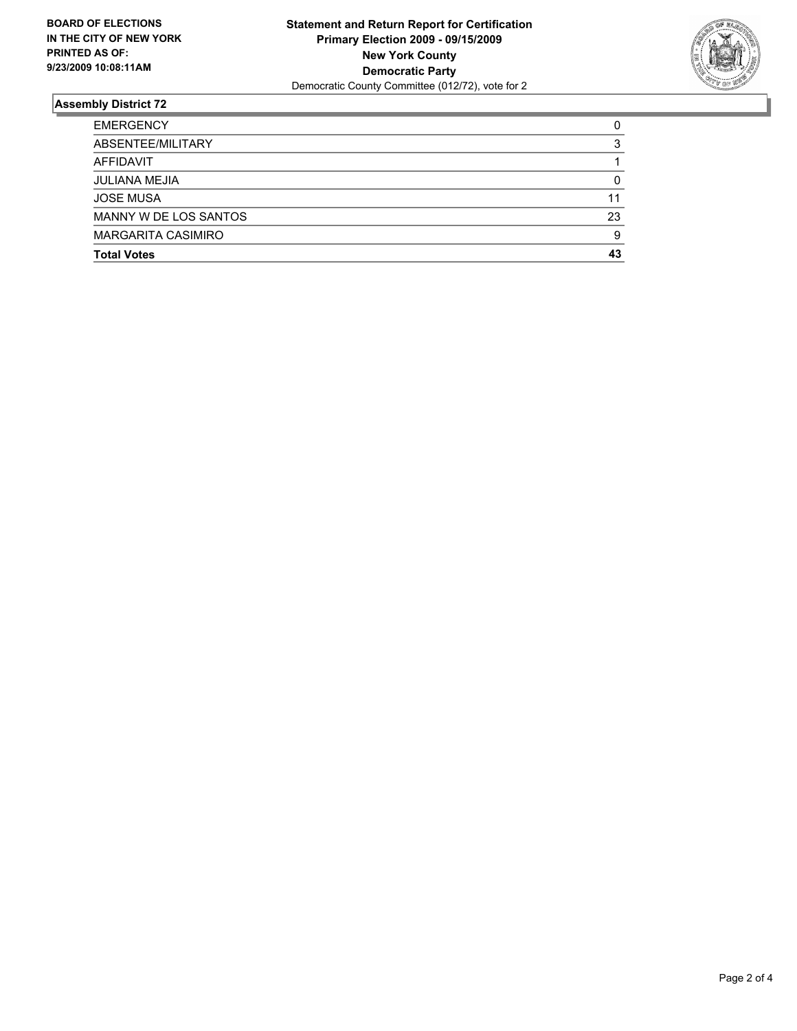**BOARD OF ELECTIONS IN THE CITY OF NEW YORK PRINTED AS OF: 9/23/2009 10:08:11AM**

**Statement and Return Report for Certification**
**Primary Election 2009 - 09/15/2009**
**New York County**
**Democratic Party**
Democratic County Committee (012/72), vote for 2

## Assembly District 72

| | |
|---|---|
| EMERGENCY | 0 |
| ABSENTEE/MILITARY | 3 |
| AFFIDAVIT | 1 |
| JULIANA MEJIA | 0 |
| JOSE MUSA | 11 |
| MANNY W DE LOS SANTOS | 23 |
| MARGARITA CASIMIRO | 9 |
| **Total Votes** | **43** |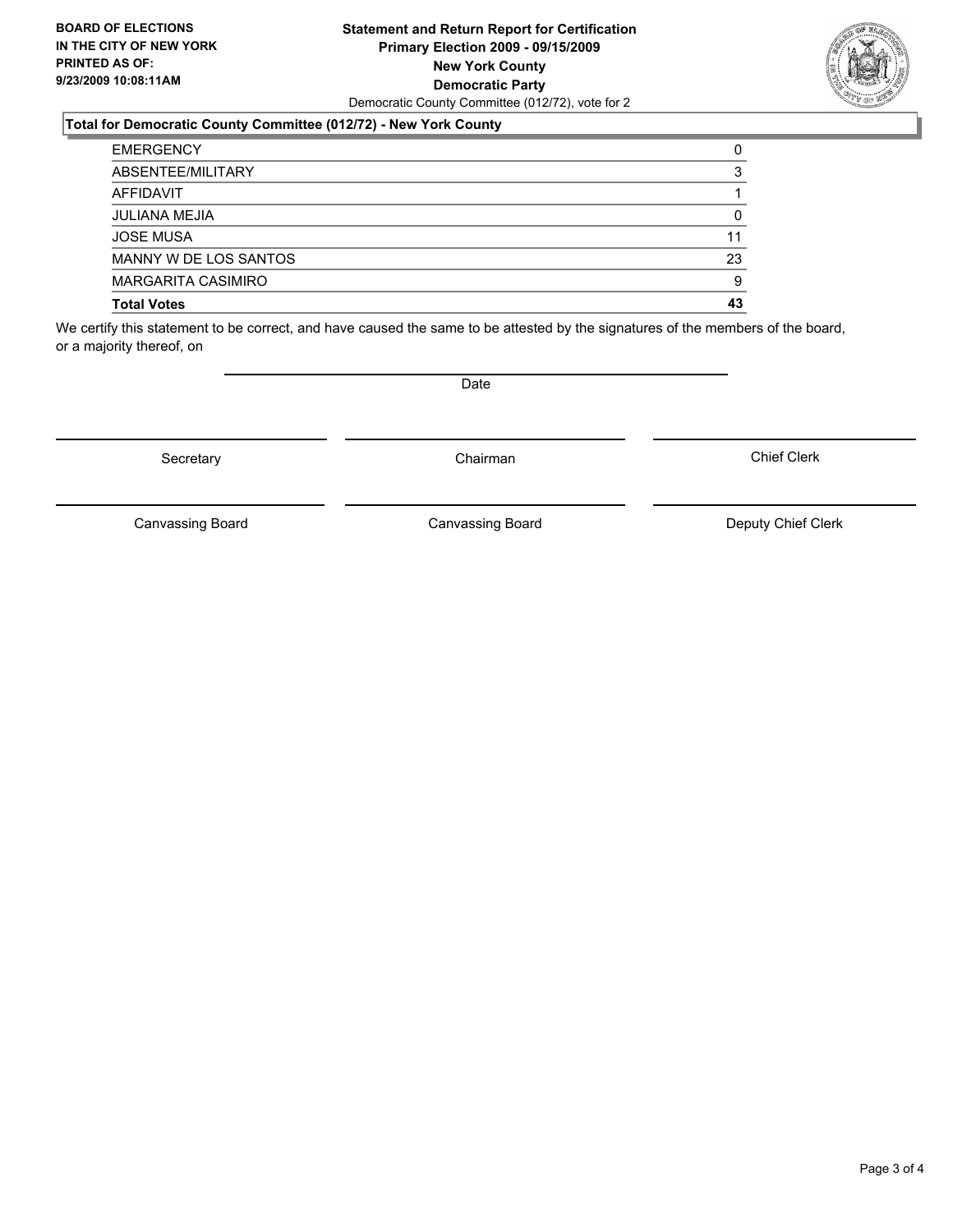**BOARD OF ELECTIONS IN THE CITY OF NEW YORK PRINTED AS OF: 9/23/2009 10:08:11AM**

**Statement and Return Report for Certification**
**Primary Election 2009 - 09/15/2009**
**New York County**
**Democratic Party**
Democratic County Committee (012/72), vote for 2

## Total for Democratic County Committee (012/72) - New York County

| | |
|---|---|
| EMERGENCY | 0 |
| ABSENTEE/MILITARY | 3 |
| AFFIDAVIT | 1 |
| JULIANA MEJIA | 0 |
| JOSE MUSA | 11 |
| MANNY W DE LOS SANTOS | 23 |
| MARGARITA CASIMIRO | 9 |
| **Total Votes** | **43** |

We certify this statement to be correct, and have caused the same to be attested by the signatures of the members of the board, or a majority thereof, on

Date

Secretary | Chairman | Chief Clerk

Canvassing Board | Canvassing Board | Deputy Chief Clerk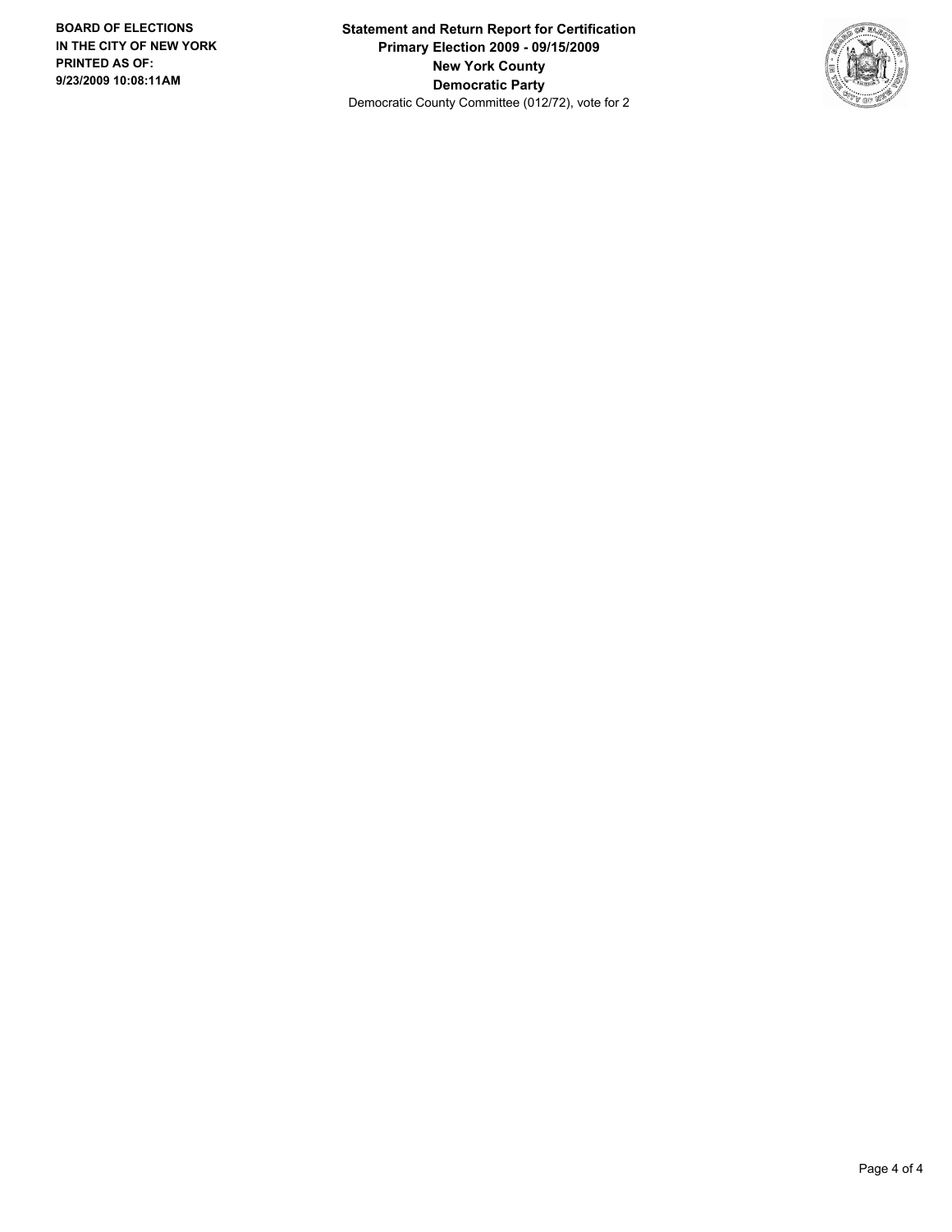**BOARD OF ELECTIONS IN THE CITY OF NEW YORK PRINTED AS OF: 9/23/2009 10:08:11AM**

**Statement and Return Report for Certification**
**Primary Election 2009 - 09/15/2009**
**New York County**
**Democratic Party**
Democratic County Committee (012/72), vote for 2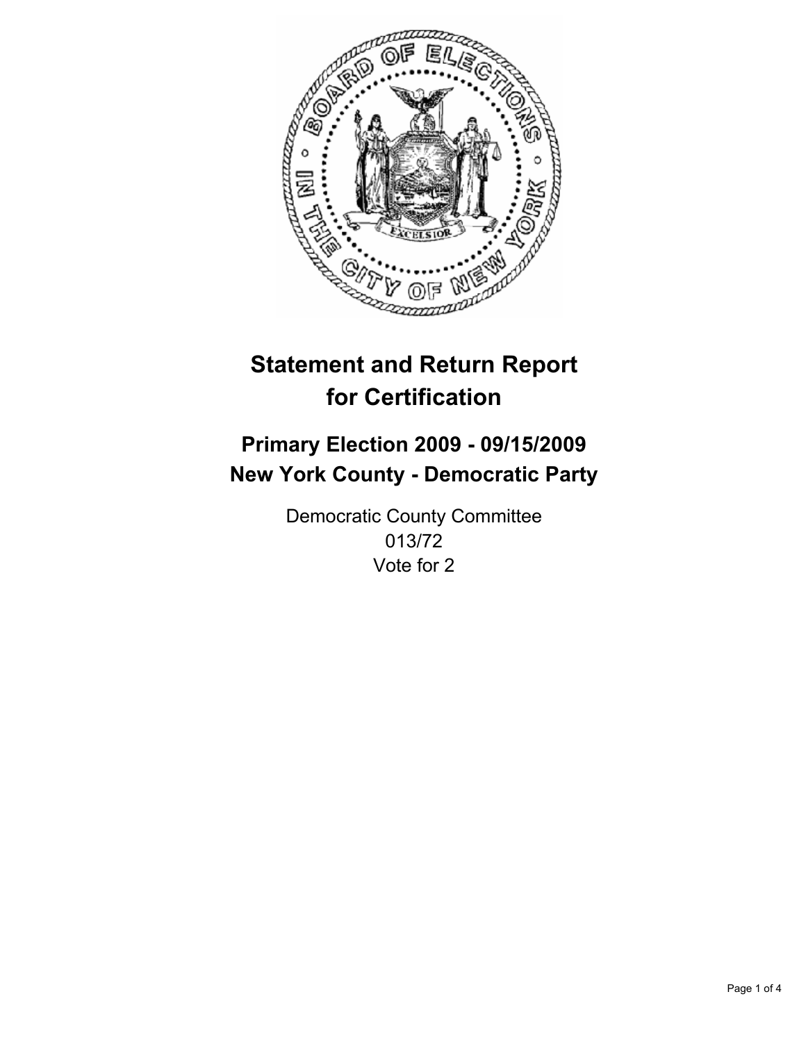# Statement and Return Report for Certification

## Primary Election 2009 - 09/15/2009
## New York County - Democratic Party

Democratic County Committee
013/72
Vote for 2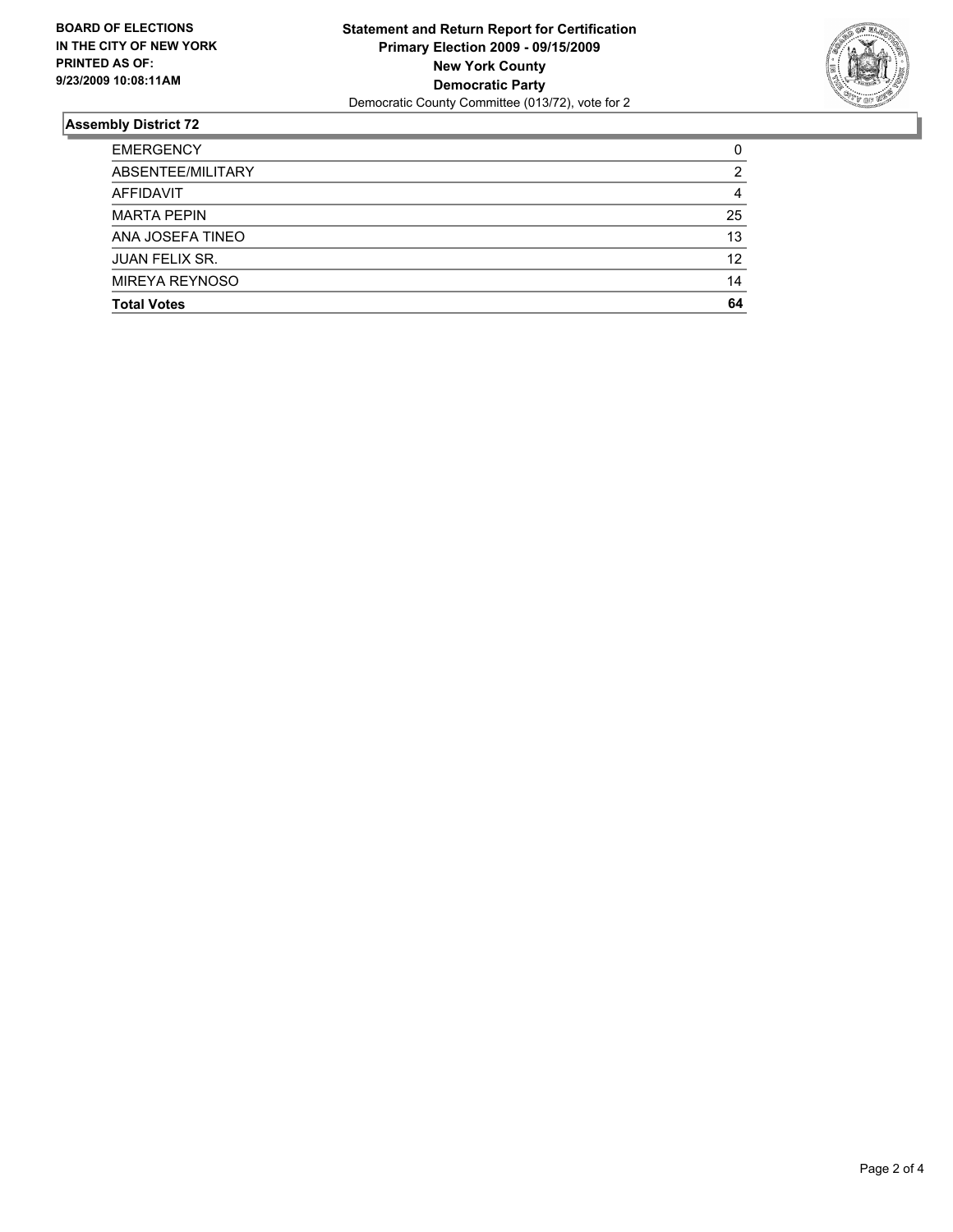**BOARD OF ELECTIONS IN THE CITY OF NEW YORK PRINTED AS OF: 9/23/2009 10:08:11AM**

**Statement and Return Report for Certification**
**Primary Election 2009 - 09/15/2009**
**New York County**
**Democratic Party**
Democratic County Committee (013/72), vote for 2

## Assembly District 72

| | |
|---|---|
| EMERGENCY | 0 |
| ABSENTEE/MILITARY | 2 |
| AFFIDAVIT | 4 |
| MARTA PEPIN | 25 |
| ANA JOSEFA TINEO | 13 |
| JUAN FELIX SR. | 12 |
| MIREYA REYNOSO | 14 |
| **Total Votes** | **64** |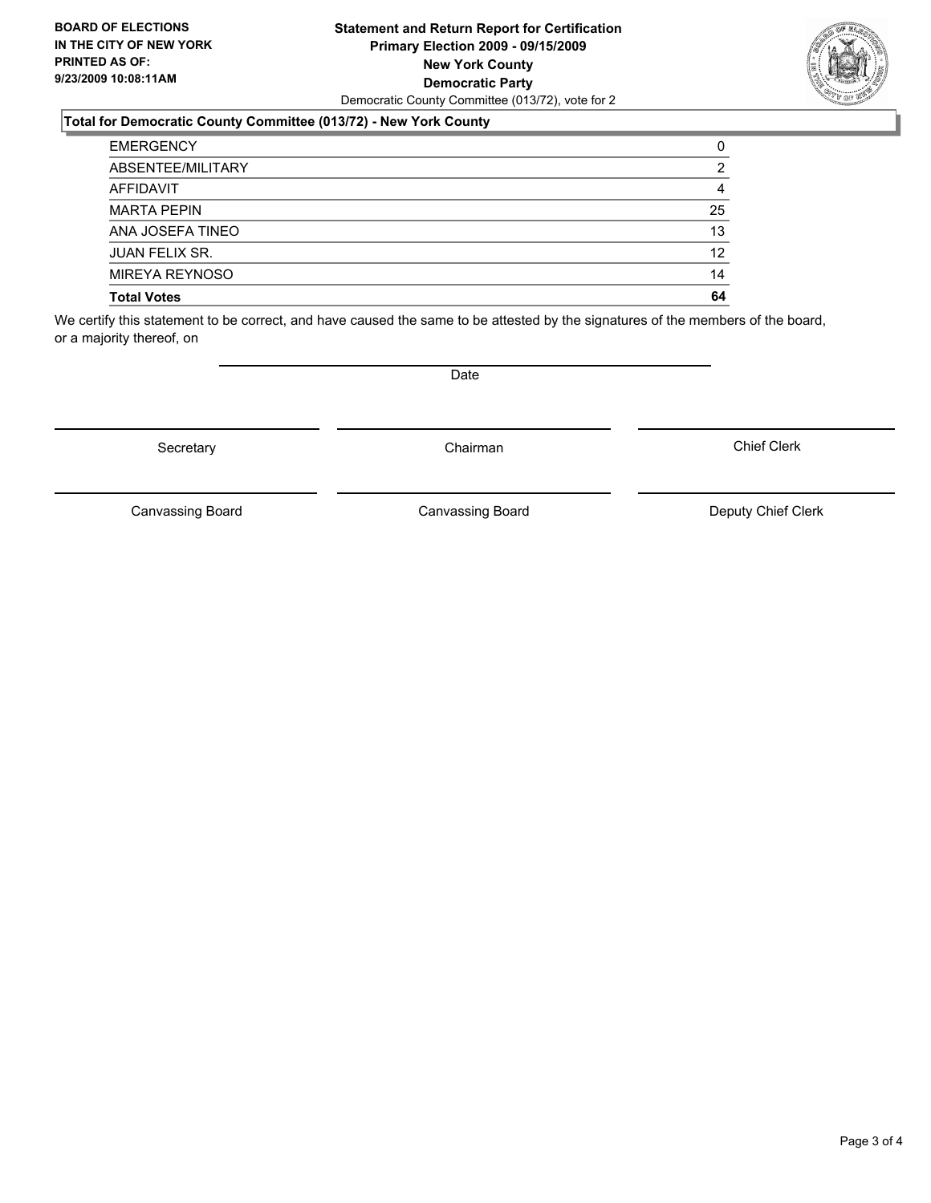**BOARD OF ELECTIONS IN THE CITY OF NEW YORK PRINTED AS OF: 9/23/2009 10:08:11AM**

**Statement and Return Report for Certification**
**Primary Election 2009 - 09/15/2009**
**New York County**
**Democratic Party**
Democratic County Committee (013/72), vote for 2

**Total for Democratic County Committee (013/72) - New York County**

| | |
|---|---|
| EMERGENCY | 0 |
| ABSENTEE/MILITARY | 2 |
| AFFIDAVIT | 4 |
| MARTA PEPIN | 25 |
| ANA JOSEFA TINEO | 13 |
| JUAN FELIX SR. | 12 |
| MIREYA REYNOSO | 14 |
| **Total Votes** | **64** |

We certify this statement to be correct, and have caused the same to be attested by the signatures of the members of the board, or a majority thereof, on

Date

Secretary | Chairman | Chief Clerk

Canvassing Board | Canvassing Board | Deputy Chief Clerk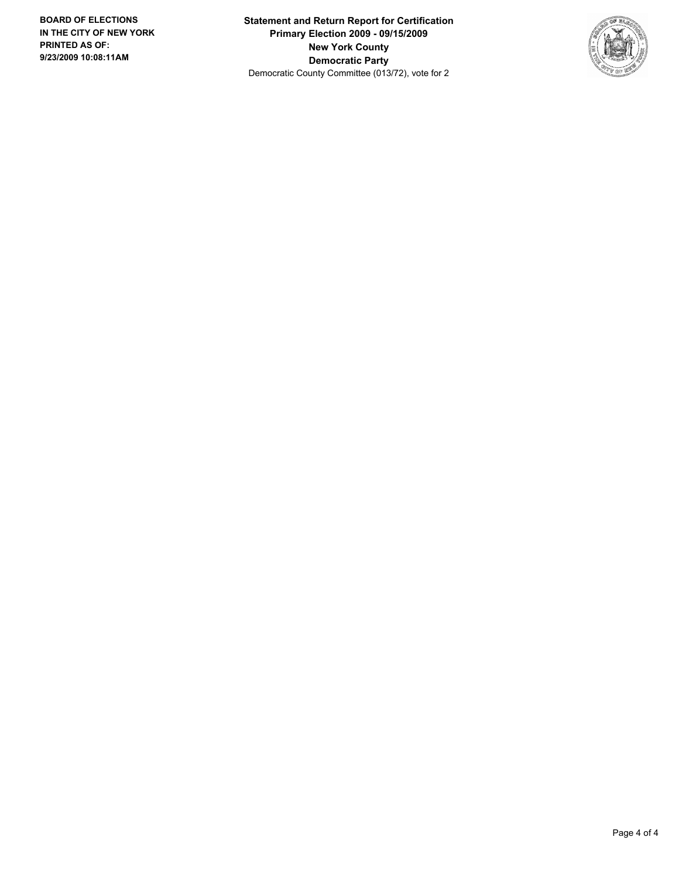**BOARD OF ELECTIONS IN THE CITY OF NEW YORK**
**PRINTED AS OF:**
**9/23/2009 10:08:11AM**

**Statement and Return Report for Certification**
**Primary Election 2009 - 09/15/2009**
**New York County**
**Democratic Party**
Democratic County Committee (013/72), vote for 2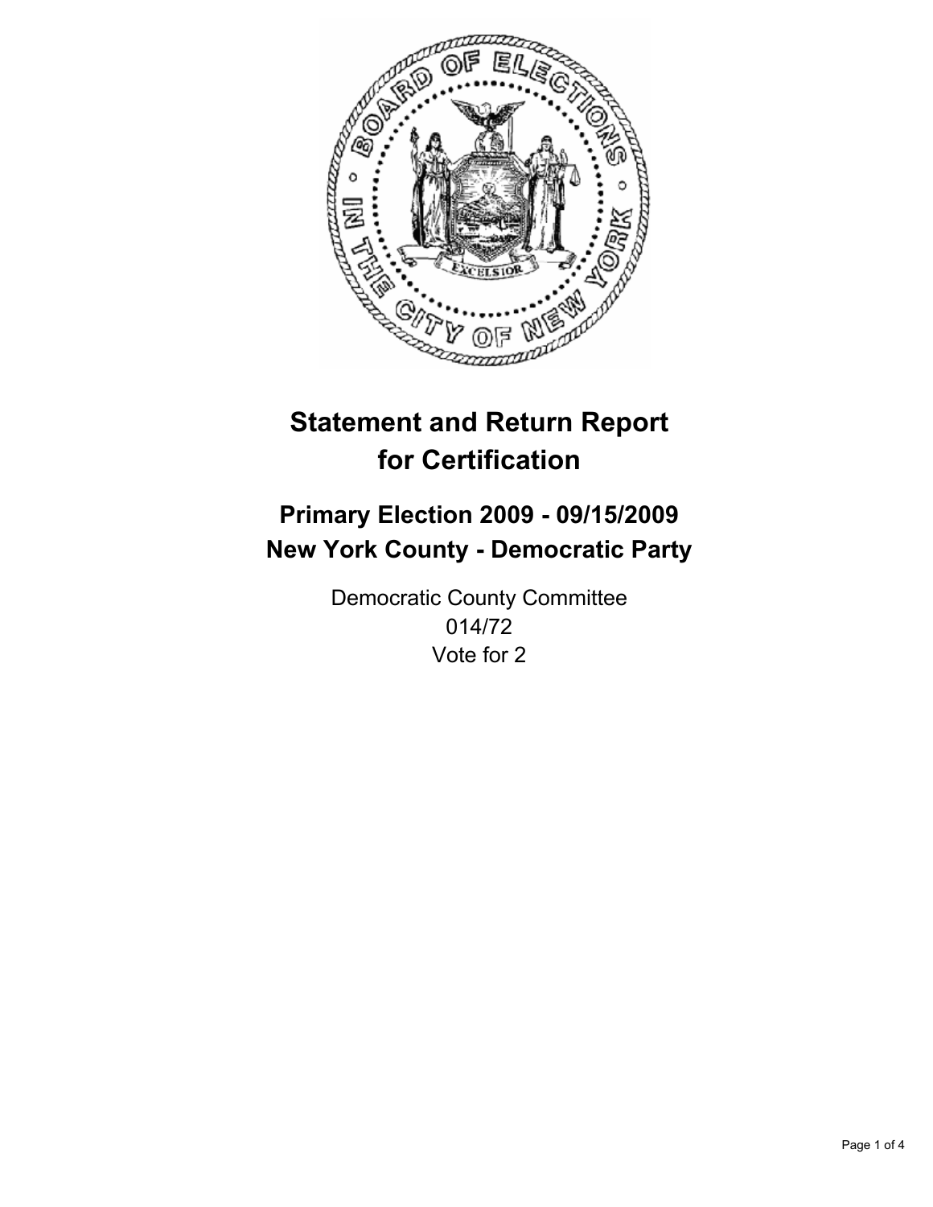# Statement and Return Report for Certification

## Primary Election 2009 - 09/15/2009
## New York County - Democratic Party

Democratic County Committee
014/72
Vote for 2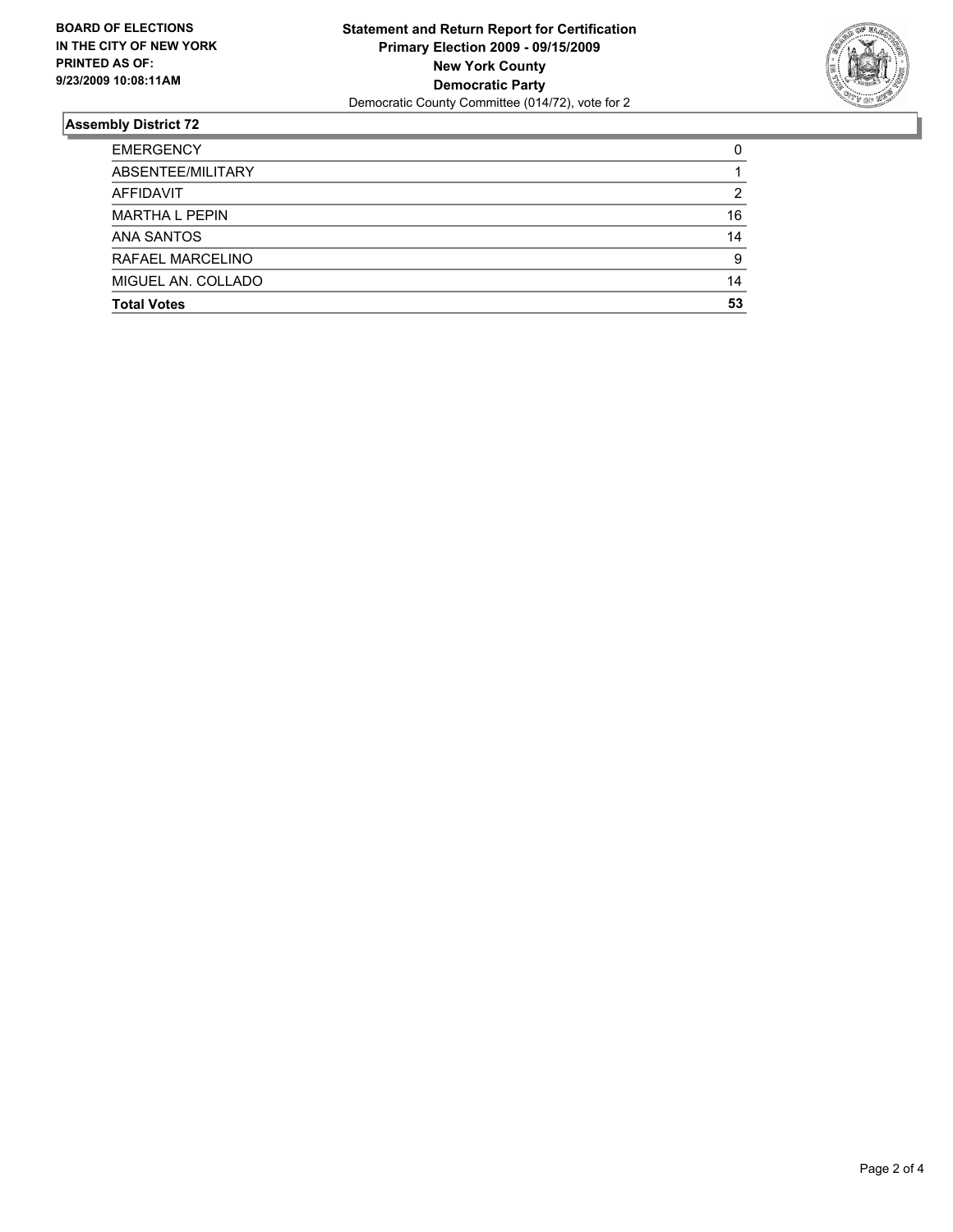**BOARD OF ELECTIONS IN THE CITY OF NEW YORK PRINTED AS OF: 9/23/2009 10:08:11AM**

**Statement and Return Report for Certification**
**Primary Election 2009 - 09/15/2009**
**New York County**
**Democratic Party**
Democratic County Committee (014/72), vote for 2

## Assembly District 72

| | |
|---|---|
| EMERGENCY | 0 |
| ABSENTEE/MILITARY | 1 |
| AFFIDAVIT | 2 |
| MARTHA L PEPIN | 16 |
| ANA SANTOS | 14 |
| RAFAEL MARCELINO | 9 |
| MIGUEL AN. COLLADO | 14 |
| **Total Votes** | **53** |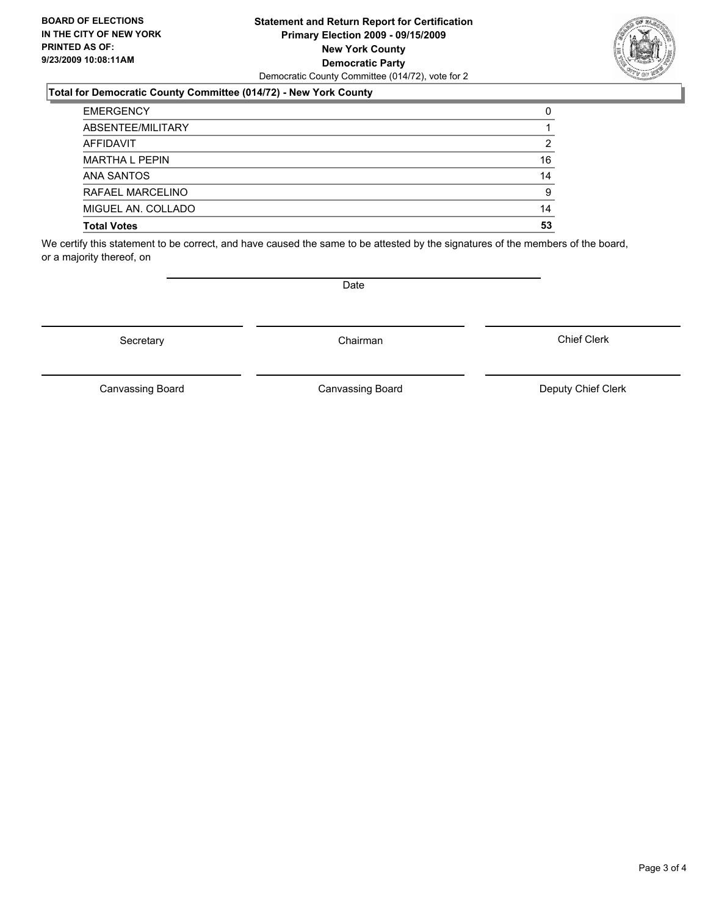**BOARD OF ELECTIONS IN THE CITY OF NEW YORK PRINTED AS OF: 9/23/2009 10:08:11AM**

**Statement and Return Report for Certification**
**Primary Election 2009 - 09/15/2009**
**New York County**
**Democratic Party**
Democratic County Committee (014/72), vote for 2

### Total for Democratic County Committee (014/72) - New York County

| | |
|---|---|
| EMERGENCY | 0 |
| ABSENTEE/MILITARY | 1 |
| AFFIDAVIT | 2 |
| MARTHA L PEPIN | 16 |
| ANA SANTOS | 14 |
| RAFAEL MARCELINO | 9 |
| MIGUEL AN. COLLADO | 14 |
| **Total Votes** | **53** |

We certify this statement to be correct, and have caused the same to be attested by the signatures of the members of the board, or a majority thereof, on

Date

Secretary | Chairman | Chief Clerk

Canvassing Board | Canvassing Board | Deputy Chief Clerk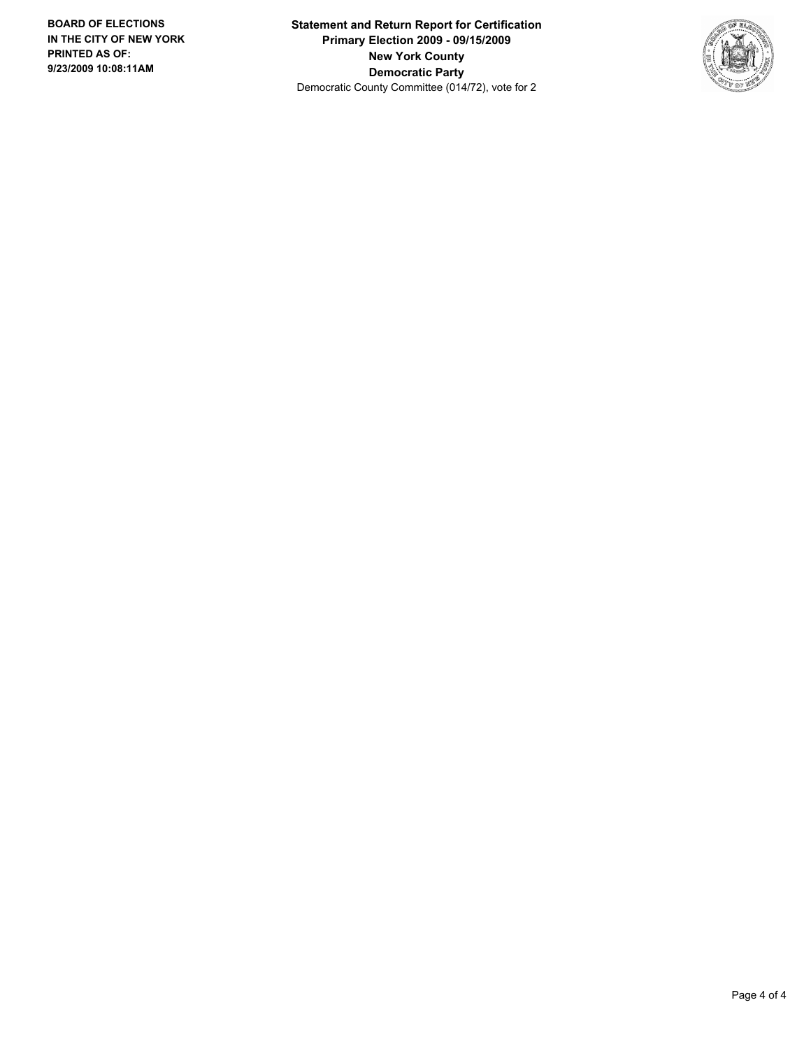**BOARD OF ELECTIONS IN THE CITY OF NEW YORK PRINTED AS OF: 9/23/2009 10:08:11AM**

**Statement and Return Report for Certification**
**Primary Election 2009 - 09/15/2009**
**New York County**
**Democratic Party**
Democratic County Committee (014/72), vote for 2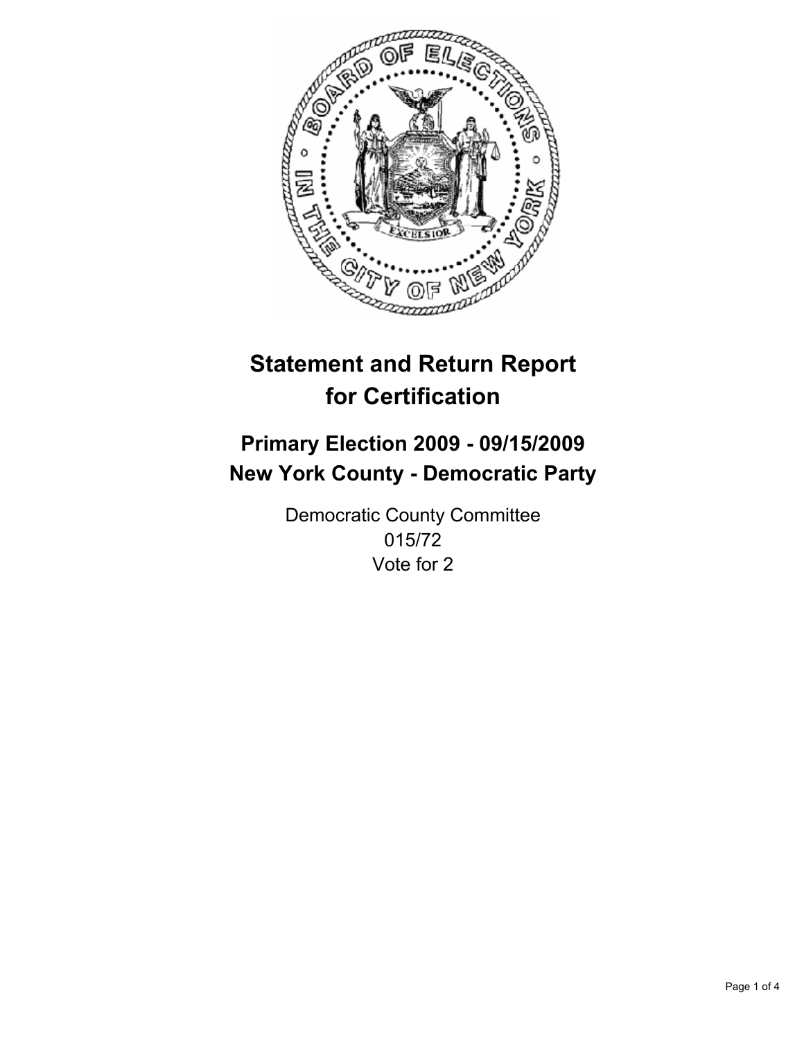# Statement and Return Report for Certification

## Primary Election 2009 - 09/15/2009
## New York County - Democratic Party

Democratic County Committee
015/72
Vote for 2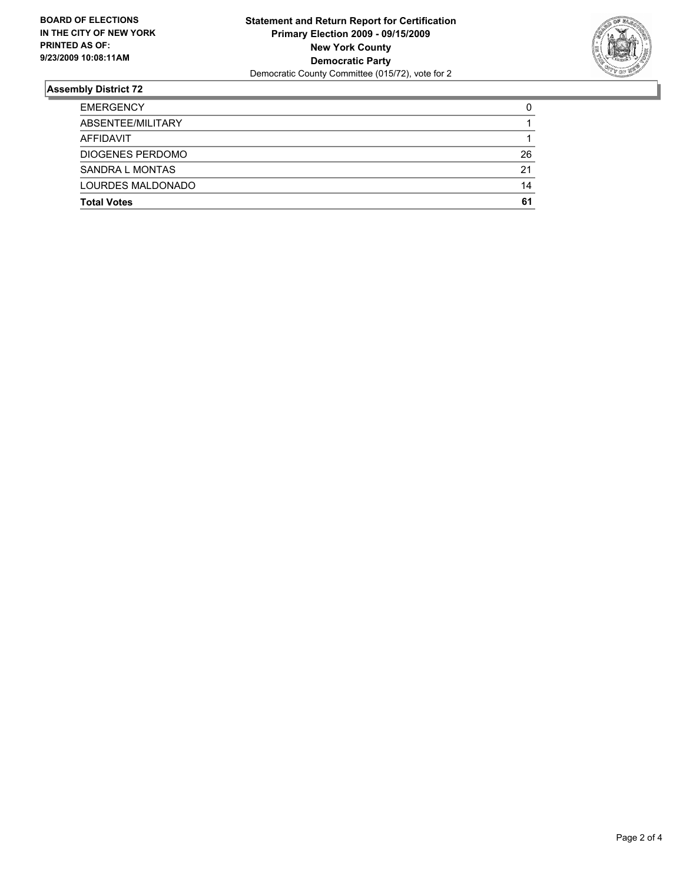**BOARD OF ELECTIONS IN THE CITY OF NEW YORK PRINTED AS OF: 9/23/2009 10:08:11AM**

**Statement and Return Report for Certification**
**Primary Election 2009 - 09/15/2009**
**New York County**
**Democratic Party**
Democratic County Committee (015/72), vote for 2

## Assembly District 72

| | |
|---|---|
| EMERGENCY | 0 |
| ABSENTEE/MILITARY | 1 |
| AFFIDAVIT | 1 |
| DIOGENES PERDOMO | 26 |
| SANDRA L MONTAS | 21 |
| LOURDES MALDONADO | 14 |
| **Total Votes** | **61** |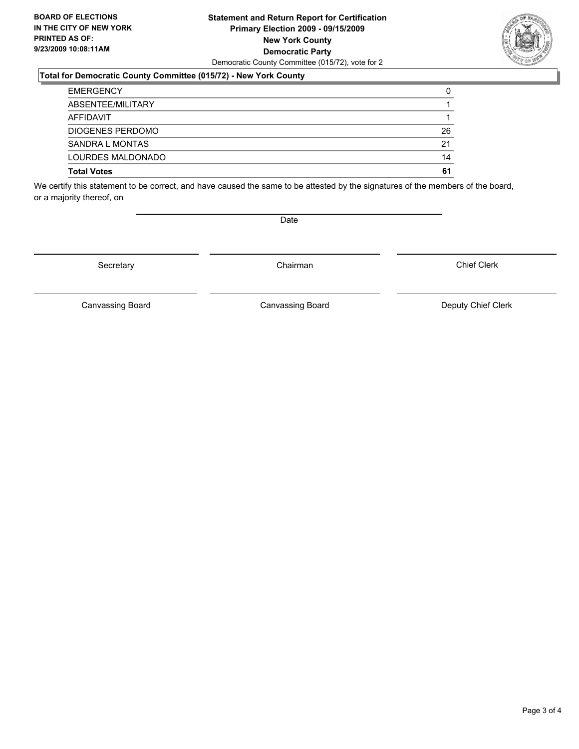BOARD OF ELECTIONS
IN THE CITY OF NEW YORK
PRINTED AS OF:
9/23/2009 10:08:11AM

**Statement and Return Report for Certification**
**Primary Election 2009 - 09/15/2009**
**New York County**
**Democratic Party**
Democratic County Committee (015/72), vote for 2

### Total for Democratic County Committee (015/72) - New York County

| | |
|---|---|
| EMERGENCY | 0 |
| ABSENTEE/MILITARY | 1 |
| AFFIDAVIT | 1 |
| DIOGENES PERDOMO | 26 |
| SANDRA L MONTAS | 21 |
| LOURDES MALDONADO | 14 |
| **Total Votes** | **61** |

We certify this statement to be correct, and have caused the same to be attested by the signatures of the members of the board, or a majority thereof, on

Date

Secretary

Chairman

Chief Clerk

Canvassing Board

Canvassing Board

Deputy Chief Clerk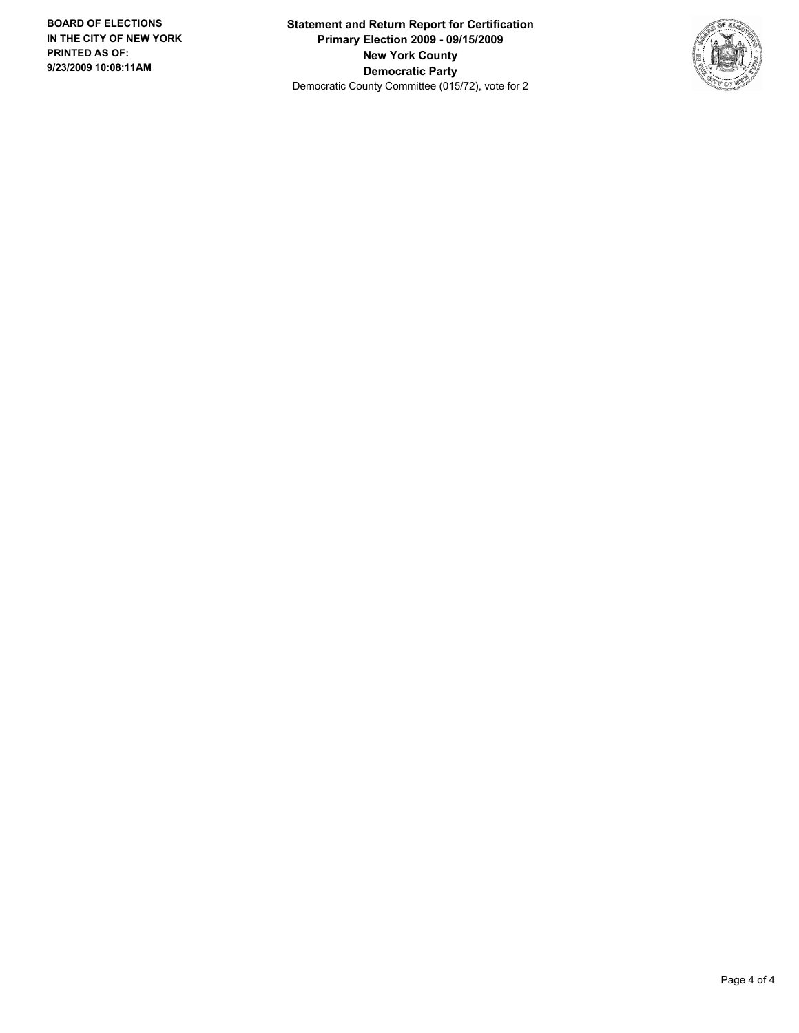**BOARD OF ELECTIONS IN THE CITY OF NEW YORK PRINTED AS OF: 9/23/2009 10:08:11AM**

**Statement and Return Report for Certification**
**Primary Election 2009 - 09/15/2009**
**New York County**
**Democratic Party**
Democratic County Committee (015/72), vote for 2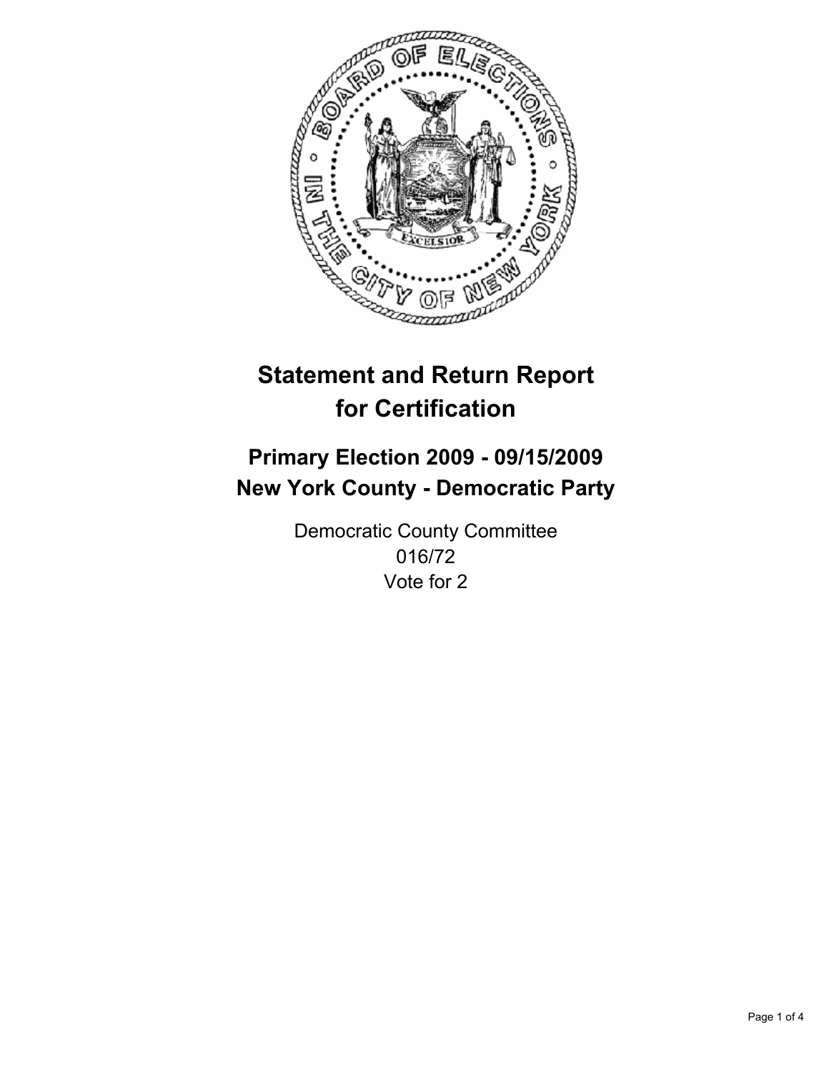# Statement and Return Report for Certification

## Primary Election 2009 - 09/15/2009
## New York County - Democratic Party

Democratic County Committee
016/72
Vote for 2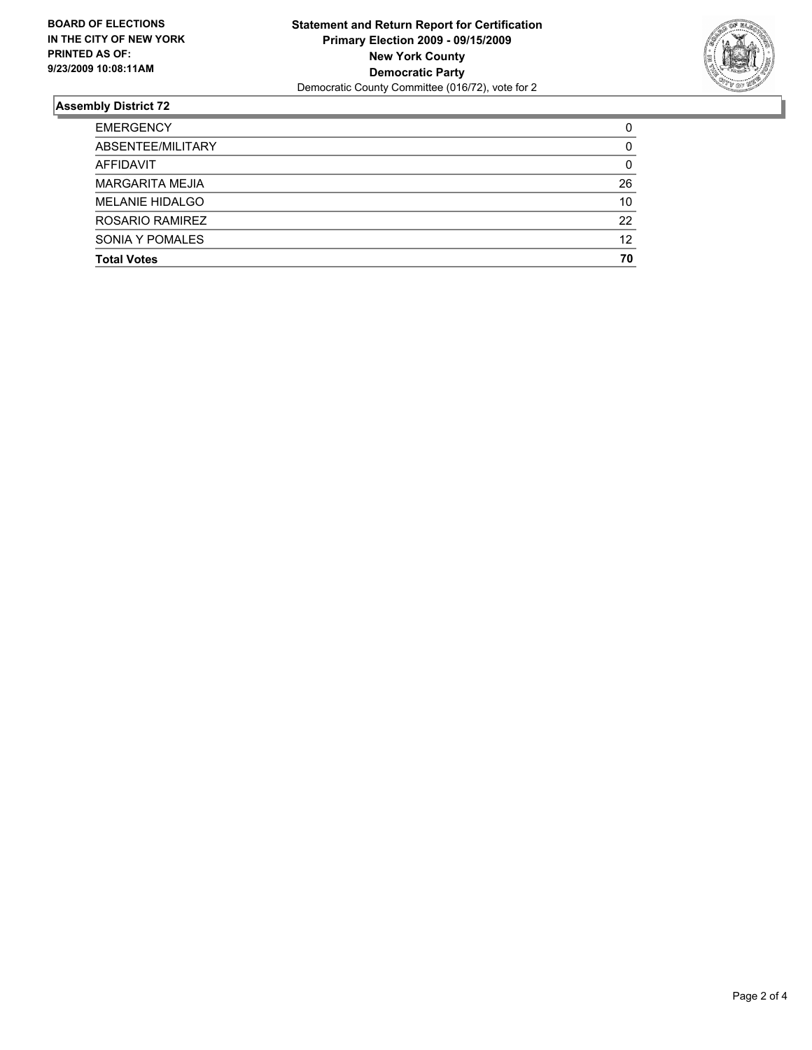**BOARD OF ELECTIONS IN THE CITY OF NEW YORK PRINTED AS OF: 9/23/2009 10:08:11AM**

**Statement and Return Report for Certification**
**Primary Election 2009 - 09/15/2009**
**New York County**
**Democratic Party**
Democratic County Committee (016/72), vote for 2

## Assembly District 72

| | |
|---|---|
| EMERGENCY | 0 |
| ABSENTEE/MILITARY | 0 |
| AFFIDAVIT | 0 |
| MARGARITA MEJIA | 26 |
| MELANIE HIDALGO | 10 |
| ROSARIO RAMIREZ | 22 |
| SONIA Y POMALES | 12 |
| **Total Votes** | **70** |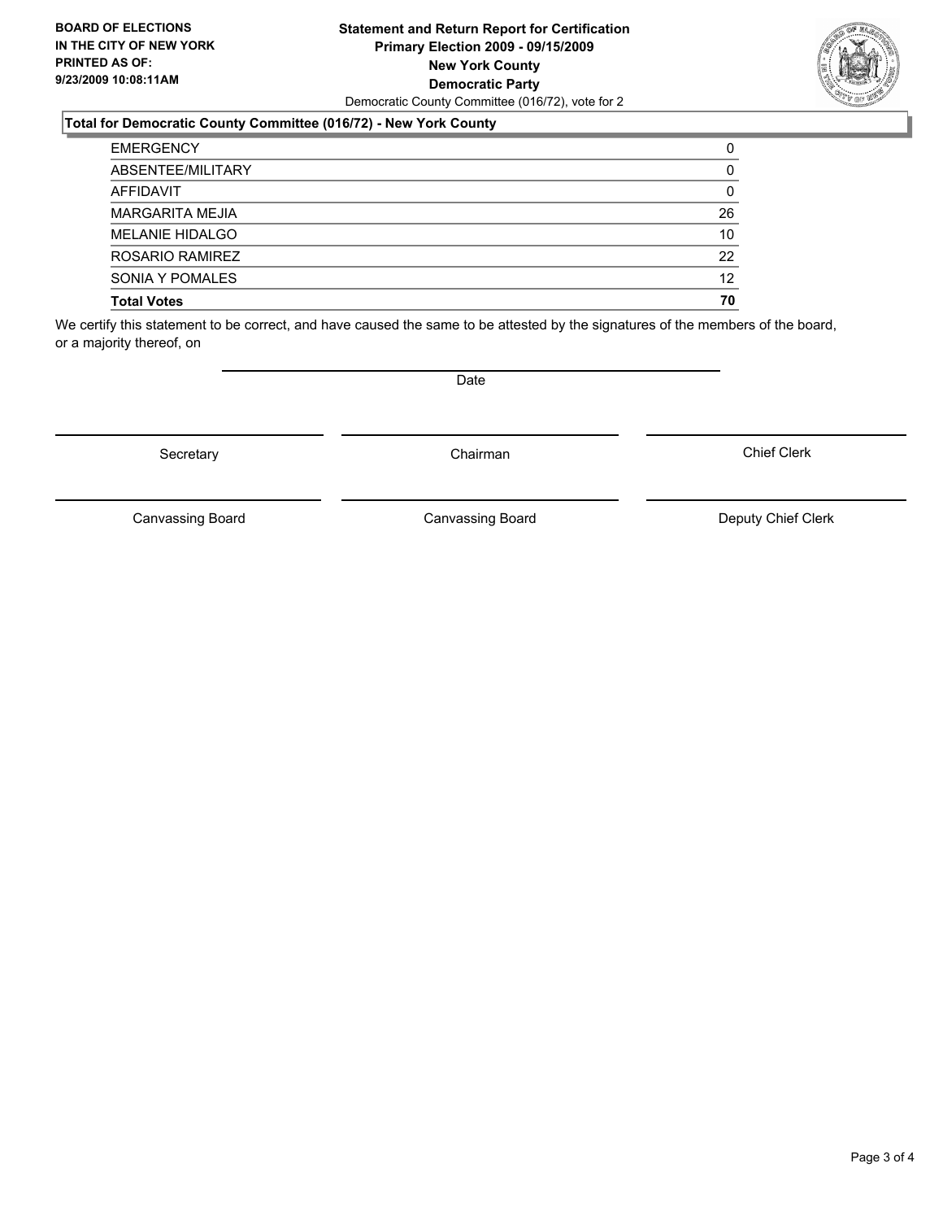**BOARD OF ELECTIONS
IN THE CITY OF NEW YORK
PRINTED AS OF:
9/23/2009 10:08:11AM**

**Statement and Return Report for Certification
Primary Election 2009 - 09/15/2009
New York County
Democratic Party**
Democratic County Committee (016/72), vote for 2

**Total for Democratic County Committee (016/72) - New York County**

| | |
|---|---|
| EMERGENCY | 0 |
| ABSENTEE/MILITARY | 0 |
| AFFIDAVIT | 0 |
| MARGARITA MEJIA | 26 |
| MELANIE HIDALGO | 10 |
| ROSARIO RAMIREZ | 22 |
| SONIA Y POMALES | 12 |
| **Total Votes** | **70** |

We certify this statement to be correct, and have caused the same to be attested by the signatures of the members of the board, or a majority thereof, on

Date

Secretary | Chairman | Chief Clerk

Canvassing Board | Canvassing Board | Deputy Chief Clerk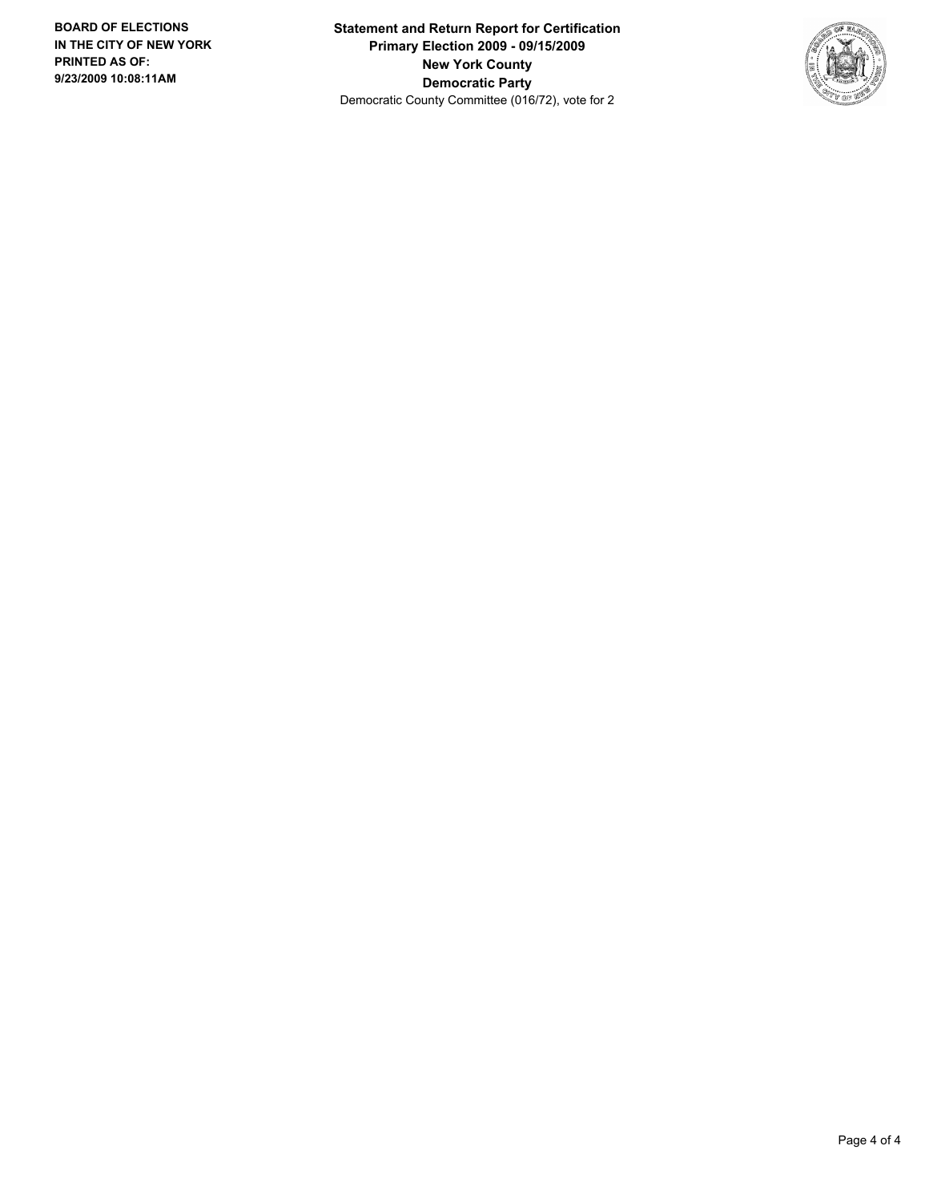**BOARD OF ELECTIONS**
**IN THE CITY OF NEW YORK**
**PRINTED AS OF:**
**9/23/2009 10:08:11AM**

**Statement and Return Report for Certification**
**Primary Election 2009 - 09/15/2009**
**New York County**
**Democratic Party**
Democratic County Committee (016/72), vote for 2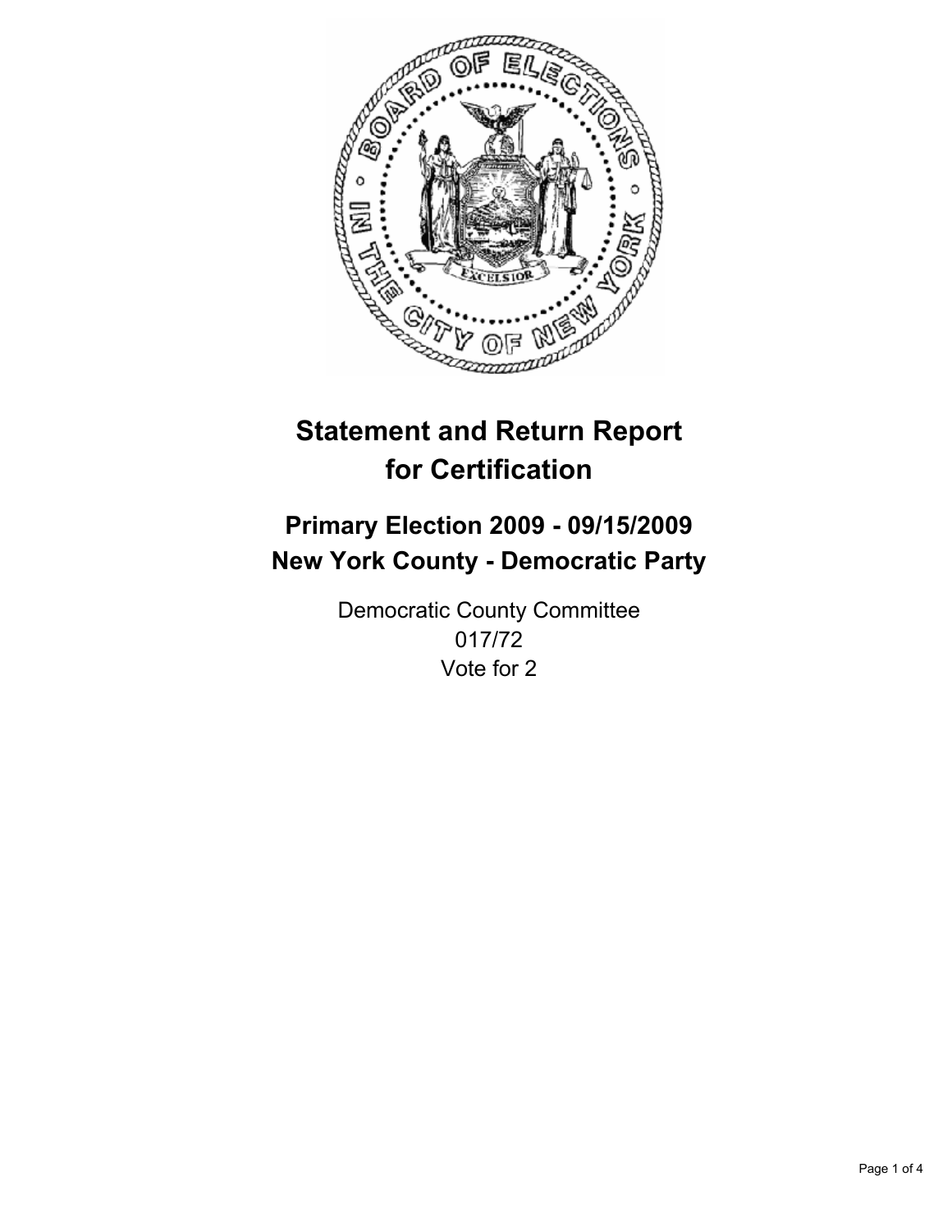# Statement and Return Report for Certification

## Primary Election 2009 - 09/15/2009
## New York County - Democratic Party

Democratic County Committee
017/72
Vote for 2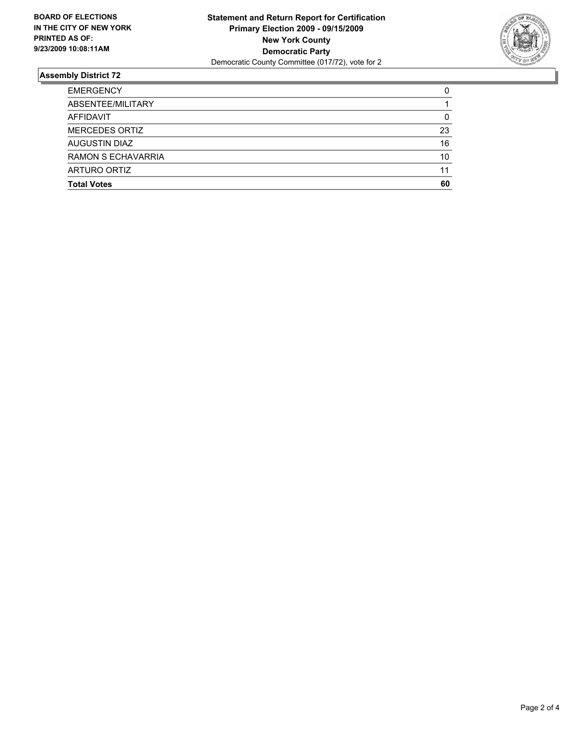**BOARD OF ELECTIONS IN THE CITY OF NEW YORK PRINTED AS OF: 9/23/2009 10:08:11AM**

# Statement and Return Report for Certification
## Primary Election 2009 - 09/15/2009
## New York County
## Democratic Party

Democratic County Committee (017/72), vote for 2

### Assembly District 72

| | |
|---|---|
| EMERGENCY | 0 |
| ABSENTEE/MILITARY | 1 |
| AFFIDAVIT | 0 |
| MERCEDES ORTIZ | 23 |
| AUGUSTIN DIAZ | 16 |
| RAMON S ECHAVARRIA | 10 |
| ARTURO ORTIZ | 11 |
| **Total Votes** | **60** |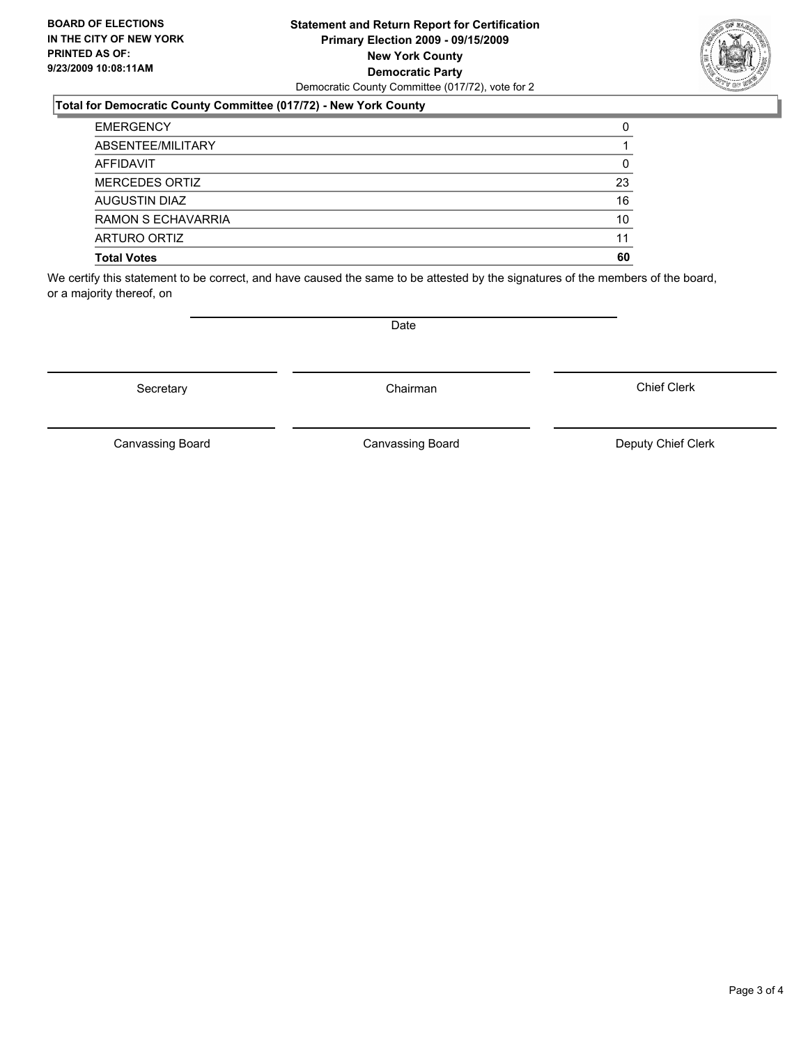**BOARD OF ELECTIONS IN THE CITY OF NEW YORK PRINTED AS OF: 9/23/2009 10:08:11AM**

**Statement and Return Report for Certification**
**Primary Election 2009 - 09/15/2009**
**New York County**
**Democratic Party**
Democratic County Committee (017/72), vote for 2

**Total for Democratic County Committee (017/72) - New York County**

| | |
|---|---|
| EMERGENCY | 0 |
| ABSENTEE/MILITARY | 1 |
| AFFIDAVIT | 0 |
| MERCEDES ORTIZ | 23 |
| AUGUSTIN DIAZ | 16 |
| RAMON S ECHAVARRIA | 10 |
| ARTURO ORTIZ | 11 |
| **Total Votes** | **60** |

We certify this statement to be correct, and have caused the same to be attested by the signatures of the members of the board, or a majority thereof, on

Date

Secretary | Chairman | Chief Clerk

Canvassing Board | Canvassing Board | Deputy Chief Clerk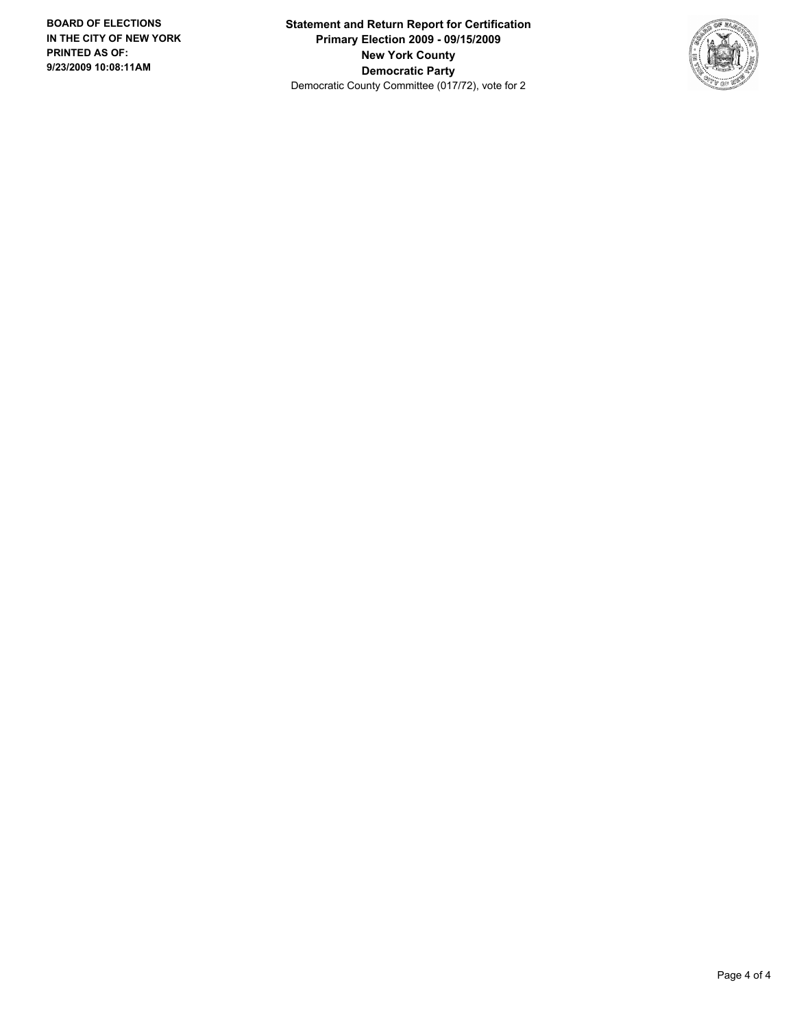**BOARD OF ELECTIONS IN THE CITY OF NEW YORK**
**PRINTED AS OF:**
**9/23/2009 10:08:11AM**

**Statement and Return Report for Certification**
**Primary Election 2009 - 09/15/2009**
**New York County**
**Democratic Party**
Democratic County Committee (017/72), vote for 2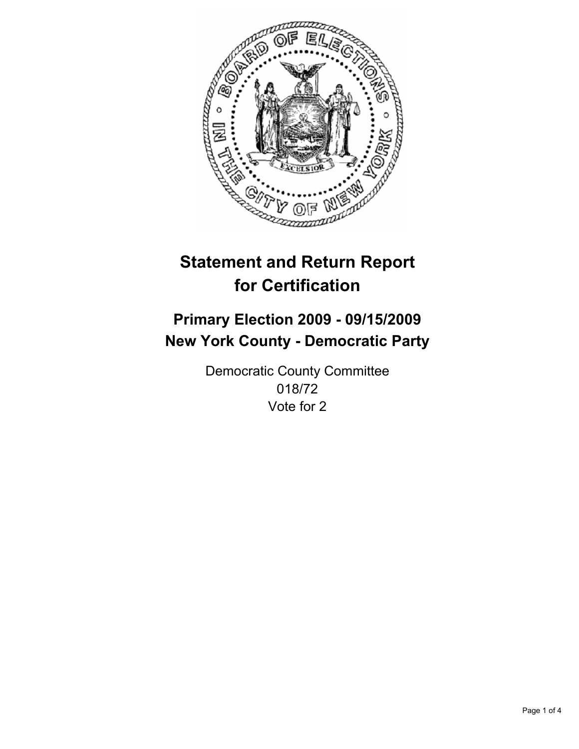# Statement and Return Report for Certification

## Primary Election 2009 - 09/15/2009
## New York County - Democratic Party

Democratic County Committee
018/72
Vote for 2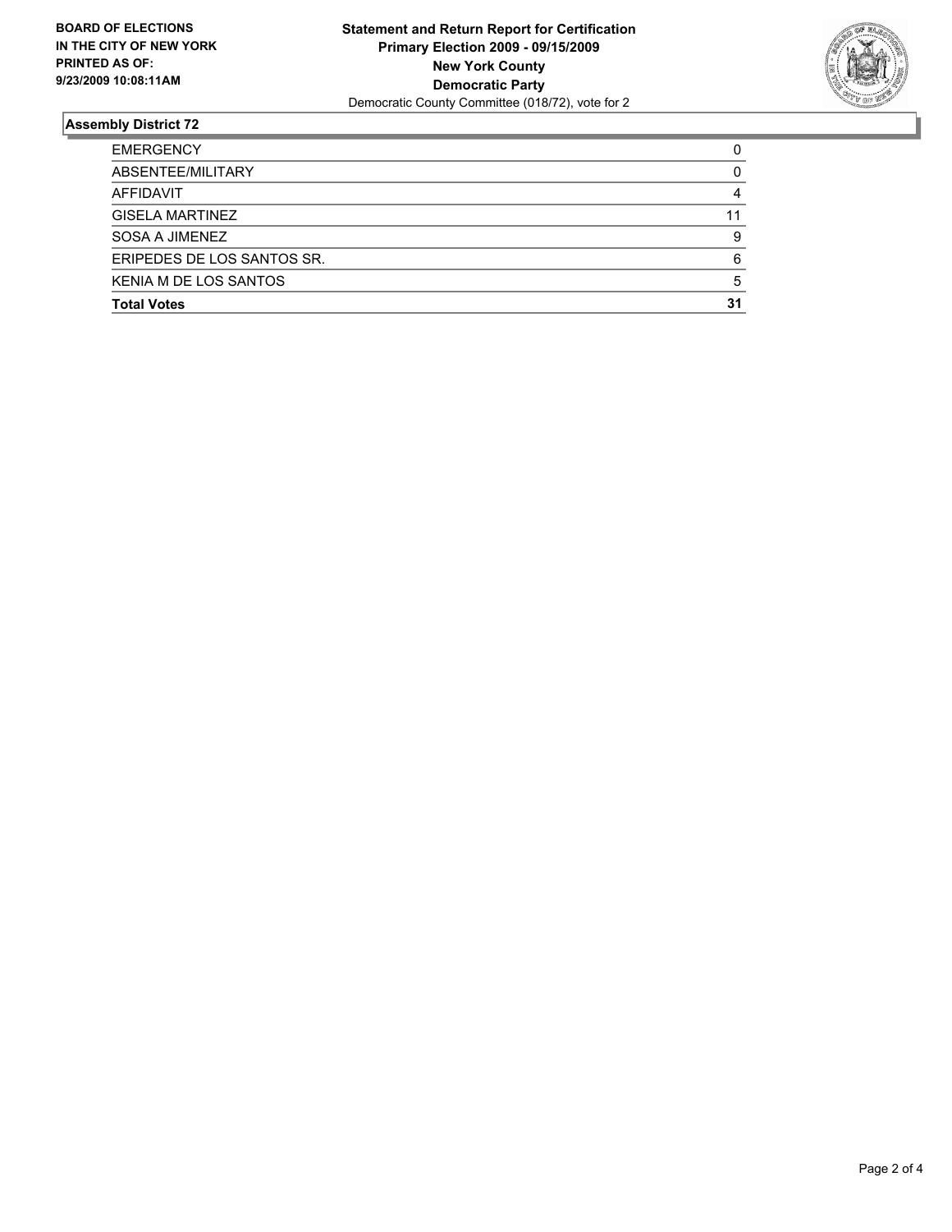**BOARD OF ELECTIONS**
**IN THE CITY OF NEW YORK**
**PRINTED AS OF:**
**9/23/2009 10:08:11AM**

**Statement and Return Report for Certification**
**Primary Election 2009 - 09/15/2009**
**New York County**
**Democratic Party**
Democratic County Committee (018/72), vote for 2

## Assembly District 72

| | |
|---|---|
| EMERGENCY | 0 |
| ABSENTEE/MILITARY | 0 |
| AFFIDAVIT | 4 |
| GISELA MARTINEZ | 11 |
| SOSA A JIMENEZ | 9 |
| ERIPEDES DE LOS SANTOS SR. | 6 |
| KENIA M DE LOS SANTOS | 5 |
| **Total Votes** | **31** |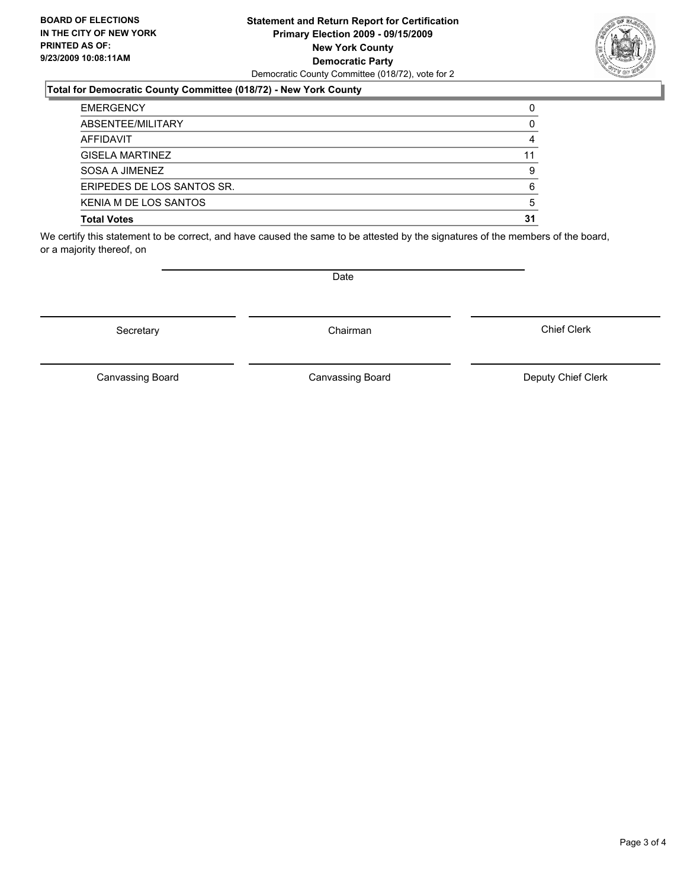**BOARD OF ELECTIONS IN THE CITY OF NEW YORK PRINTED AS OF: 9/23/2009 10:08:11AM**

**Statement and Return Report for Certification**
**Primary Election 2009 - 09/15/2009**
**New York County**
**Democratic Party**
Democratic County Committee (018/72), vote for 2

### Total for Democratic County Committee (018/72) - New York County

| | |
|---|---|
| EMERGENCY | 0 |
| ABSENTEE/MILITARY | 0 |
| AFFIDAVIT | 4 |
| GISELA MARTINEZ | 11 |
| SOSA A JIMENEZ | 9 |
| ERIPEDES DE LOS SANTOS SR. | 6 |
| KENIA M DE LOS SANTOS | 5 |
| **Total Votes** | **31** |

We certify this statement to be correct, and have caused the same to be attested by the signatures of the members of the board, or a majority thereof, on

Date

Secretary | Chairman | Chief Clerk

Canvassing Board | Canvassing Board | Deputy Chief Clerk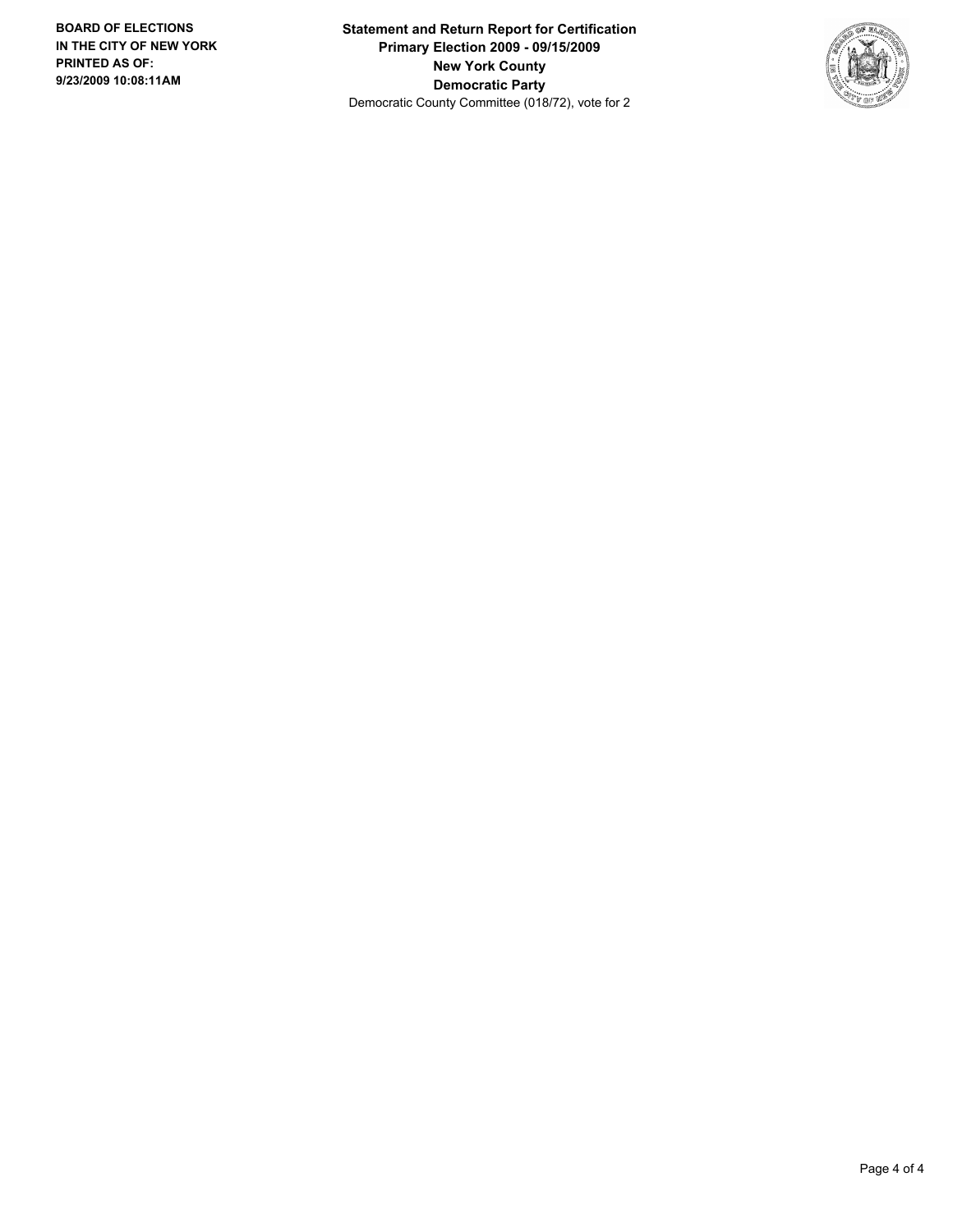**BOARD OF ELECTIONS IN THE CITY OF NEW YORK PRINTED AS OF: 9/23/2009 10:08:11AM**

**Statement and Return Report for Certification**
**Primary Election 2009 - 09/15/2009**
**New York County**
**Democratic Party**
Democratic County Committee (018/72), vote for 2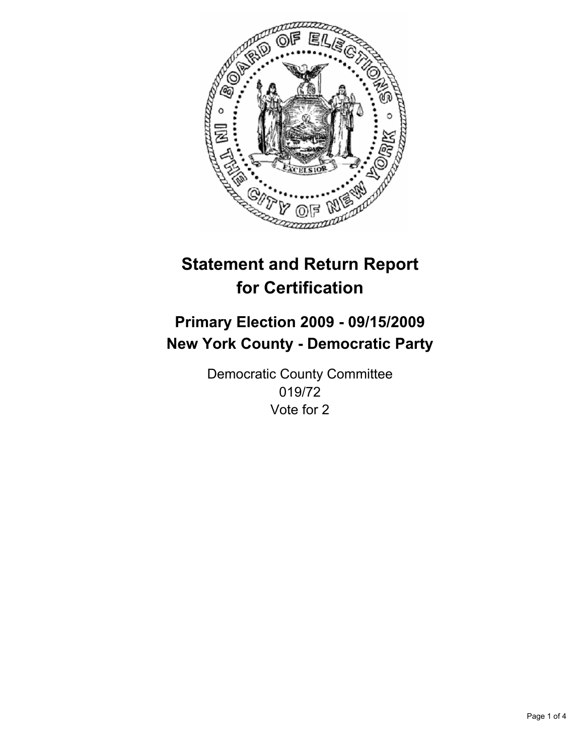# Statement and Return Report for Certification

## Primary Election 2009 - 09/15/2009
## New York County - Democratic Party

Democratic County Committee
019/72
Vote for 2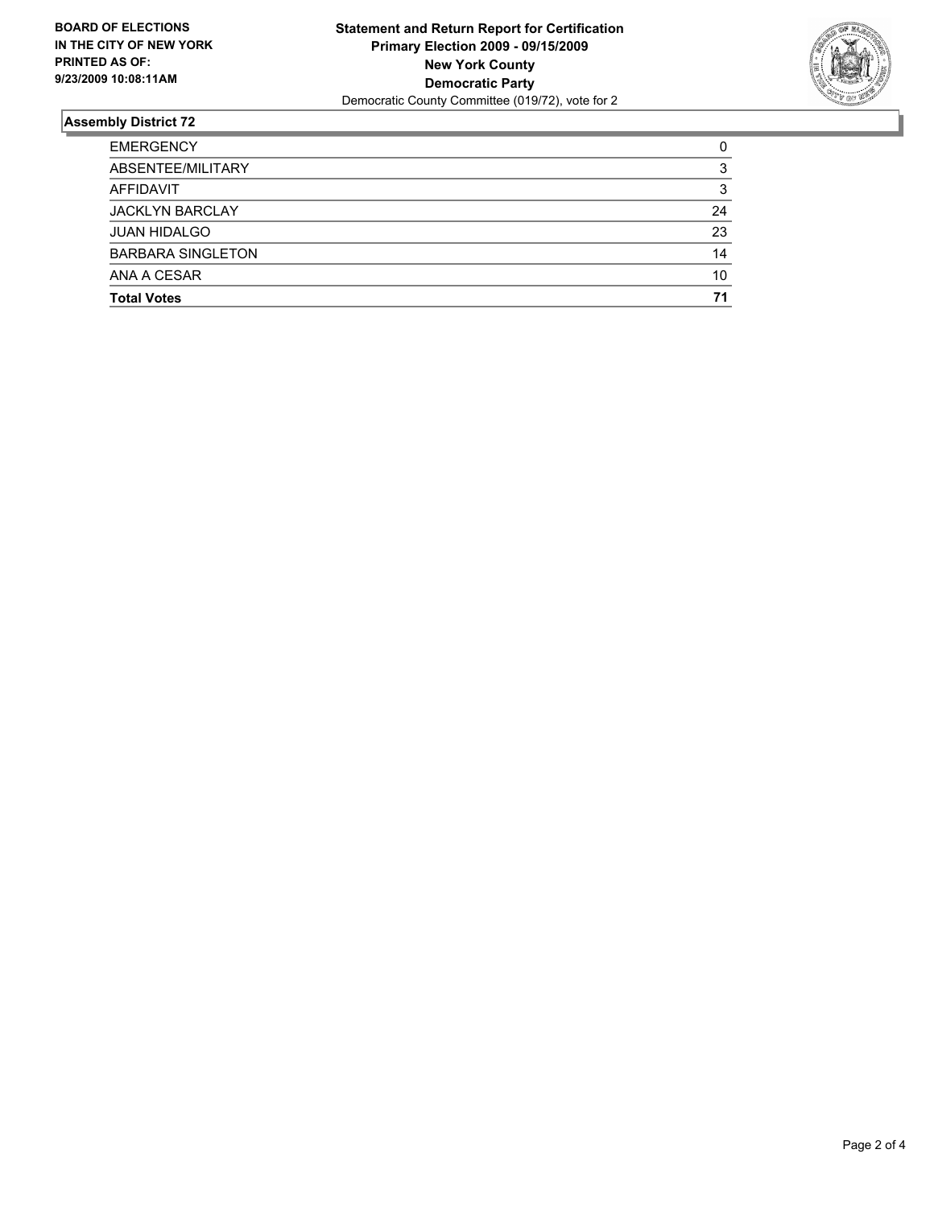**BOARD OF ELECTIONS IN THE CITY OF NEW YORK PRINTED AS OF: 9/23/2009 10:08:11AM**

**Statement and Return Report for Certification Primary Election 2009 - 09/15/2009 New York County Democratic Party**

Democratic County Committee (019/72), vote for 2

## Assembly District 72

| | |
|---|---|
| EMERGENCY | 0 |
| ABSENTEE/MILITARY | 3 |
| AFFIDAVIT | 3 |
| JACKLYN BARCLAY | 24 |
| JUAN HIDALGO | 23 |
| BARBARA SINGLETON | 14 |
| ANA A CESAR | 10 |
| **Total Votes** | **71** |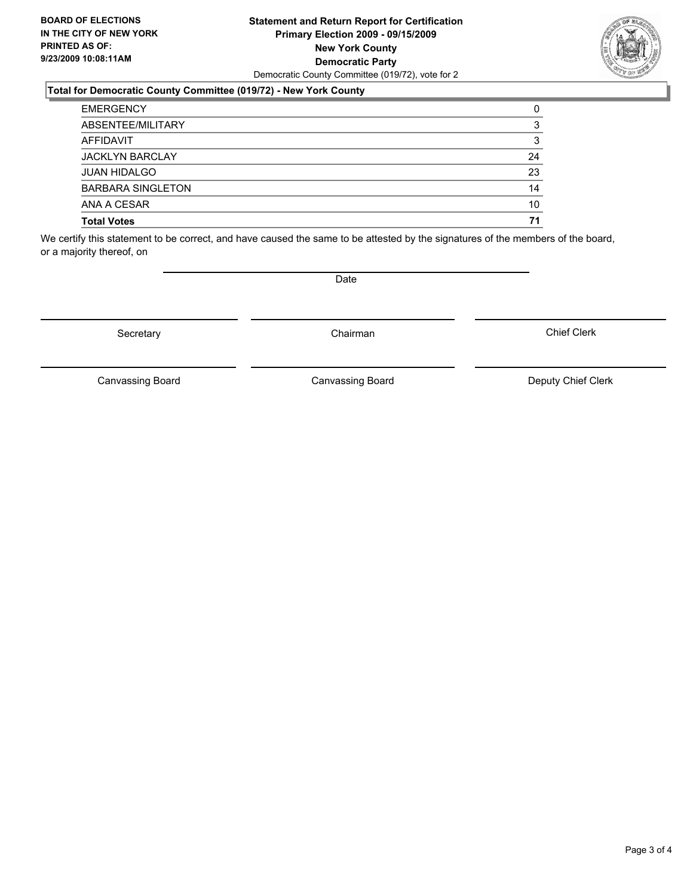**BOARD OF ELECTIONS IN THE CITY OF NEW YORK PRINTED AS OF: 9/23/2009 10:08:11AM**

**Statement and Return Report for Certification**
**Primary Election 2009 - 09/15/2009**
**New York County**
**Democratic Party**
Democratic County Committee (019/72), vote for 2

### Total for Democratic County Committee (019/72) - New York County

| | |
|---|---|
| EMERGENCY | 0 |
| ABSENTEE/MILITARY | 3 |
| AFFIDAVIT | 3 |
| JACKLYN BARCLAY | 24 |
| JUAN HIDALGO | 23 |
| BARBARA SINGLETON | 14 |
| ANA A CESAR | 10 |
| **Total Votes** | **71** |

We certify this statement to be correct, and have caused the same to be attested by the signatures of the members of the board, or a majority thereof, on

Date

Secretary | Chairman | Chief Clerk

Canvassing Board | Canvassing Board | Deputy Chief Clerk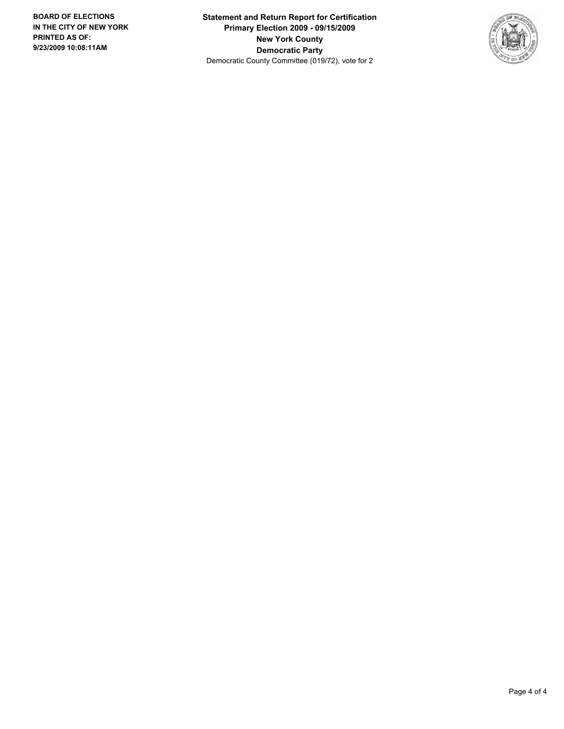**BOARD OF ELECTIONS
IN THE CITY OF NEW YORK
PRINTED AS OF:
9/23/2009 10:08:11AM**

**Statement and Return Report for Certification
Primary Election 2009 - 09/15/2009
New York County
Democratic Party**
Democratic County Committee (019/72), vote for 2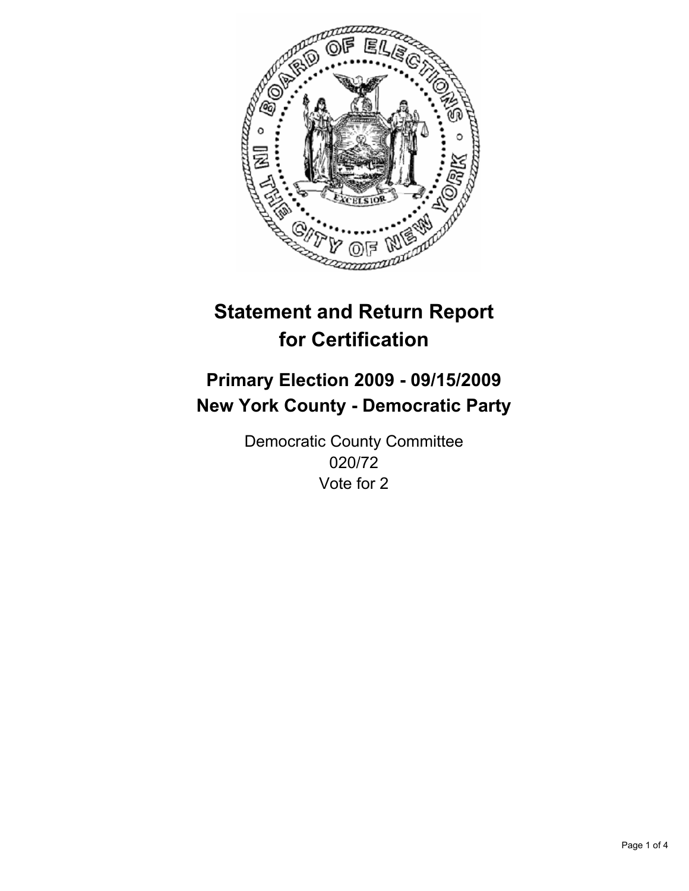# Statement and Return Report for Certification

## Primary Election 2009 - 09/15/2009
## New York County - Democratic Party

Democratic County Committee
020/72
Vote for 2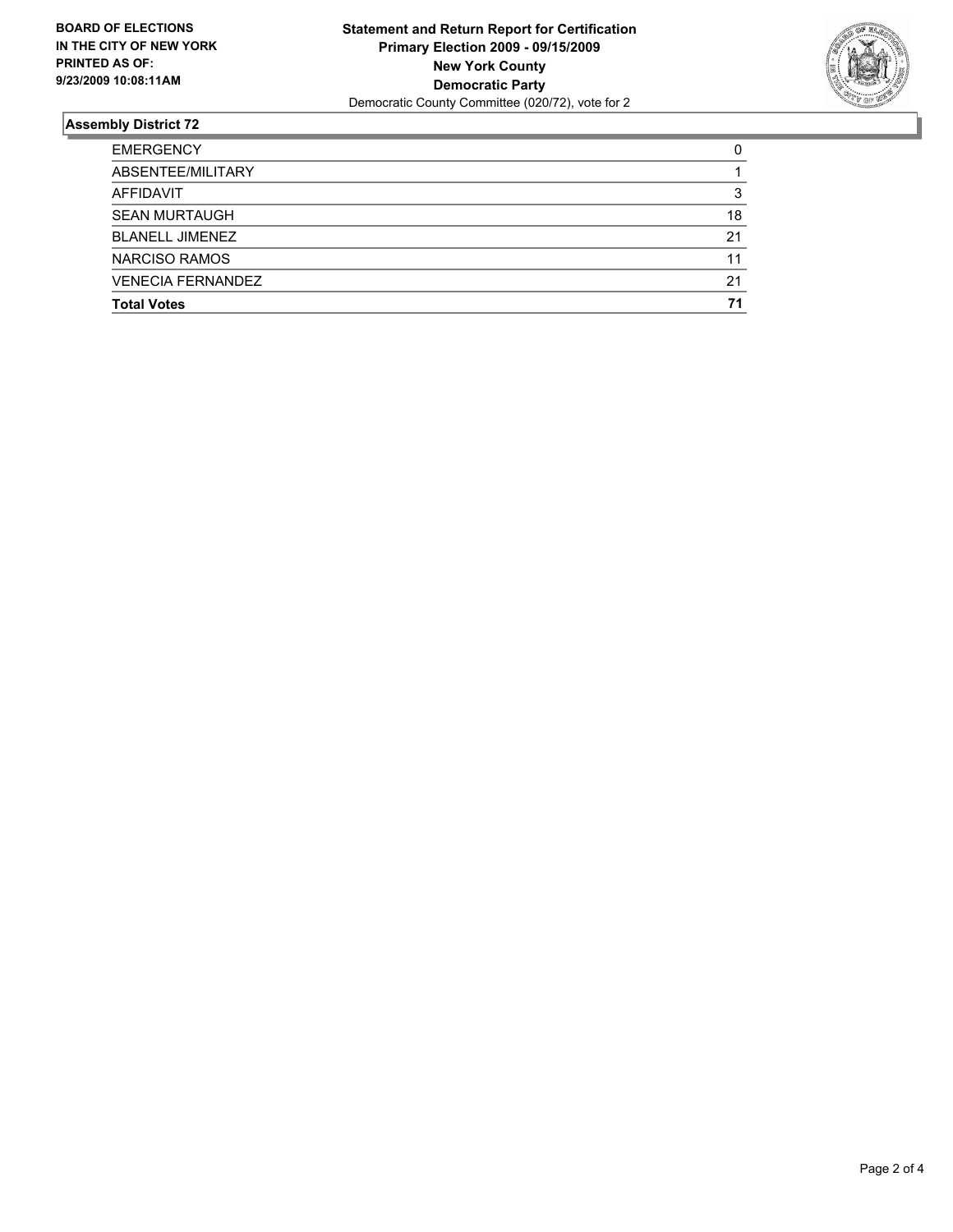**BOARD OF ELECTIONS IN THE CITY OF NEW YORK PRINTED AS OF: 9/23/2009 10:08:11AM**

**Statement and Return Report for Certification**
**Primary Election 2009 - 09/15/2009**
**New York County**
**Democratic Party**
Democratic County Committee (020/72), vote for 2

## Assembly District 72

| | |
|---|---|
| EMERGENCY | 0 |
| ABSENTEE/MILITARY | 1 |
| AFFIDAVIT | 3 |
| SEAN MURTAUGH | 18 |
| BLANELL JIMENEZ | 21 |
| NARCISO RAMOS | 11 |
| VENECIA FERNANDEZ | 21 |
| **Total Votes** | **71** |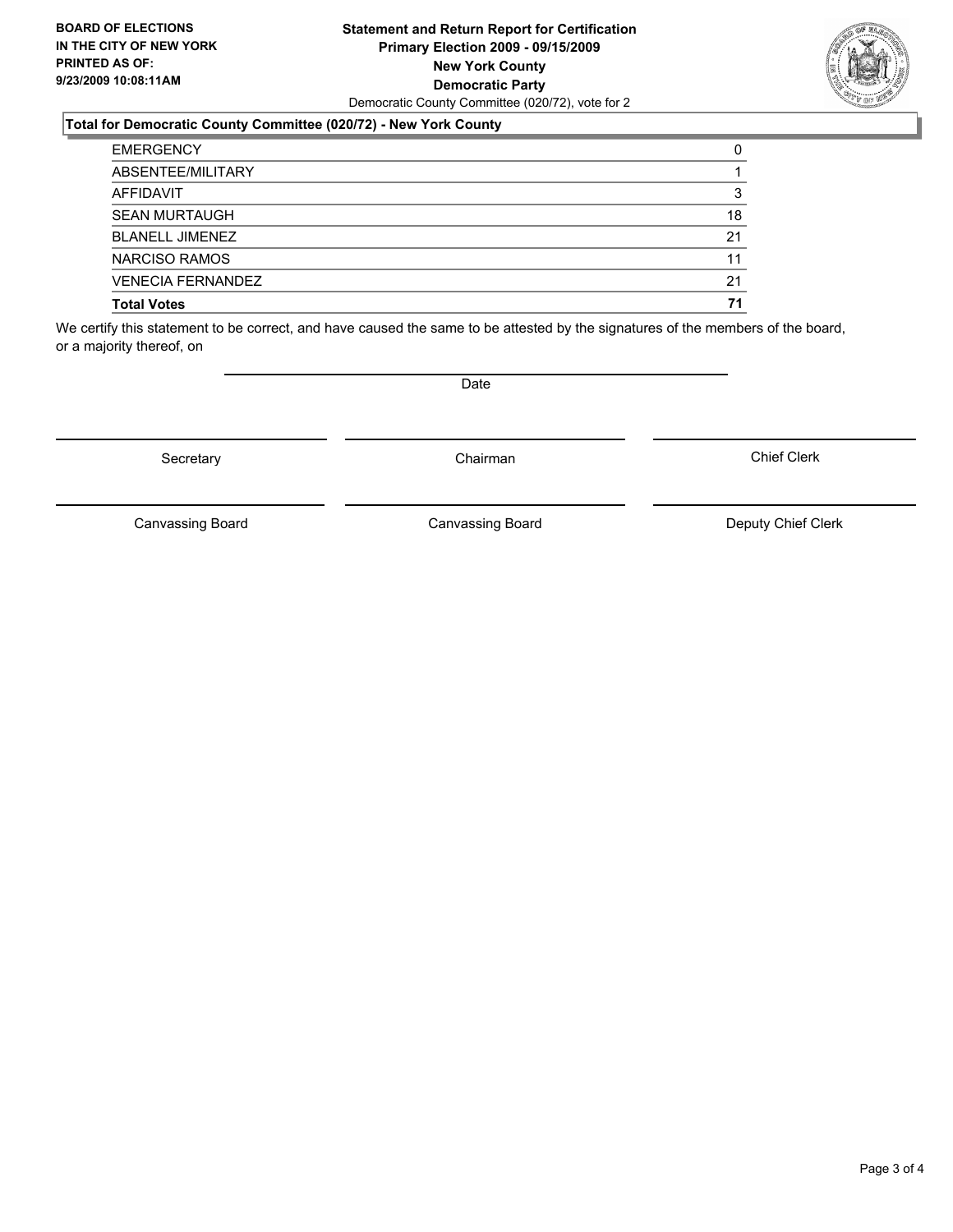**BOARD OF ELECTIONS IN THE CITY OF NEW YORK PRINTED AS OF: 9/23/2009 10:08:11AM**

**Statement and Return Report for Certification**
**Primary Election 2009 - 09/15/2009**
**New York County**
**Democratic Party**
Democratic County Committee (020/72), vote for 2

### Total for Democratic County Committee (020/72) - New York County

| | |
|---|---|
| EMERGENCY | 0 |
| ABSENTEE/MILITARY | 1 |
| AFFIDAVIT | 3 |
| SEAN MURTAUGH | 18 |
| BLANELL JIMENEZ | 21 |
| NARCISO RAMOS | 11 |
| VENECIA FERNANDEZ | 21 |
| **Total Votes** | **71** |

We certify this statement to be correct, and have caused the same to be attested by the signatures of the members of the board, or a majority thereof, on

Date

Secretary | Chairman | Chief Clerk

Canvassing Board | Canvassing Board | Deputy Chief Clerk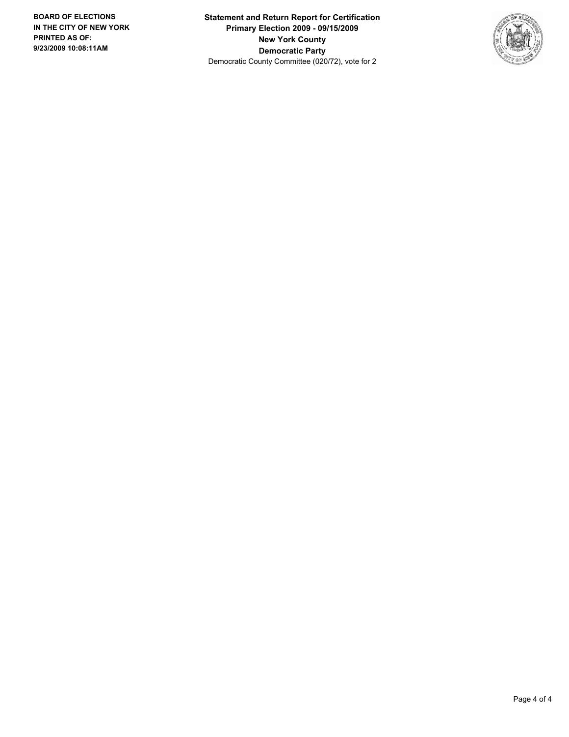**BOARD OF ELECTIONS IN THE CITY OF NEW YORK PRINTED AS OF: 9/23/2009 10:08:11AM**

**Statement and Return Report for Certification**
**Primary Election 2009 - 09/15/2009**
**New York County**
**Democratic Party**
Democratic County Committee (020/72), vote for 2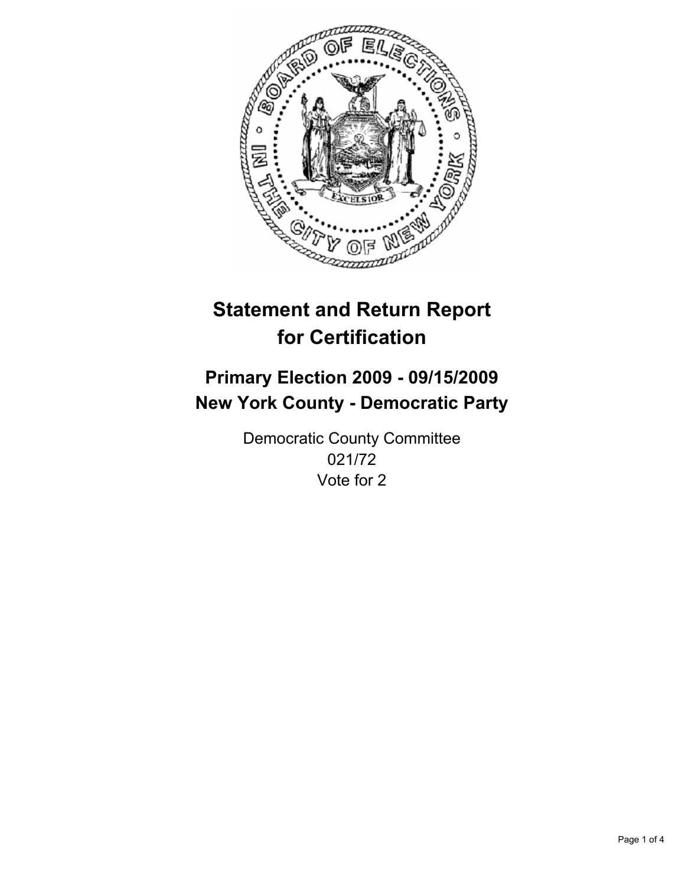# Statement and Return Report for Certification

## Primary Election 2009 - 09/15/2009
## New York County - Democratic Party

Democratic County Committee
021/72
Vote for 2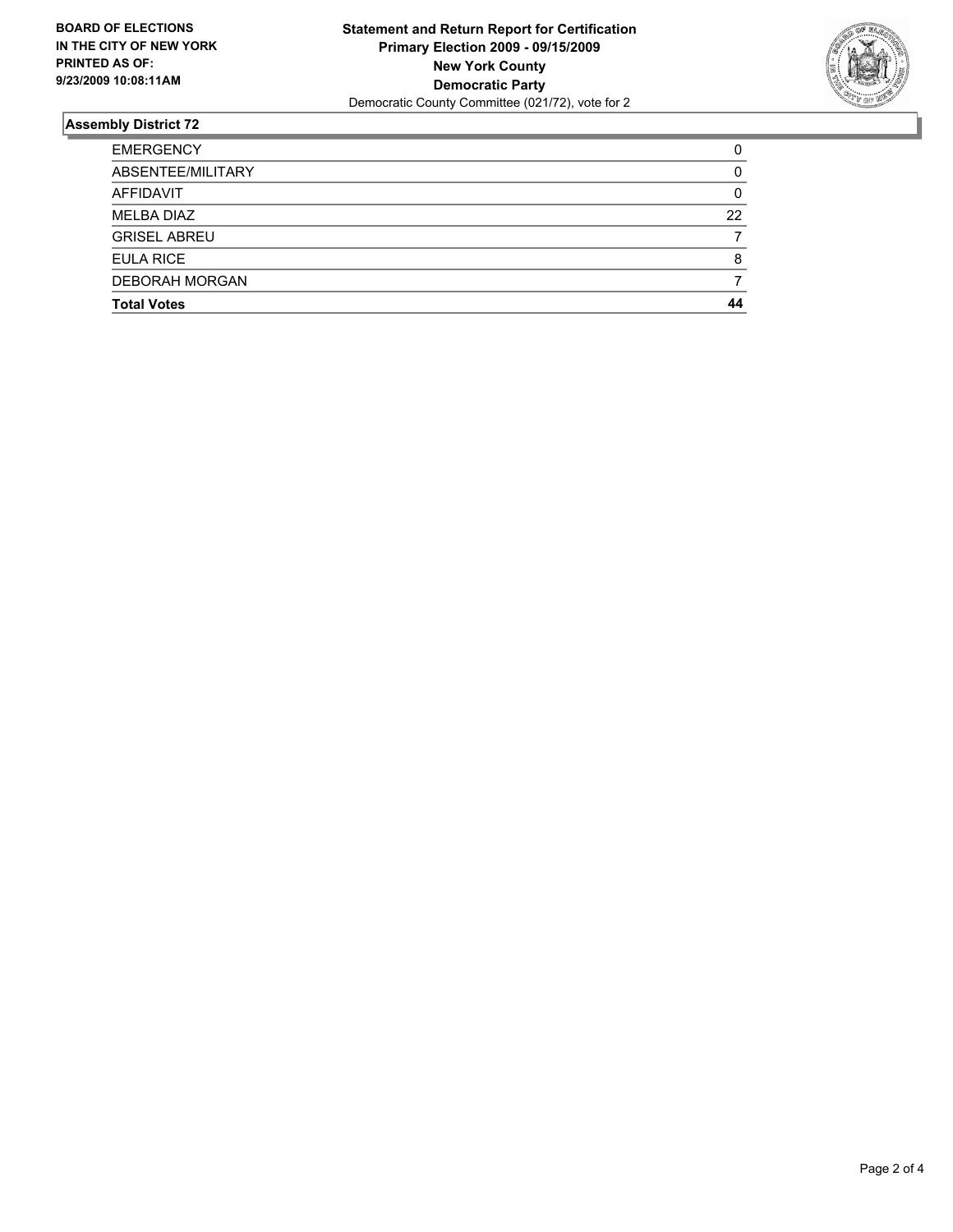**BOARD OF ELECTIONS IN THE CITY OF NEW YORK PRINTED AS OF: 9/23/2009 10:08:11AM**

**Statement and Return Report for Certification**
**Primary Election 2009 - 09/15/2009**
**New York County**
**Democratic Party**
Democratic County Committee (021/72), vote for 2

## Assembly District 72

| | |
|---|---|
| EMERGENCY | 0 |
| ABSENTEE/MILITARY | 0 |
| AFFIDAVIT | 0 |
| MELBA DIAZ | 22 |
| GRISEL ABREU | 7 |
| EULA RICE | 8 |
| DEBORAH MORGAN | 7 |
| **Total Votes** | **44** |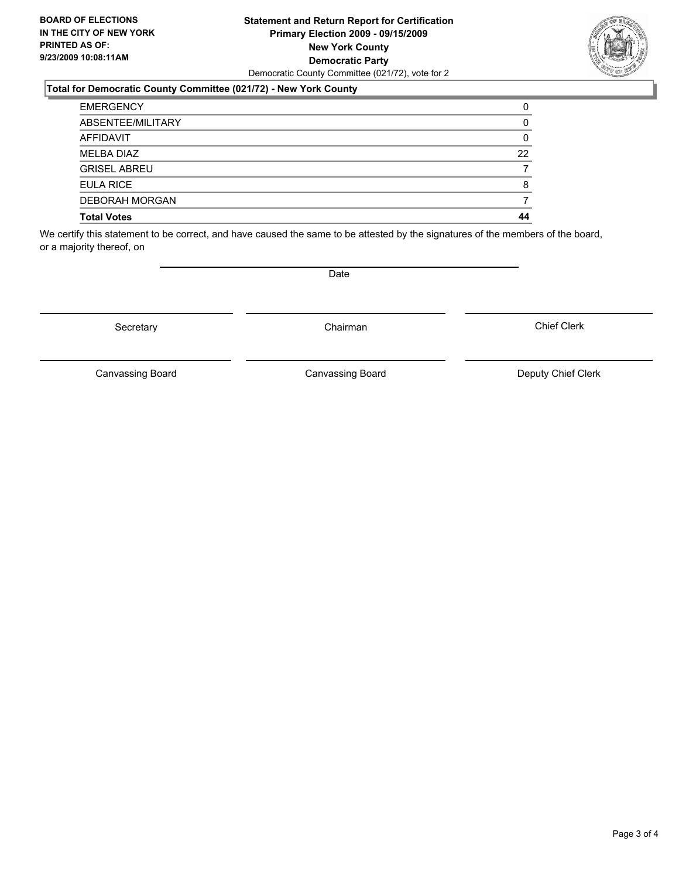**BOARD OF ELECTIONS IN THE CITY OF NEW YORK PRINTED AS OF: 9/23/2009 10:08:11AM**

**Statement and Return Report for Certification**
**Primary Election 2009 - 09/15/2009**
**New York County**
**Democratic Party**
Democratic County Committee (021/72), vote for 2

**Total for Democratic County Committee (021/72) - New York County**

| | |
|---|---|
| EMERGENCY | 0 |
| ABSENTEE/MILITARY | 0 |
| AFFIDAVIT | 0 |
| MELBA DIAZ | 22 |
| GRISEL ABREU | 7 |
| EULA RICE | 8 |
| DEBORAH MORGAN | 7 |
| **Total Votes** | **44** |

We certify this statement to be correct, and have caused the same to be attested by the signatures of the members of the board, or a majority thereof, on

Date

Secretary | Chairman | Chief Clerk

Canvassing Board | Canvassing Board | Deputy Chief Clerk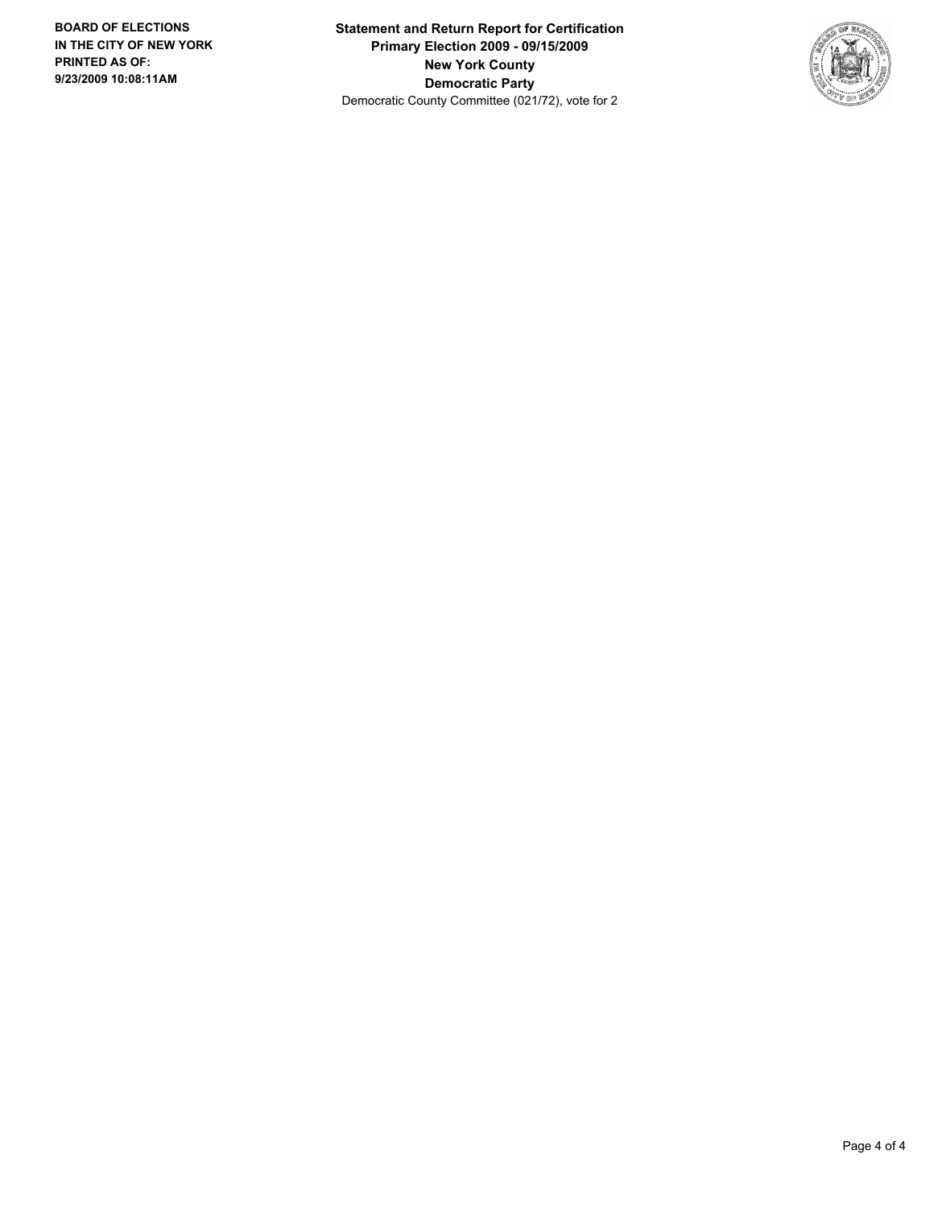**BOARD OF ELECTIONS IN THE CITY OF NEW YORK PRINTED AS OF: 9/23/2009 10:08:11AM**

**Statement and Return Report for Certification**
**Primary Election 2009 - 09/15/2009**
**New York County**
**Democratic Party**
Democratic County Committee (021/72), vote for 2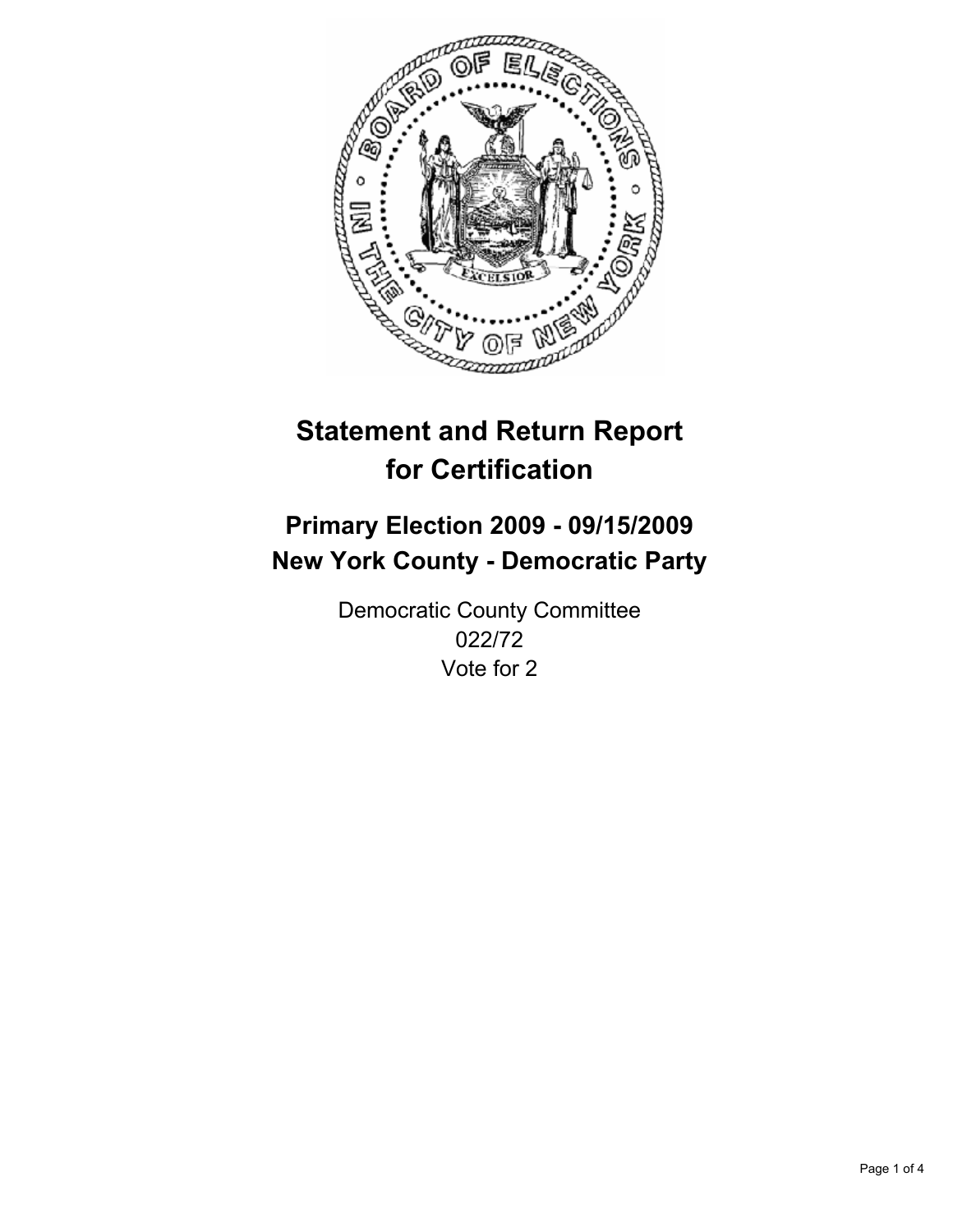# Statement and Return Report for Certification

## Primary Election 2009 - 09/15/2009
## New York County - Democratic Party

Democratic County Committee
022/72
Vote for 2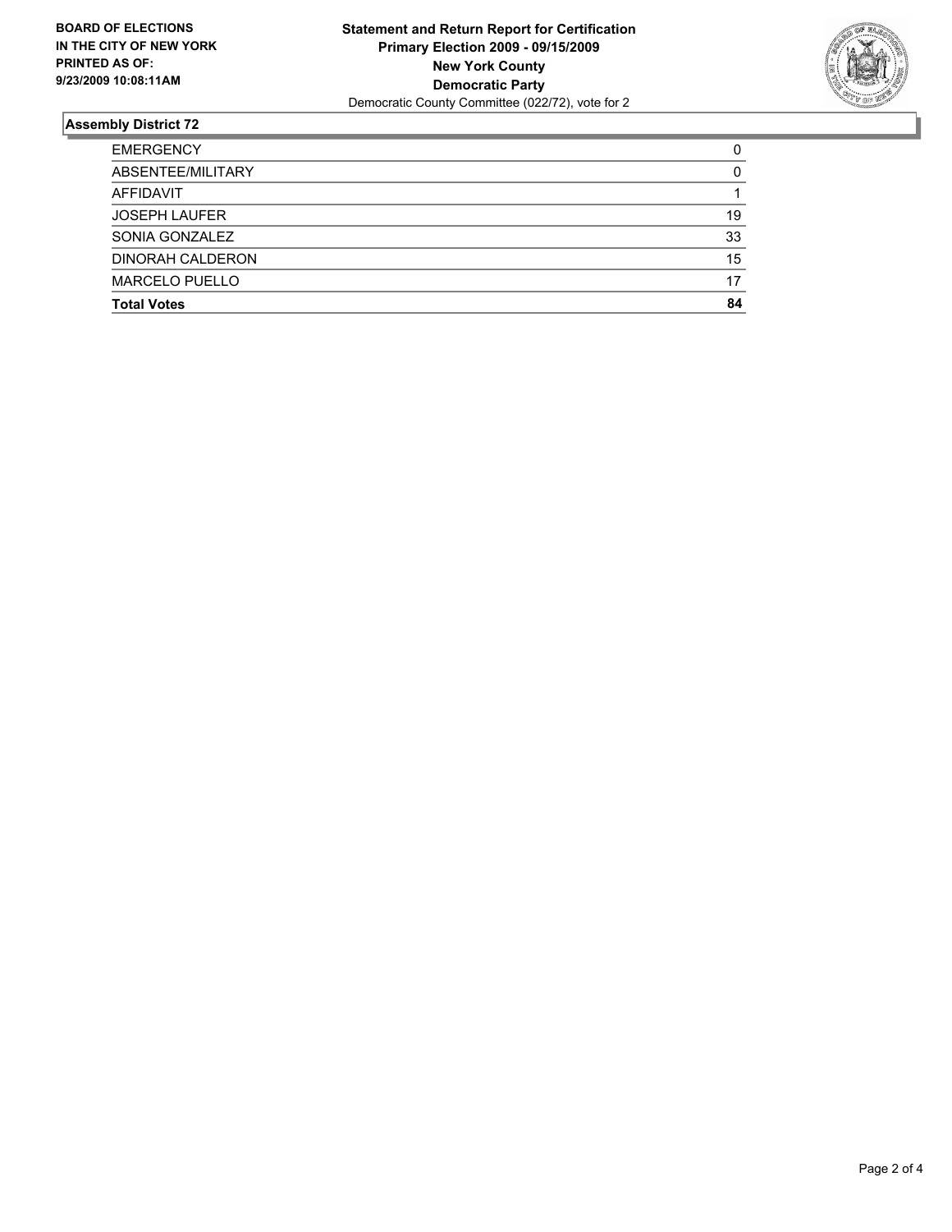**BOARD OF ELECTIONS IN THE CITY OF NEW YORK PRINTED AS OF: 9/23/2009 10:08:11AM**

**Statement and Return Report for Certification**
**Primary Election 2009 - 09/15/2009**
**New York County**
**Democratic Party**
Democratic County Committee (022/72), vote for 2

## Assembly District 72

| | |
|---|---|
| EMERGENCY | 0 |
| ABSENTEE/MILITARY | 0 |
| AFFIDAVIT | 1 |
| JOSEPH LAUFER | 19 |
| SONIA GONZALEZ | 33 |
| DINORAH CALDERON | 15 |
| MARCELO PUELLO | 17 |
| **Total Votes** | **84** |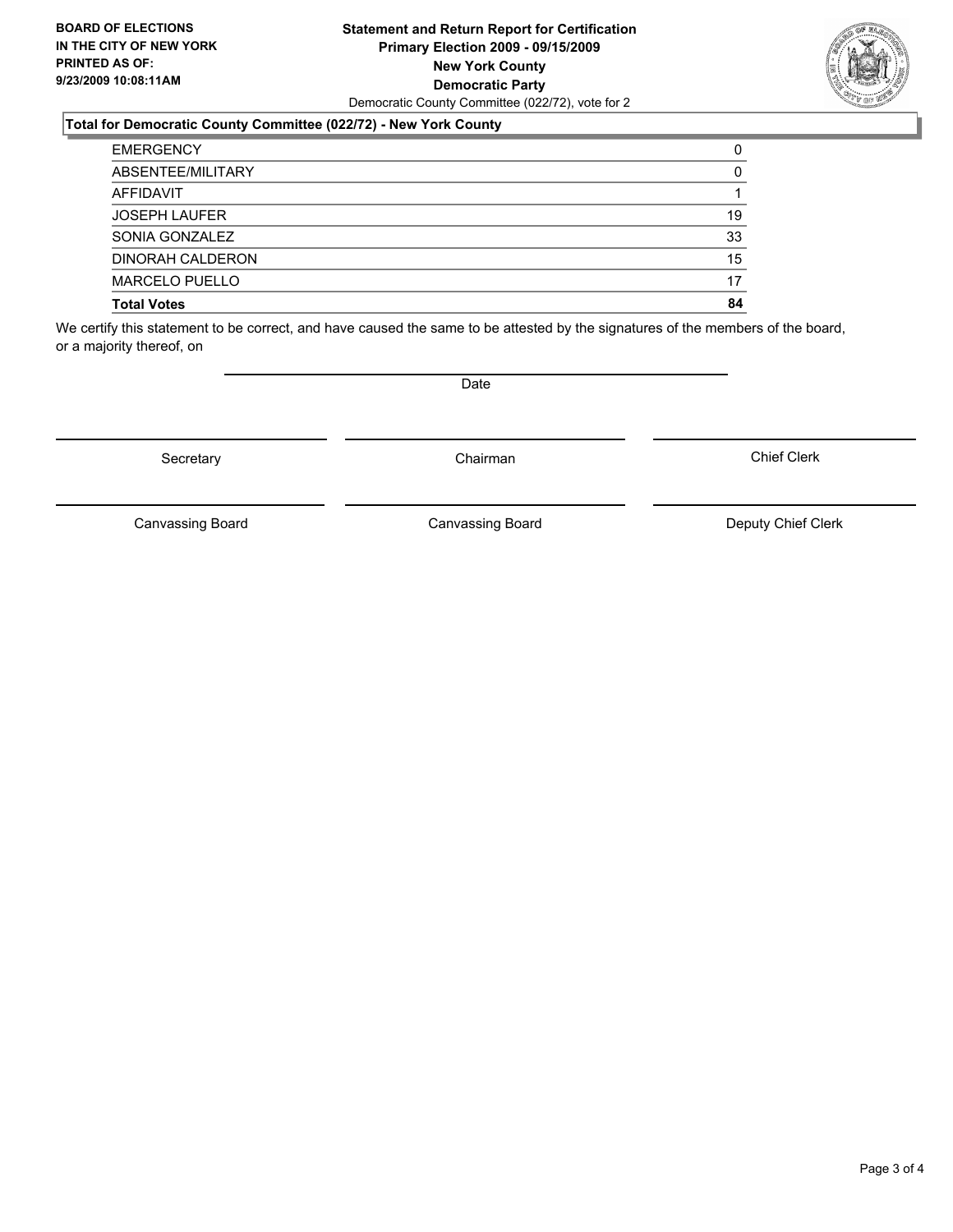**BOARD OF ELECTIONS IN THE CITY OF NEW YORK PRINTED AS OF: 9/23/2009 10:08:11AM**

**Statement and Return Report for Certification**
**Primary Election 2009 - 09/15/2009**
**New York County**
**Democratic Party**
Democratic County Committee (022/72), vote for 2

### Total for Democratic County Committee (022/72) - New York County

| | |
|---|---|
| EMERGENCY | 0 |
| ABSENTEE/MILITARY | 0 |
| AFFIDAVIT | 1 |
| JOSEPH LAUFER | 19 |
| SONIA GONZALEZ | 33 |
| DINORAH CALDERON | 15 |
| MARCELO PUELLO | 17 |
| **Total Votes** | **84** |

We certify this statement to be correct, and have caused the same to be attested by the signatures of the members of the board, or a majority thereof, on

Date

Secretary

Chairman

Chief Clerk

Canvassing Board

Canvassing Board

Deputy Chief Clerk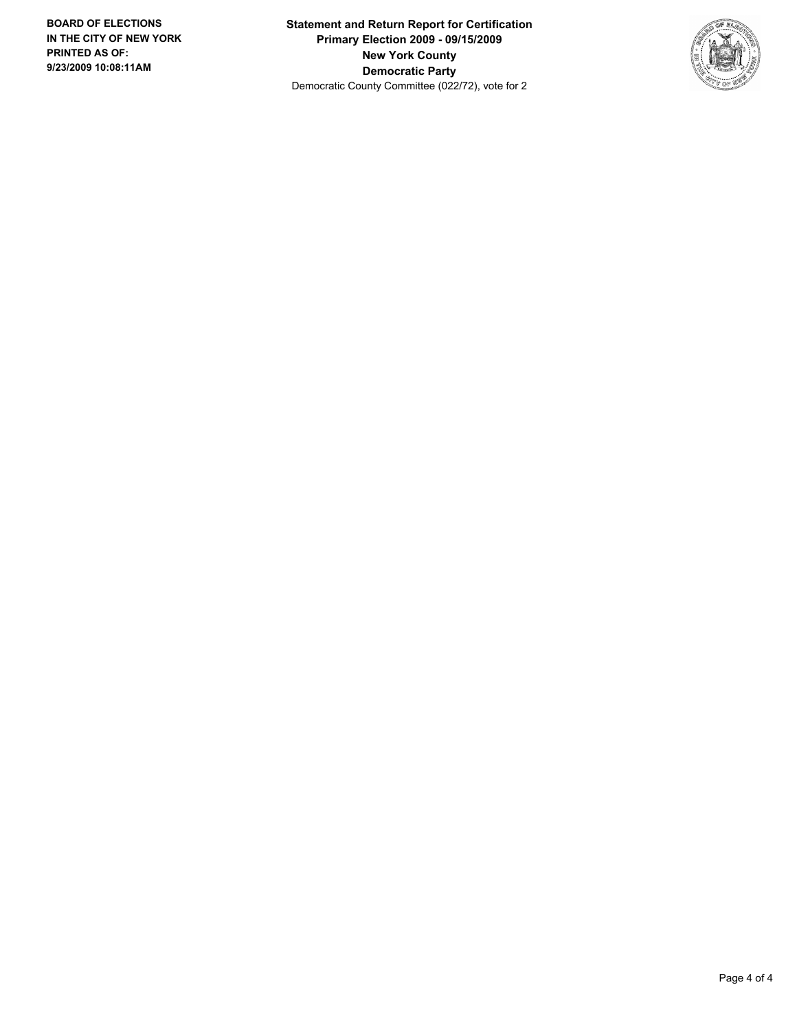**BOARD OF ELECTIONS IN THE CITY OF NEW YORK PRINTED AS OF: 9/23/2009 10:08:11AM**

**Statement and Return Report for Certification**
**Primary Election 2009 - 09/15/2009**
**New York County**
**Democratic Party**
Democratic County Committee (022/72), vote for 2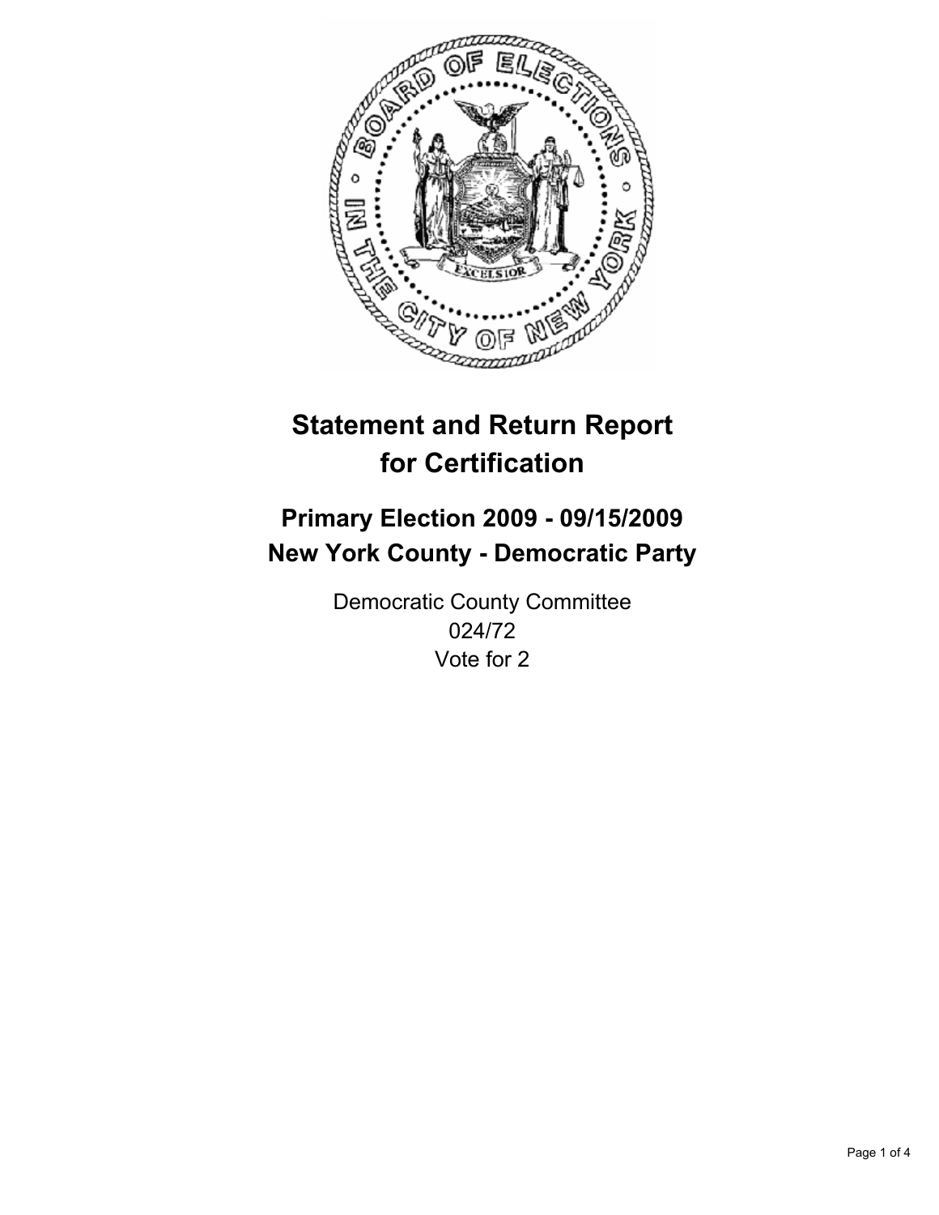# Statement and Return Report for Certification

## Primary Election 2009 - 09/15/2009
## New York County - Democratic Party

Democratic County Committee
024/72
Vote for 2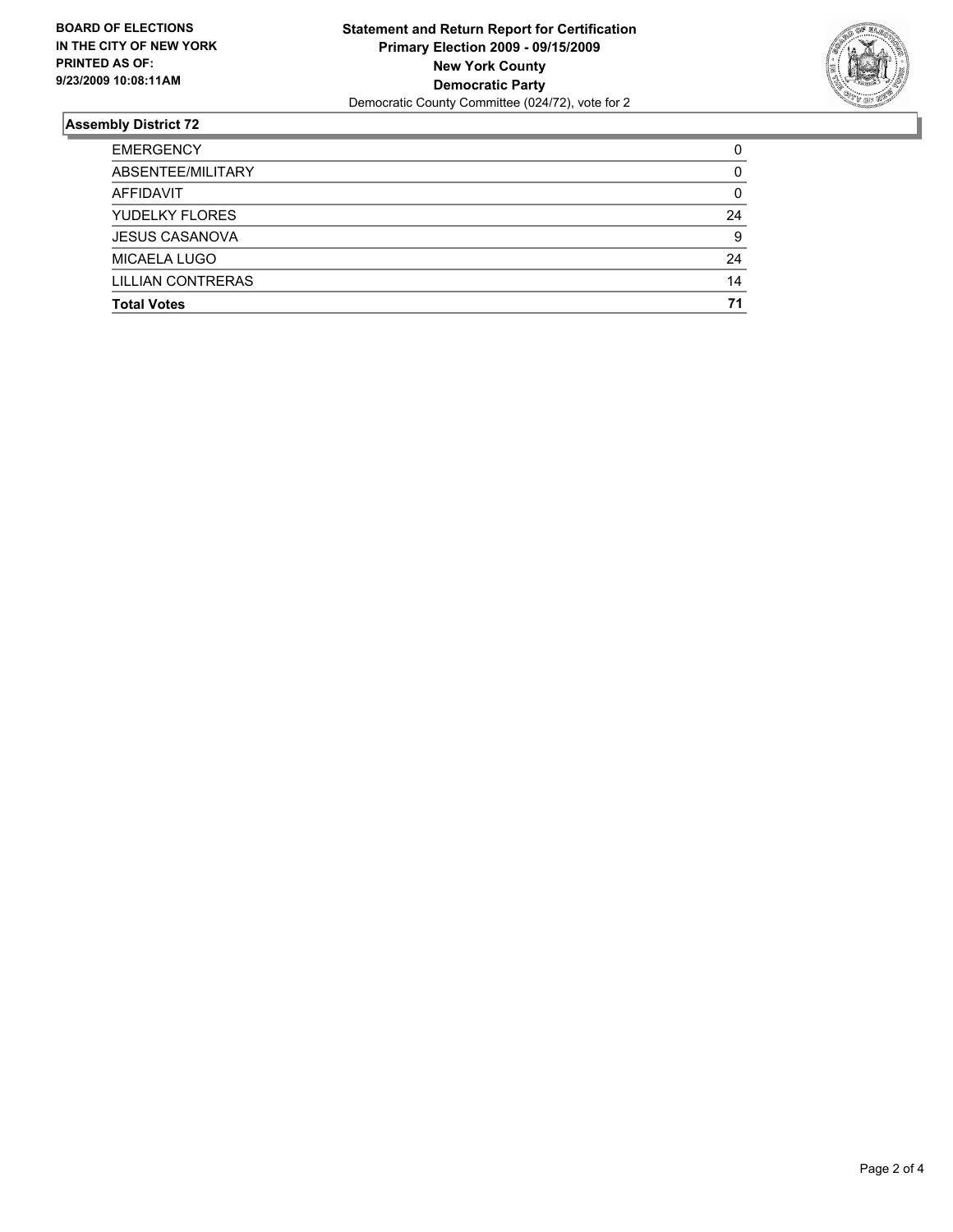**BOARD OF ELECTIONS IN THE CITY OF NEW YORK PRINTED AS OF: 9/23/2009 10:08:11AM**

**Statement and Return Report for Certification**
**Primary Election 2009 - 09/15/2009**
**New York County**
**Democratic Party**
Democratic County Committee (024/72), vote for 2

## Assembly District 72

| | |
|---|---|
| EMERGENCY | 0 |
| ABSENTEE/MILITARY | 0 |
| AFFIDAVIT | 0 |
| YUDELKY FLORES | 24 |
| JESUS CASANOVA | 9 |
| MICAELA LUGO | 24 |
| LILLIAN CONTRERAS | 14 |
| **Total Votes** | **71** |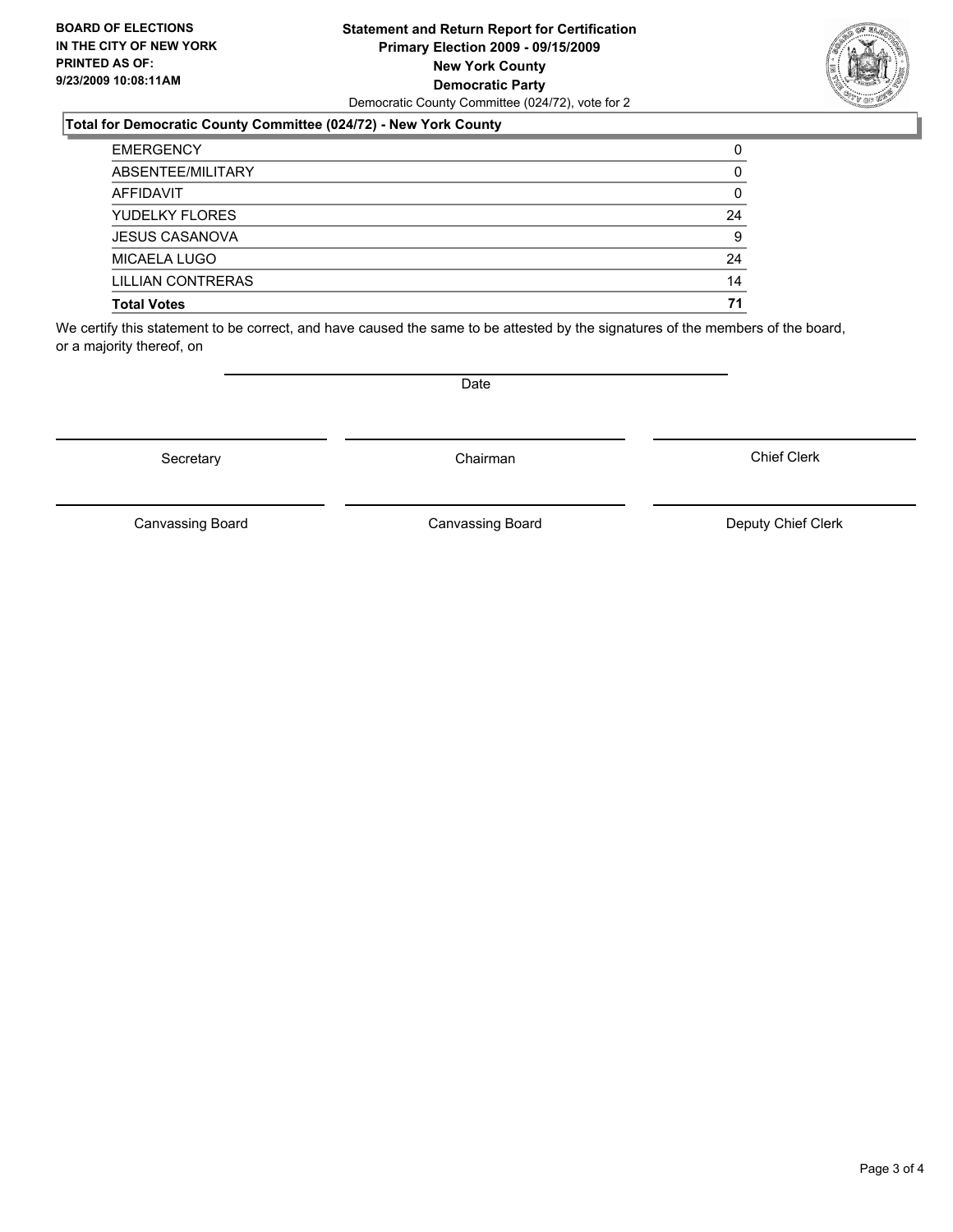**BOARD OF ELECTIONS IN THE CITY OF NEW YORK PRINTED AS OF: 9/23/2009 10:08:11AM**

**Statement and Return Report for Certification**
**Primary Election 2009 - 09/15/2009**
**New York County**
**Democratic Party**
Democratic County Committee (024/72), vote for 2

### Total for Democratic County Committee (024/72) - New York County

| | |
|---|---|
| EMERGENCY | 0 |
| ABSENTEE/MILITARY | 0 |
| AFFIDAVIT | 0 |
| YUDELKY FLORES | 24 |
| JESUS CASANOVA | 9 |
| MICAELA LUGO | 24 |
| LILLIAN CONTRERAS | 14 |
| **Total Votes** | **71** |

We certify this statement to be correct, and have caused the same to be attested by the signatures of the members of the board, or a majority thereof, on

Date

Secretary | Chairman | Chief Clerk

Canvassing Board | Canvassing Board | Deputy Chief Clerk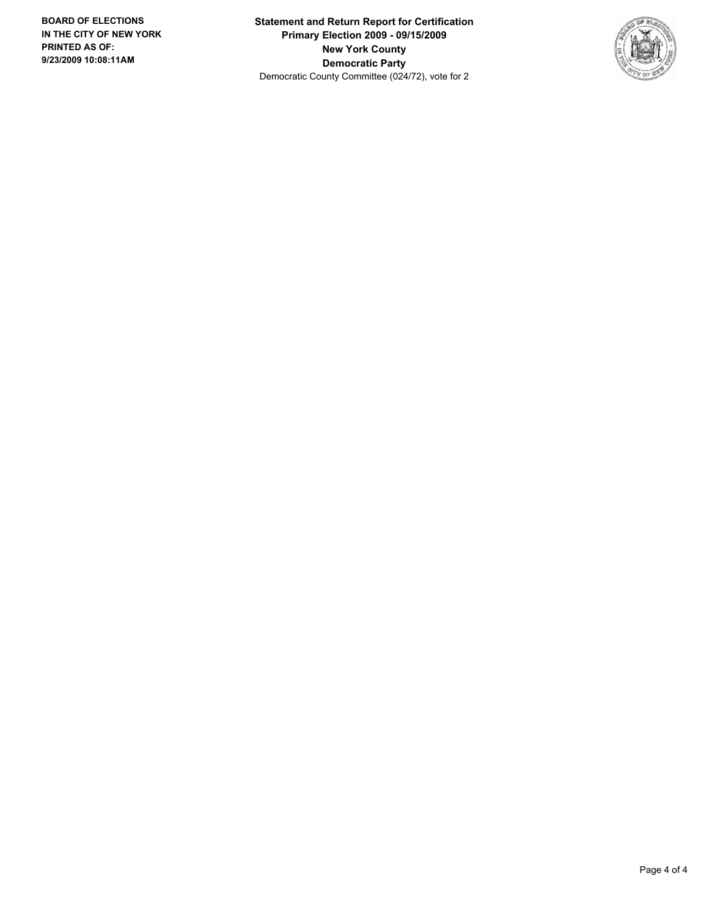**BOARD OF ELECTIONS IN THE CITY OF NEW YORK PRINTED AS OF: 9/23/2009 10:08:11AM**

**Statement and Return Report for Certification**
**Primary Election 2009 - 09/15/2009**
**New York County**
**Democratic Party**
Democratic County Committee (024/72), vote for 2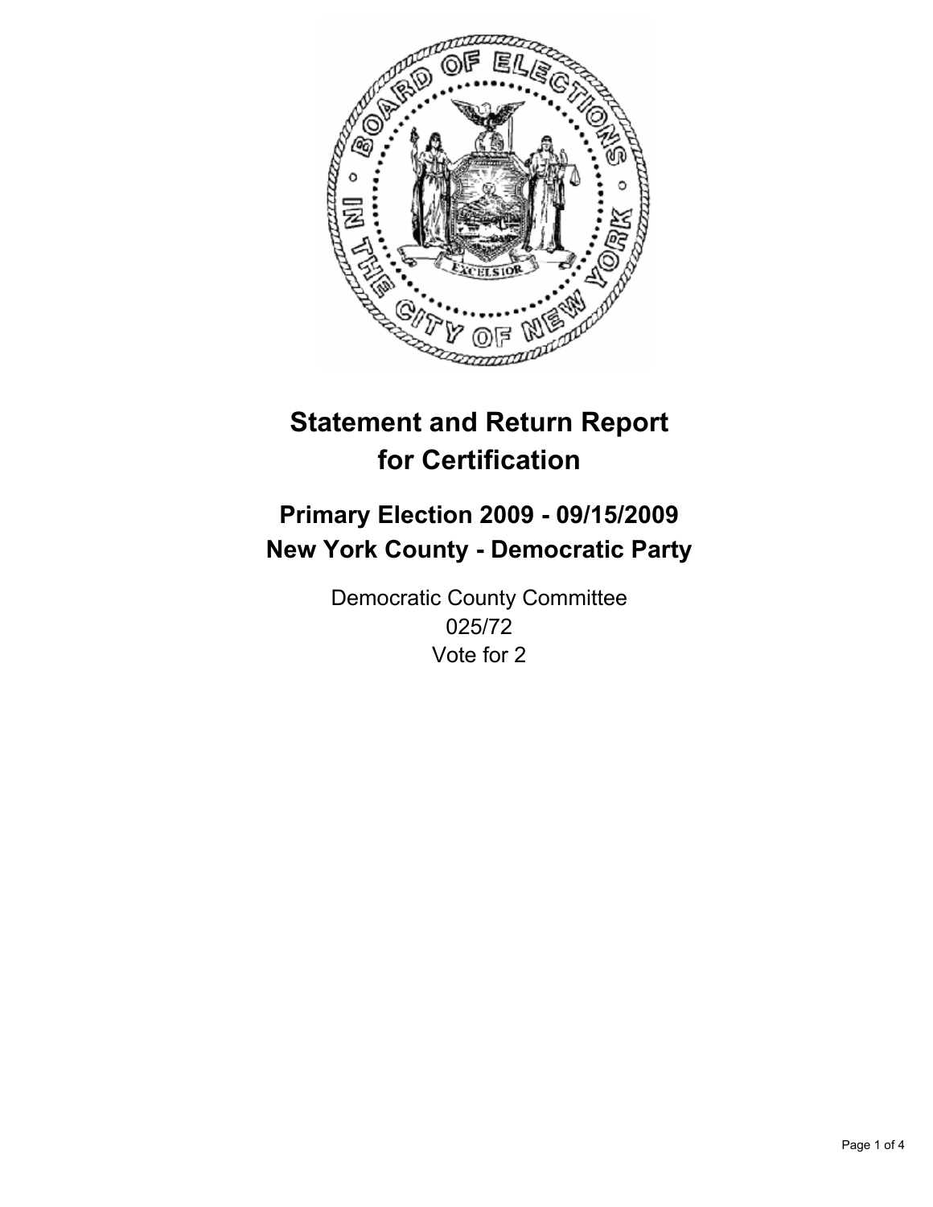# Statement and Return Report for Certification

## Primary Election 2009 - 09/15/2009
## New York County - Democratic Party

Democratic County Committee
025/72
Vote for 2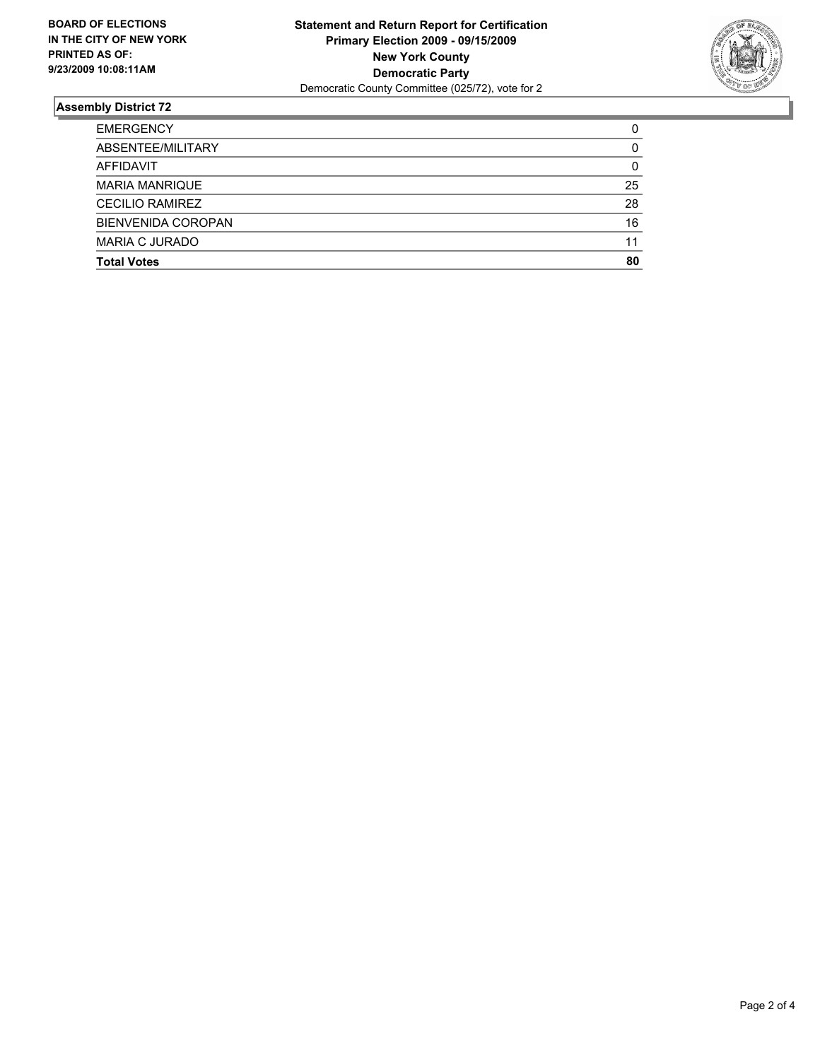**BOARD OF ELECTIONS IN THE CITY OF NEW YORK PRINTED AS OF: 9/23/2009 10:08:11AM**

**Statement and Return Report for Certification**
**Primary Election 2009 - 09/15/2009**
**New York County**
**Democratic Party**
Democratic County Committee (025/72), vote for 2

## Assembly District 72

| | |
|---|---|
| EMERGENCY | 0 |
| ABSENTEE/MILITARY | 0 |
| AFFIDAVIT | 0 |
| MARIA MANRIQUE | 25 |
| CECILIO RAMIREZ | 28 |
| BIENVENIDA COROPAN | 16 |
| MARIA C JURADO | 11 |
| **Total Votes** | **80** |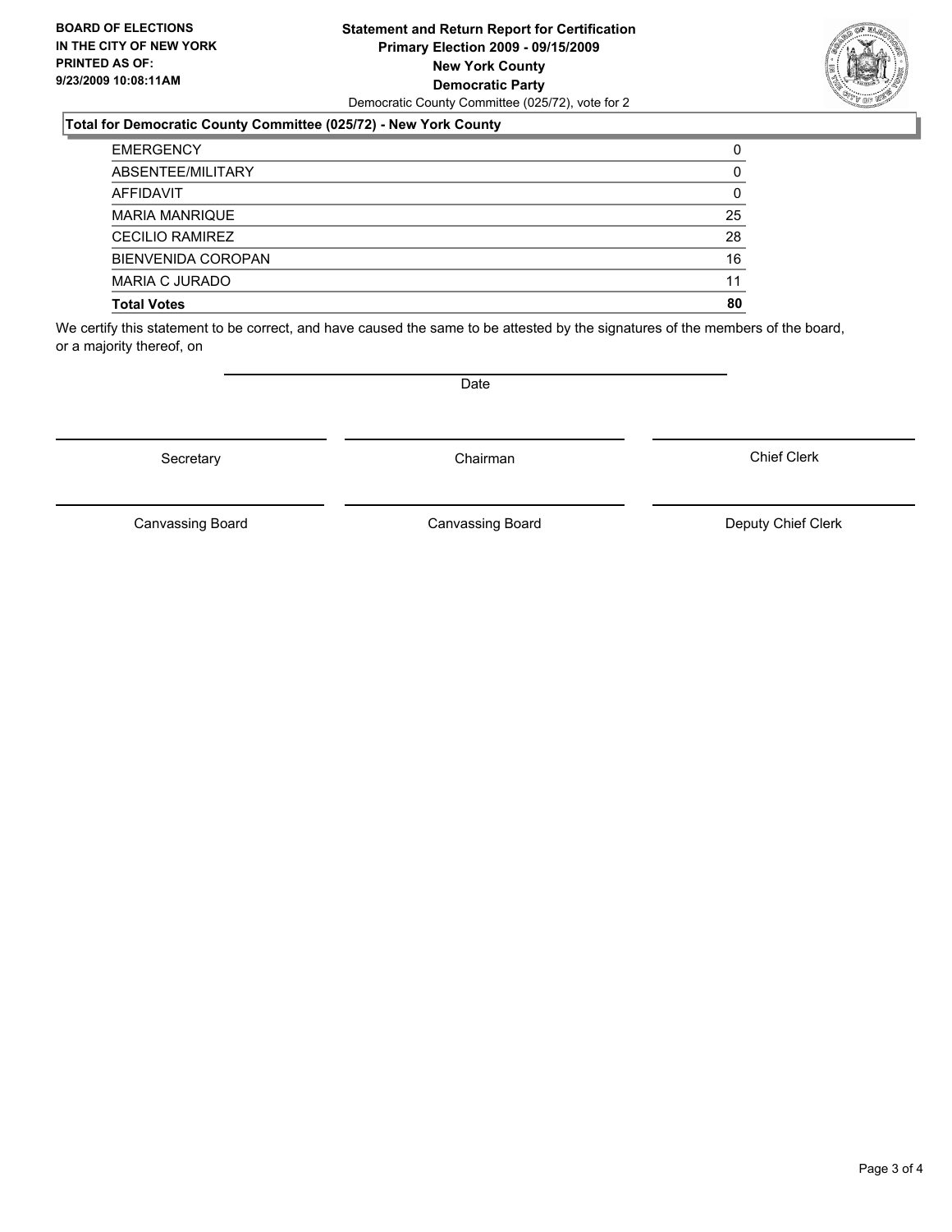**BOARD OF ELECTIONS**
**IN THE CITY OF NEW YORK**
**PRINTED AS OF:**
**9/23/2009 10:08:11AM**

**Statement and Return Report for Certification**
**Primary Election 2009 - 09/15/2009**
**New York County**
**Democratic Party**
Democratic County Committee (025/72), vote for 2

### Total for Democratic County Committee (025/72) - New York County

| | |
|---|---|
| EMERGENCY | 0 |
| ABSENTEE/MILITARY | 0 |
| AFFIDAVIT | 0 |
| MARIA MANRIQUE | 25 |
| CECILIO RAMIREZ | 28 |
| BIENVENIDA COROPAN | 16 |
| MARIA C JURADO | 11 |
| **Total Votes** | **80** |

We certify this statement to be correct, and have caused the same to be attested by the signatures of the members of the board, or a majority thereof, on

Date

Secretary | Chairman | Chief Clerk

Canvassing Board | Canvassing Board | Deputy Chief Clerk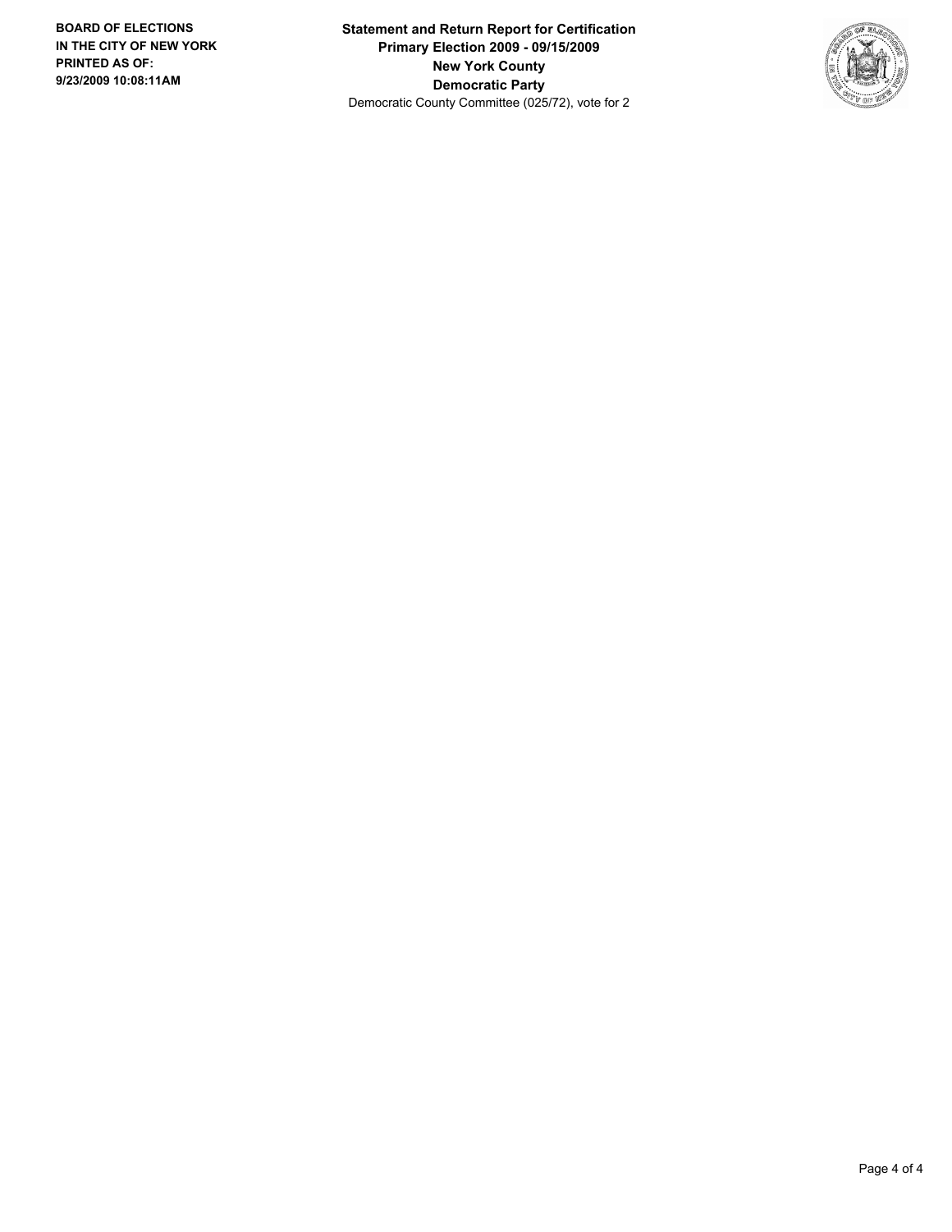**BOARD OF ELECTIONS IN THE CITY OF NEW YORK PRINTED AS OF: 9/23/2009 10:08:11AM**

**Statement and Return Report for Certification**
**Primary Election 2009 - 09/15/2009**
**New York County**
**Democratic Party**
Democratic County Committee (025/72), vote for 2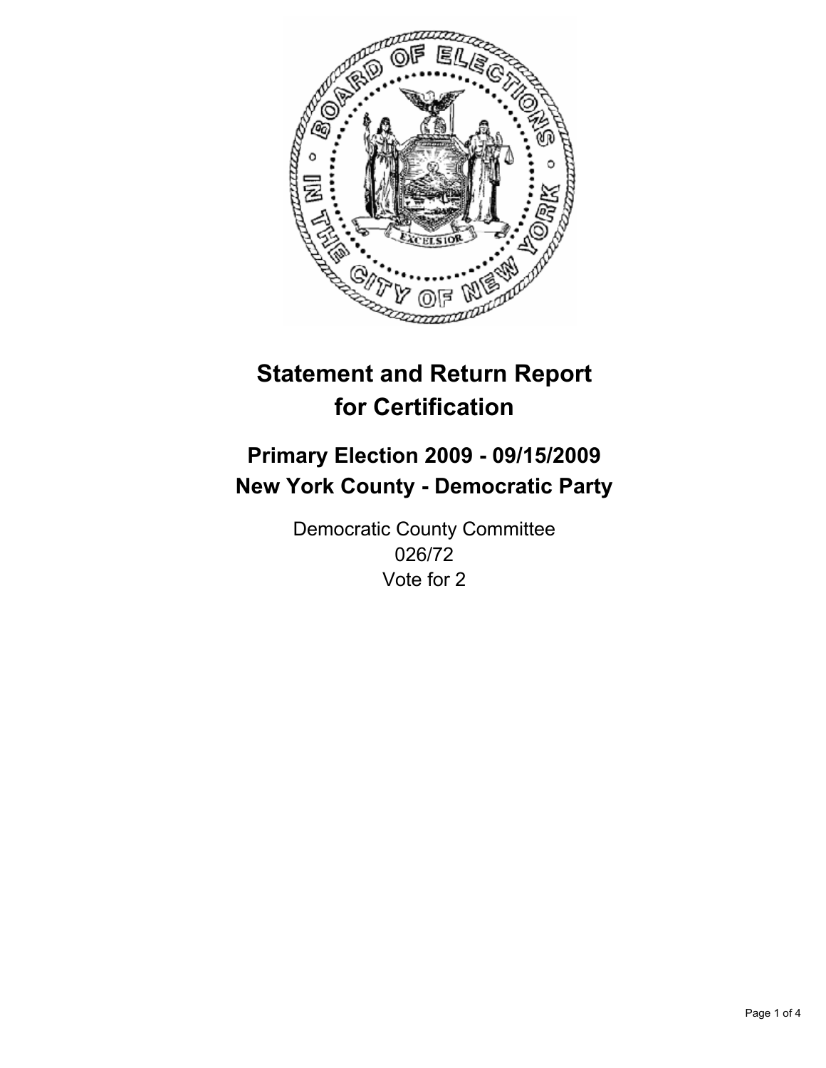# Statement and Return Report for Certification

## Primary Election 2009 - 09/15/2009
## New York County - Democratic Party

Democratic County Committee
026/72
Vote for 2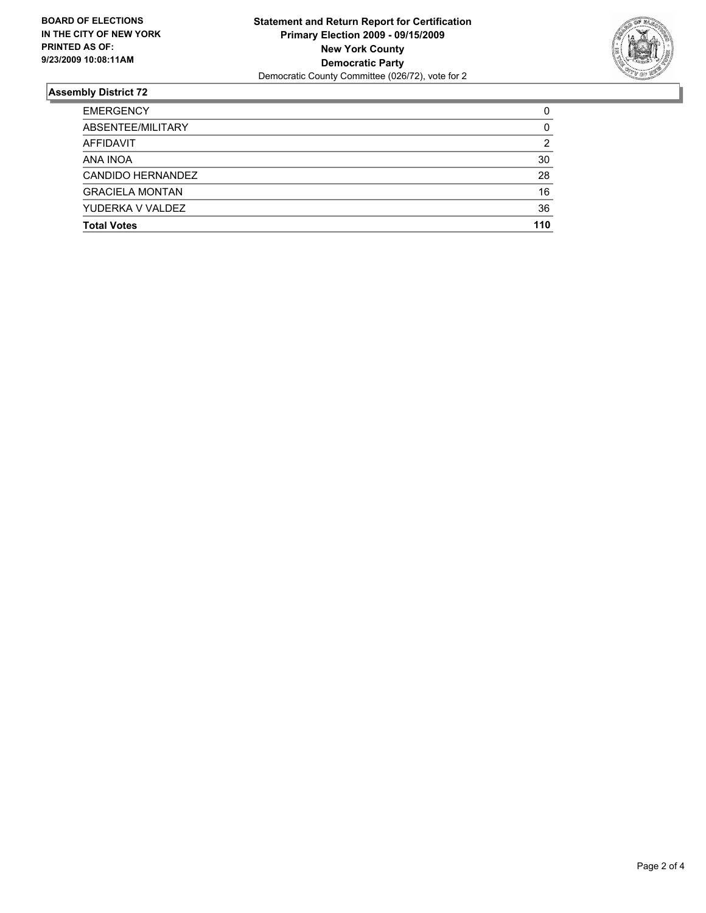**BOARD OF ELECTIONS IN THE CITY OF NEW YORK PRINTED AS OF: 9/23/2009 10:08:11AM**

**Statement and Return Report for Certification**
**Primary Election 2009 - 09/15/2009**
**New York County**
**Democratic Party**
Democratic County Committee (026/72), vote for 2

## Assembly District 72

| | |
|---|---|
| EMERGENCY | 0 |
| ABSENTEE/MILITARY | 0 |
| AFFIDAVIT | 2 |
| ANA INOA | 30 |
| CANDIDO HERNANDEZ | 28 |
| GRACIELA MONTAN | 16 |
| YUDERKA V VALDEZ | 36 |
| **Total Votes** | **110** |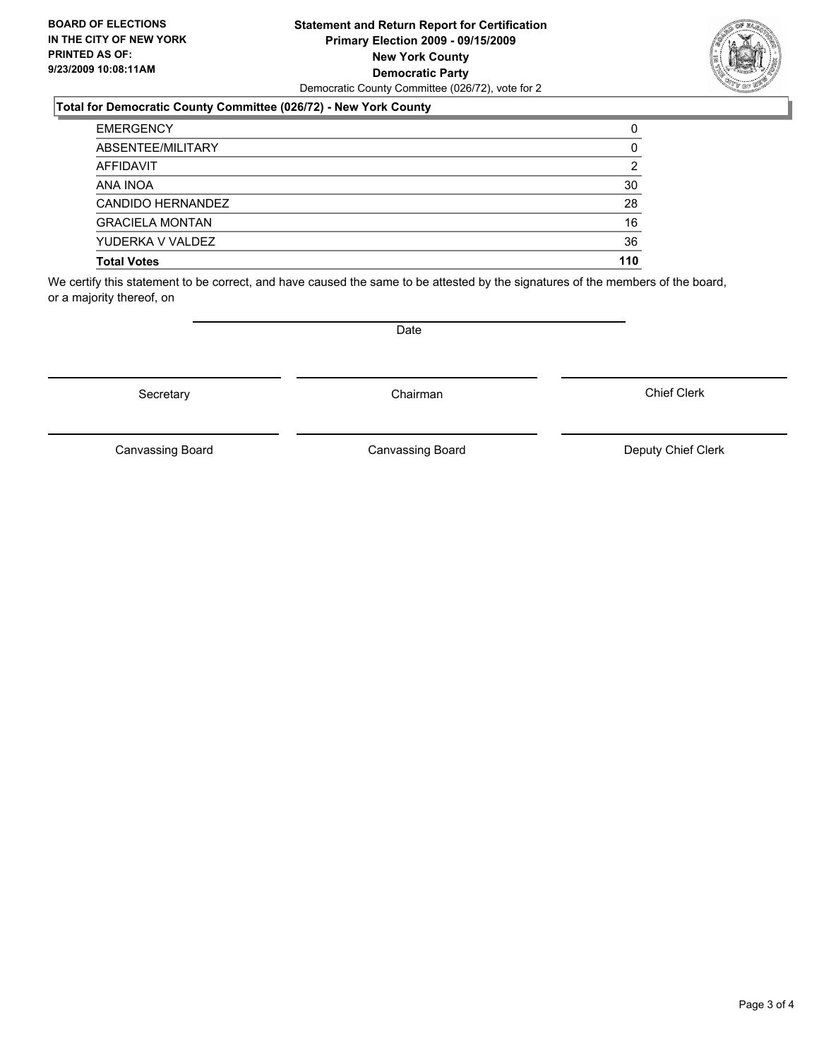**BOARD OF ELECTIONS IN THE CITY OF NEW YORK PRINTED AS OF: 9/23/2009 10:08:11AM**

**Statement and Return Report for Certification**
**Primary Election 2009 - 09/15/2009**
**New York County**
**Democratic Party**
Democratic County Committee (026/72), vote for 2

**Total for Democratic County Committee (026/72) - New York County**

| | |
|---|---|
| EMERGENCY | 0 |
| ABSENTEE/MILITARY | 0 |
| AFFIDAVIT | 2 |
| ANA INOA | 30 |
| CANDIDO HERNANDEZ | 28 |
| GRACIELA MONTAN | 16 |
| YUDERKA V VALDEZ | 36 |
| **Total Votes** | **110** |

We certify this statement to be correct, and have caused the same to be attested by the signatures of the members of the board, or a majority thereof, on

Date

Secretary | Chairman | Chief Clerk

Canvassing Board | Canvassing Board | Deputy Chief Clerk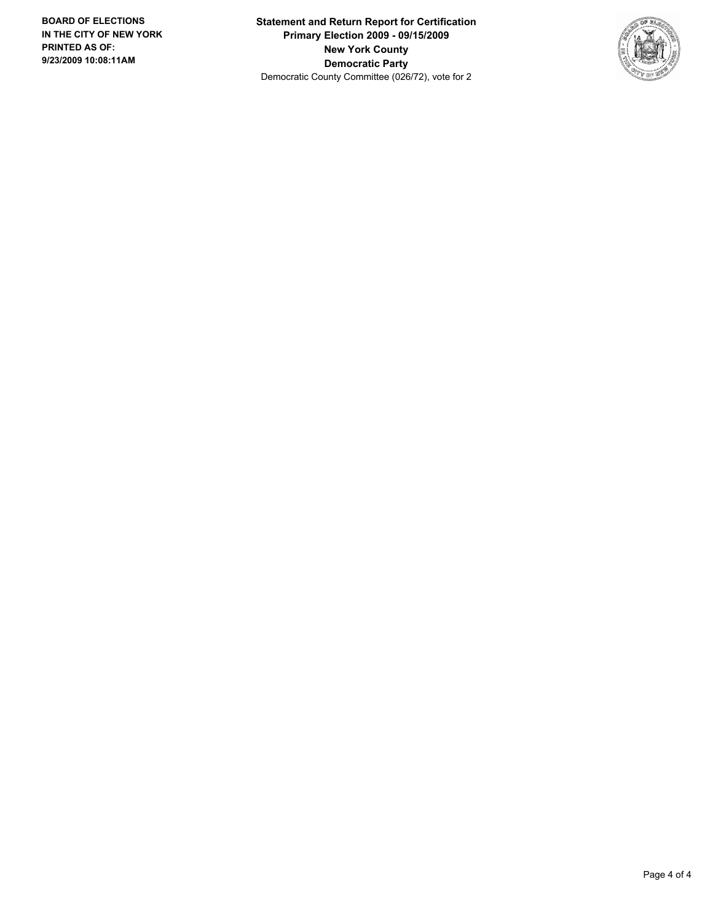**BOARD OF ELECTIONS IN THE CITY OF NEW YORK PRINTED AS OF: 9/23/2009 10:08:11AM**

**Statement and Return Report for Certification**
**Primary Election 2009 - 09/15/2009**
**New York County**
**Democratic Party**
Democratic County Committee (026/72), vote for 2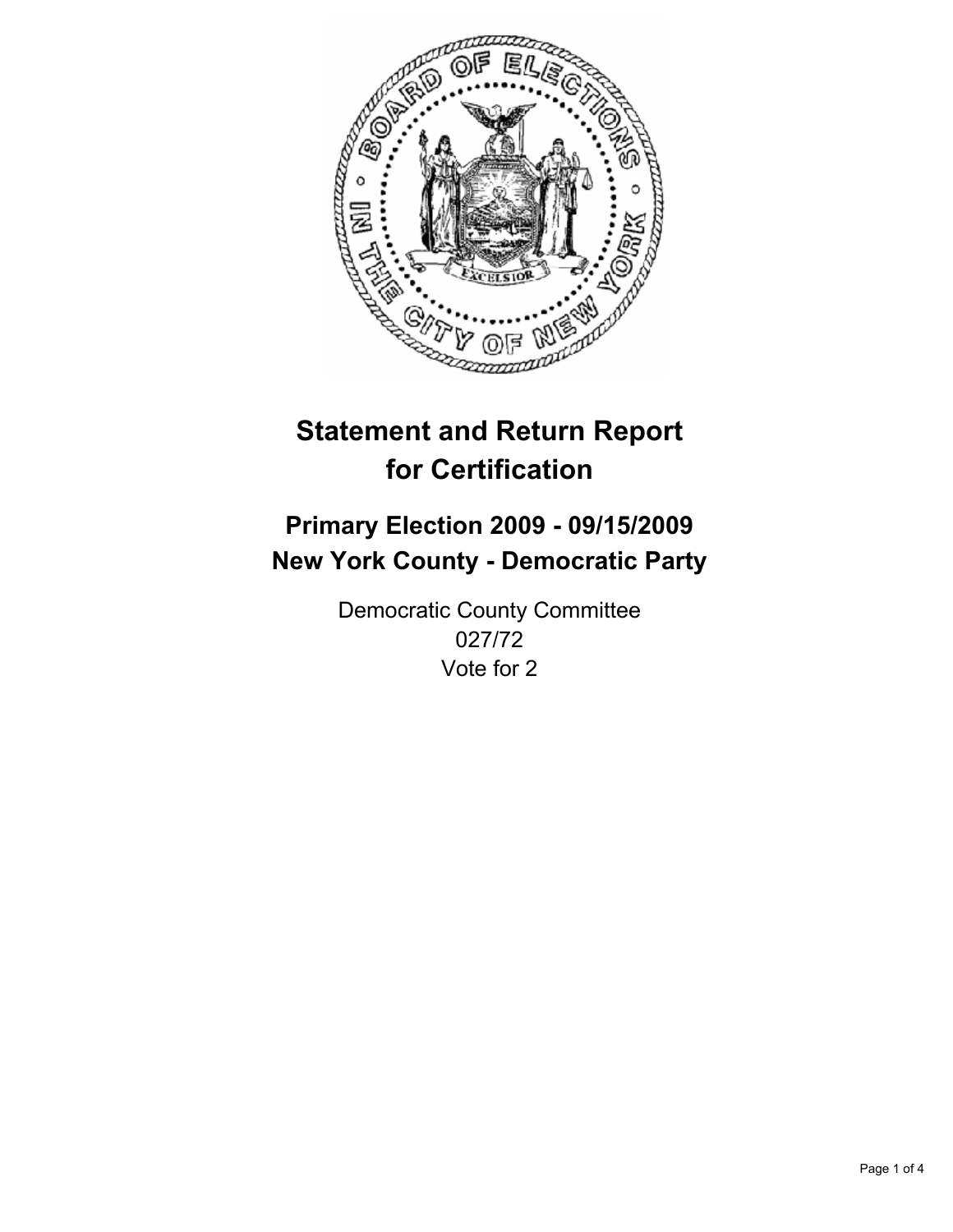# Statement and Return Report for Certification

## Primary Election 2009 - 09/15/2009
## New York County - Democratic Party

Democratic County Committee
027/72
Vote for 2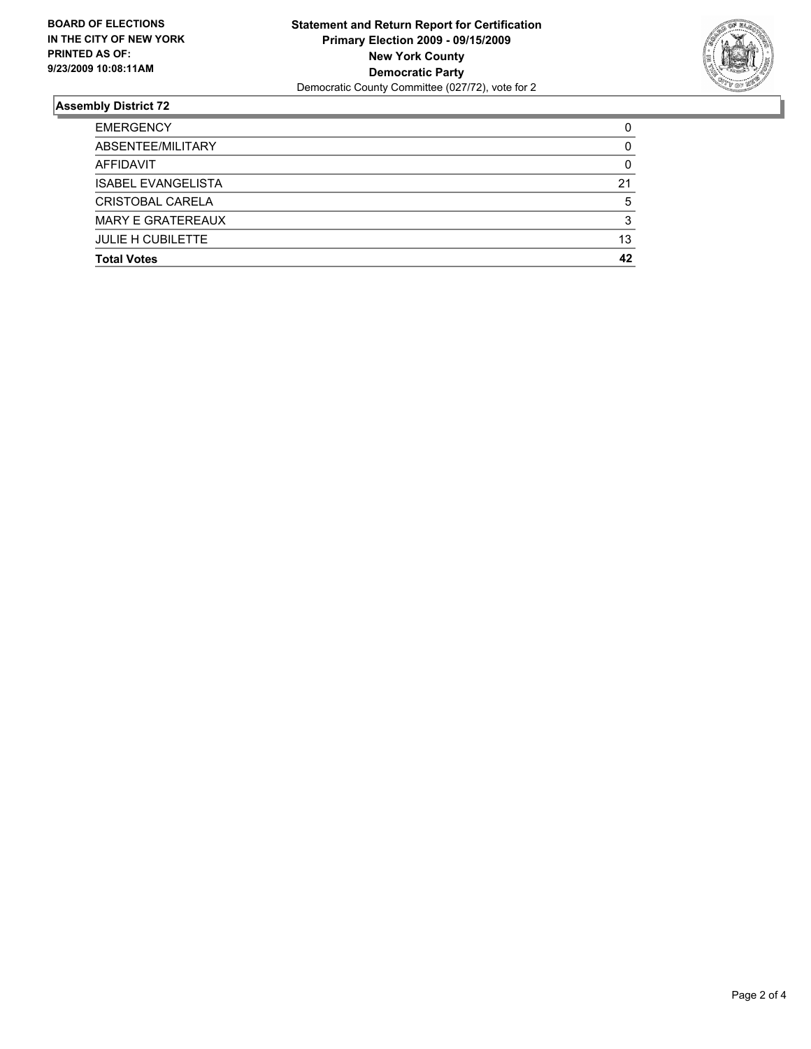**BOARD OF ELECTIONS IN THE CITY OF NEW YORK PRINTED AS OF: 9/23/2009 10:08:11AM**

**Statement and Return Report for Certification**
**Primary Election 2009 - 09/15/2009**
**New York County**
**Democratic Party**
Democratic County Committee (027/72), vote for 2

## Assembly District 72

| | |
|---|---|
| EMERGENCY | 0 |
| ABSENTEE/MILITARY | 0 |
| AFFIDAVIT | 0 |
| ISABEL EVANGELISTA | 21 |
| CRISTOBAL CARELA | 5 |
| MARY E GRATEREAUX | 3 |
| JULIE H CUBILETTE | 13 |
| **Total Votes** | **42** |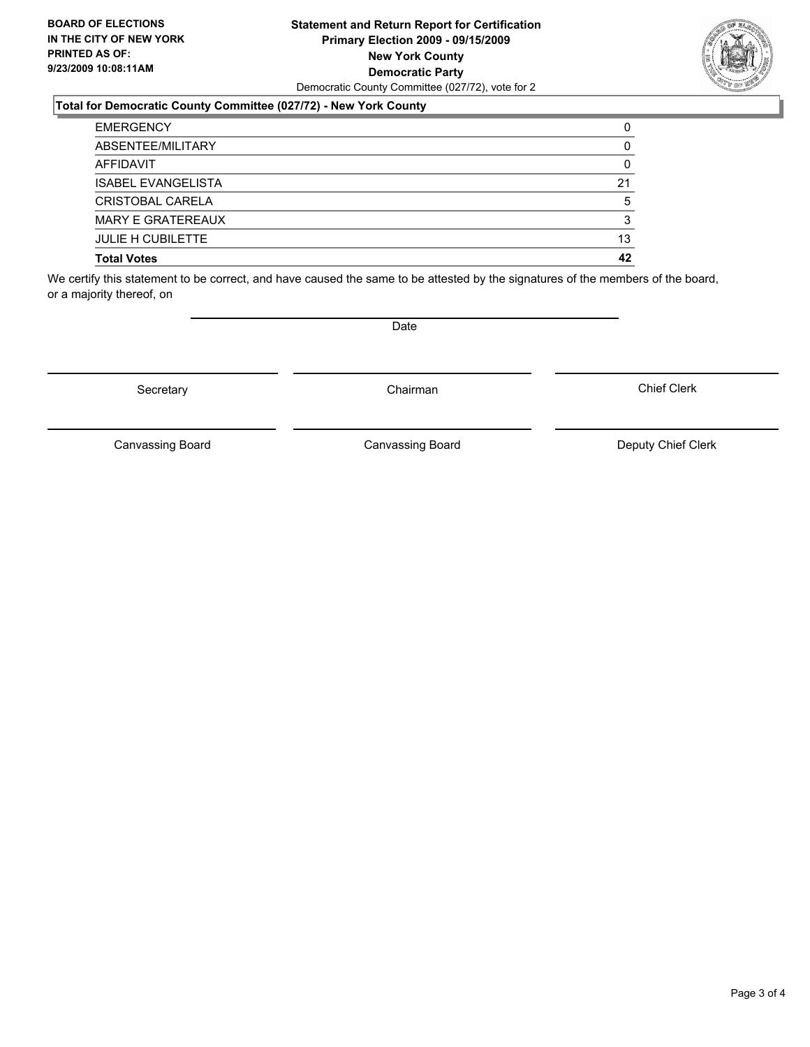**BOARD OF ELECTIONS IN THE CITY OF NEW YORK PRINTED AS OF: 9/23/2009 10:08:11AM**

**Statement and Return Report for Certification**
**Primary Election 2009 - 09/15/2009**
**New York County**
**Democratic Party**
Democratic County Committee (027/72), vote for 2

**Total for Democratic County Committee (027/72) - New York County**

| | |
|---|---|
| EMERGENCY | 0 |
| ABSENTEE/MILITARY | 0 |
| AFFIDAVIT | 0 |
| ISABEL EVANGELISTA | 21 |
| CRISTOBAL CARELA | 5 |
| MARY E GRATEREAUX | 3 |
| JULIE H CUBILETTE | 13 |
| **Total Votes** | **42** |

We certify this statement to be correct, and have caused the same to be attested by the signatures of the members of the board, or a majority thereof, on

Date

Secretary Chairman Chief Clerk

Canvassing Board Canvassing Board Deputy Chief Clerk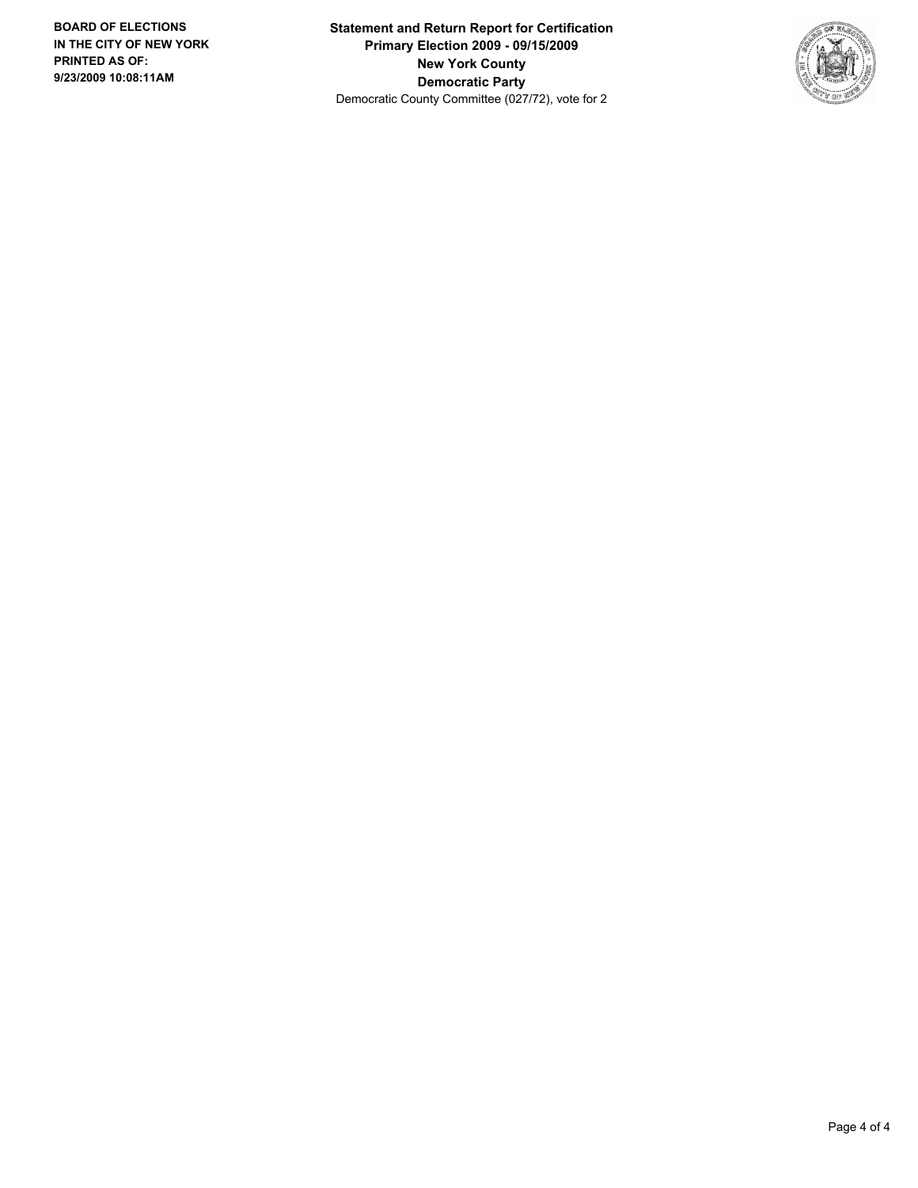**BOARD OF ELECTIONS IN THE CITY OF NEW YORK PRINTED AS OF: 9/23/2009 10:08:11AM**

**Statement and Return Report for Certification**
**Primary Election 2009 - 09/15/2009**
**New York County**
**Democratic Party**
Democratic County Committee (027/72), vote for 2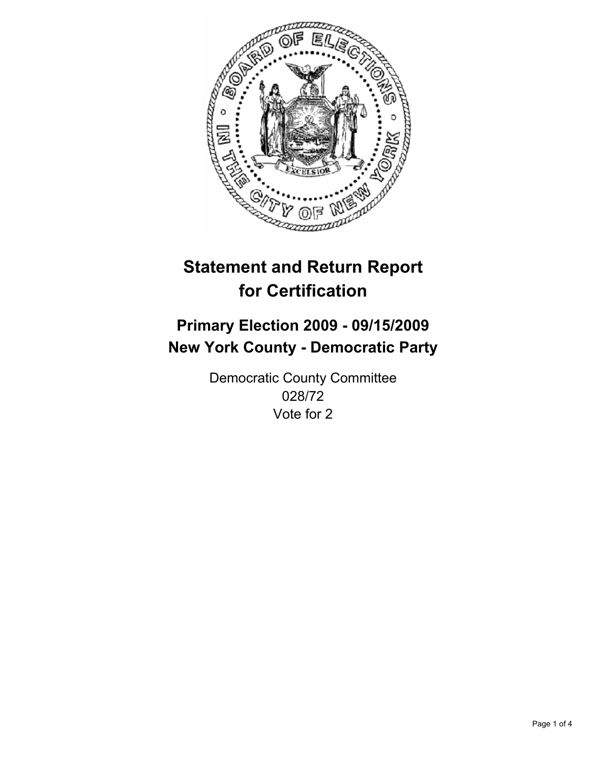# Statement and Return Report for Certification

## Primary Election 2009 - 09/15/2009
## New York County - Democratic Party

Democratic County Committee
028/72
Vote for 2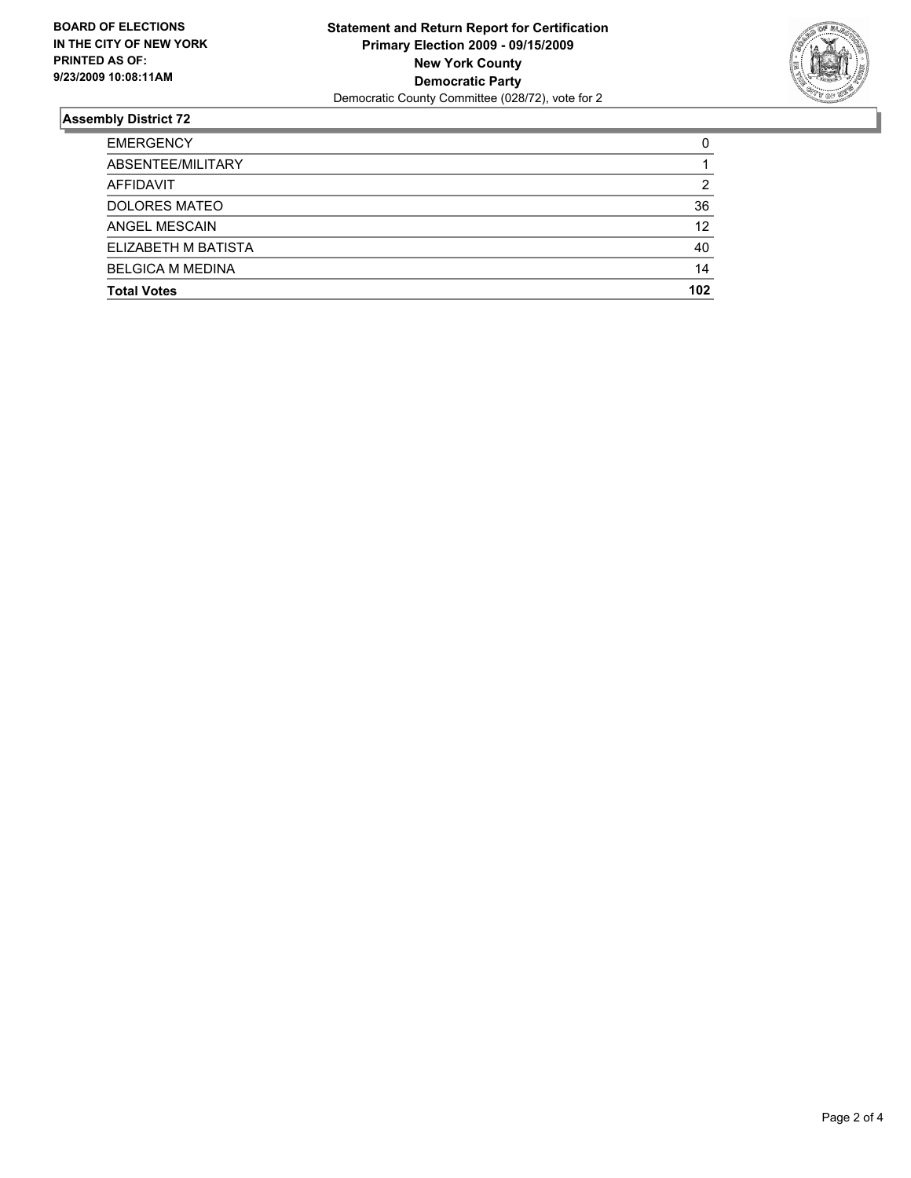**BOARD OF ELECTIONS IN THE CITY OF NEW YORK PRINTED AS OF: 9/23/2009 10:08:11AM**

**Statement and Return Report for Certification**
**Primary Election 2009 - 09/15/2009**
**New York County**
**Democratic Party**
Democratic County Committee (028/72), vote for 2

## Assembly District 72

| | |
|---|---|
| EMERGENCY | 0 |
| ABSENTEE/MILITARY | 1 |
| AFFIDAVIT | 2 |
| DOLORES MATEO | 36 |
| ANGEL MESCAIN | 12 |
| ELIZABETH M BATISTA | 40 |
| BELGICA M MEDINA | 14 |
| **Total Votes** | **102** |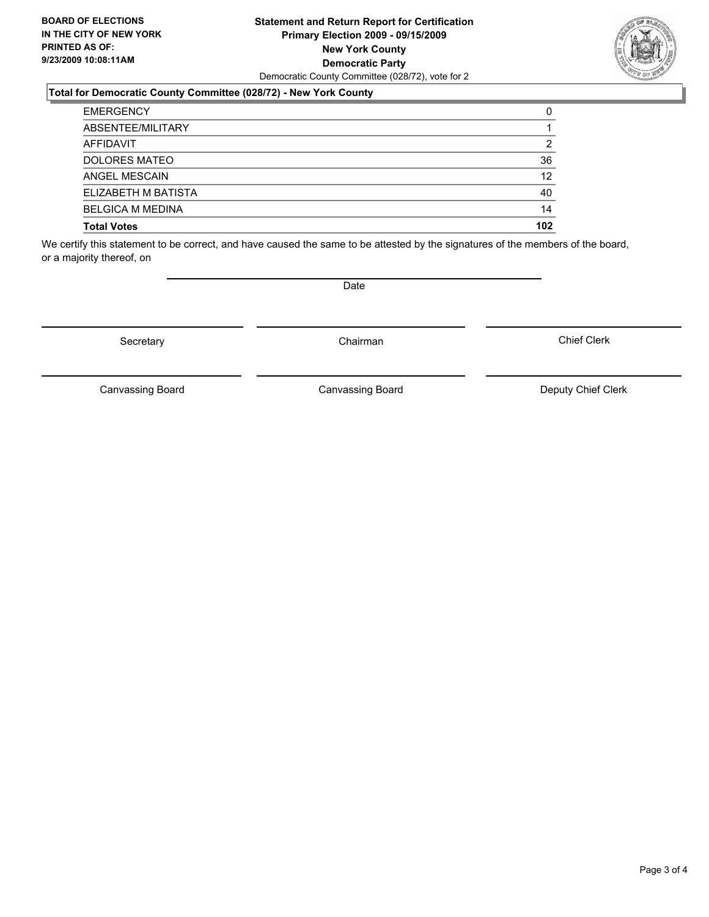**BOARD OF ELECTIONS IN THE CITY OF NEW YORK PRINTED AS OF: 9/23/2009 10:08:11AM**

# Statement and Return Report for Certification
## Primary Election 2009 - 09/15/2009
## New York County
## Democratic Party

Democratic County Committee (028/72), vote for 2

### Total for Democratic County Committee (028/72) - New York County

| | |
|---|---|
| EMERGENCY | 0 |
| ABSENTEE/MILITARY | 1 |
| AFFIDAVIT | 2 |
| DOLORES MATEO | 36 |
| ANGEL MESCAIN | 12 |
| ELIZABETH M BATISTA | 40 |
| BELGICA M MEDINA | 14 |
| **Total Votes** | **102** |

We certify this statement to be correct, and have caused the same to be attested by the signatures of the members of the board, or a majority thereof, on

Date

Secretary | Chairman | Chief Clerk

Canvassing Board | Canvassing Board | Deputy Chief Clerk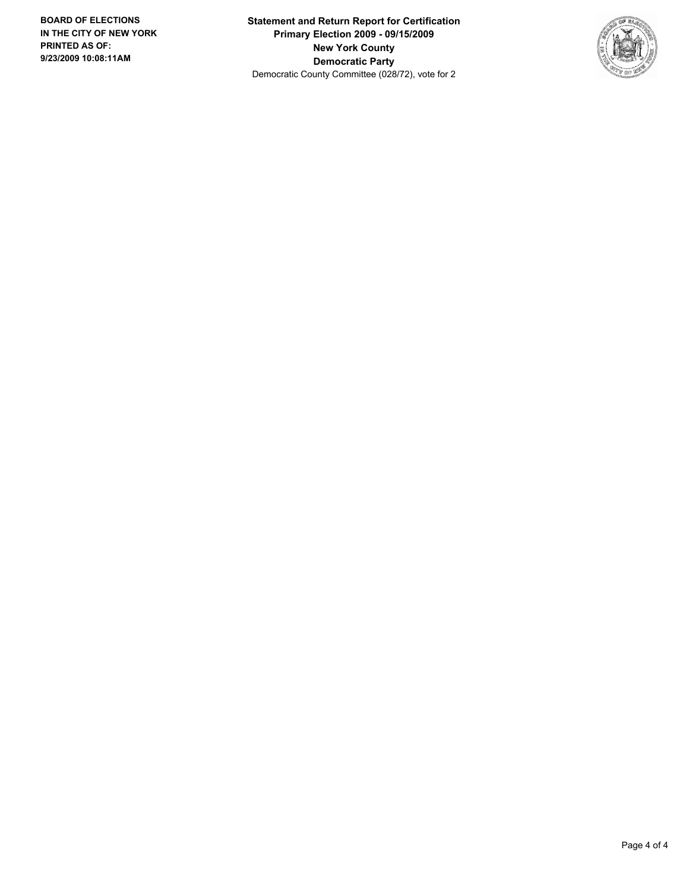**BOARD OF ELECTIONS**
**IN THE CITY OF NEW YORK**
**PRINTED AS OF:**
**9/23/2009 10:08:11AM**

**Statement and Return Report for Certification**
**Primary Election 2009 - 09/15/2009**
**New York County**
**Democratic Party**
Democratic County Committee (028/72), vote for 2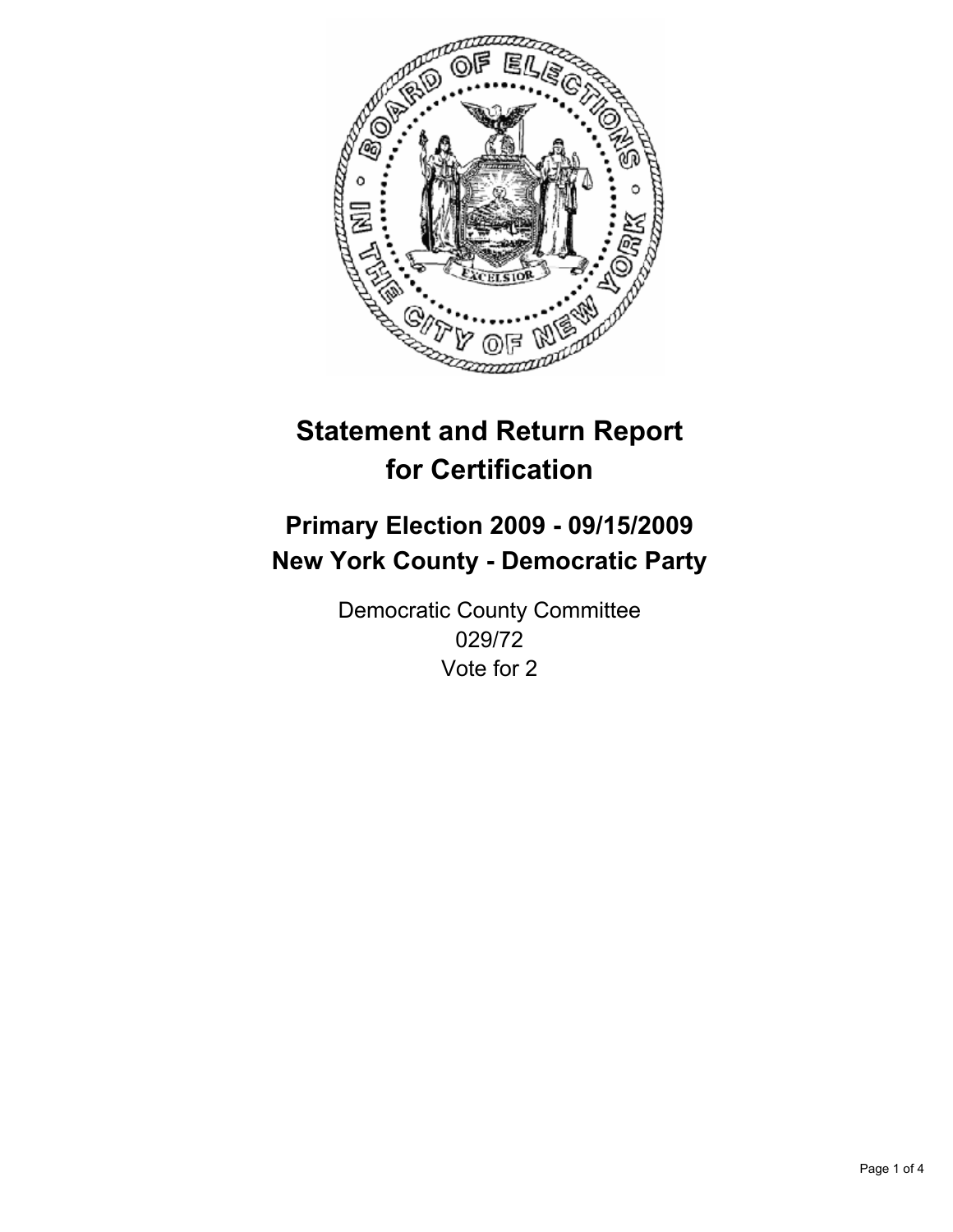# Statement and Return Report for Certification

## Primary Election 2009 - 09/15/2009
## New York County - Democratic Party

Democratic County Committee
029/72
Vote for 2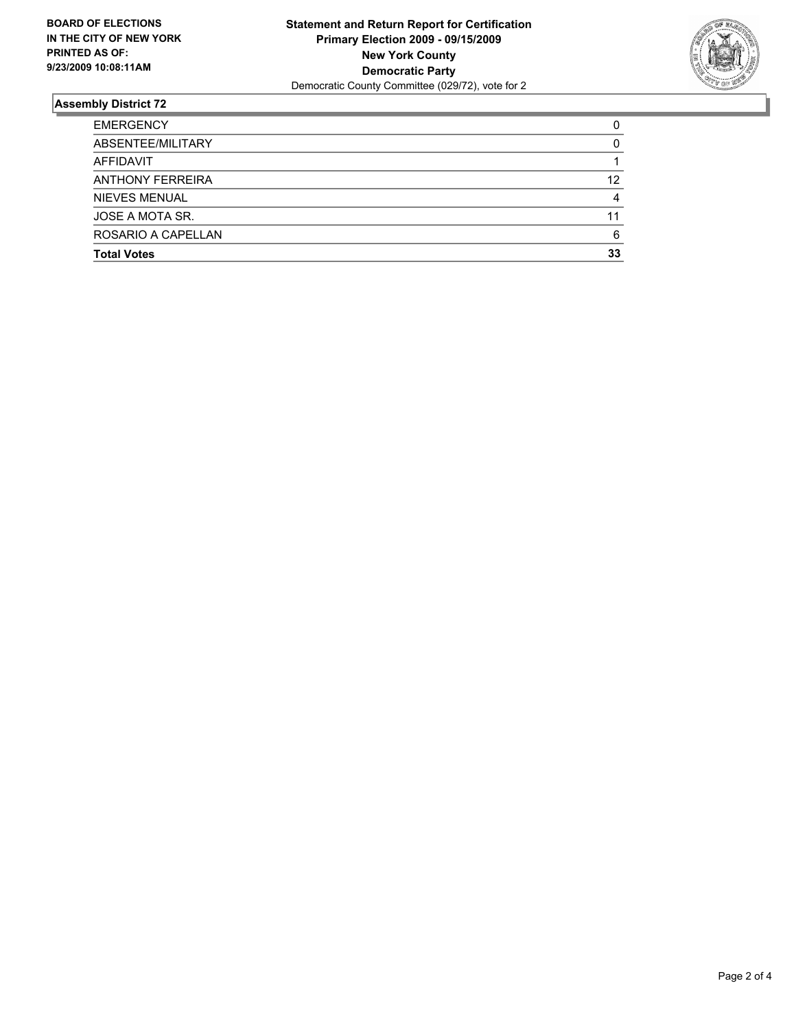**BOARD OF ELECTIONS IN THE CITY OF NEW YORK PRINTED AS OF: 9/23/2009 10:08:11AM**

**Statement and Return Report for Certification**
**Primary Election 2009 - 09/15/2009**
**New York County**
**Democratic Party**
Democratic County Committee (029/72), vote for 2

## Assembly District 72

| | |
|---|---|
| EMERGENCY | 0 |
| ABSENTEE/MILITARY | 0 |
| AFFIDAVIT | 1 |
| ANTHONY FERREIRA | 12 |
| NIEVES MENUAL | 4 |
| JOSE A MOTA SR. | 11 |
| ROSARIO A CAPELLAN | 6 |
| **Total Votes** | **33** |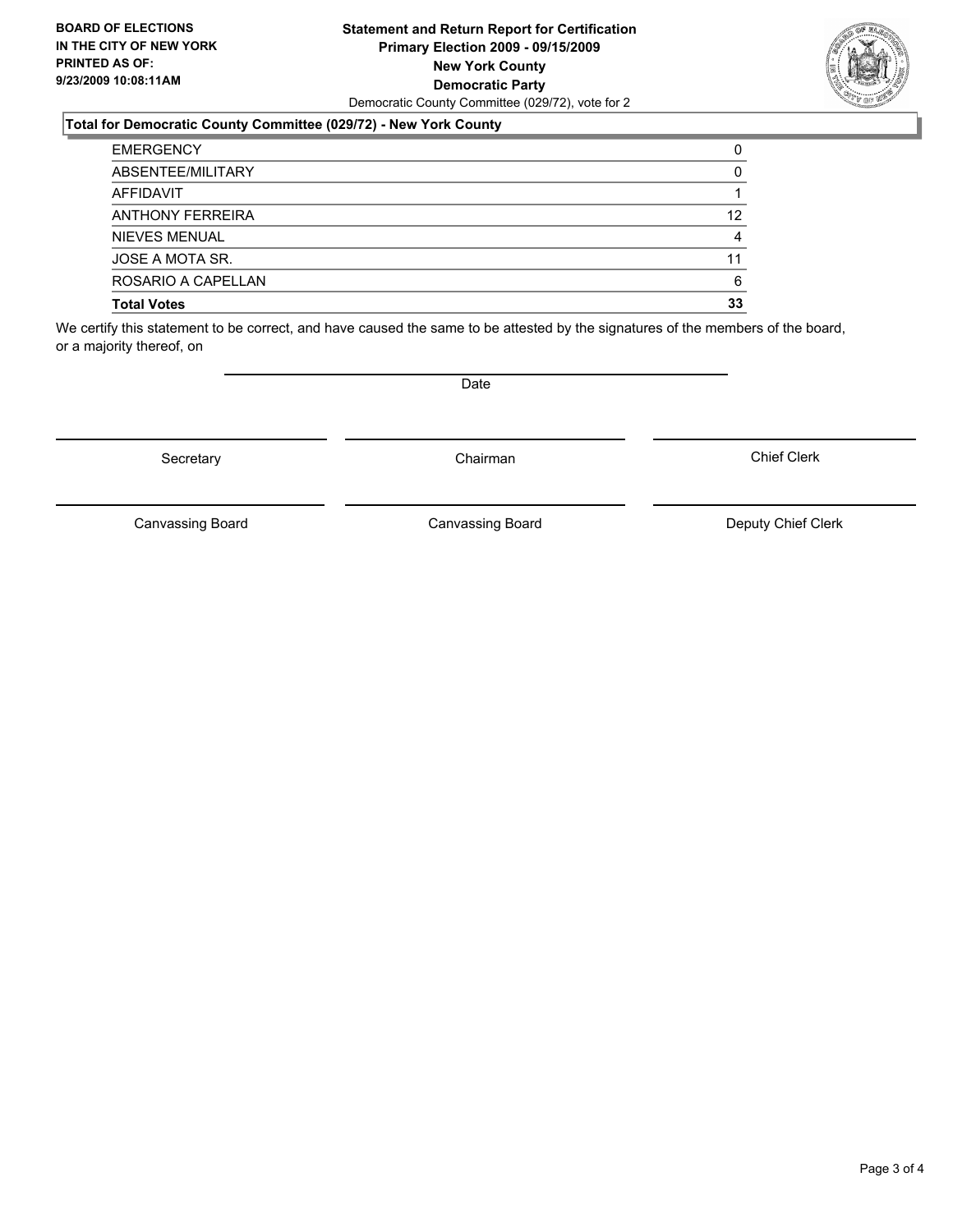**BOARD OF ELECTIONS IN THE CITY OF NEW YORK PRINTED AS OF: 9/23/2009 10:08:11AM**

**Statement and Return Report for Certification**
**Primary Election 2009 - 09/15/2009**
**New York County**
**Democratic Party**
Democratic County Committee (029/72), vote for 2

### Total for Democratic County Committee (029/72) - New York County

| | |
|---|---|
| EMERGENCY | 0 |
| ABSENTEE/MILITARY | 0 |
| AFFIDAVIT | 1 |
| ANTHONY FERREIRA | 12 |
| NIEVES MENUAL | 4 |
| JOSE A MOTA SR. | 11 |
| ROSARIO A CAPELLAN | 6 |
| **Total Votes** | **33** |

We certify this statement to be correct, and have caused the same to be attested by the signatures of the members of the board, or a majority thereof, on

Date

Secretary | Chairman | Chief Clerk

Canvassing Board | Canvassing Board | Deputy Chief Clerk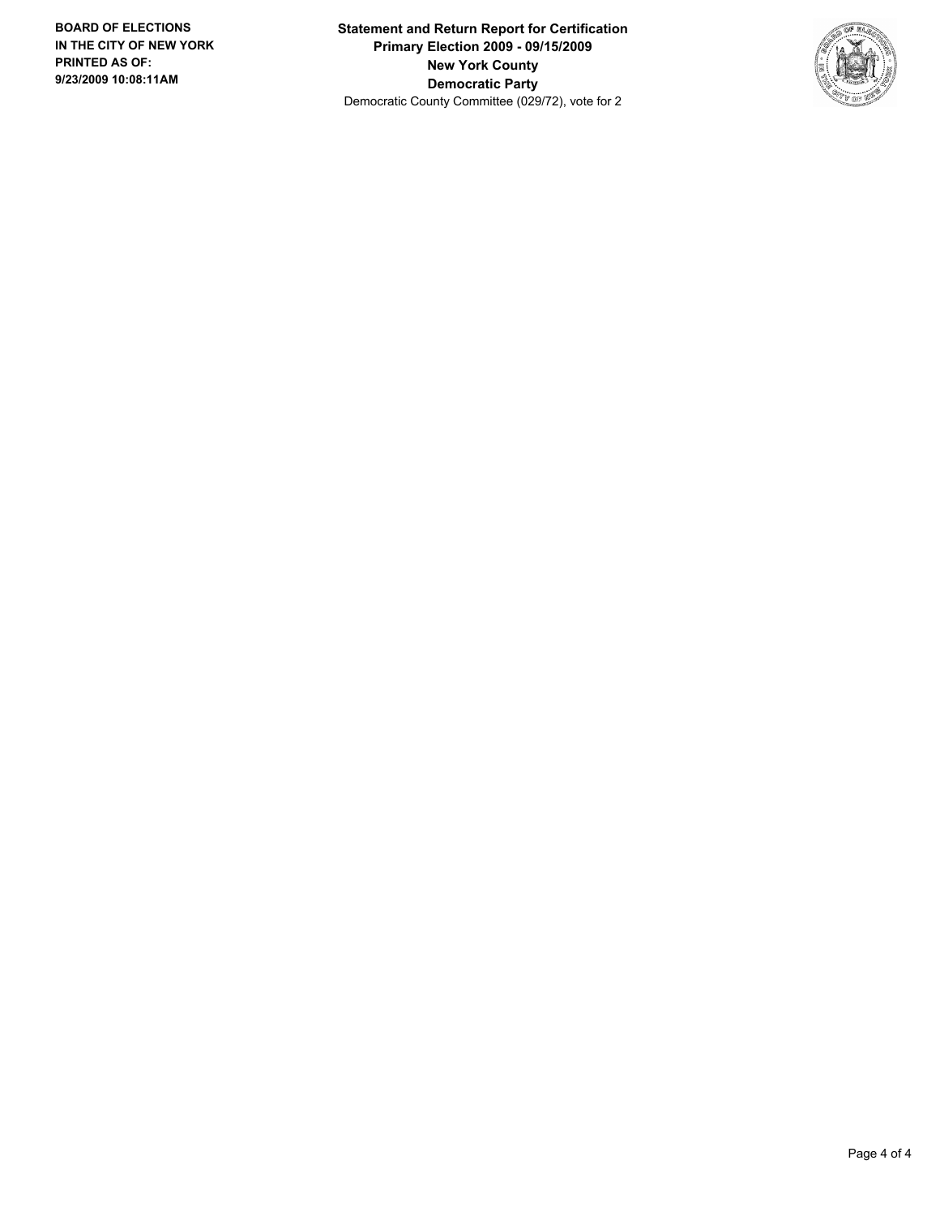**BOARD OF ELECTIONS IN THE CITY OF NEW YORK PRINTED AS OF: 9/23/2009 10:08:11AM**

**Statement and Return Report for Certification**
**Primary Election 2009 - 09/15/2009**
**New York County**
**Democratic Party**
Democratic County Committee (029/72), vote for 2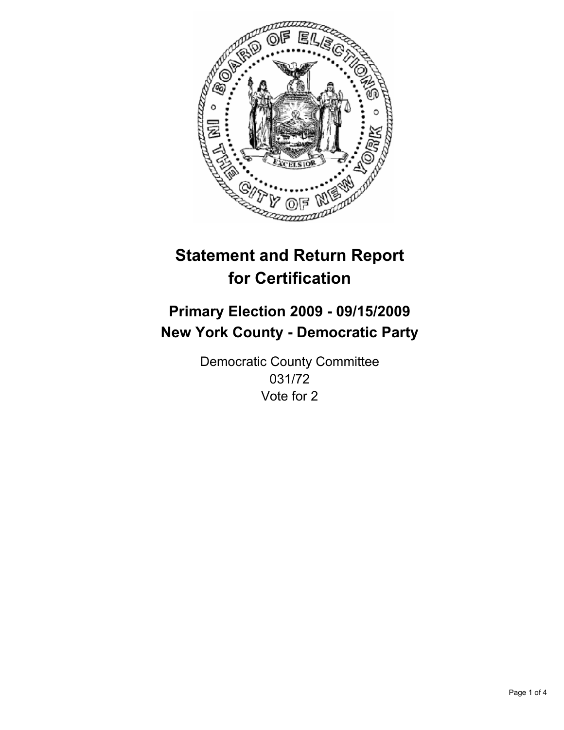# Statement and Return Report for Certification

## Primary Election 2009 - 09/15/2009
## New York County - Democratic Party

Democratic County Committee
031/72
Vote for 2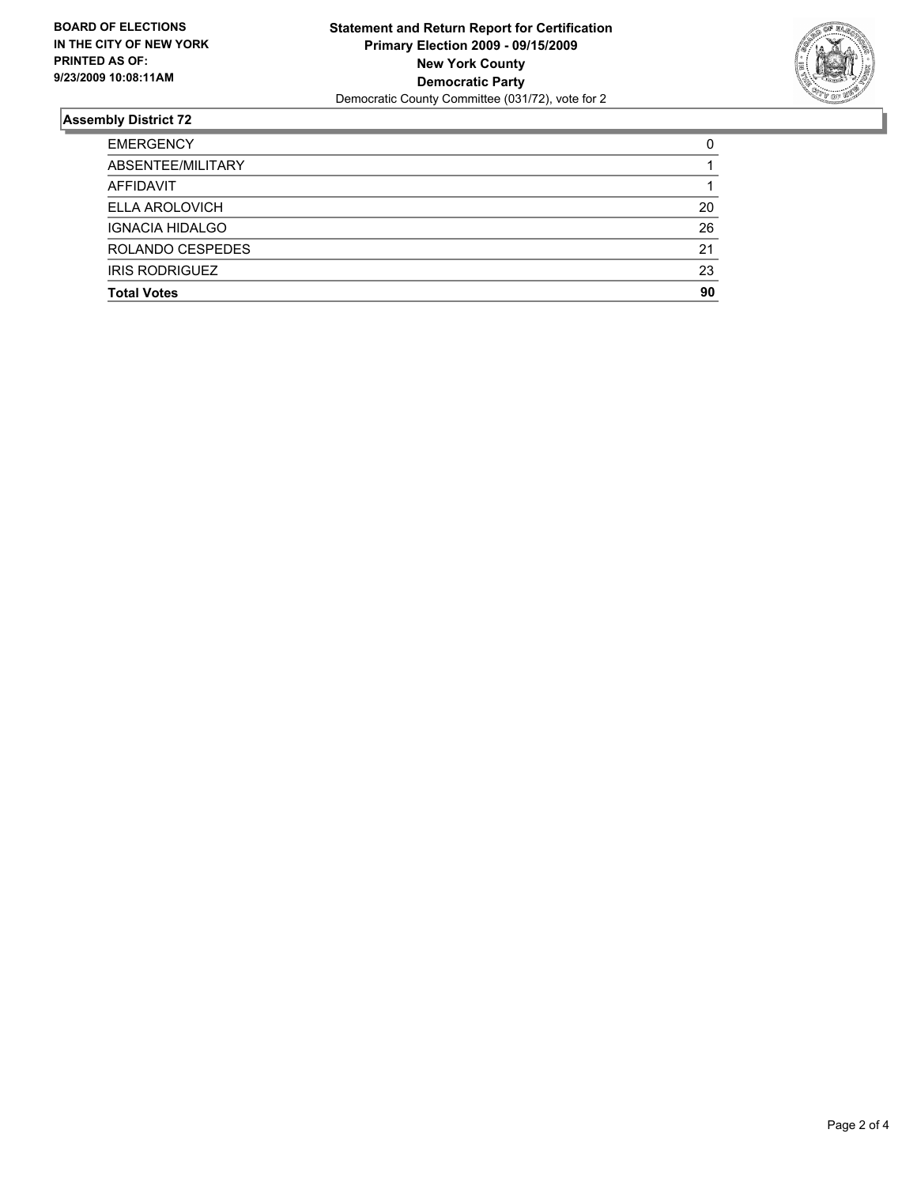**BOARD OF ELECTIONS IN THE CITY OF NEW YORK PRINTED AS OF: 9/23/2009 10:08:11AM**

**Statement and Return Report for Certification**
**Primary Election 2009 - 09/15/2009**
**New York County**
**Democratic Party**
Democratic County Committee (031/72), vote for 2

## Assembly District 72

| | |
|---|---|
| EMERGENCY | 0 |
| ABSENTEE/MILITARY | 1 |
| AFFIDAVIT | 1 |
| ELLA AROLOVICH | 20 |
| IGNACIA HIDALGO | 26 |
| ROLANDO CESPEDES | 21 |
| IRIS RODRIGUEZ | 23 |
| **Total Votes** | **90** |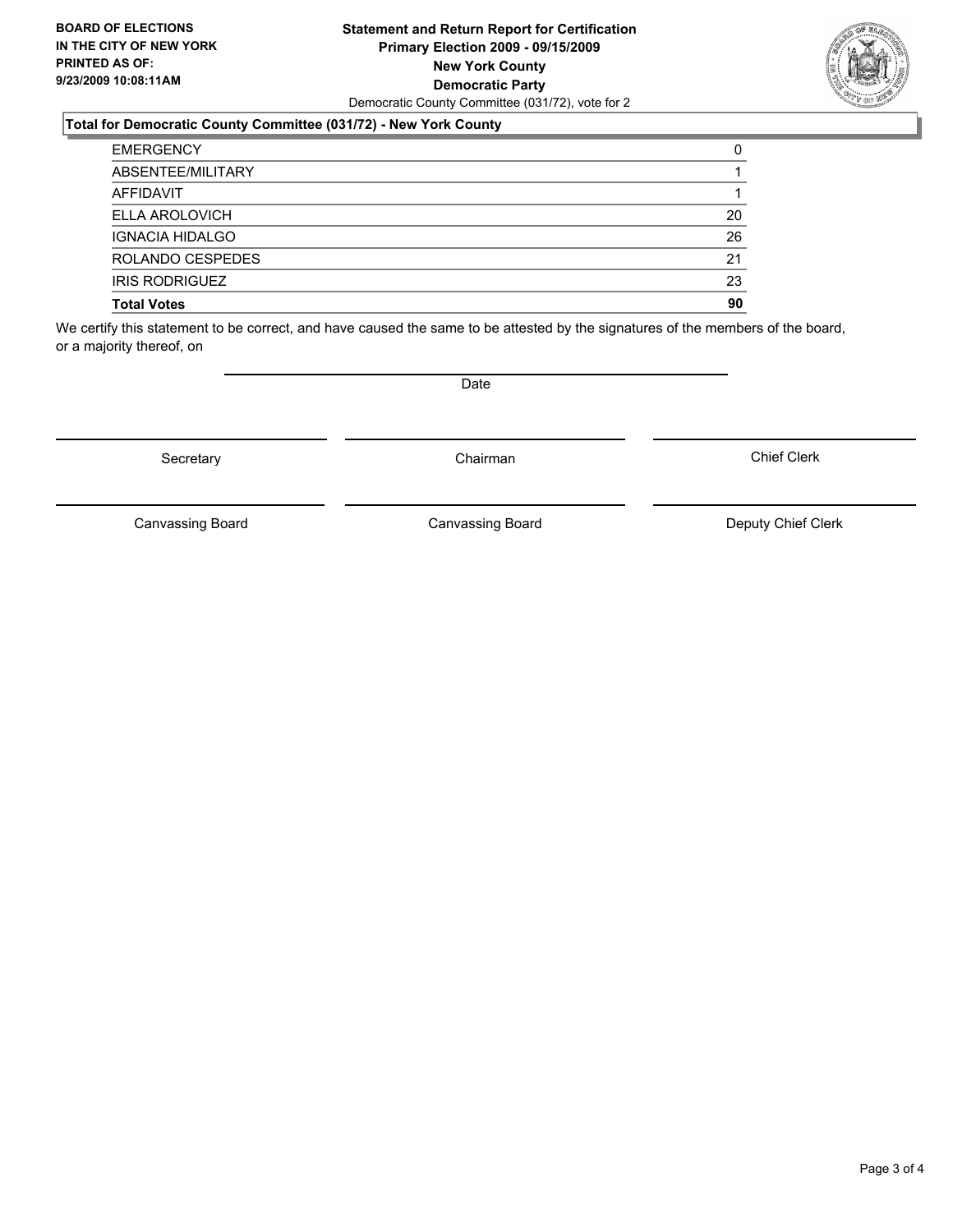**BOARD OF ELECTIONS IN THE CITY OF NEW YORK PRINTED AS OF: 9/23/2009 10:08:11AM**

**Statement and Return Report for Certification**
**Primary Election 2009 - 09/15/2009**
**New York County**
**Democratic Party**
Democratic County Committee (031/72), vote for 2

### Total for Democratic County Committee (031/72) - New York County

| | |
|---|---|
| EMERGENCY | 0 |
| ABSENTEE/MILITARY | 1 |
| AFFIDAVIT | 1 |
| ELLA AROLOVICH | 20 |
| IGNACIA HIDALGO | 26 |
| ROLANDO CESPEDES | 21 |
| IRIS RODRIGUEZ | 23 |
| **Total Votes** | **90** |

We certify this statement to be correct, and have caused the same to be attested by the signatures of the members of the board, or a majority thereof, on

Date

Secretary

Chairman

Chief Clerk

Canvassing Board

Canvassing Board

Deputy Chief Clerk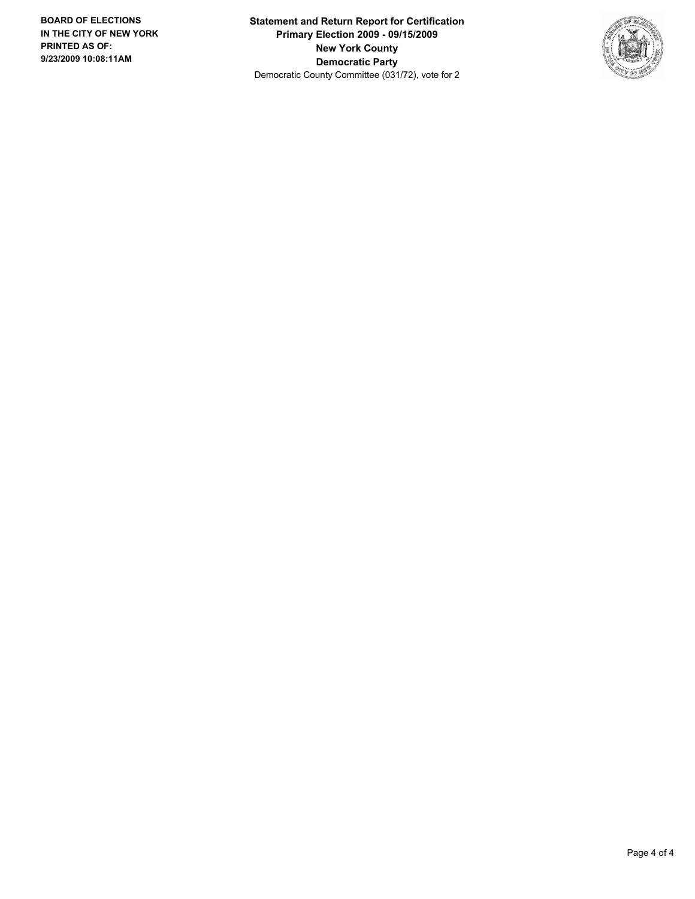**BOARD OF ELECTIONS IN THE CITY OF NEW YORK PRINTED AS OF: 9/23/2009 10:08:11AM**

**Statement and Return Report for Certification**
**Primary Election 2009 - 09/15/2009**
**New York County**
**Democratic Party**
Democratic County Committee (031/72), vote for 2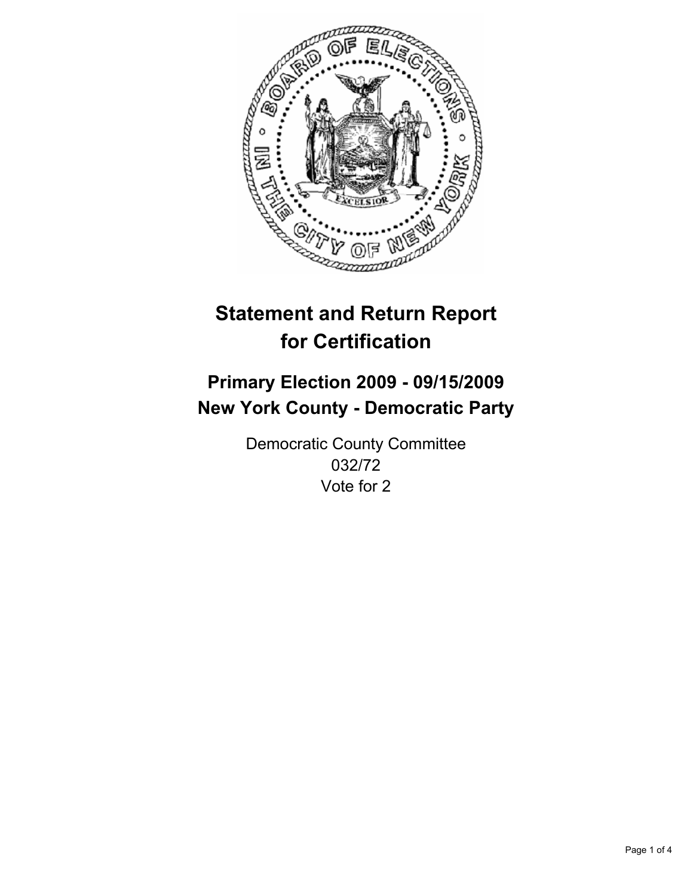# Statement and Return Report for Certification

## Primary Election 2009 - 09/15/2009
## New York County - Democratic Party

Democratic County Committee
032/72
Vote for 2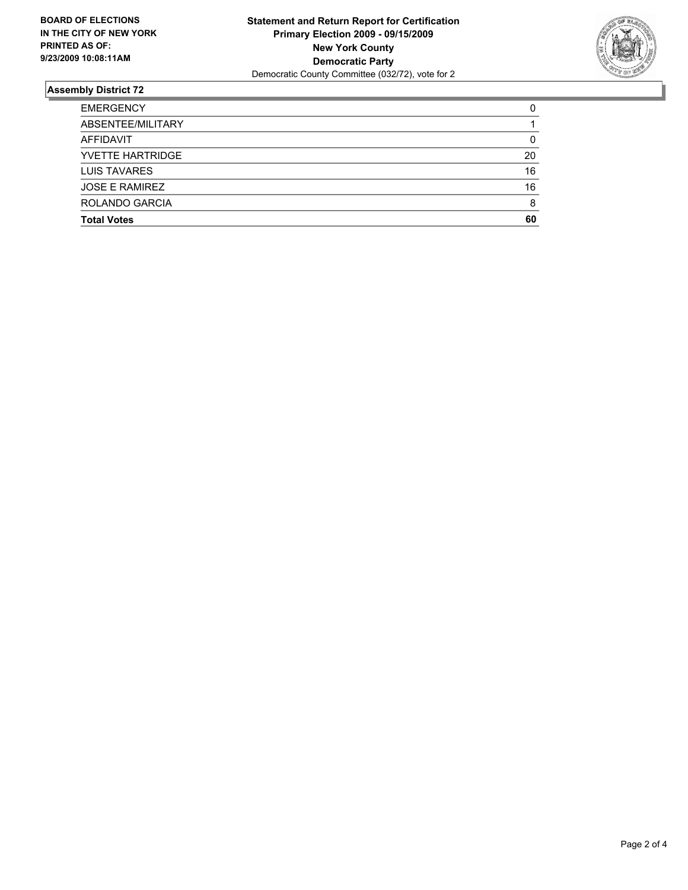**BOARD OF ELECTIONS IN THE CITY OF NEW YORK PRINTED AS OF: 9/23/2009 10:08:11AM**

**Statement and Return Report for Certification**
**Primary Election 2009 - 09/15/2009**
**New York County**
**Democratic Party**
Democratic County Committee (032/72), vote for 2

## Assembly District 72

| | |
|---|---|
| EMERGENCY | 0 |
| ABSENTEE/MILITARY | 1 |
| AFFIDAVIT | 0 |
| YVETTE HARTRIDGE | 20 |
| LUIS TAVARES | 16 |
| JOSE E RAMIREZ | 16 |
| ROLANDO GARCIA | 8 |
| **Total Votes** | **60** |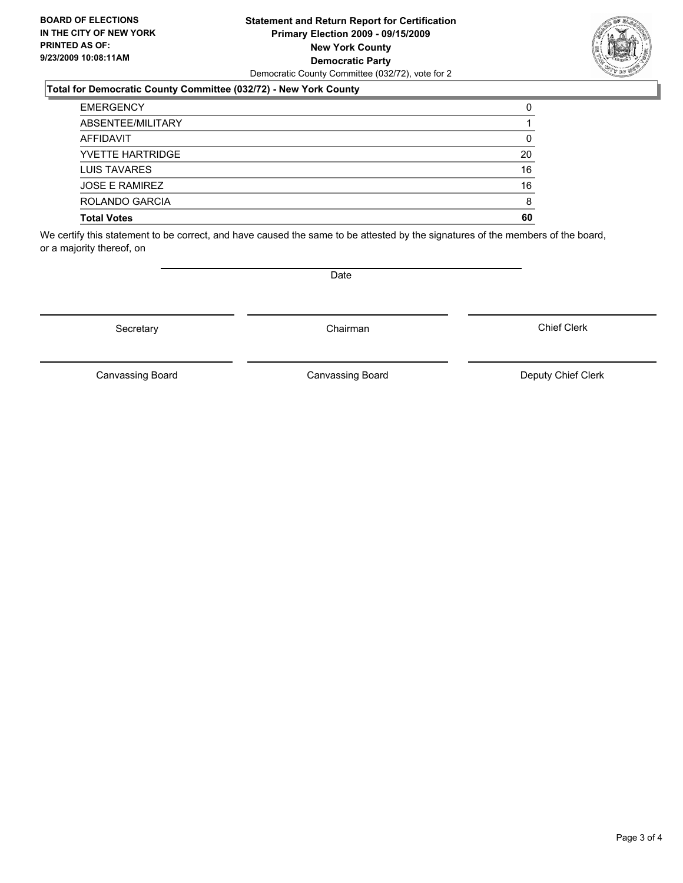**BOARD OF ELECTIONS IN THE CITY OF NEW YORK PRINTED AS OF: 9/23/2009 10:08:11AM**

**Statement and Return Report for Certification**
**Primary Election 2009 - 09/15/2009**
**New York County**
**Democratic Party**
Democratic County Committee (032/72), vote for 2

**Total for Democratic County Committee (032/72) - New York County**

| | |
|---|---|
| EMERGENCY | 0 |
| ABSENTEE/MILITARY | 1 |
| AFFIDAVIT | 0 |
| YVETTE HARTRIDGE | 20 |
| LUIS TAVARES | 16 |
| JOSE E RAMIREZ | 16 |
| ROLANDO GARCIA | 8 |
| **Total Votes** | **60** |

We certify this statement to be correct, and have caused the same to be attested by the signatures of the members of the board, or a majority thereof, on

Date

Secretary

Chairman

Chief Clerk

Canvassing Board

Canvassing Board

Deputy Chief Clerk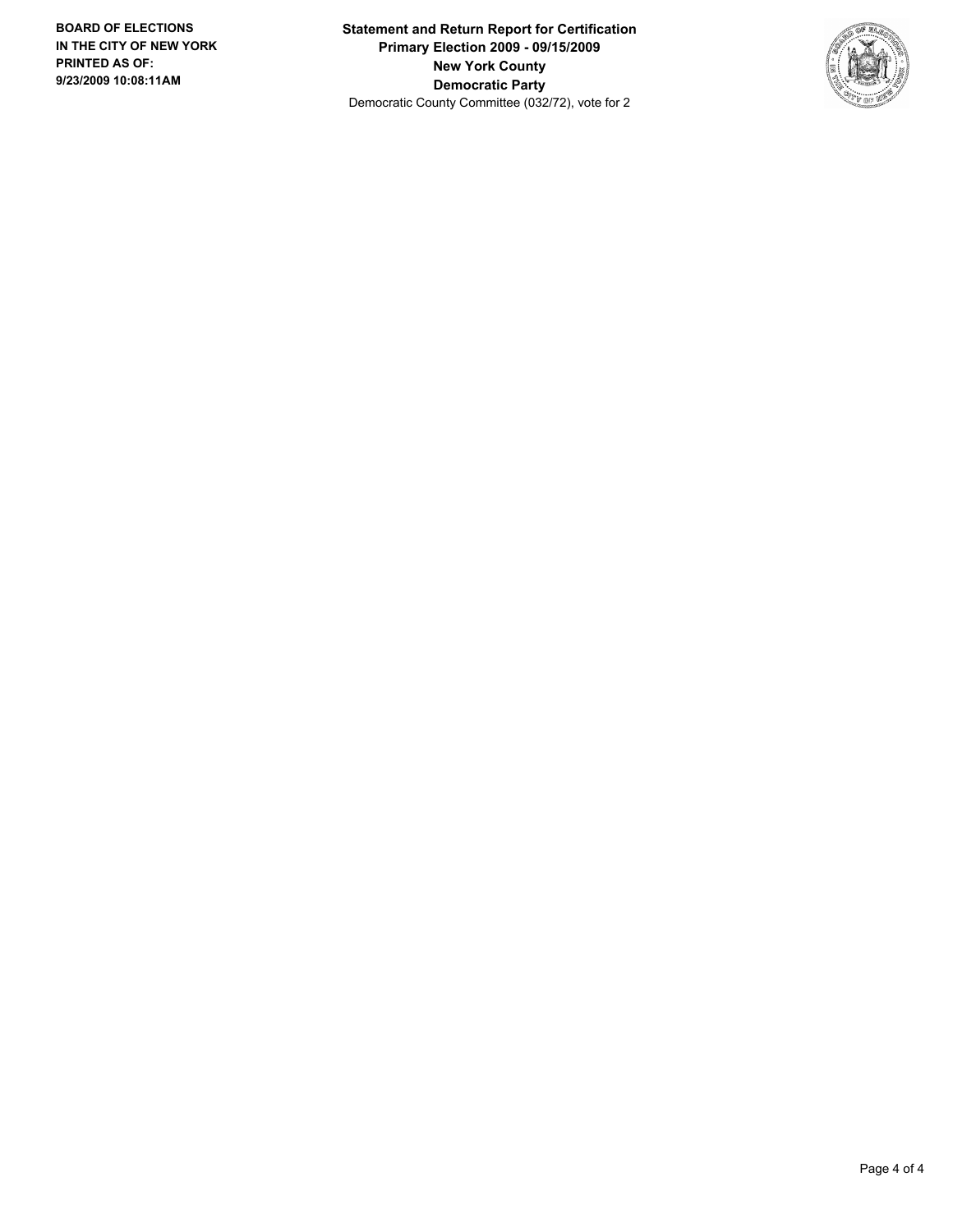**BOARD OF ELECTIONS IN THE CITY OF NEW YORK PRINTED AS OF: 9/23/2009 10:08:11AM**

**Statement and Return Report for Certification**
**Primary Election 2009 - 09/15/2009**
**New York County**
**Democratic Party**
Democratic County Committee (032/72), vote for 2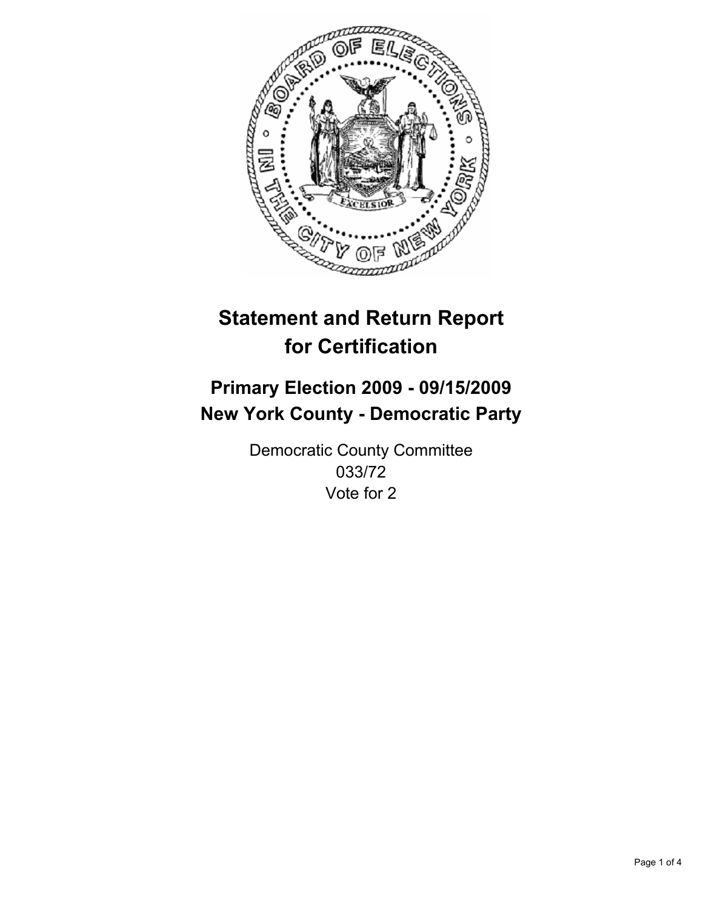# Statement and Return Report for Certification

## Primary Election 2009 - 09/15/2009
## New York County - Democratic Party

Democratic County Committee
033/72
Vote for 2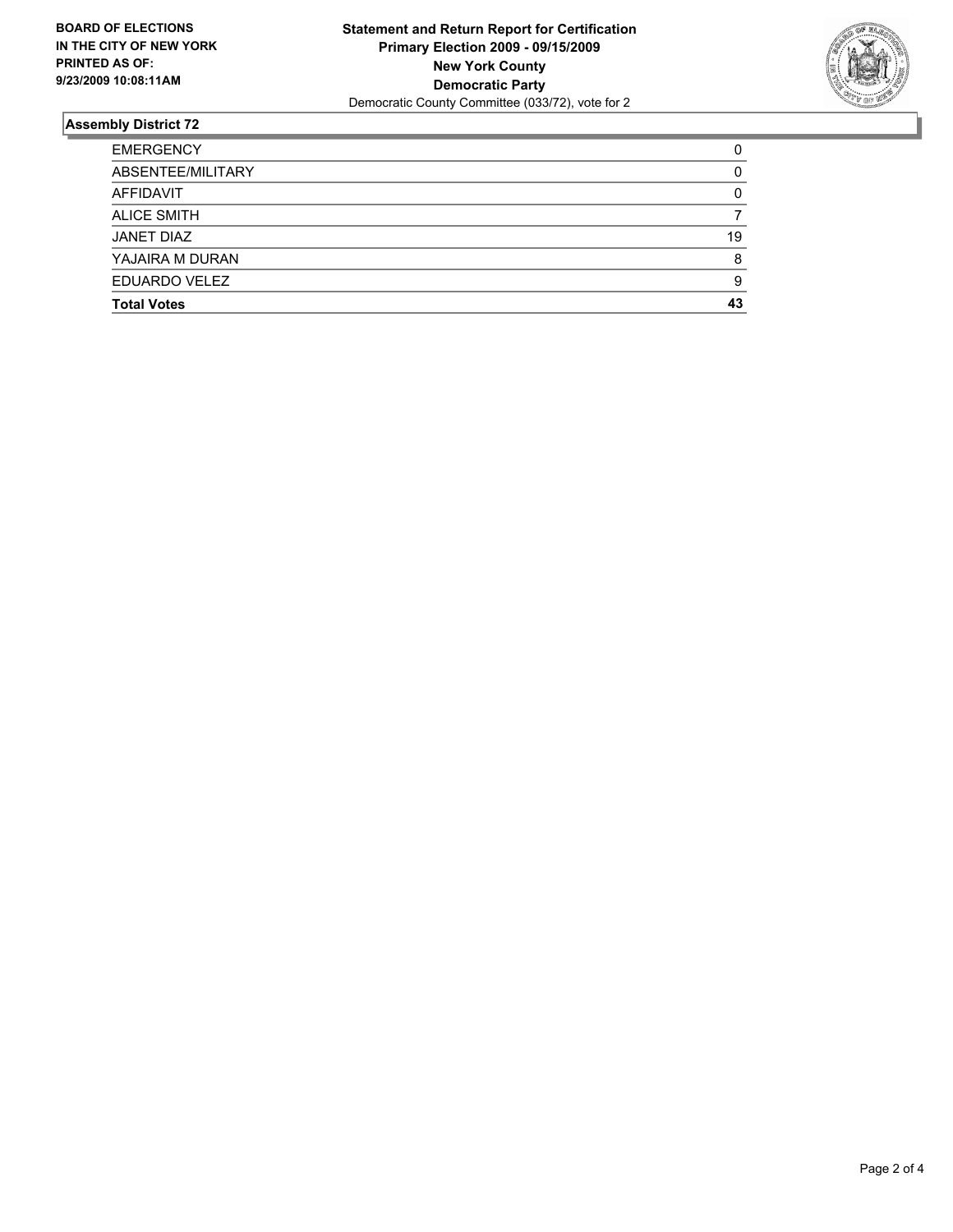**BOARD OF ELECTIONS IN THE CITY OF NEW YORK PRINTED AS OF: 9/23/2009 10:08:11AM**

**Statement and Return Report for Certification**
**Primary Election 2009 - 09/15/2009**
**New York County**
**Democratic Party**
Democratic County Committee (033/72), vote for 2

## Assembly District 72

| | |
|---|---|
| EMERGENCY | 0 |
| ABSENTEE/MILITARY | 0 |
| AFFIDAVIT | 0 |
| ALICE SMITH | 7 |
| JANET DIAZ | 19 |
| YAJAIRA M DURAN | 8 |
| EDUARDO VELEZ | 9 |
| **Total Votes** | **43** |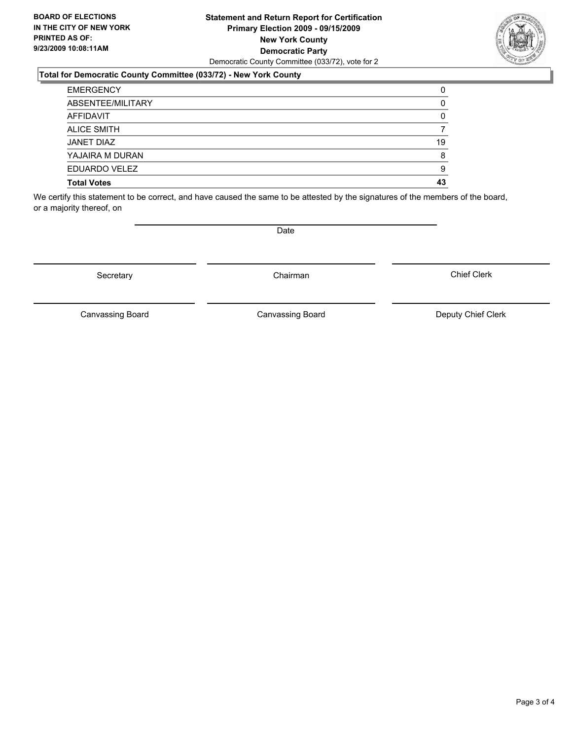**BOARD OF ELECTIONS IN THE CITY OF NEW YORK PRINTED AS OF: 9/23/2009 10:08:11AM**

**Statement and Return Report for Certification Primary Election 2009 - 09/15/2009 New York County Democratic Party**

Democratic County Committee (033/72), vote for 2

### Total for Democratic County Committee (033/72) - New York County

| | |
|---|---|
| EMERGENCY | 0 |
| ABSENTEE/MILITARY | 0 |
| AFFIDAVIT | 0 |
| ALICE SMITH | 7 |
| JANET DIAZ | 19 |
| YAJAIRA M DURAN | 8 |
| EDUARDO VELEZ | 9 |
| **Total Votes** | **43** |

We certify this statement to be correct, and have caused the same to be attested by the signatures of the members of the board, or a majority thereof, on

Date

Secretary | Chairman | Chief Clerk

Canvassing Board | Canvassing Board | Deputy Chief Clerk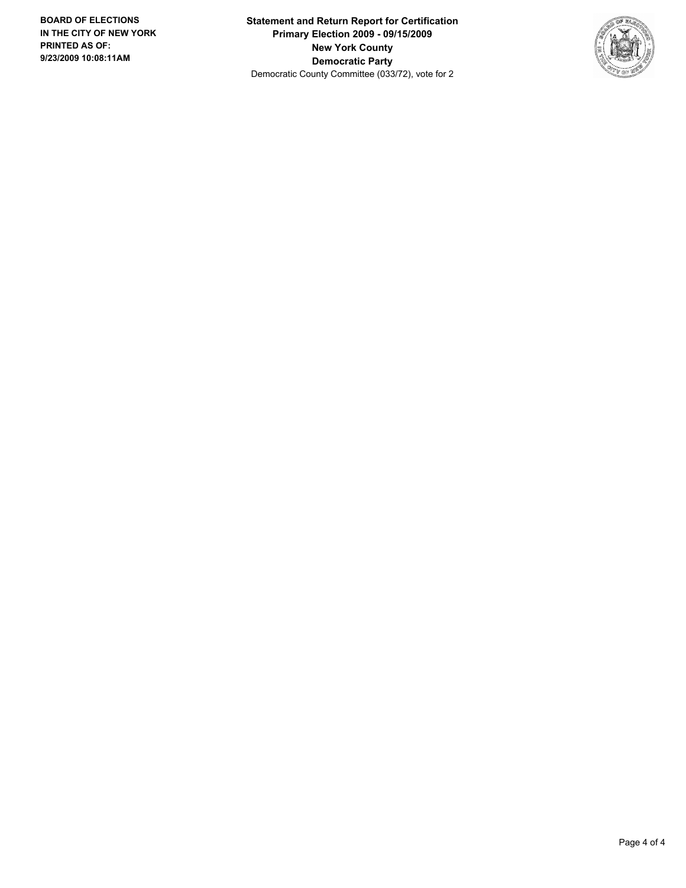**BOARD OF ELECTIONS IN THE CITY OF NEW YORK PRINTED AS OF: 9/23/2009 10:08:11AM**

**Statement and Return Report for Certification**
**Primary Election 2009 - 09/15/2009**
**New York County**
**Democratic Party**
Democratic County Committee (033/72), vote for 2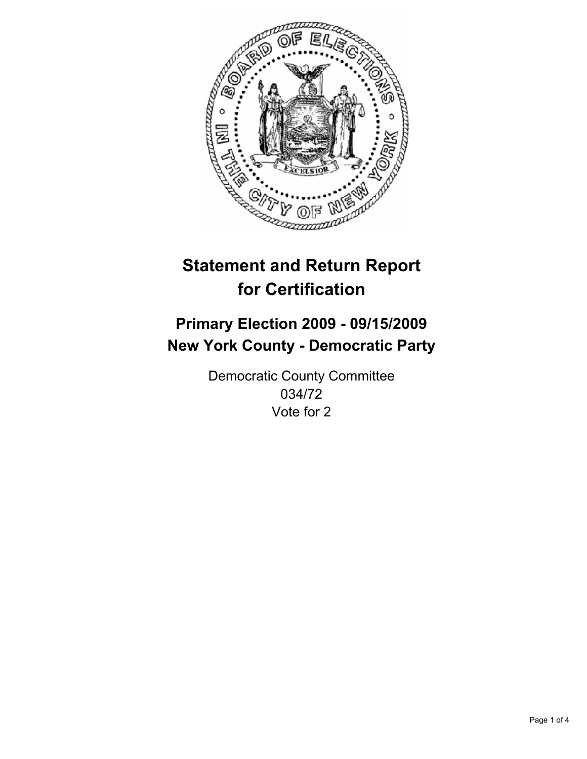# Statement and Return Report for Certification

## Primary Election 2009 - 09/15/2009
## New York County - Democratic Party

Democratic County Committee
034/72
Vote for 2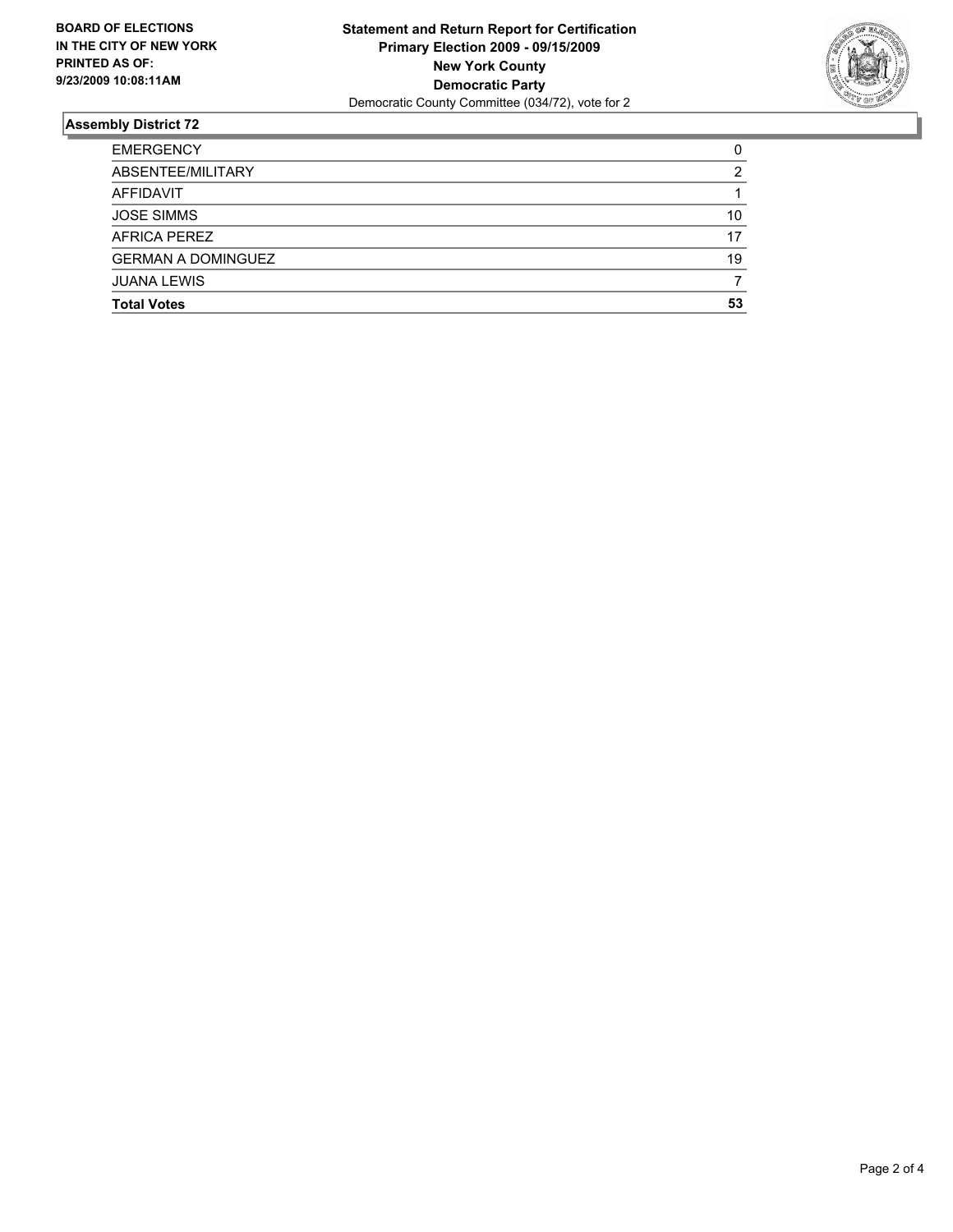**BOARD OF ELECTIONS IN THE CITY OF NEW YORK PRINTED AS OF: 9/23/2009 10:08:11AM**

**Statement and Return Report for Certification**
**Primary Election 2009 - 09/15/2009**
**New York County**
**Democratic Party**
Democratic County Committee (034/72), vote for 2

## Assembly District 72

| | |
|---|---|
| EMERGENCY | 0 |
| ABSENTEE/MILITARY | 2 |
| AFFIDAVIT | 1 |
| JOSE SIMMS | 10 |
| AFRICA PEREZ | 17 |
| GERMAN A DOMINGUEZ | 19 |
| JUANA LEWIS | 7 |
| **Total Votes** | **53** |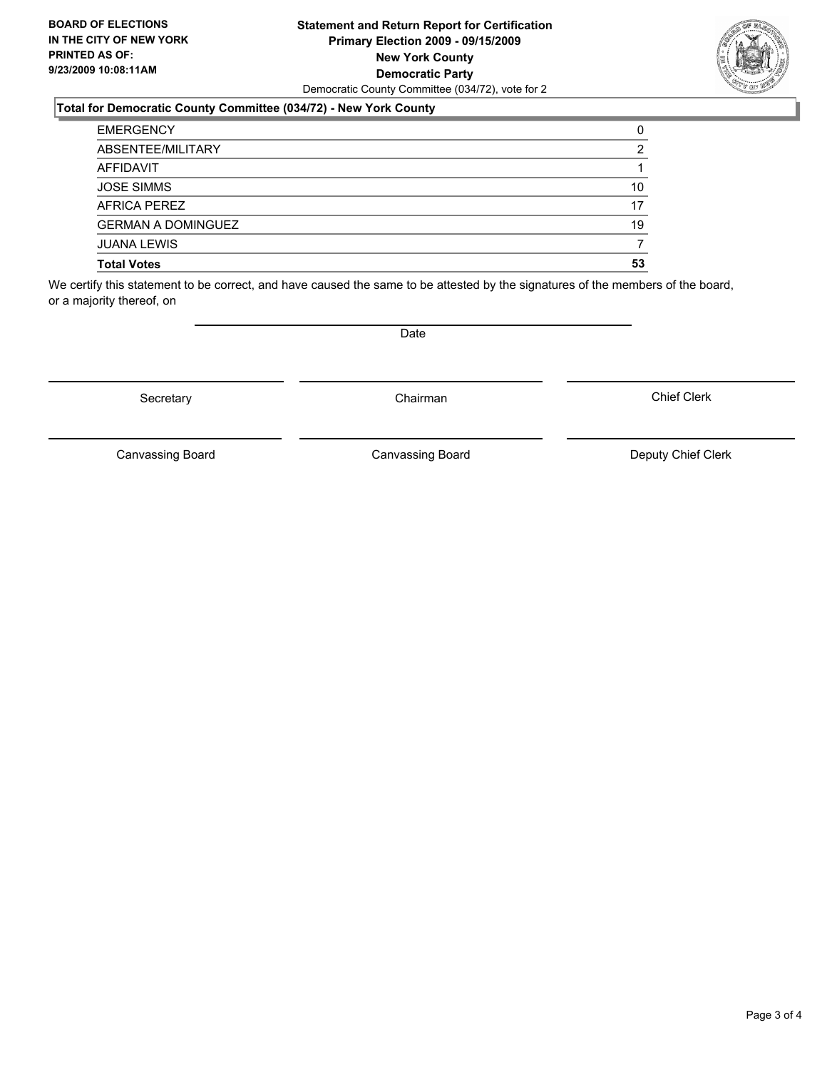**BOARD OF ELECTIONS IN THE CITY OF NEW YORK PRINTED AS OF: 9/23/2009 10:08:11AM**

**Statement and Return Report for Certification**
**Primary Election 2009 - 09/15/2009**
**New York County**
**Democratic Party**
Democratic County Committee (034/72), vote for 2

### Total for Democratic County Committee (034/72) - New York County

| | |
|---|---|
| EMERGENCY | 0 |
| ABSENTEE/MILITARY | 2 |
| AFFIDAVIT | 1 |
| JOSE SIMMS | 10 |
| AFRICA PEREZ | 17 |
| GERMAN A DOMINGUEZ | 19 |
| JUANA LEWIS | 7 |
| **Total Votes** | **53** |

We certify this statement to be correct, and have caused the same to be attested by the signatures of the members of the board, or a majority thereof, on

Date

Secretary

Chairman

Chief Clerk

Canvassing Board

Canvassing Board

Deputy Chief Clerk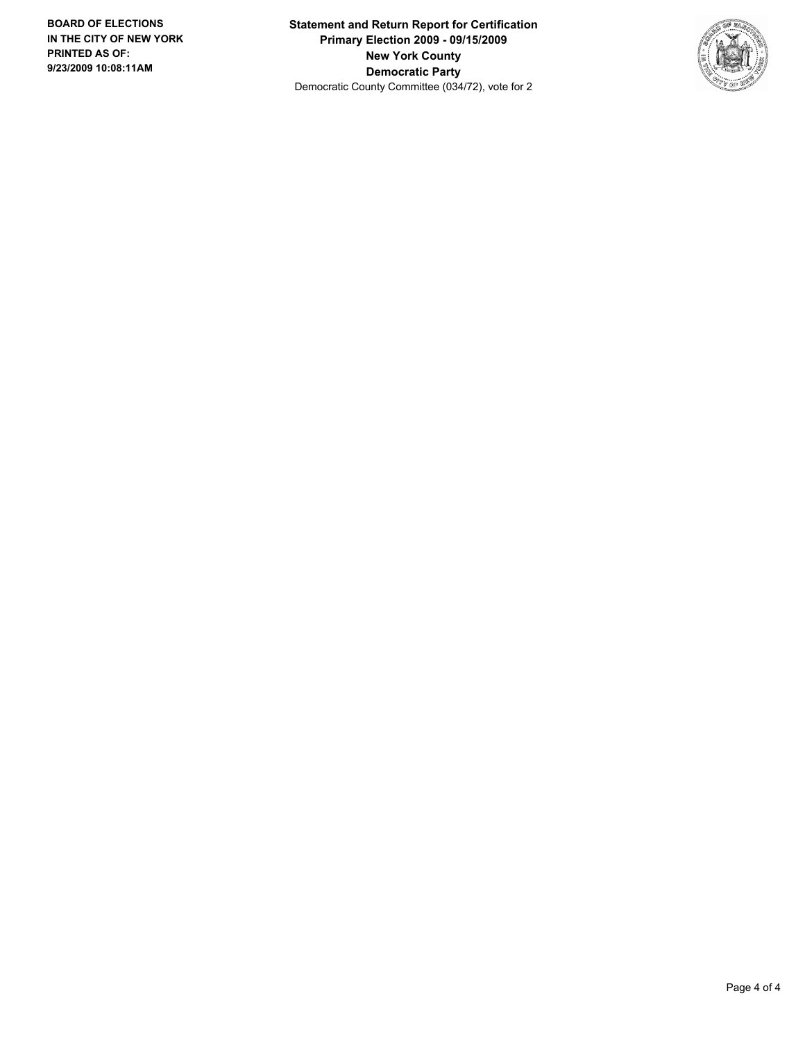**BOARD OF ELECTIONS IN THE CITY OF NEW YORK PRINTED AS OF: 9/23/2009 10:08:11AM**

**Statement and Return Report for Certification**
**Primary Election 2009 - 09/15/2009**
**New York County**
**Democratic Party**
Democratic County Committee (034/72), vote for 2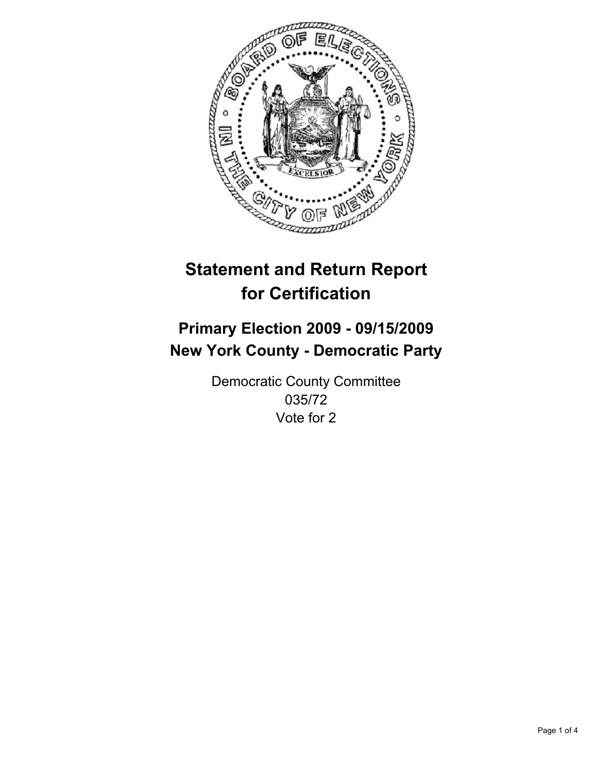# Statement and Return Report for Certification

## Primary Election 2009 - 09/15/2009
## New York County - Democratic Party

Democratic County Committee
035/72
Vote for 2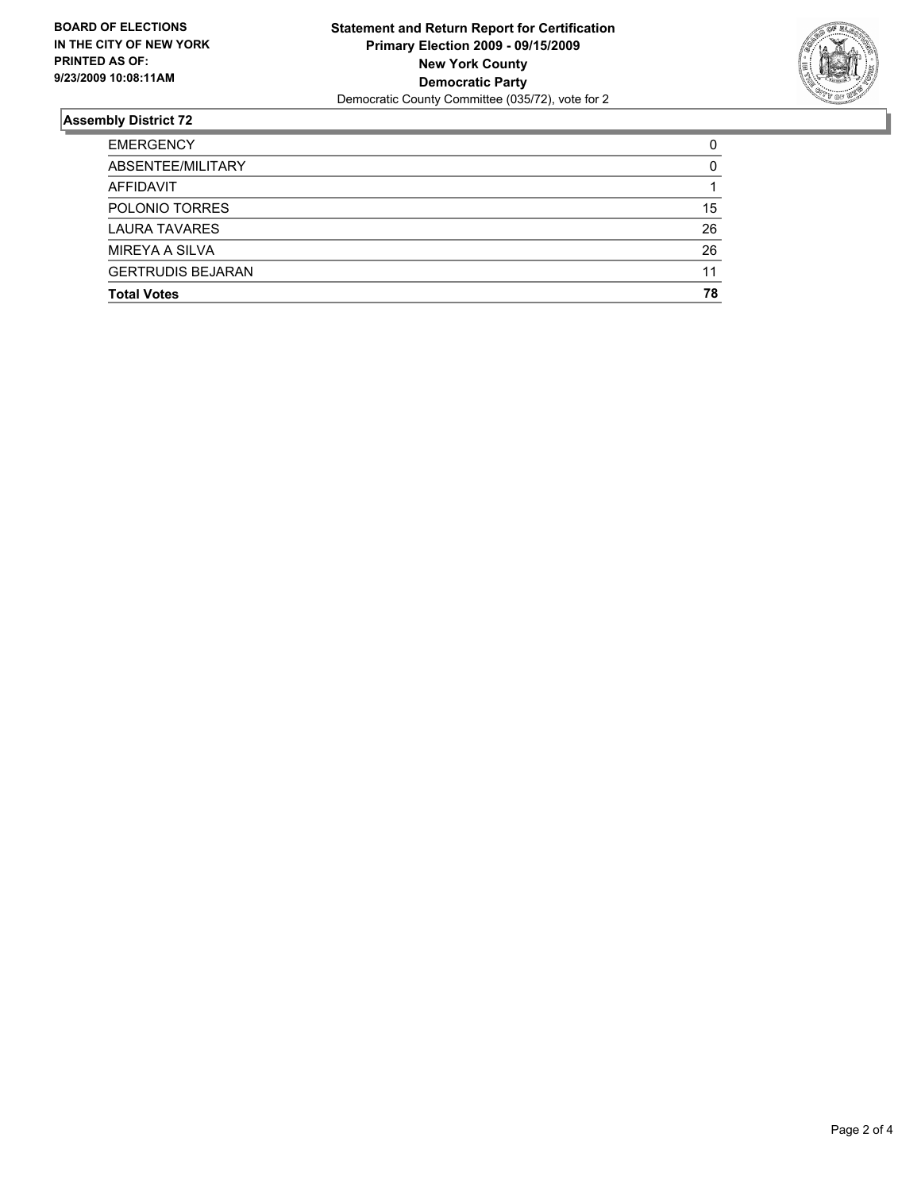**BOARD OF ELECTIONS IN THE CITY OF NEW YORK PRINTED AS OF: 9/23/2009 10:08:11AM**

**Statement and Return Report for Certification Primary Election 2009 - 09/15/2009 New York County Democratic Party**
Democratic County Committee (035/72), vote for 2

## Assembly District 72

| | |
|---|---|
| EMERGENCY | 0 |
| ABSENTEE/MILITARY | 0 |
| AFFIDAVIT | 1 |
| POLONIO TORRES | 15 |
| LAURA TAVARES | 26 |
| MIREYA A SILVA | 26 |
| GERTRUDIS BEJARAN | 11 |
| **Total Votes** | **78** |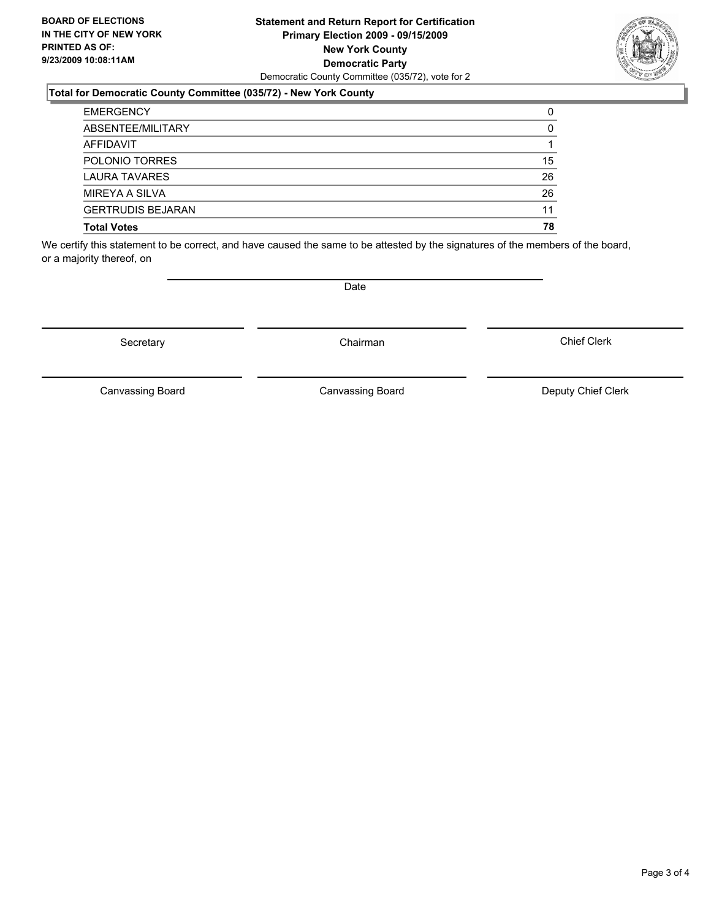**BOARD OF ELECTIONS IN THE CITY OF NEW YORK PRINTED AS OF: 9/23/2009 10:08:11AM**

**Statement and Return Report for Certification**
**Primary Election 2009 - 09/15/2009**
**New York County**
**Democratic Party**
Democratic County Committee (035/72), vote for 2

### Total for Democratic County Committee (035/72) - New York County

| | |
|---|---|
| EMERGENCY | 0 |
| ABSENTEE/MILITARY | 0 |
| AFFIDAVIT | 1 |
| POLONIO TORRES | 15 |
| LAURA TAVARES | 26 |
| MIREYA A SILVA | 26 |
| GERTRUDIS BEJARAN | 11 |
| **Total Votes** | **78** |

We certify this statement to be correct, and have caused the same to be attested by the signatures of the members of the board, or a majority thereof, on

Date

Secretary | Chairman | Chief Clerk

Canvassing Board | Canvassing Board | Deputy Chief Clerk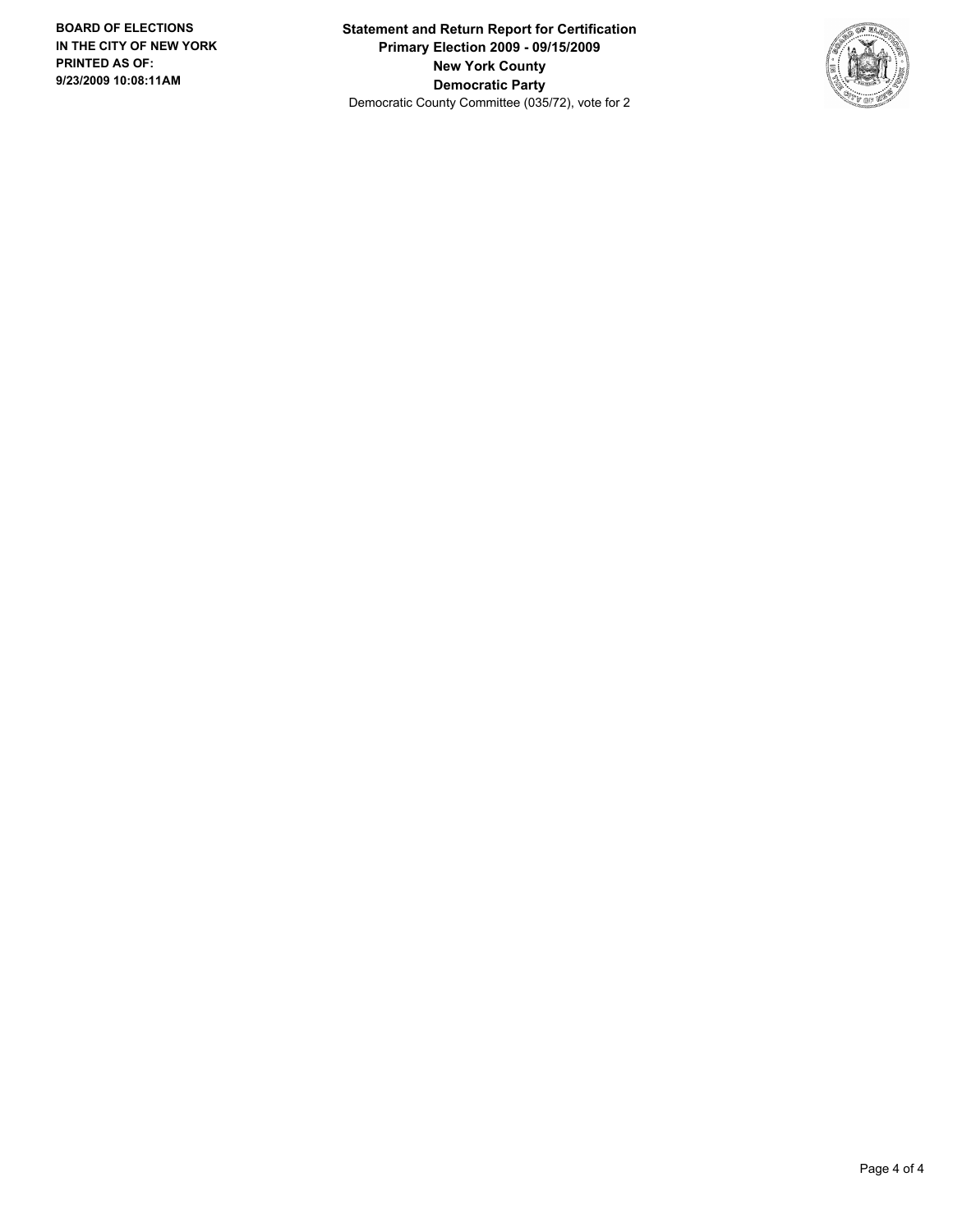**BOARD OF ELECTIONS IN THE CITY OF NEW YORK PRINTED AS OF: 9/23/2009 10:08:11AM**

**Statement and Return Report for Certification**
**Primary Election 2009 - 09/15/2009**
**New York County**
**Democratic Party**
Democratic County Committee (035/72), vote for 2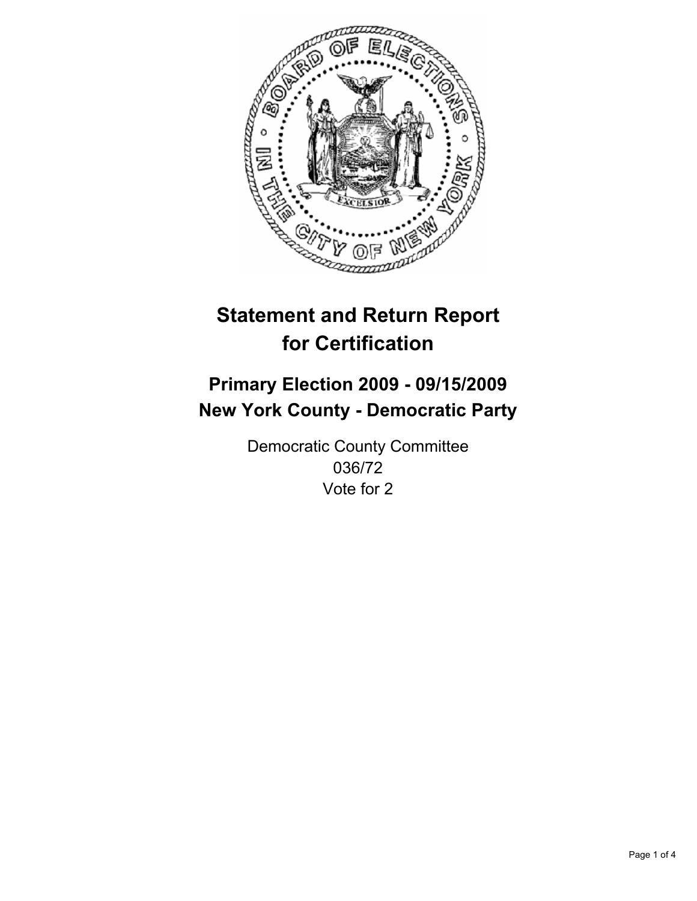# Statement and Return Report for Certification

## Primary Election 2009 - 09/15/2009
## New York County - Democratic Party

Democratic County Committee
036/72
Vote for 2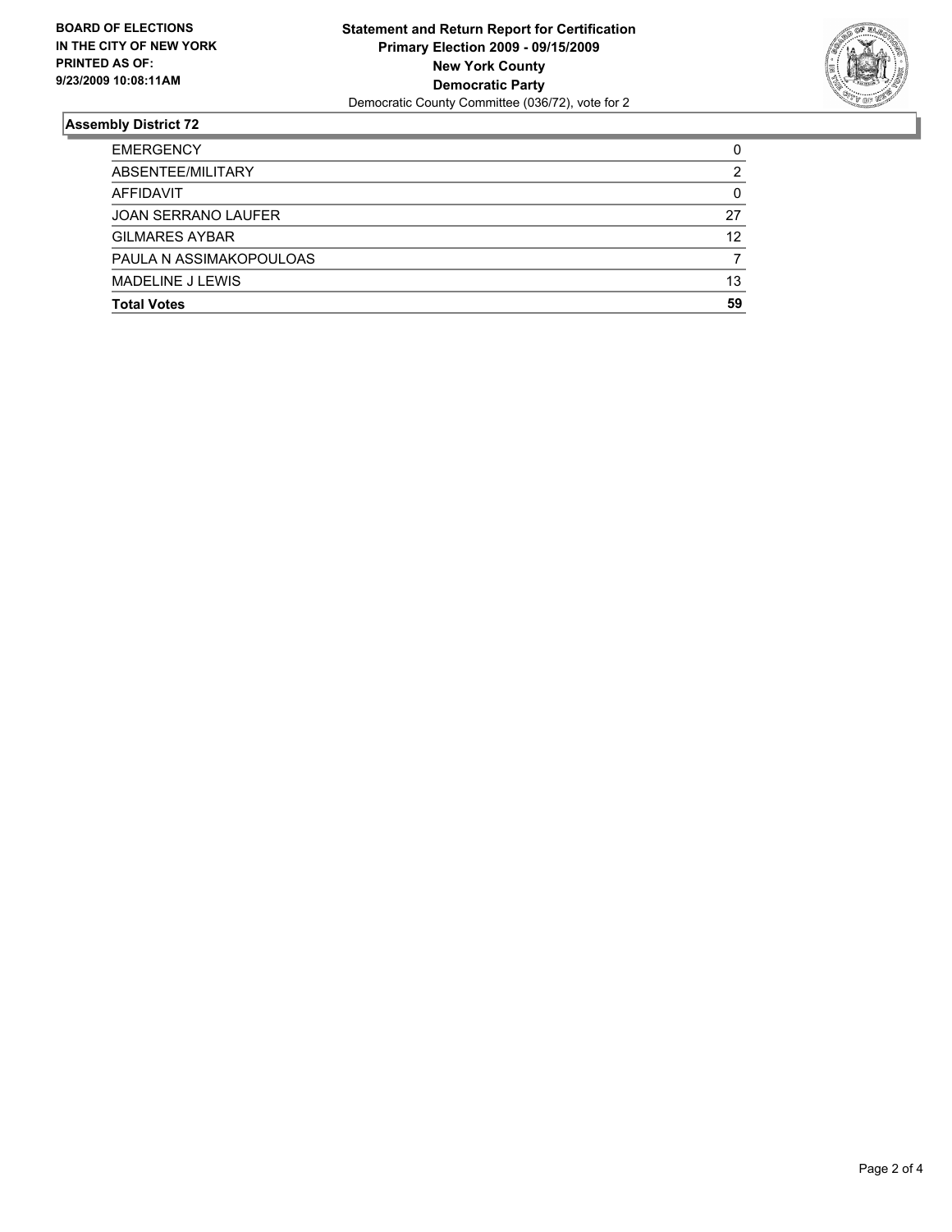**BOARD OF ELECTIONS IN THE CITY OF NEW YORK PRINTED AS OF: 9/23/2009 10:08:11AM**

**Statement and Return Report for Certification**
**Primary Election 2009 - 09/15/2009**
**New York County**
**Democratic Party**
Democratic County Committee (036/72), vote for 2

## Assembly District 72

| | |
|---|---|
| EMERGENCY | 0 |
| ABSENTEE/MILITARY | 2 |
| AFFIDAVIT | 0 |
| JOAN SERRANO LAUFER | 27 |
| GILMARES AYBAR | 12 |
| PAULA N ASSIMAKOPOULOAS | 7 |
| MADELINE J LEWIS | 13 |
| **Total Votes** | **59** |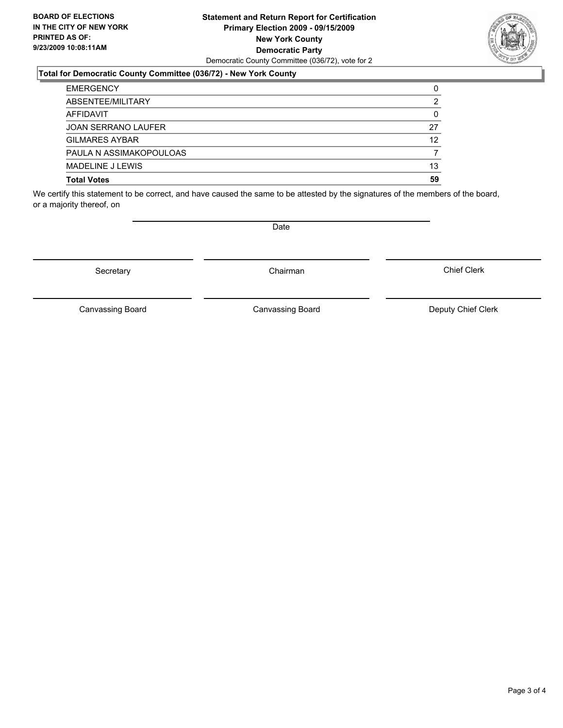**BOARD OF ELECTIONS IN THE CITY OF NEW YORK PRINTED AS OF: 9/23/2009 10:08:11AM**

**Statement and Return Report for Certification**
**Primary Election 2009 - 09/15/2009**
**New York County**
**Democratic Party**
Democratic County Committee (036/72), vote for 2

### Total for Democratic County Committee (036/72) - New York County

| | |
|---|---|
| EMERGENCY | 0 |
| ABSENTEE/MILITARY | 2 |
| AFFIDAVIT | 0 |
| JOAN SERRANO LAUFER | 27 |
| GILMARES AYBAR | 12 |
| PAULA N ASSIMAKOPOULOAS | 7 |
| MADELINE J LEWIS | 13 |
| **Total Votes** | **59** |

We certify this statement to be correct, and have caused the same to be attested by the signatures of the members of the board, or a majority thereof, on

Date

Secretary | Chairman | Chief Clerk

Canvassing Board | Canvassing Board | Deputy Chief Clerk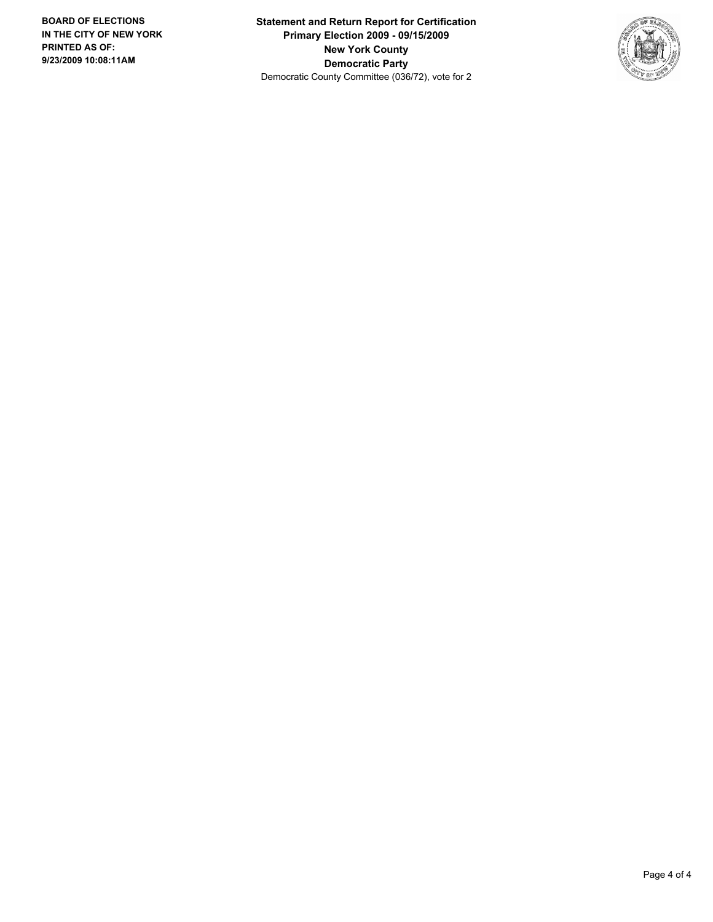**BOARD OF ELECTIONS IN THE CITY OF NEW YORK PRINTED AS OF: 9/23/2009 10:08:11AM**

**Statement and Return Report for Certification**
**Primary Election 2009 - 09/15/2009**
**New York County**
**Democratic Party**
Democratic County Committee (036/72), vote for 2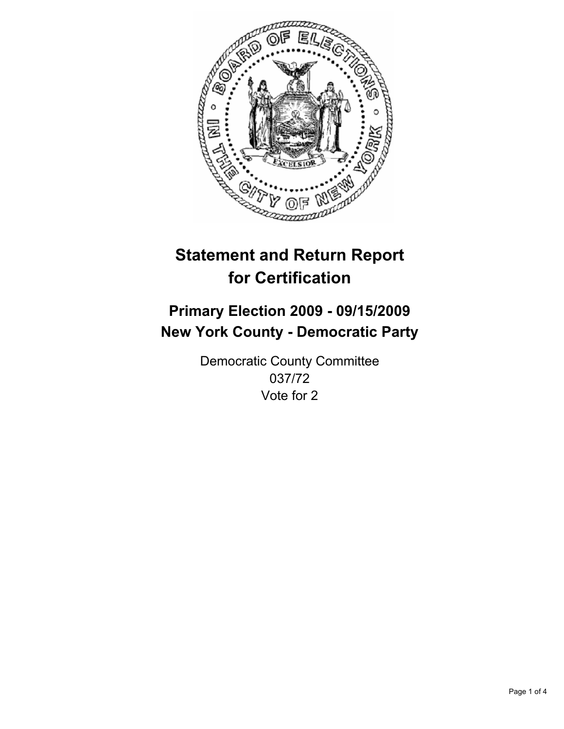# Statement and Return Report for Certification

## Primary Election 2009 - 09/15/2009
## New York County - Democratic Party

Democratic County Committee
037/72
Vote for 2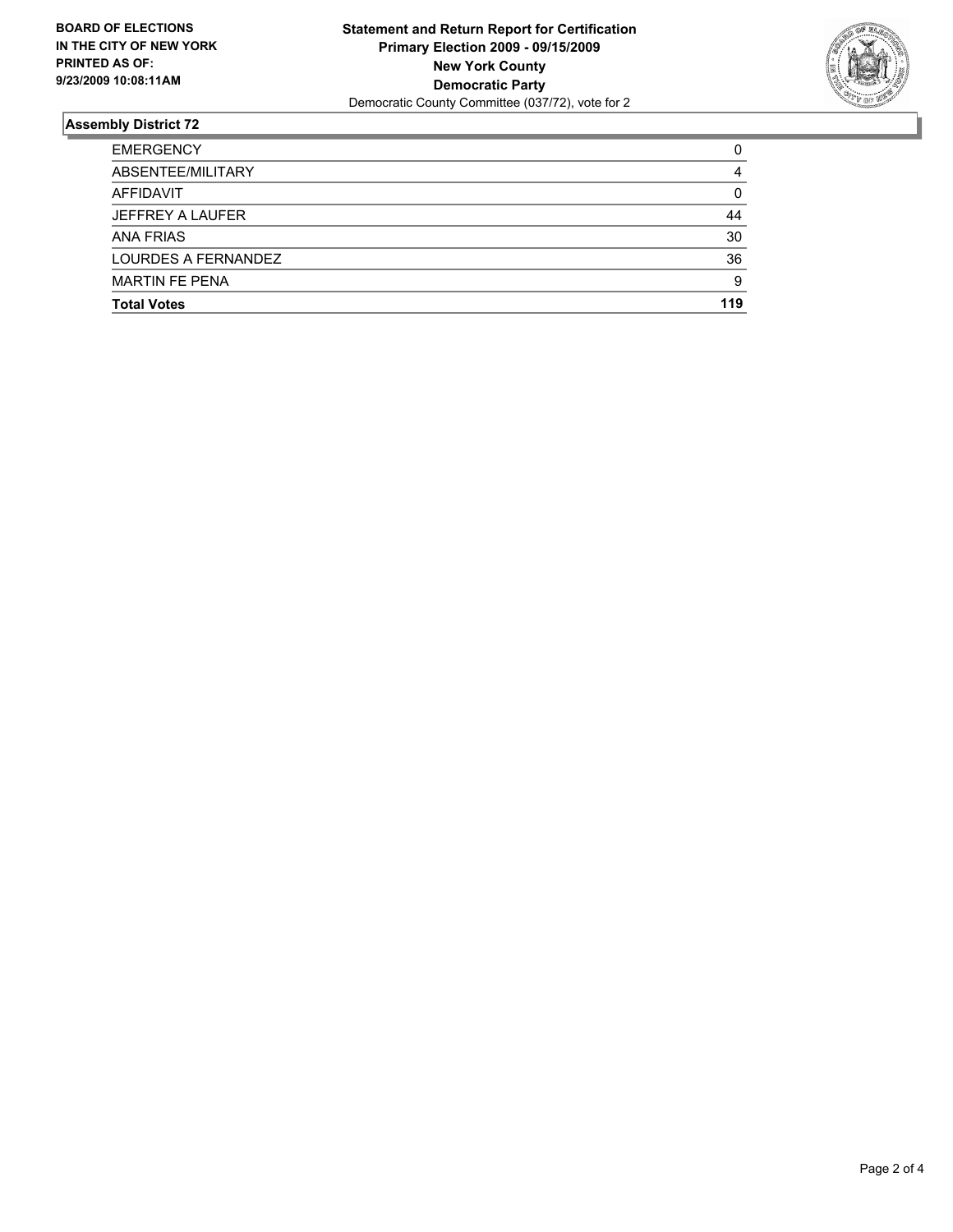**BOARD OF ELECTIONS IN THE CITY OF NEW YORK PRINTED AS OF: 9/23/2009 10:08:11AM**

**Statement and Return Report for Certification**
**Primary Election 2009 - 09/15/2009**
**New York County**
**Democratic Party**
Democratic County Committee (037/72), vote for 2

## Assembly District 72

| | |
|---|---|
| EMERGENCY | 0 |
| ABSENTEE/MILITARY | 4 |
| AFFIDAVIT | 0 |
| JEFFREY A LAUFER | 44 |
| ANA FRIAS | 30 |
| LOURDES A FERNANDEZ | 36 |
| MARTIN FE PENA | 9 |
| **Total Votes** | **119** |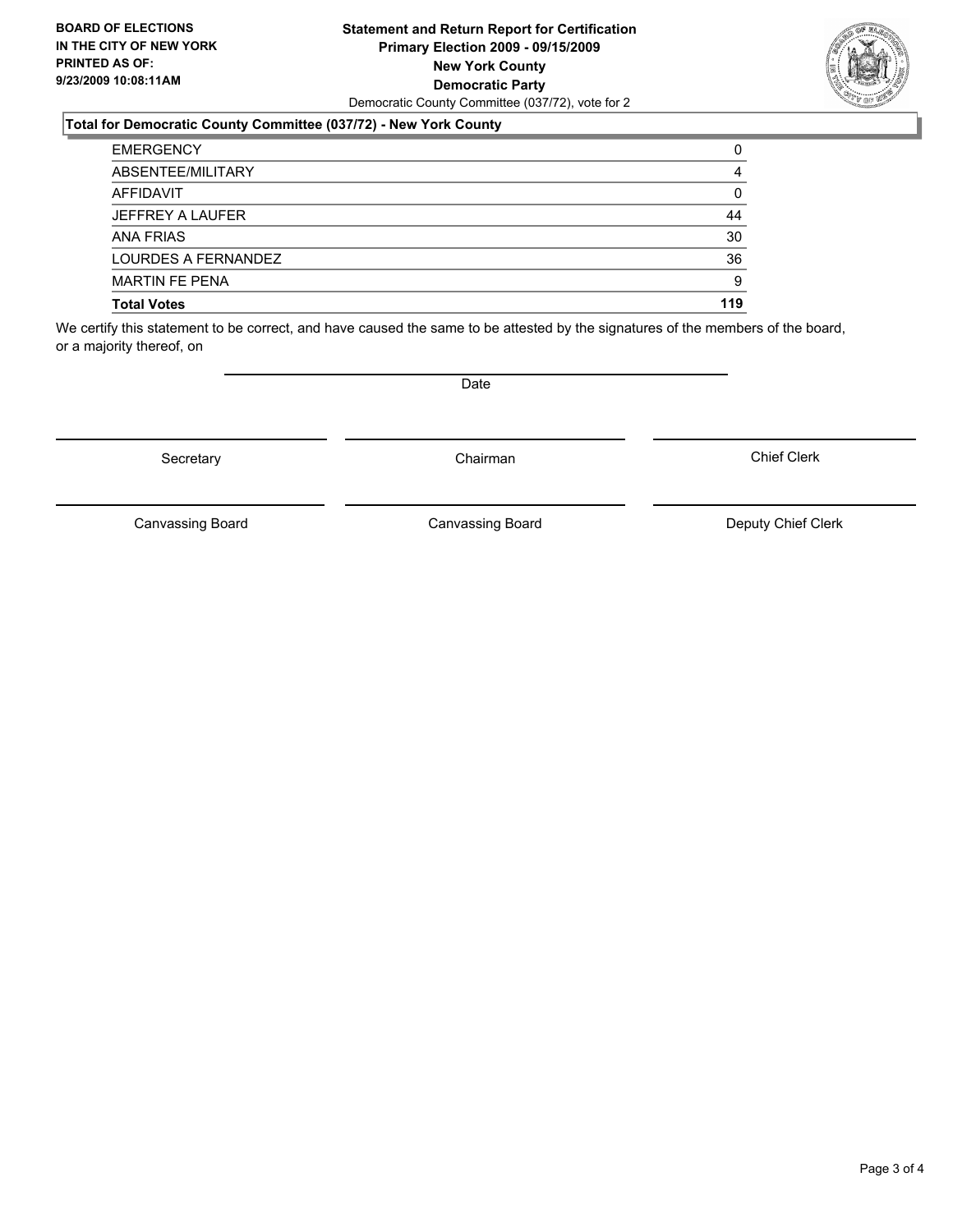**BOARD OF ELECTIONS IN THE CITY OF NEW YORK PRINTED AS OF: 9/23/2009 10:08:11AM**

**Statement and Return Report for Certification**
**Primary Election 2009 - 09/15/2009**
**New York County**
**Democratic Party**
Democratic County Committee (037/72), vote for 2

**Total for Democratic County Committee (037/72) - New York County**

| | |
|---|---|
| EMERGENCY | 0 |
| ABSENTEE/MILITARY | 4 |
| AFFIDAVIT | 0 |
| JEFFREY A LAUFER | 44 |
| ANA FRIAS | 30 |
| LOURDES A FERNANDEZ | 36 |
| MARTIN FE PENA | 9 |
| **Total Votes** | **119** |

We certify this statement to be correct, and have caused the same to be attested by the signatures of the members of the board, or a majority thereof, on

Date

Secretary | Chairman | Chief Clerk

Canvassing Board | Canvassing Board | Deputy Chief Clerk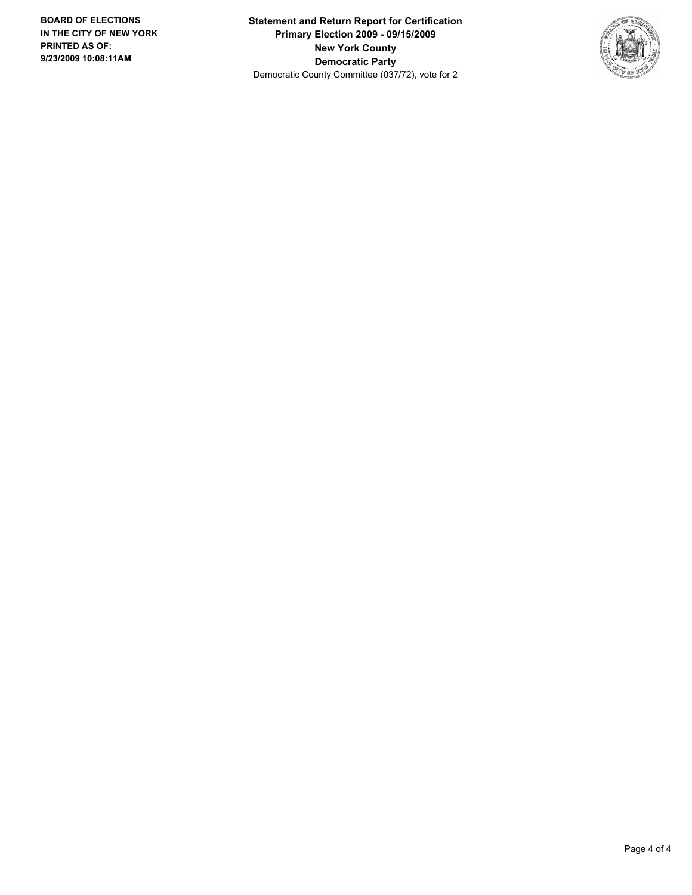**BOARD OF ELECTIONS IN THE CITY OF NEW YORK PRINTED AS OF: 9/23/2009 10:08:11AM**

**Statement and Return Report for Certification**
**Primary Election 2009 - 09/15/2009**
**New York County**
**Democratic Party**
Democratic County Committee (037/72), vote for 2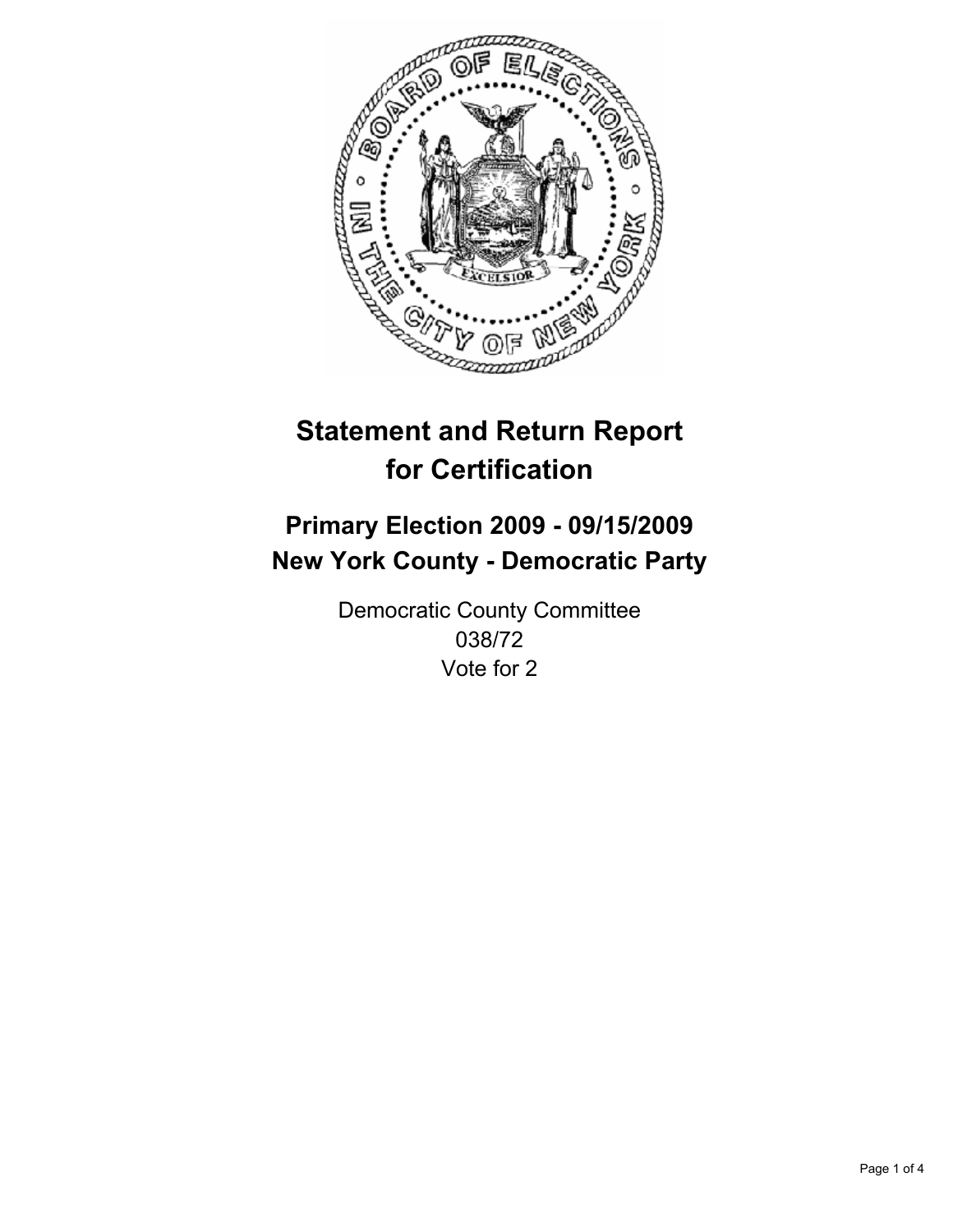# Statement and Return Report for Certification

## Primary Election 2009 - 09/15/2009
## New York County - Democratic Party

Democratic County Committee
038/72
Vote for 2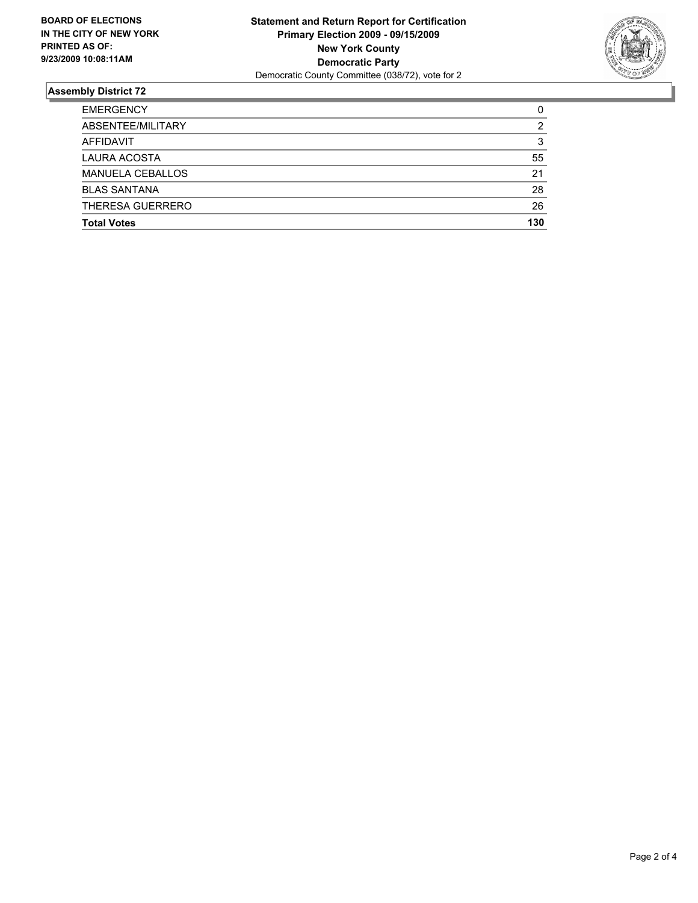**BOARD OF ELECTIONS IN THE CITY OF NEW YORK PRINTED AS OF: 9/23/2009 10:08:11AM**

**Statement and Return Report for Certification**
**Primary Election 2009 - 09/15/2009**
**New York County**
**Democratic Party**
Democratic County Committee (038/72), vote for 2

## Assembly District 72

| | |
|---|---|
| EMERGENCY | 0 |
| ABSENTEE/MILITARY | 2 |
| AFFIDAVIT | 3 |
| LAURA ACOSTA | 55 |
| MANUELA CEBALLOS | 21 |
| BLAS SANTANA | 28 |
| THERESA GUERRERO | 26 |
| **Total Votes** | **130** |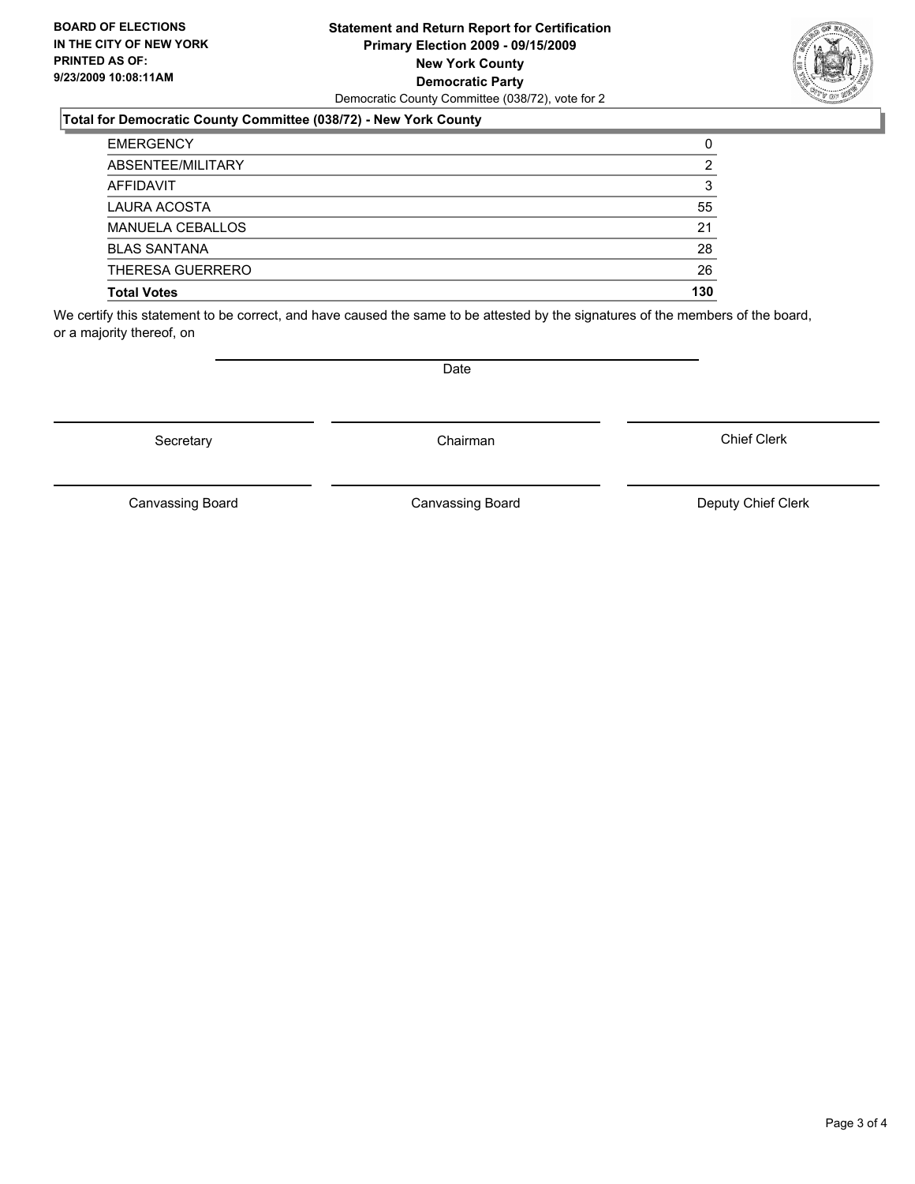**BOARD OF ELECTIONS IN THE CITY OF NEW YORK PRINTED AS OF: 9/23/2009 10:08:11AM**

**Statement and Return Report for Certification**
**Primary Election 2009 - 09/15/2009**
**New York County**
**Democratic Party**
Democratic County Committee (038/72), vote for 2

**Total for Democratic County Committee (038/72) - New York County**

| | |
|---|---|
| EMERGENCY | 0 |
| ABSENTEE/MILITARY | 2 |
| AFFIDAVIT | 3 |
| LAURA ACOSTA | 55 |
| MANUELA CEBALLOS | 21 |
| BLAS SANTANA | 28 |
| THERESA GUERRERO | 26 |
| **Total Votes** | **130** |

We certify this statement to be correct, and have caused the same to be attested by the signatures of the members of the board, or a majority thereof, on

Date

Secretary    Chairman    Chief Clerk

Canvassing Board    Canvassing Board    Deputy Chief Clerk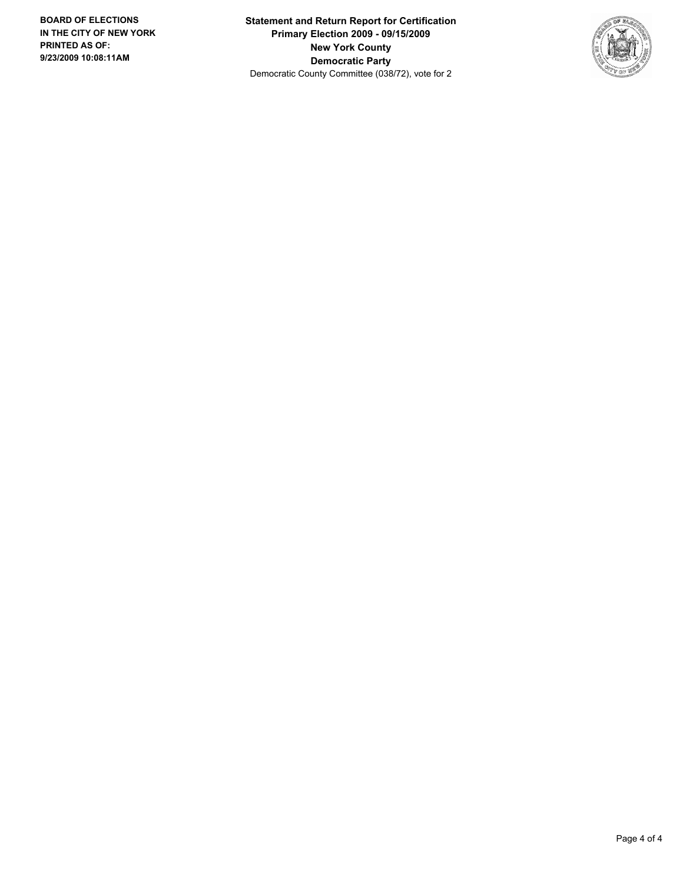**BOARD OF ELECTIONS IN THE CITY OF NEW YORK**
**PRINTED AS OF:**
**9/23/2009 10:08:11AM**

**Statement and Return Report for Certification**
**Primary Election 2009 - 09/15/2009**
**New York County**
**Democratic Party**
Democratic County Committee (038/72), vote for 2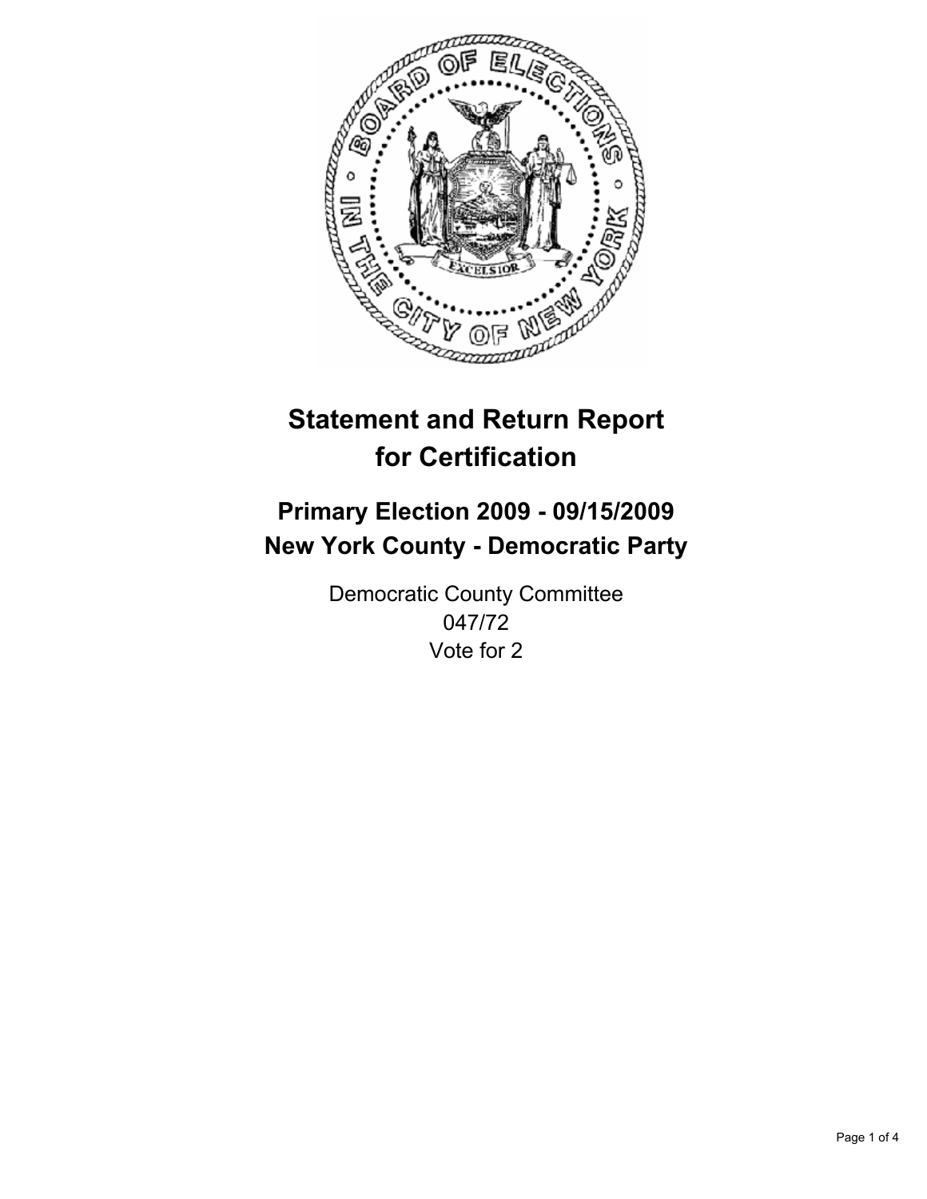# Statement and Return Report for Certification

## Primary Election 2009 - 09/15/2009
## New York County - Democratic Party

Democratic County Committee
047/72
Vote for 2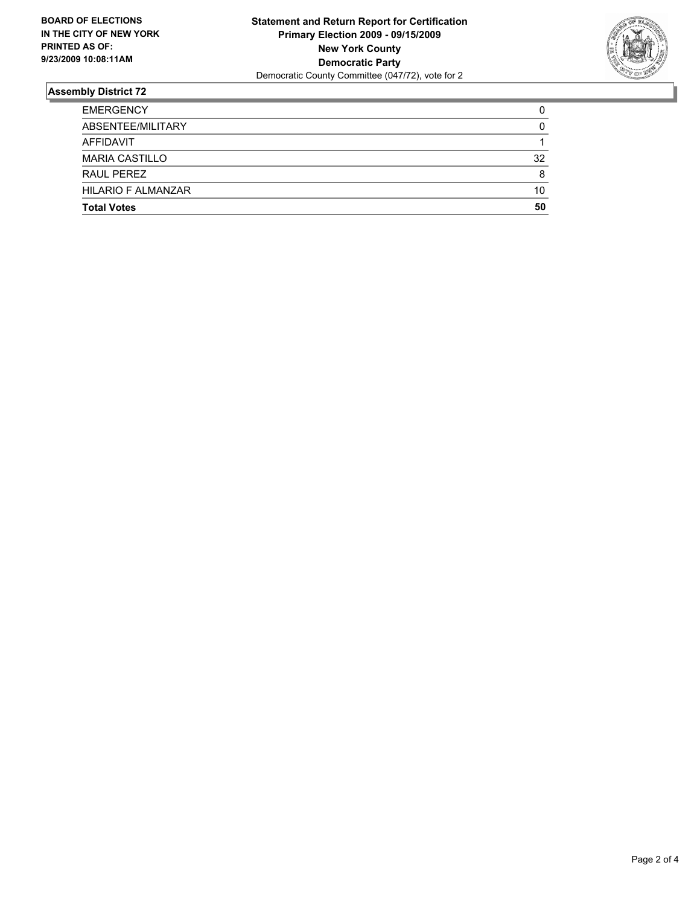**BOARD OF ELECTIONS IN THE CITY OF NEW YORK PRINTED AS OF: 9/23/2009 10:08:11AM**

**Statement and Return Report for Certification**
**Primary Election 2009 - 09/15/2009**
**New York County**
**Democratic Party**
Democratic County Committee (047/72), vote for 2

## Assembly District 72

| | |
|---|---|
| EMERGENCY | 0 |
| ABSENTEE/MILITARY | 0 |
| AFFIDAVIT | 1 |
| MARIA CASTILLO | 32 |
| RAUL PEREZ | 8 |
| HILARIO F ALMANZAR | 10 |
| **Total Votes** | **50** |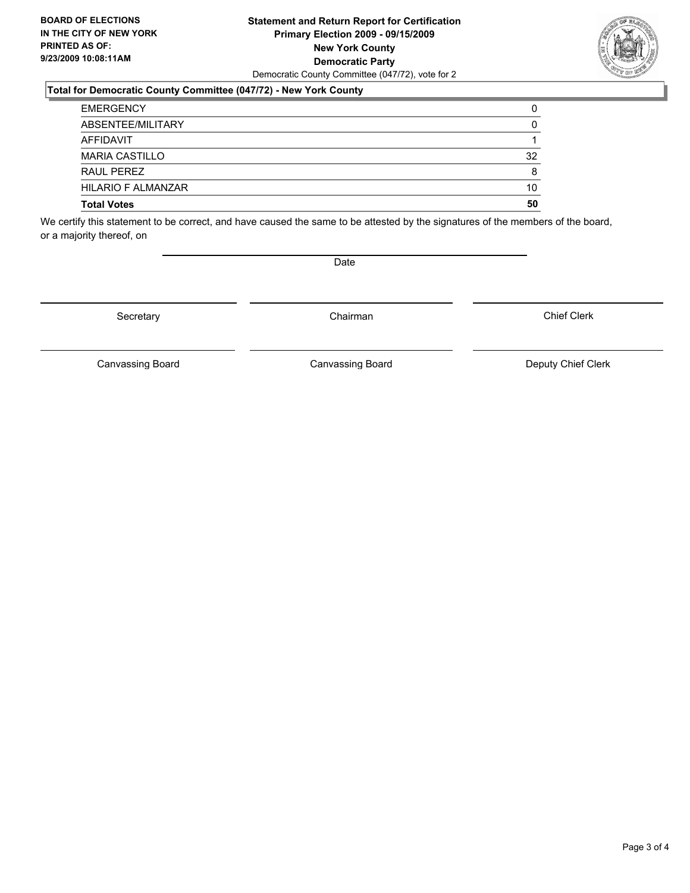**BOARD OF ELECTIONS IN THE CITY OF NEW YORK PRINTED AS OF: 9/23/2009 10:08:11AM**

**Statement and Return Report for Certification**
**Primary Election 2009 - 09/15/2009**
**New York County**
**Democratic Party**
Democratic County Committee (047/72), vote for 2

### Total for Democratic County Committee (047/72) - New York County

| | |
|---|---|
| EMERGENCY | 0 |
| ABSENTEE/MILITARY | 0 |
| AFFIDAVIT | 1 |
| MARIA CASTILLO | 32 |
| RAUL PEREZ | 8 |
| HILARIO F ALMANZAR | 10 |
| **Total Votes** | **50** |

We certify this statement to be correct, and have caused the same to be attested by the signatures of the members of the board, or a majority thereof, on

Date

Secretary — Chairman — Chief Clerk

Canvassing Board — Canvassing Board — Deputy Chief Clerk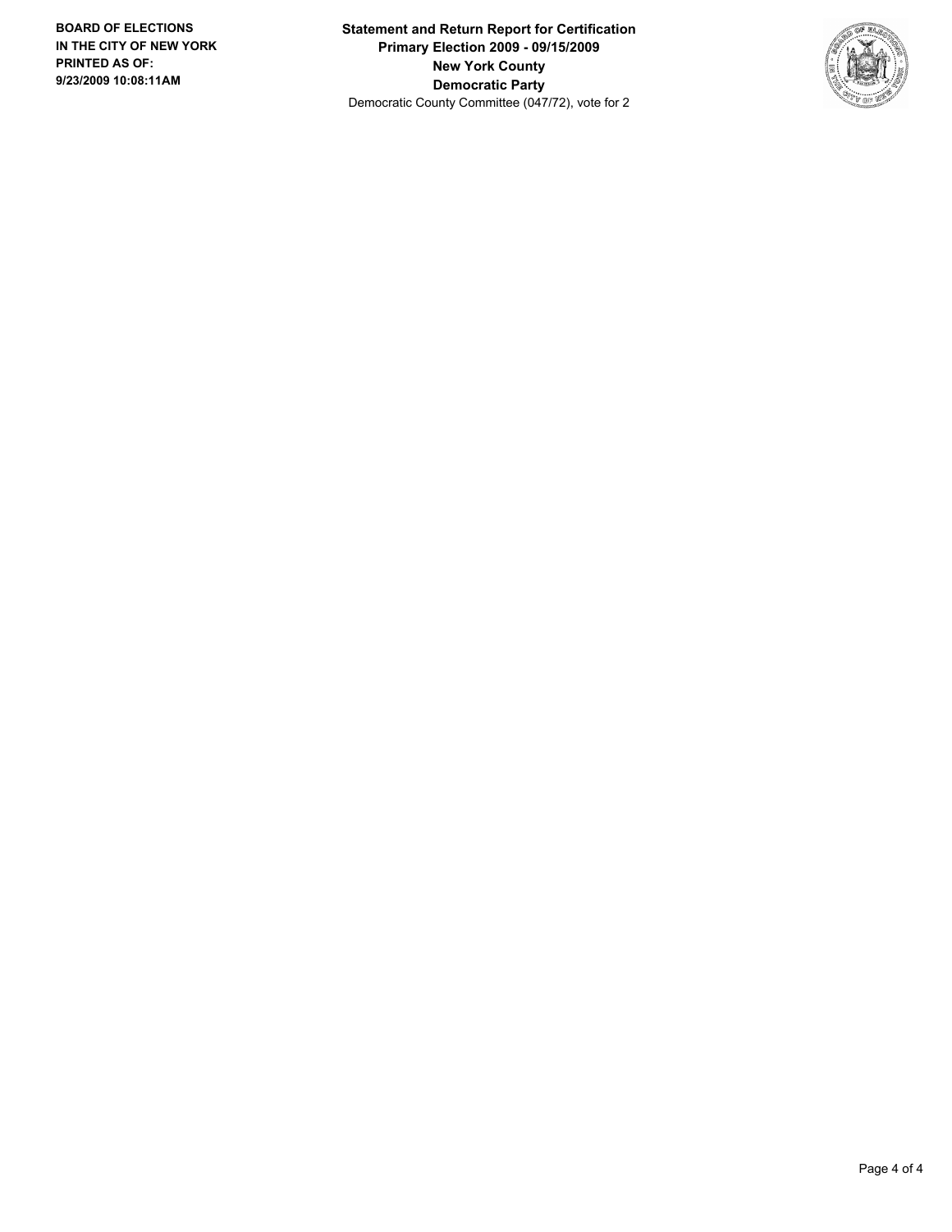**Statement and Return Report for Certification**
**Primary Election 2009 - 09/15/2009**
**New York County**
**Democratic Party**
Democratic County Committee (047/72), vote for 2

**BOARD OF ELECTIONS IN THE CITY OF NEW YORK PRINTED AS OF: 9/23/2009 10:08:11AM**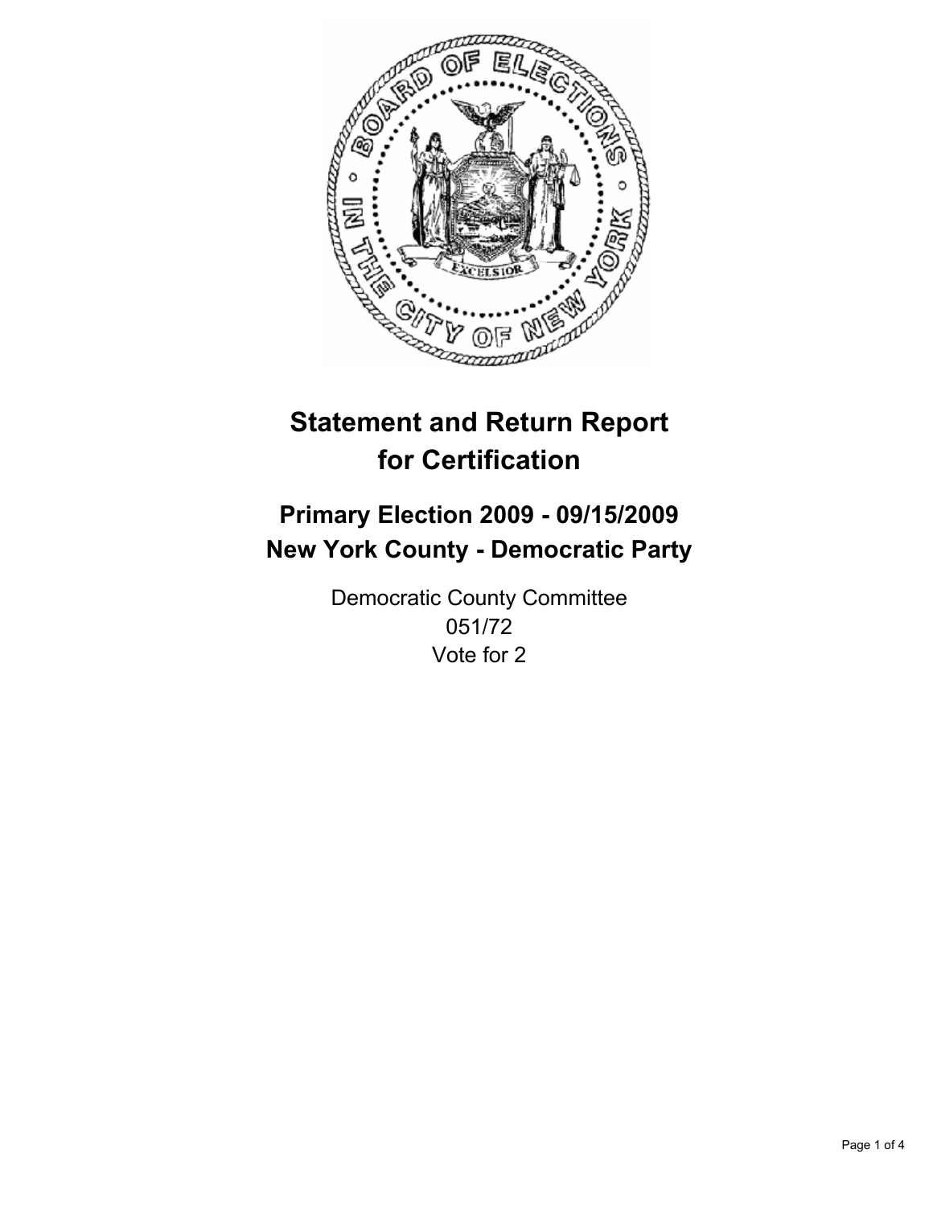# Statement and Return Report for Certification

## Primary Election 2009 - 09/15/2009
## New York County - Democratic Party

Democratic County Committee
051/72
Vote for 2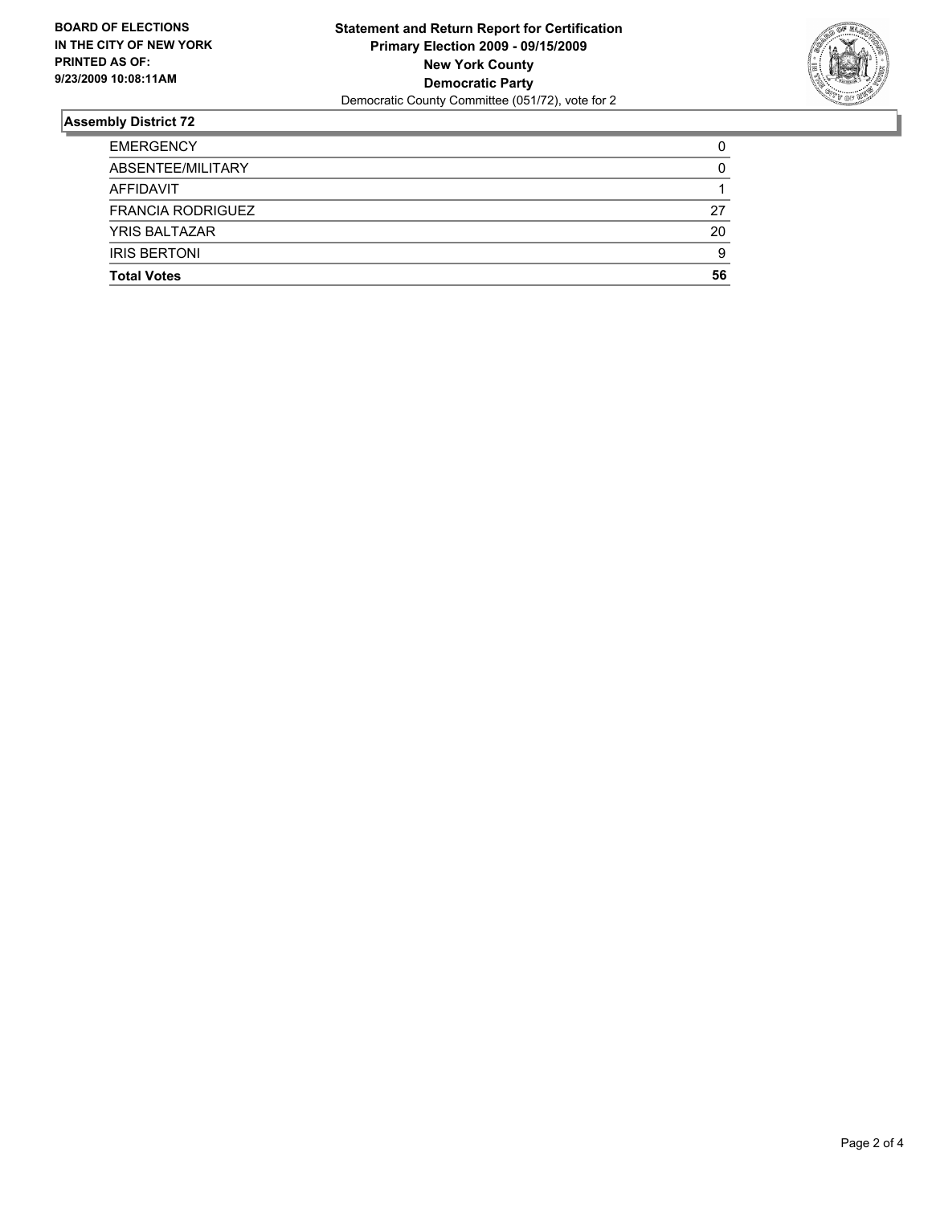**BOARD OF ELECTIONS IN THE CITY OF NEW YORK PRINTED AS OF: 9/23/2009 10:08:11AM**

**Statement and Return Report for Certification**
**Primary Election 2009 - 09/15/2009**
**New York County**
**Democratic Party**
Democratic County Committee (051/72), vote for 2

## Assembly District 72

| | |
|---|---|
| EMERGENCY | 0 |
| ABSENTEE/MILITARY | 0 |
| AFFIDAVIT | 1 |
| FRANCIA RODRIGUEZ | 27 |
| YRIS BALTAZAR | 20 |
| IRIS BERTONI | 9 |
| **Total Votes** | **56** |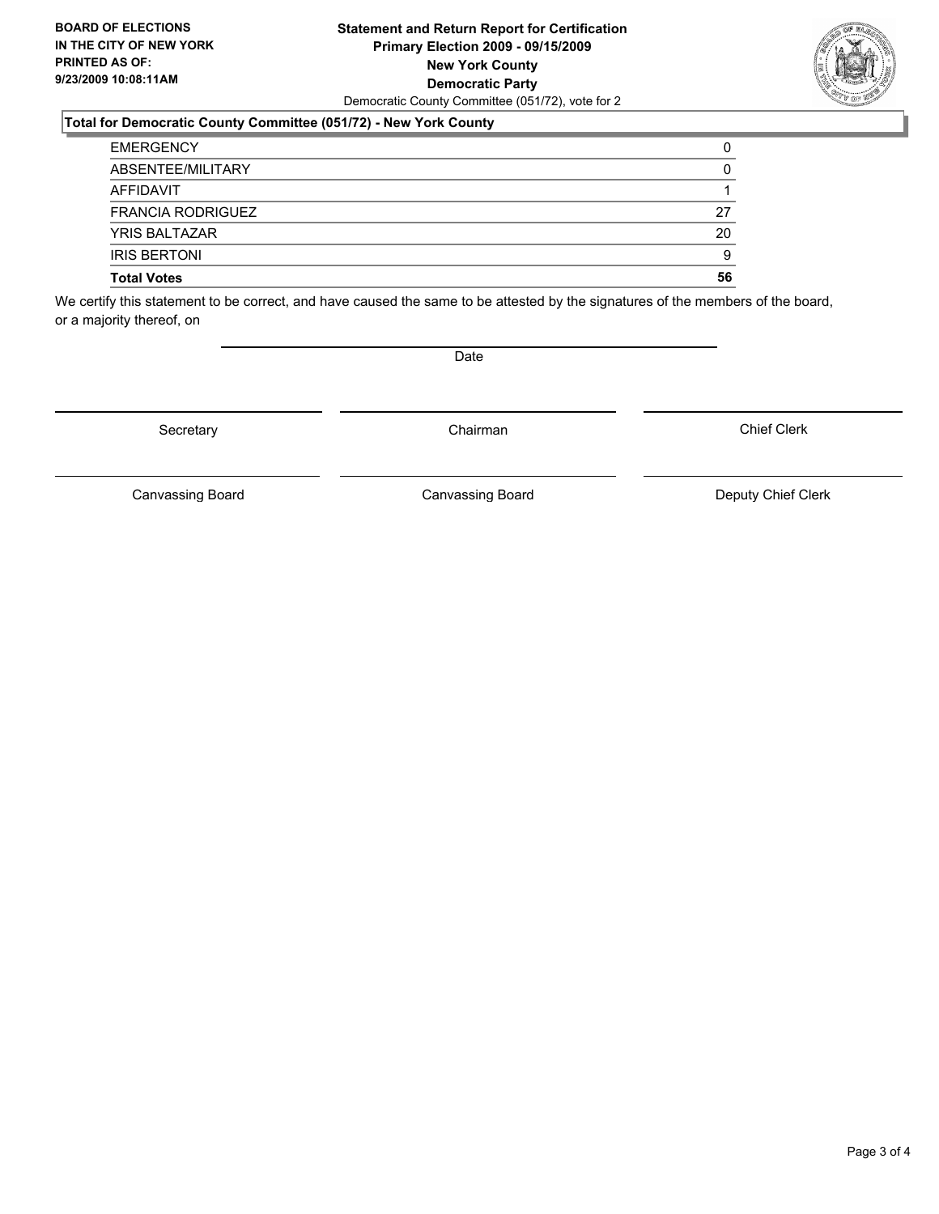**BOARD OF ELECTIONS IN THE CITY OF NEW YORK PRINTED AS OF: 9/23/2009 10:08:11AM**

**Statement and Return Report for Certification**
**Primary Election 2009 - 09/15/2009**
**New York County**
**Democratic Party**
Democratic County Committee (051/72), vote for 2

### Total for Democratic County Committee (051/72) - New York County

| | |
|---|---|
| EMERGENCY | 0 |
| ABSENTEE/MILITARY | 0 |
| AFFIDAVIT | 1 |
| FRANCIA RODRIGUEZ | 27 |
| YRIS BALTAZAR | 20 |
| IRIS BERTONI | 9 |
| **Total Votes** | **56** |

We certify this statement to be correct, and have caused the same to be attested by the signatures of the members of the board, or a majority thereof, on

Date

Secretary | Chairman | Chief Clerk

Canvassing Board | Canvassing Board | Deputy Chief Clerk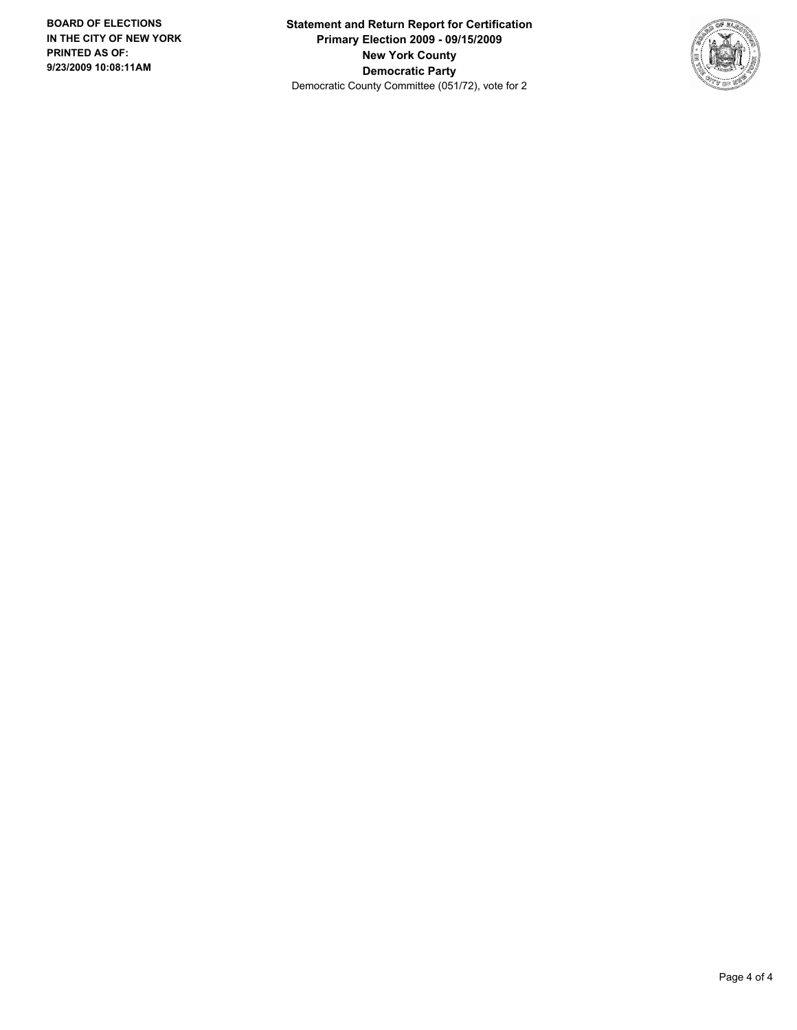**BOARD OF ELECTIONS IN THE CITY OF NEW YORK PRINTED AS OF: 9/23/2009 10:08:11AM**

**Statement and Return Report for Certification**
**Primary Election 2009 - 09/15/2009**
**New York County**
**Democratic Party**
Democratic County Committee (051/72), vote for 2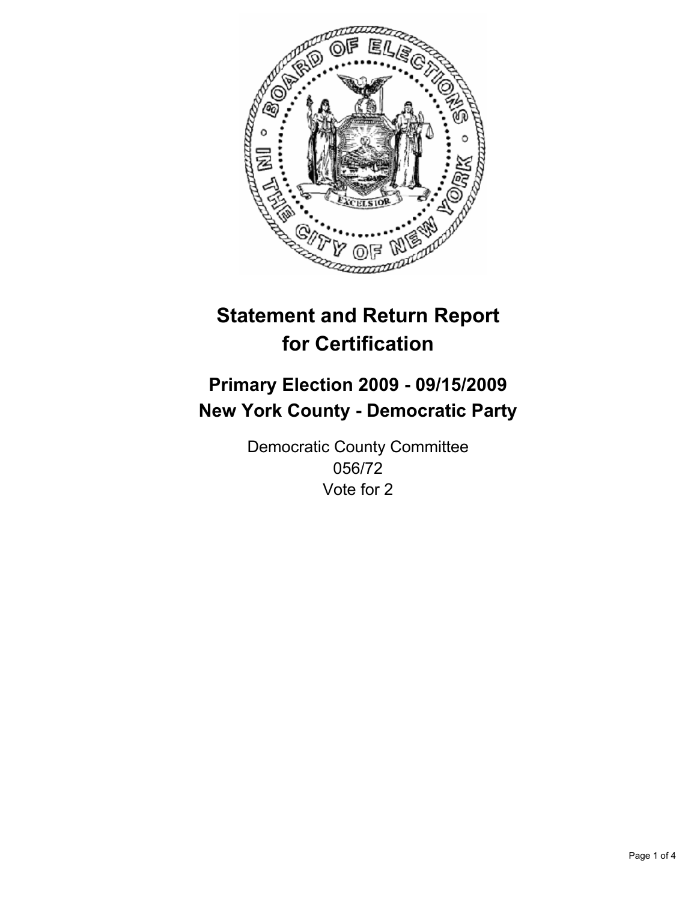# Statement and Return Report for Certification

## Primary Election 2009 - 09/15/2009
## New York County - Democratic Party

Democratic County Committee
056/72
Vote for 2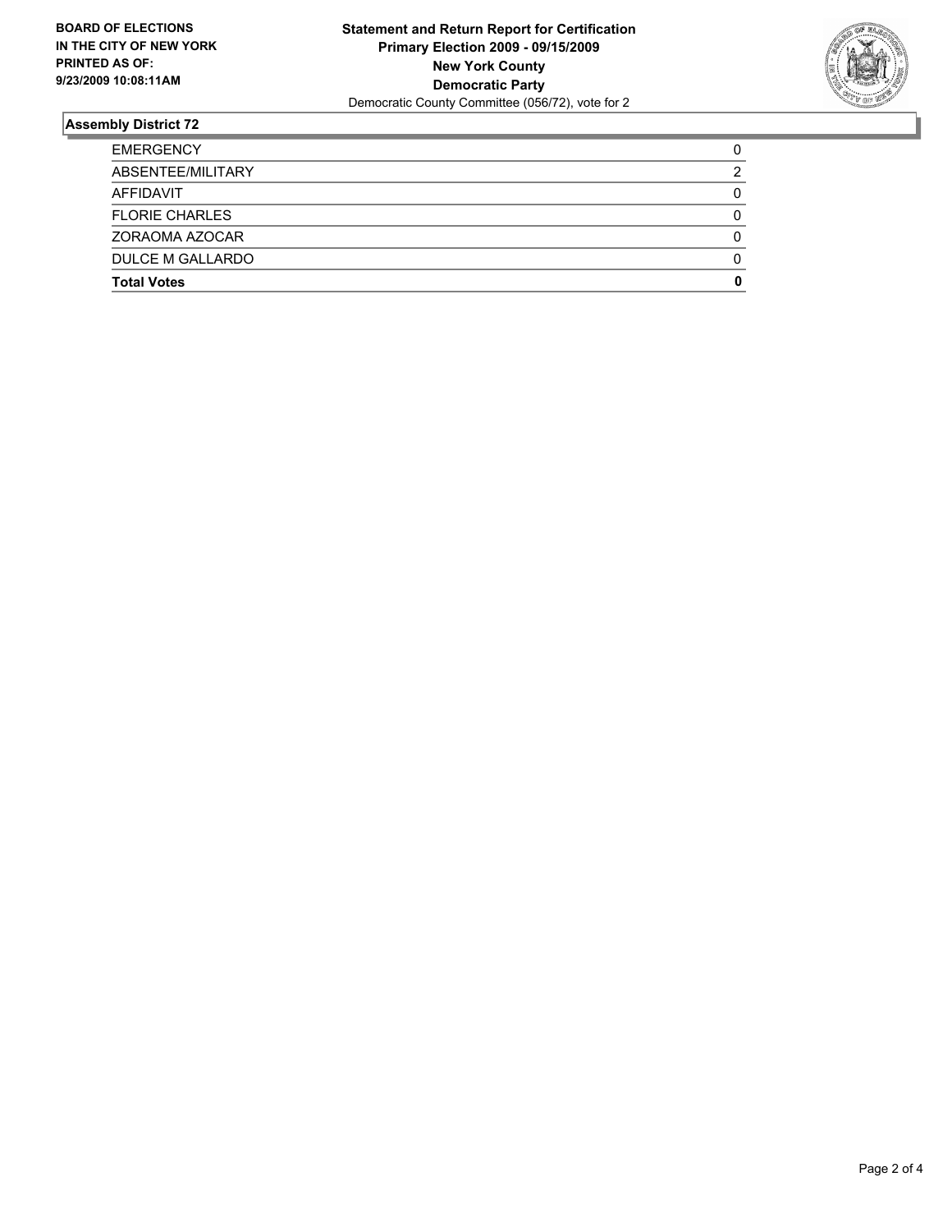**BOARD OF ELECTIONS**
**IN THE CITY OF NEW YORK**
**PRINTED AS OF:**
**9/23/2009 10:08:11AM**

**Statement and Return Report for Certification**
**Primary Election 2009 - 09/15/2009**
**New York County**
**Democratic Party**
Democratic County Committee (056/72), vote for 2

## Assembly District 72

| | |
|---|---|
| EMERGENCY | 0 |
| ABSENTEE/MILITARY | 2 |
| AFFIDAVIT | 0 |
| FLORIE CHARLES | 0 |
| ZORAOMA AZOCAR | 0 |
| DULCE M GALLARDO | 0 |
| **Total Votes** | **0** |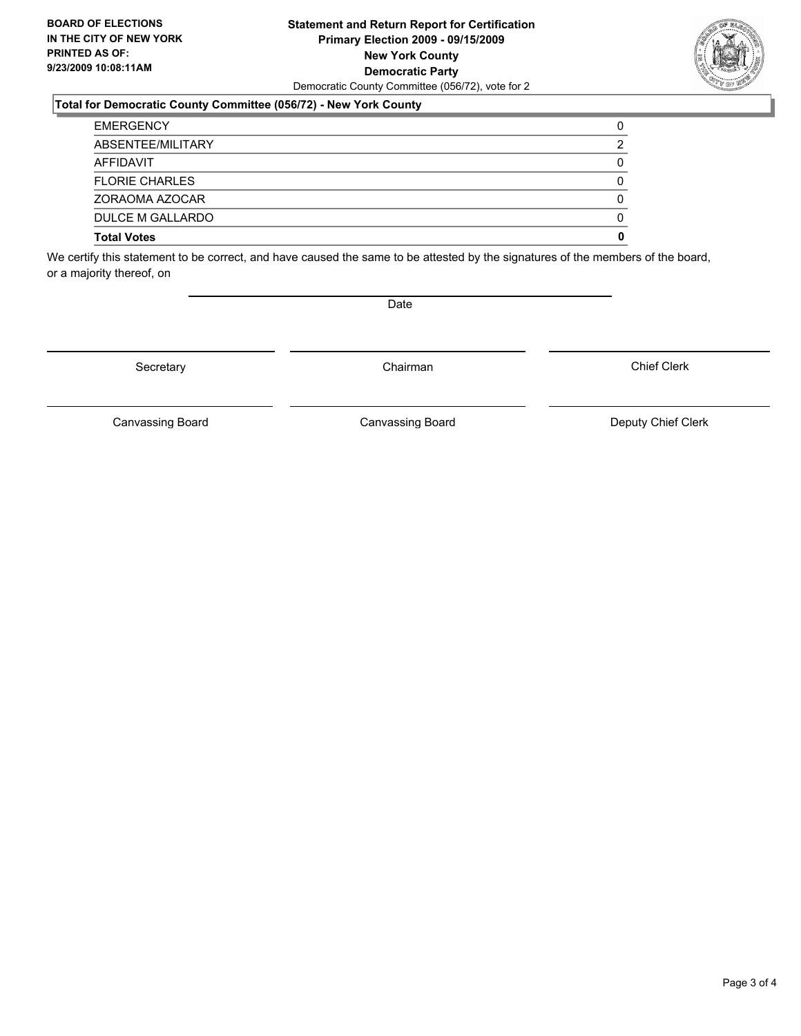**BOARD OF ELECTIONS IN THE CITY OF NEW YORK PRINTED AS OF: 9/23/2009 10:08:11AM**

**Statement and Return Report for Certification**
**Primary Election 2009 - 09/15/2009**
**New York County**
**Democratic Party**
Democratic County Committee (056/72), vote for 2

### Total for Democratic County Committee (056/72) - New York County

| | |
|---|---|
| EMERGENCY | 0 |
| ABSENTEE/MILITARY | 2 |
| AFFIDAVIT | 0 |
| FLORIE CHARLES | 0 |
| ZORAOMA AZOCAR | 0 |
| DULCE M GALLARDO | 0 |
| **Total Votes** | **0** |

We certify this statement to be correct, and have caused the same to be attested by the signatures of the members of the board, or a majority thereof, on

Date

Secretary | Chairman | Chief Clerk

Canvassing Board | Canvassing Board | Deputy Chief Clerk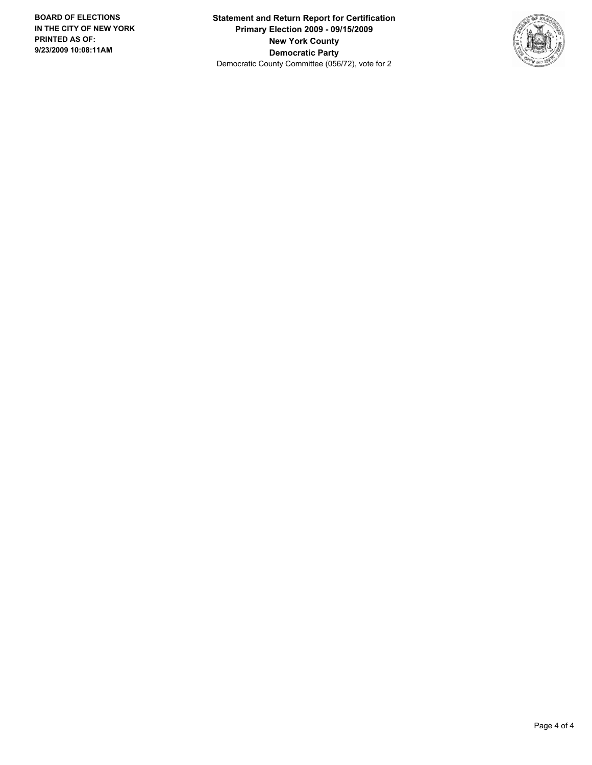**BOARD OF ELECTIONS IN THE CITY OF NEW YORK PRINTED AS OF: 9/23/2009 10:08:11AM**

**Statement and Return Report for Certification**
**Primary Election 2009 - 09/15/2009**
**New York County**
**Democratic Party**
Democratic County Committee (056/72), vote for 2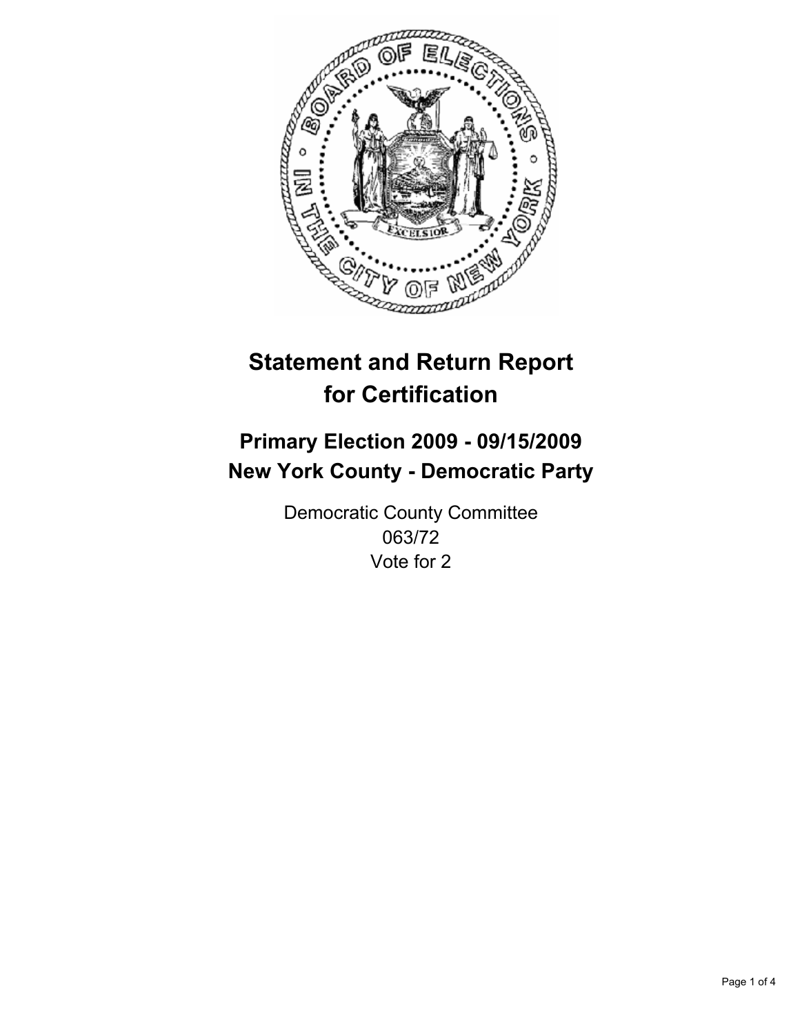# Statement and Return Report for Certification

## Primary Election 2009 - 09/15/2009
## New York County - Democratic Party

Democratic County Committee
063/72
Vote for 2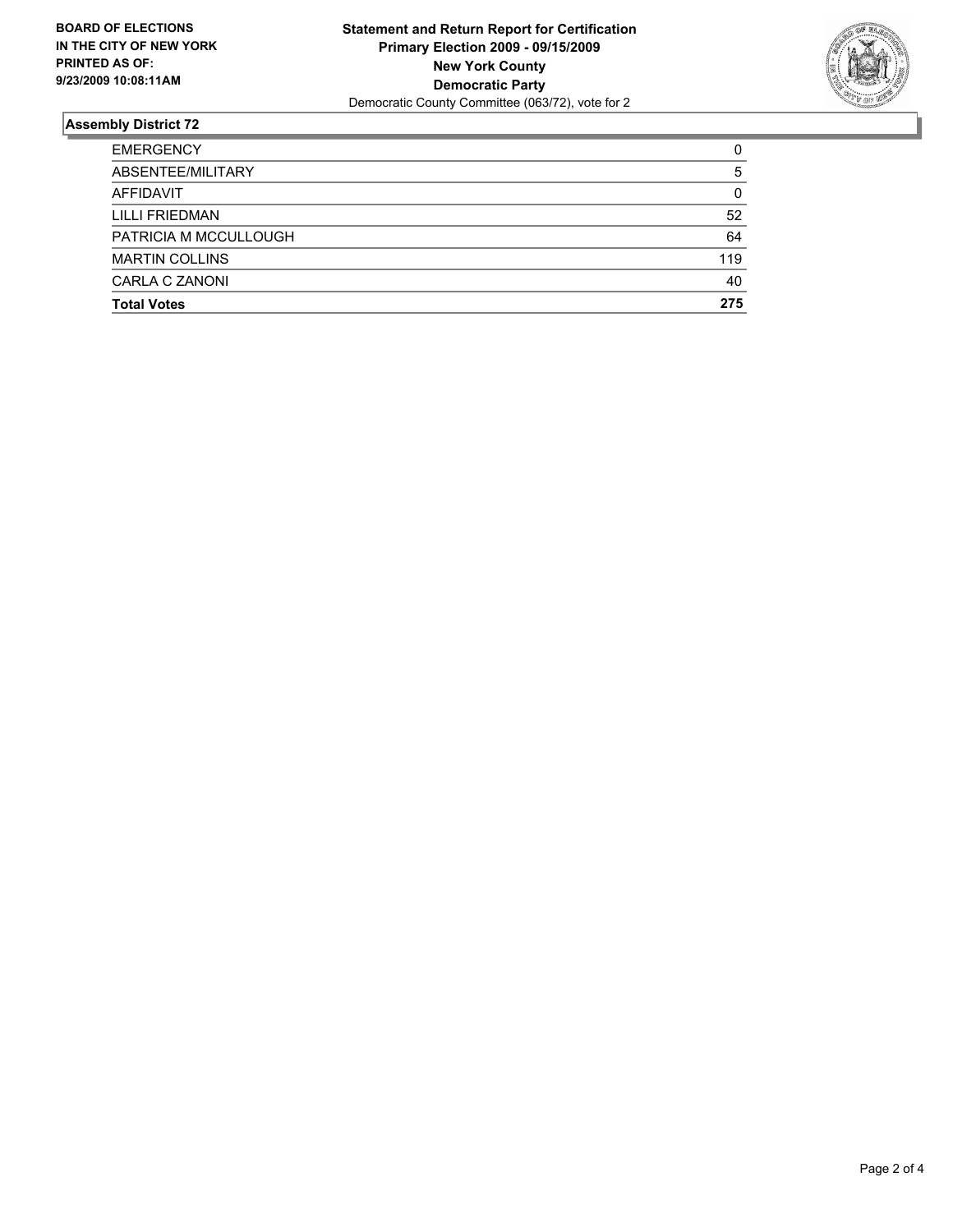**BOARD OF ELECTIONS IN THE CITY OF NEW YORK PRINTED AS OF: 9/23/2009 10:08:11AM**

**Statement and Return Report for Certification**
**Primary Election 2009 - 09/15/2009**
**New York County**
**Democratic Party**
Democratic County Committee (063/72), vote for 2

## Assembly District 72

| | |
|---|---|
| EMERGENCY | 0 |
| ABSENTEE/MILITARY | 5 |
| AFFIDAVIT | 0 |
| LILLI FRIEDMAN | 52 |
| PATRICIA M MCCULLOUGH | 64 |
| MARTIN COLLINS | 119 |
| CARLA C ZANONI | 40 |
| **Total Votes** | **275** |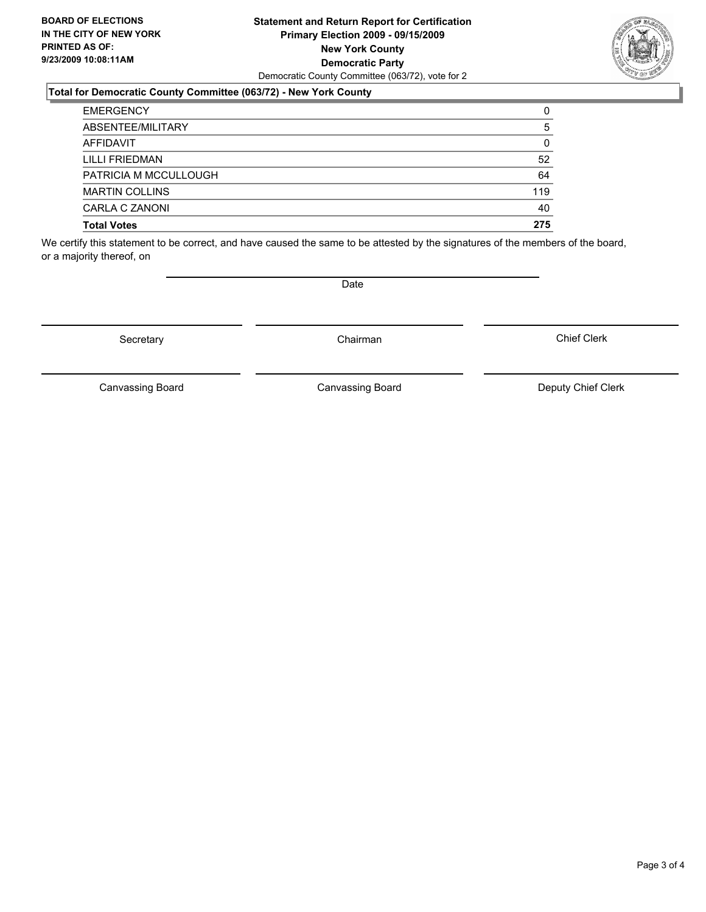**BOARD OF ELECTIONS IN THE CITY OF NEW YORK PRINTED AS OF: 9/23/2009 10:08:11AM**

**Statement and Return Report for Certification**
**Primary Election 2009 - 09/15/2009**
**New York County**
**Democratic Party**
Democratic County Committee (063/72), vote for 2

### Total for Democratic County Committee (063/72) - New York County

| | |
|---|---|
| EMERGENCY | 0 |
| ABSENTEE/MILITARY | 5 |
| AFFIDAVIT | 0 |
| LILLI FRIEDMAN | 52 |
| PATRICIA M MCCULLOUGH | 64 |
| MARTIN COLLINS | 119 |
| CARLA C ZANONI | 40 |
| **Total Votes** | **275** |

We certify this statement to be correct, and have caused the same to be attested by the signatures of the members of the board, or a majority thereof, on

Date

Secretary | Chairman | Chief Clerk

Canvassing Board | Canvassing Board | Deputy Chief Clerk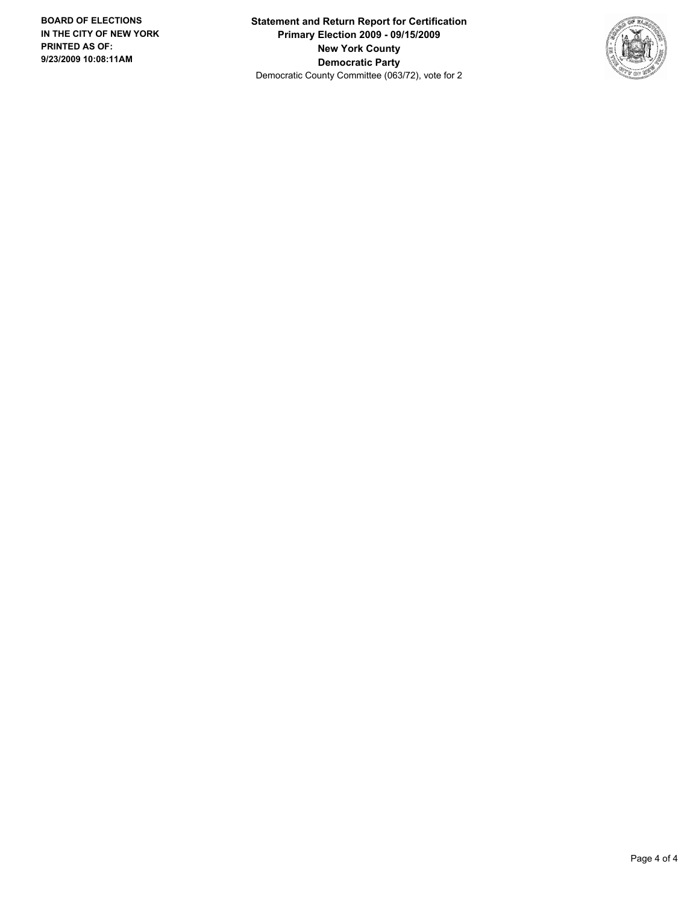**BOARD OF ELECTIONS IN THE CITY OF NEW YORK PRINTED AS OF: 9/23/2009 10:08:11AM**

**Statement and Return Report for Certification**
**Primary Election 2009 - 09/15/2009**
**New York County**
**Democratic Party**
Democratic County Committee (063/72), vote for 2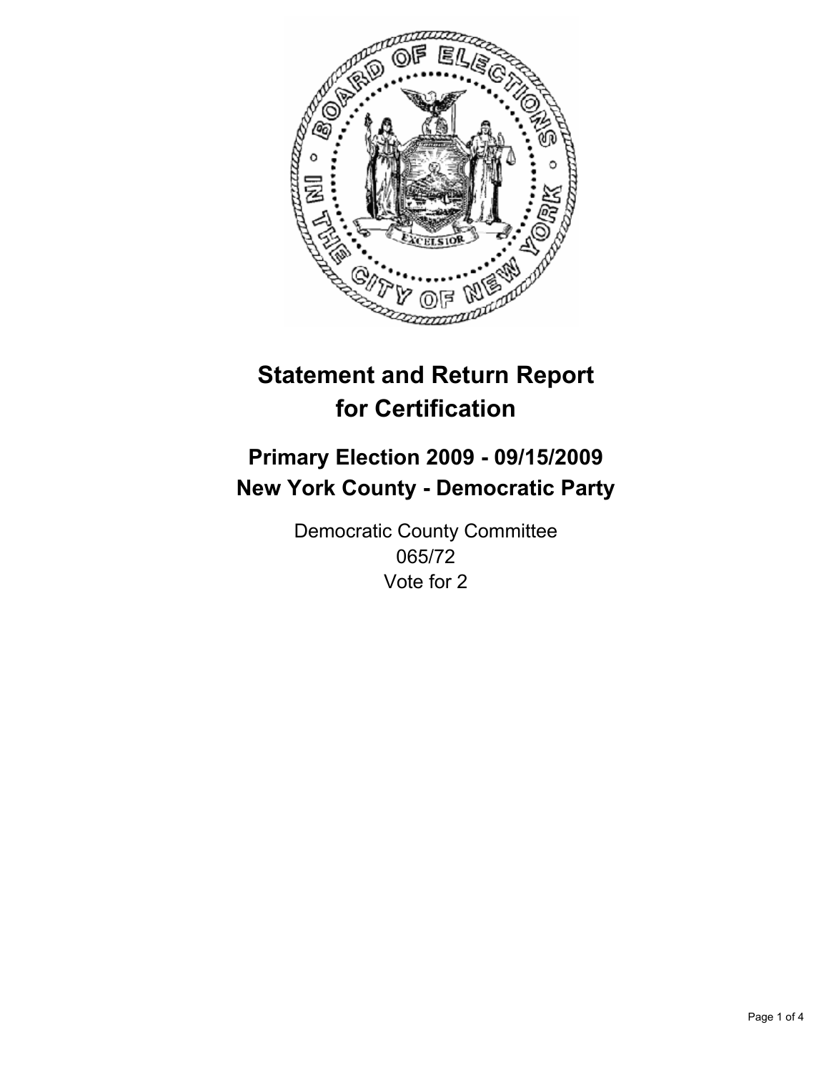# Statement and Return Report for Certification

## Primary Election 2009 - 09/15/2009
## New York County - Democratic Party

Democratic County Committee
065/72
Vote for 2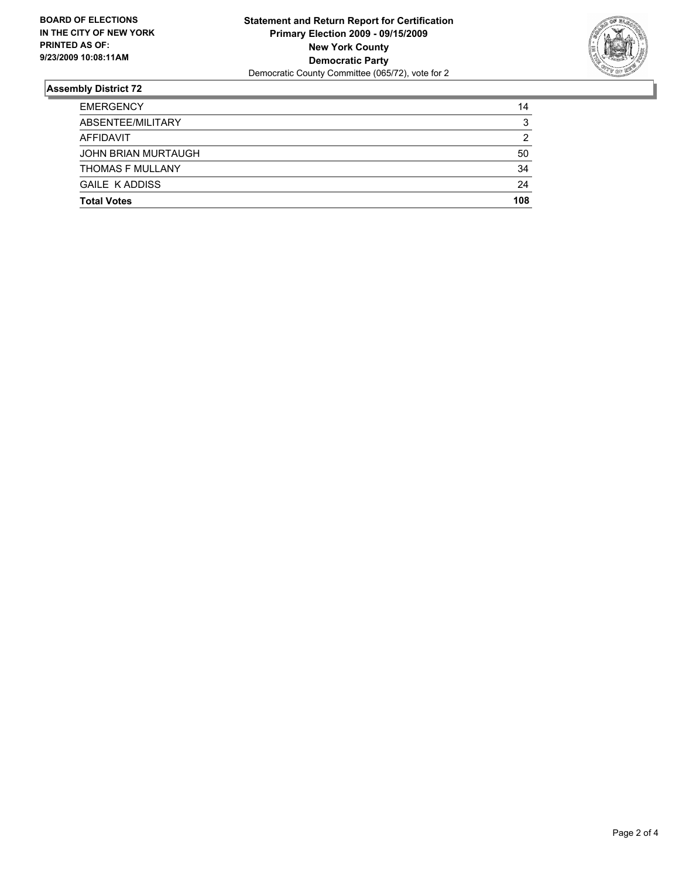**BOARD OF ELECTIONS IN THE CITY OF NEW YORK PRINTED AS OF: 9/23/2009 10:08:11AM**

**Statement and Return Report for Certification**
**Primary Election 2009 - 09/15/2009**
**New York County**
**Democratic Party**
Democratic County Committee (065/72), vote for 2

## Assembly District 72

| | |
|---|---|
| EMERGENCY | 14 |
| ABSENTEE/MILITARY | 3 |
| AFFIDAVIT | 2 |
| JOHN BRIAN MURTAUGH | 50 |
| THOMAS F MULLANY | 34 |
| GAILE K ADDISS | 24 |
| **Total Votes** | **108** |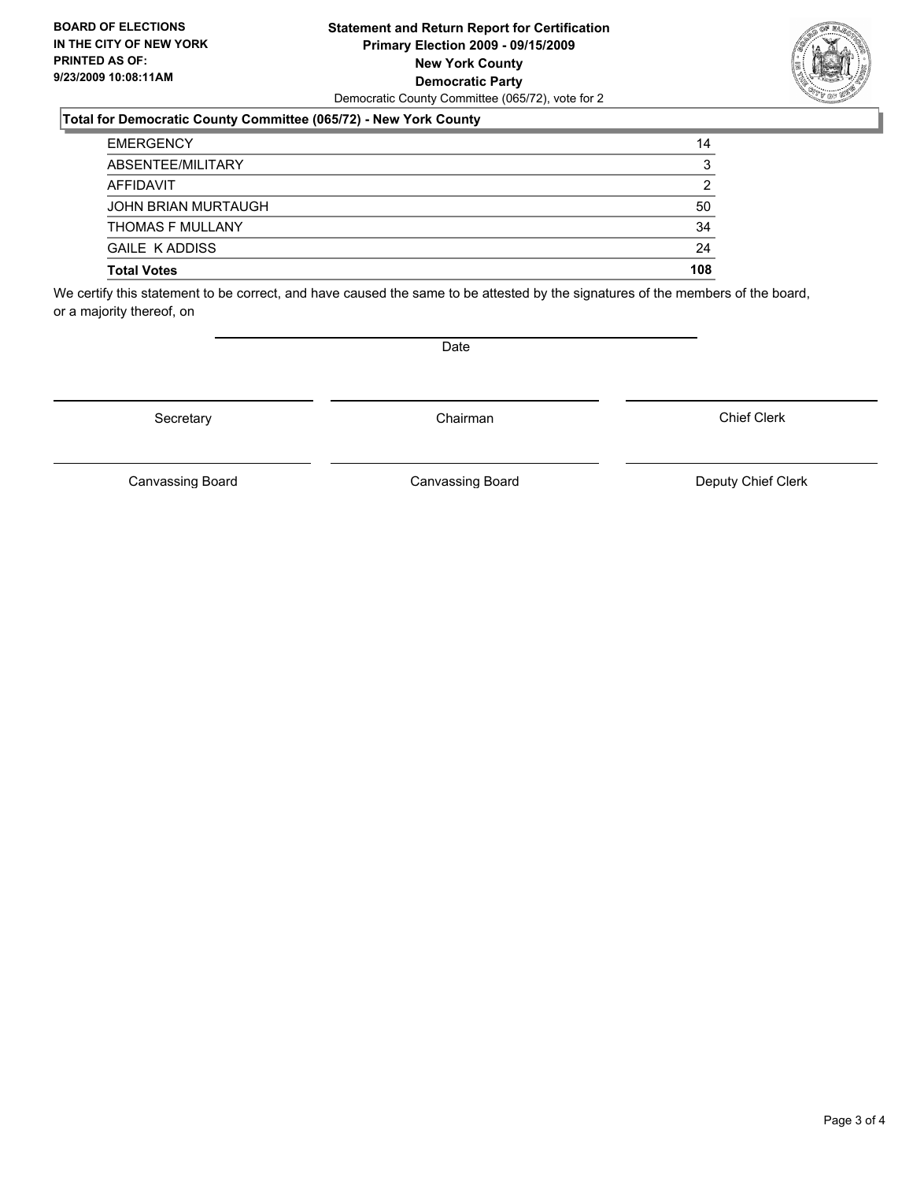**BOARD OF ELECTIONS IN THE CITY OF NEW YORK PRINTED AS OF: 9/23/2009 10:08:11AM**

**Statement and Return Report for Certification**
**Primary Election 2009 - 09/15/2009**
**New York County**
**Democratic Party**
Democratic County Committee (065/72), vote for 2

### Total for Democratic County Committee (065/72) - New York County

| | |
|---|---|
| EMERGENCY | 14 |
| ABSENTEE/MILITARY | 3 |
| AFFIDAVIT | 2 |
| JOHN BRIAN MURTAUGH | 50 |
| THOMAS F MULLANY | 34 |
| GAILE K ADDISS | 24 |
| **Total Votes** | **108** |

We certify this statement to be correct, and have caused the same to be attested by the signatures of the members of the board, or a majority thereof, on

Date

Secretary | Chairman | Chief Clerk

Canvassing Board | Canvassing Board | Deputy Chief Clerk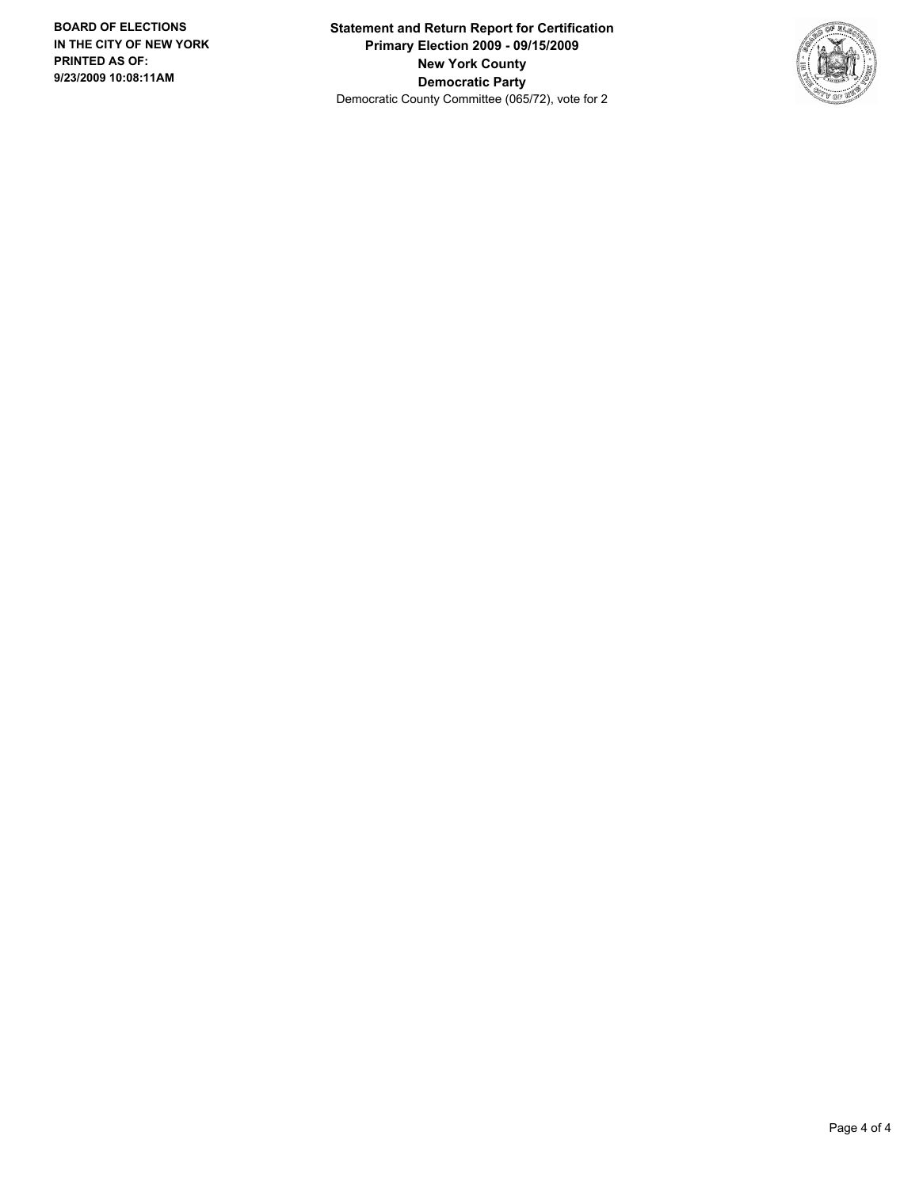**BOARD OF ELECTIONS IN THE CITY OF NEW YORK PRINTED AS OF: 9/23/2009 10:08:11AM**

**Statement and Return Report for Certification**
**Primary Election 2009 - 09/15/2009**
**New York County**
**Democratic Party**
Democratic County Committee (065/72), vote for 2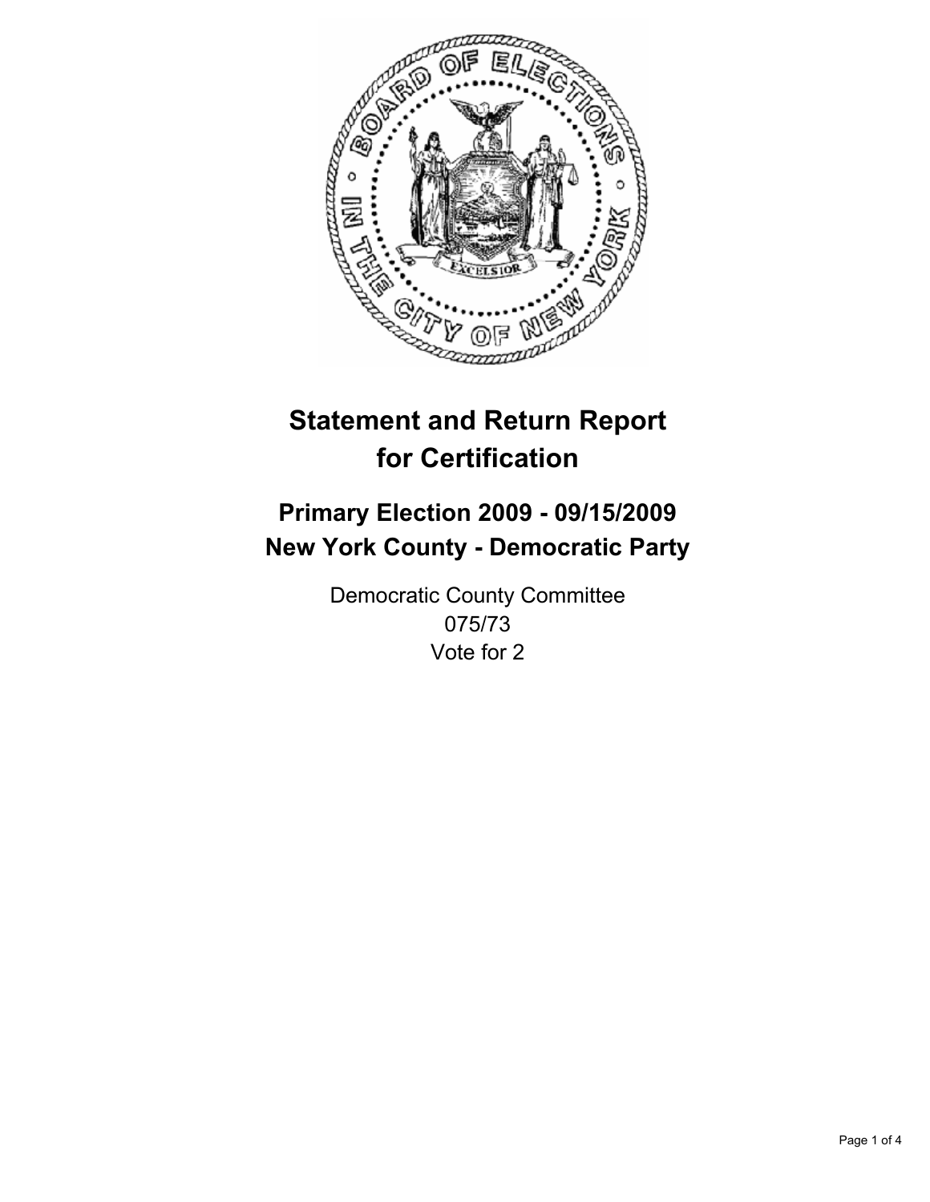# Statement and Return Report for Certification

## Primary Election 2009 - 09/15/2009
## New York County - Democratic Party

Democratic County Committee
075/73
Vote for 2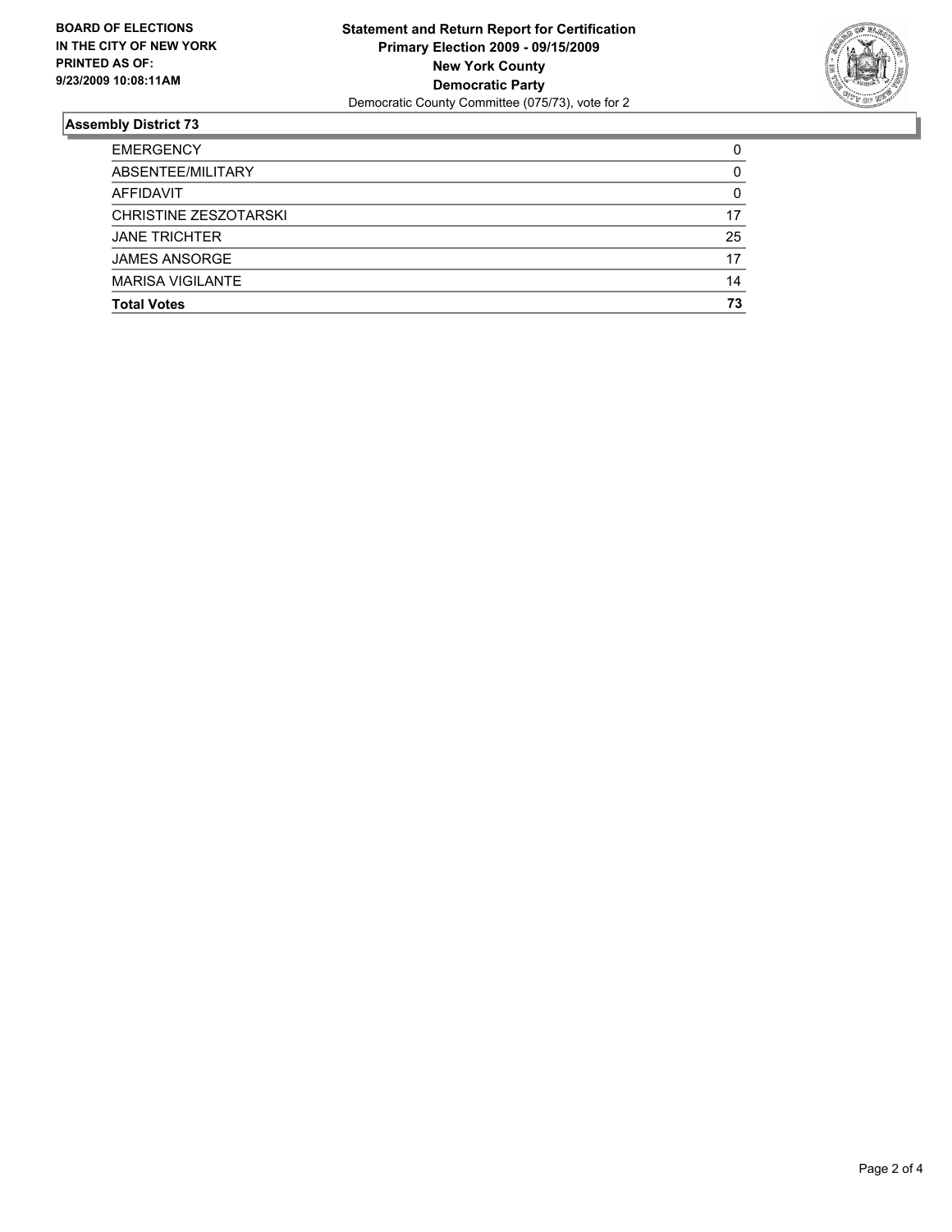**BOARD OF ELECTIONS IN THE CITY OF NEW YORK PRINTED AS OF: 9/23/2009 10:08:11AM**

**Statement and Return Report for Certification**
**Primary Election 2009 - 09/15/2009**
**New York County**
**Democratic Party**
Democratic County Committee (075/73), vote for 2

### Assembly District 73

| | |
|---|---|
| EMERGENCY | 0 |
| ABSENTEE/MILITARY | 0 |
| AFFIDAVIT | 0 |
| CHRISTINE ZESZOTARSKI | 17 |
| JANE TRICHTER | 25 |
| JAMES ANSORGE | 17 |
| MARISA VIGILANTE | 14 |
| **Total Votes** | **73** |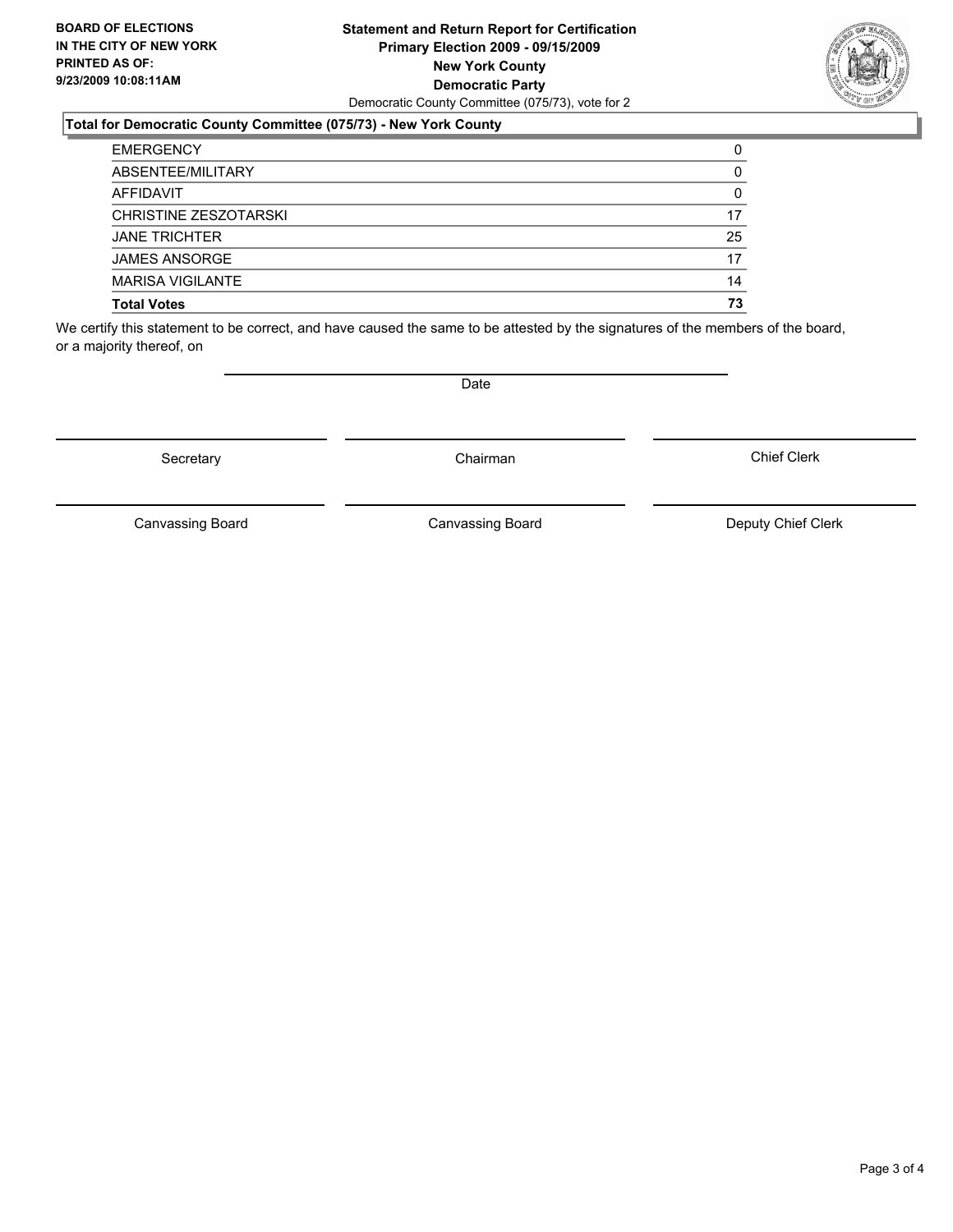**BOARD OF ELECTIONS**
**IN THE CITY OF NEW YORK**
**PRINTED AS OF:**
**9/23/2009 10:08:11AM**

# Statement and Return Report for Certification
## Primary Election 2009 - 09/15/2009
## New York County
## Democratic Party

Democratic County Committee (075/73), vote for 2

### Total for Democratic County Committee (075/73) - New York County

| | |
|---|---|
| EMERGENCY | 0 |
| ABSENTEE/MILITARY | 0 |
| AFFIDAVIT | 0 |
| CHRISTINE ZESZOTARSKI | 17 |
| JANE TRICHTER | 25 |
| JAMES ANSORGE | 17 |
| MARISA VIGILANTE | 14 |
| **Total Votes** | **73** |

We certify this statement to be correct, and have caused the same to be attested by the signatures of the members of the board, or a majority thereof, on

Date

Secretary | Chairman | Chief Clerk

Canvassing Board | Canvassing Board | Deputy Chief Clerk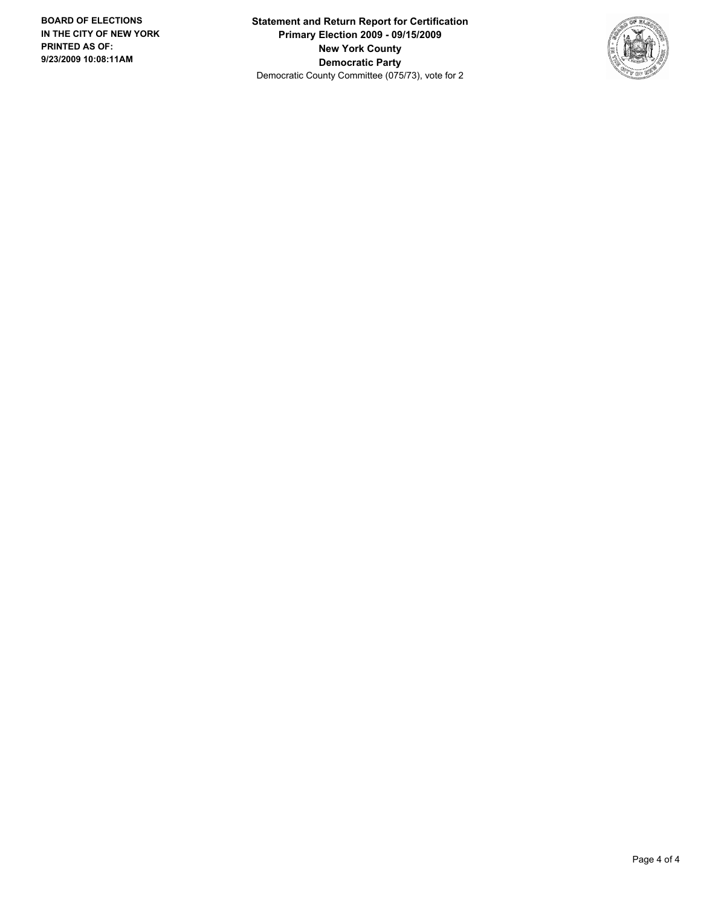**BOARD OF ELECTIONS IN THE CITY OF NEW YORK PRINTED AS OF: 9/23/2009 10:08:11AM**

**Statement and Return Report for Certification**
**Primary Election 2009 - 09/15/2009**
**New York County**
**Democratic Party**
Democratic County Committee (075/73), vote for 2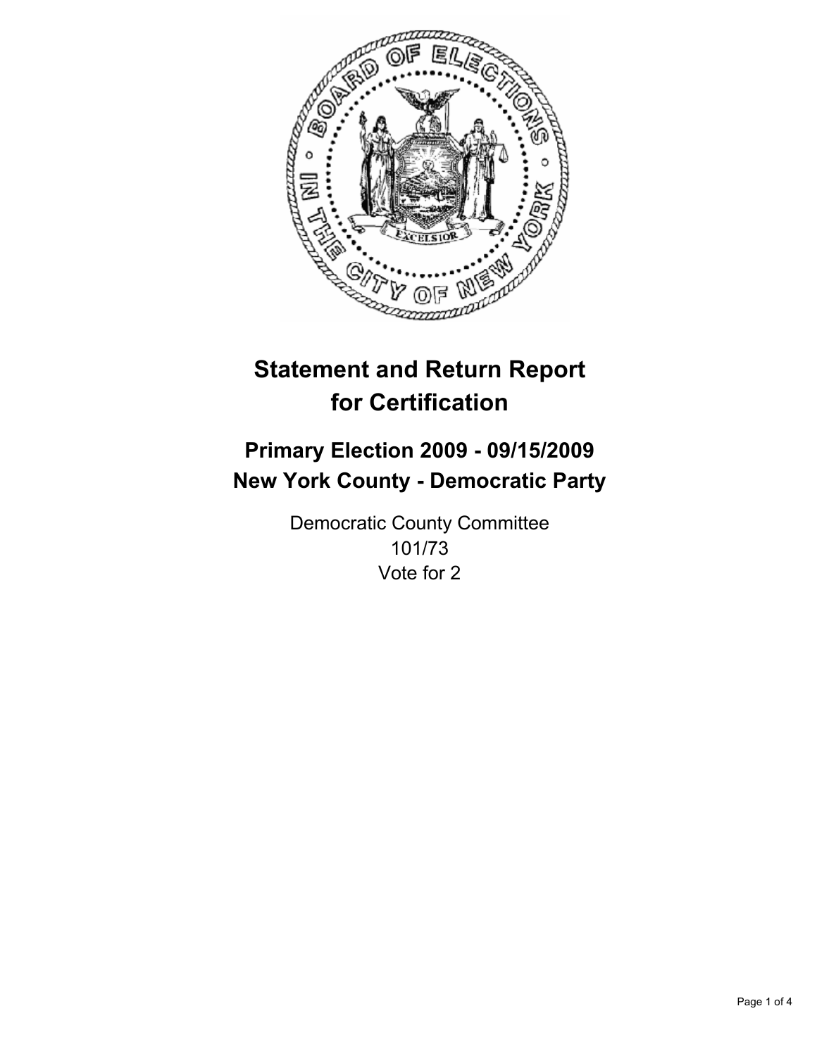# Statement and Return Report for Certification

## Primary Election 2009 - 09/15/2009
## New York County - Democratic Party

Democratic County Committee
101/73
Vote for 2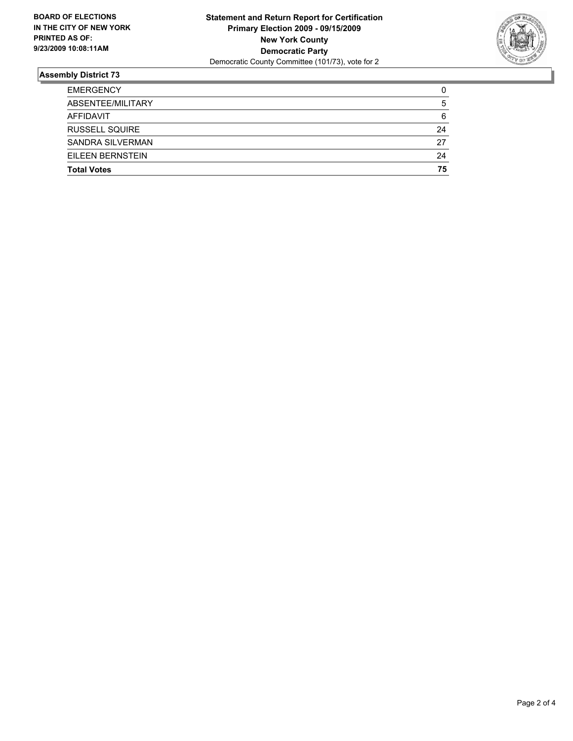**BOARD OF ELECTIONS IN THE CITY OF NEW YORK PRINTED AS OF: 9/23/2009 10:08:11AM**

**Statement and Return Report for Certification**
**Primary Election 2009 - 09/15/2009**
**New York County**
**Democratic Party**
Democratic County Committee (101/73), vote for 2

## Assembly District 73

| | |
|---|---|
| EMERGENCY | 0 |
| ABSENTEE/MILITARY | 5 |
| AFFIDAVIT | 6 |
| RUSSELL SQUIRE | 24 |
| SANDRA SILVERMAN | 27 |
| EILEEN BERNSTEIN | 24 |
| **Total Votes** | **75** |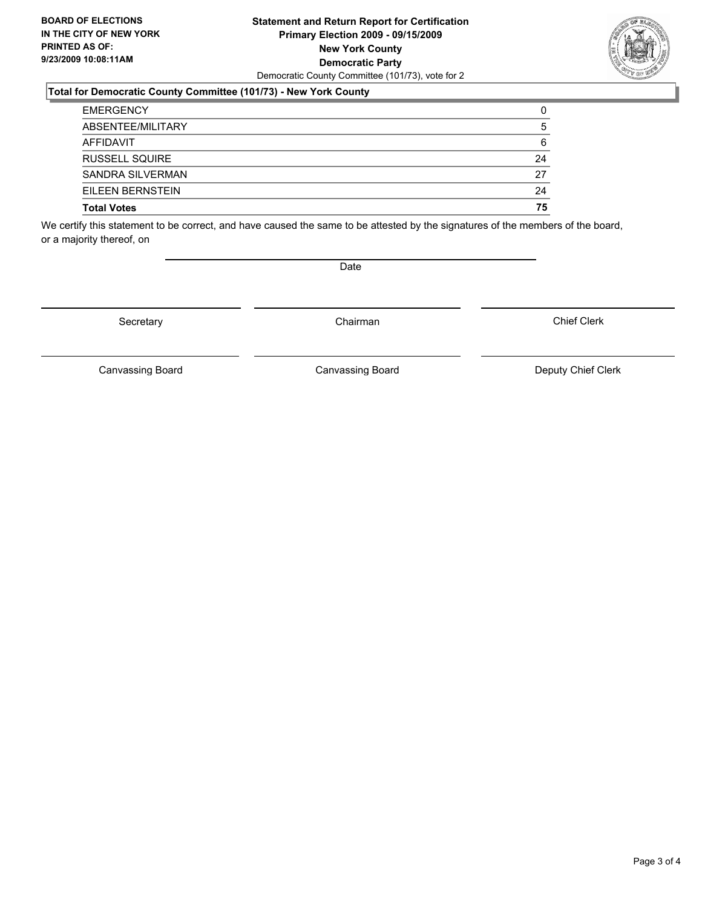**BOARD OF ELECTIONS IN THE CITY OF NEW YORK PRINTED AS OF: 9/23/2009 10:08:11AM**

**Statement and Return Report for Certification**
**Primary Election 2009 - 09/15/2009**
**New York County**
**Democratic Party**
Democratic County Committee (101/73), vote for 2

### Total for Democratic County Committee (101/73) - New York County

| | |
|---|---|
| EMERGENCY | 0 |
| ABSENTEE/MILITARY | 5 |
| AFFIDAVIT | 6 |
| RUSSELL SQUIRE | 24 |
| SANDRA SILVERMAN | 27 |
| EILEEN BERNSTEIN | 24 |
| **Total Votes** | **75** |

We certify this statement to be correct, and have caused the same to be attested by the signatures of the members of the board, or a majority thereof, on

Date

Secretary | Chairman | Chief Clerk

Canvassing Board | Canvassing Board | Deputy Chief Clerk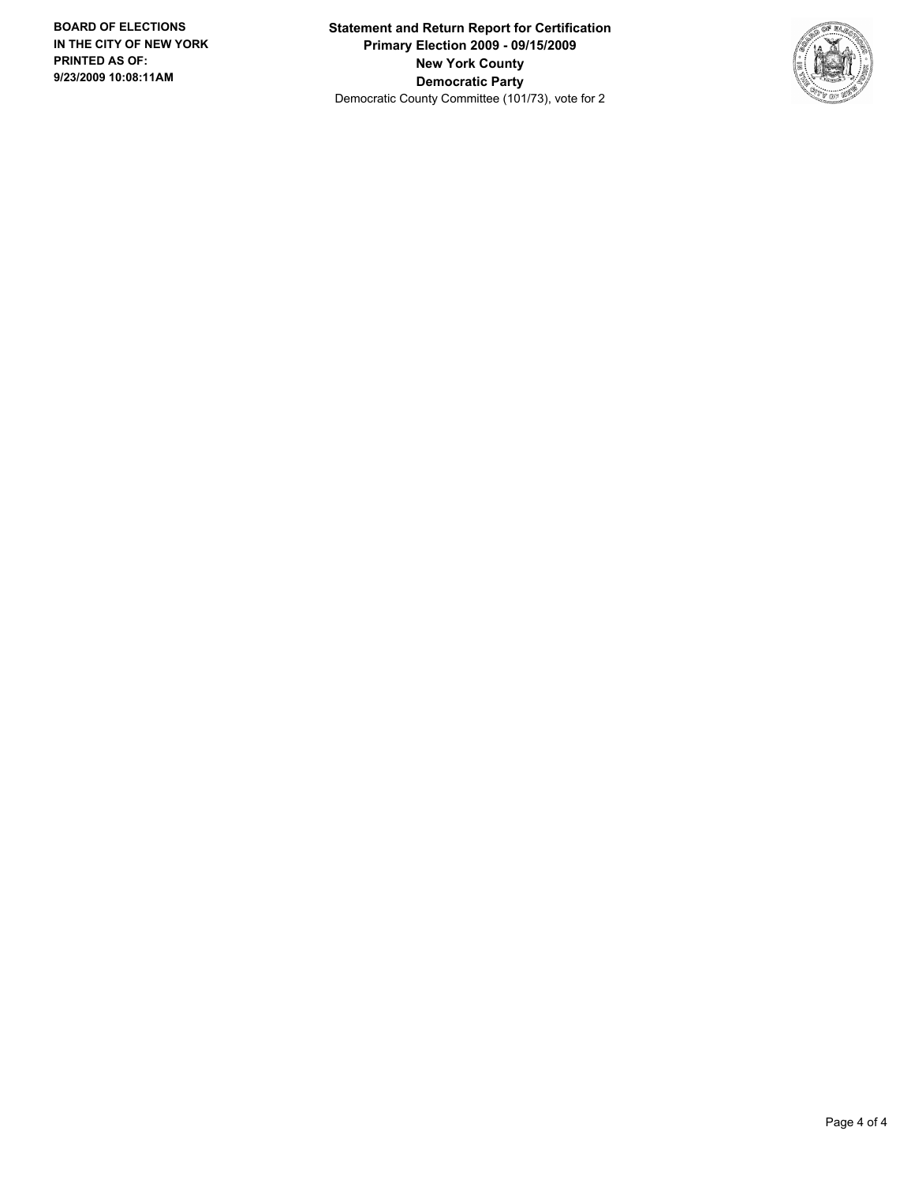**BOARD OF ELECTIONS IN THE CITY OF NEW YORK PRINTED AS OF: 9/23/2009 10:08:11AM**

**Statement and Return Report for Certification**
**Primary Election 2009 - 09/15/2009**
**New York County**
**Democratic Party**
Democratic County Committee (101/73), vote for 2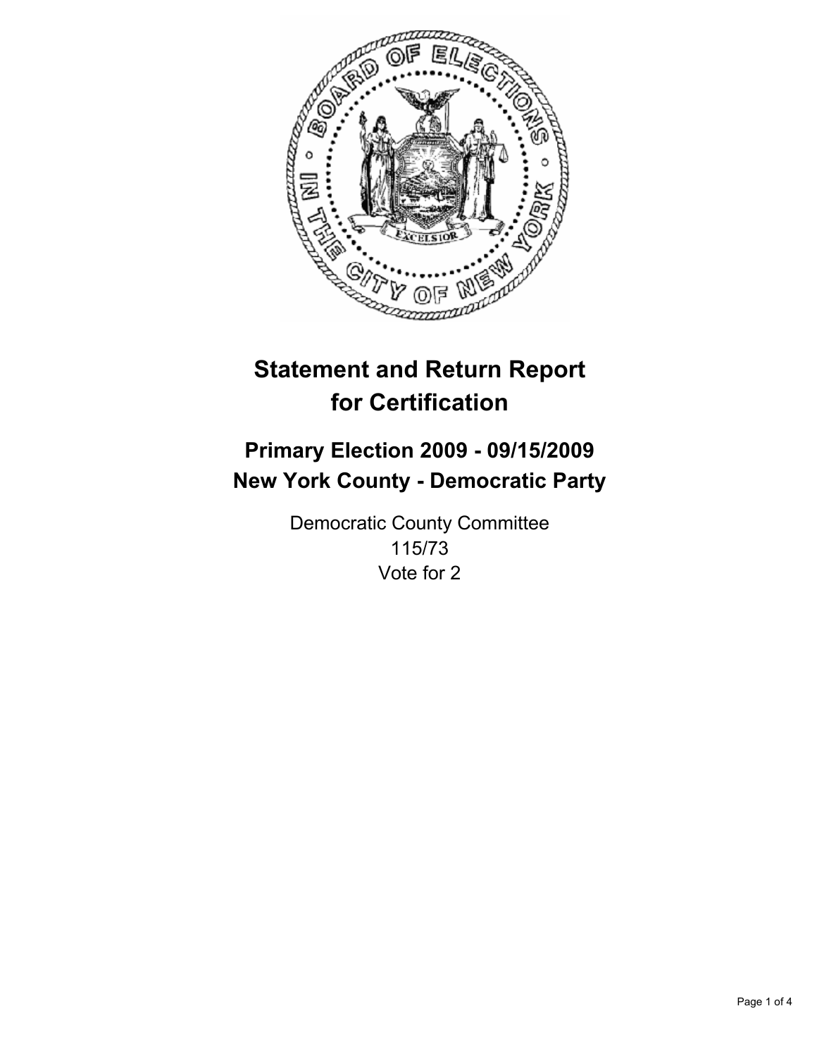# Statement and Return Report for Certification

## Primary Election 2009 - 09/15/2009
## New York County - Democratic Party

Democratic County Committee
115/73
Vote for 2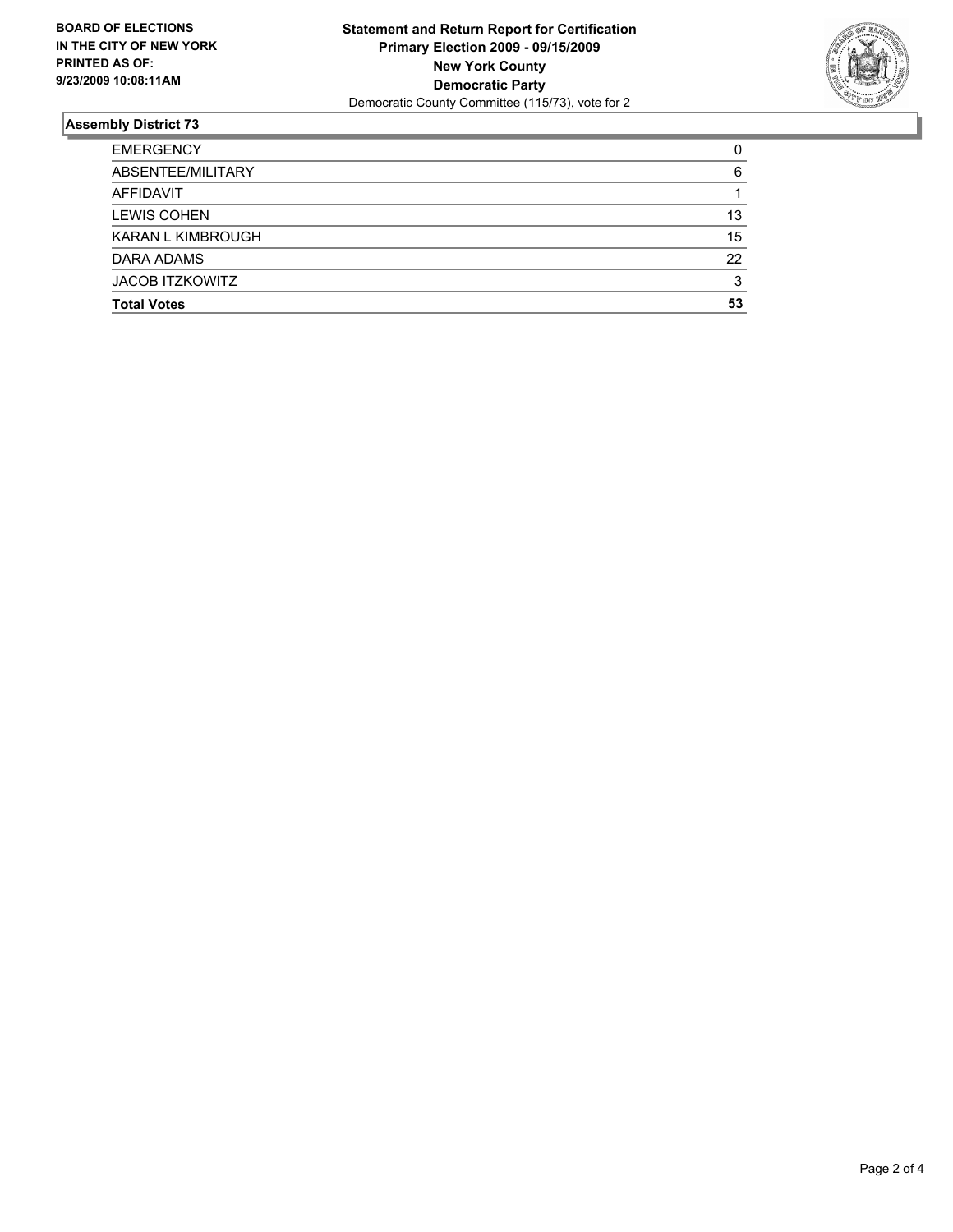**BOARD OF ELECTIONS IN THE CITY OF NEW YORK PRINTED AS OF: 9/23/2009 10:08:11AM**

**Statement and Return Report for Certification**
**Primary Election 2009 - 09/15/2009**
**New York County**
**Democratic Party**
Democratic County Committee (115/73), vote for 2

## Assembly District 73

| | |
|---|---|
| EMERGENCY | 0 |
| ABSENTEE/MILITARY | 6 |
| AFFIDAVIT | 1 |
| LEWIS COHEN | 13 |
| KARAN L KIMBROUGH | 15 |
| DARA ADAMS | 22 |
| JACOB ITZKOWITZ | 3 |
| **Total Votes** | **53** |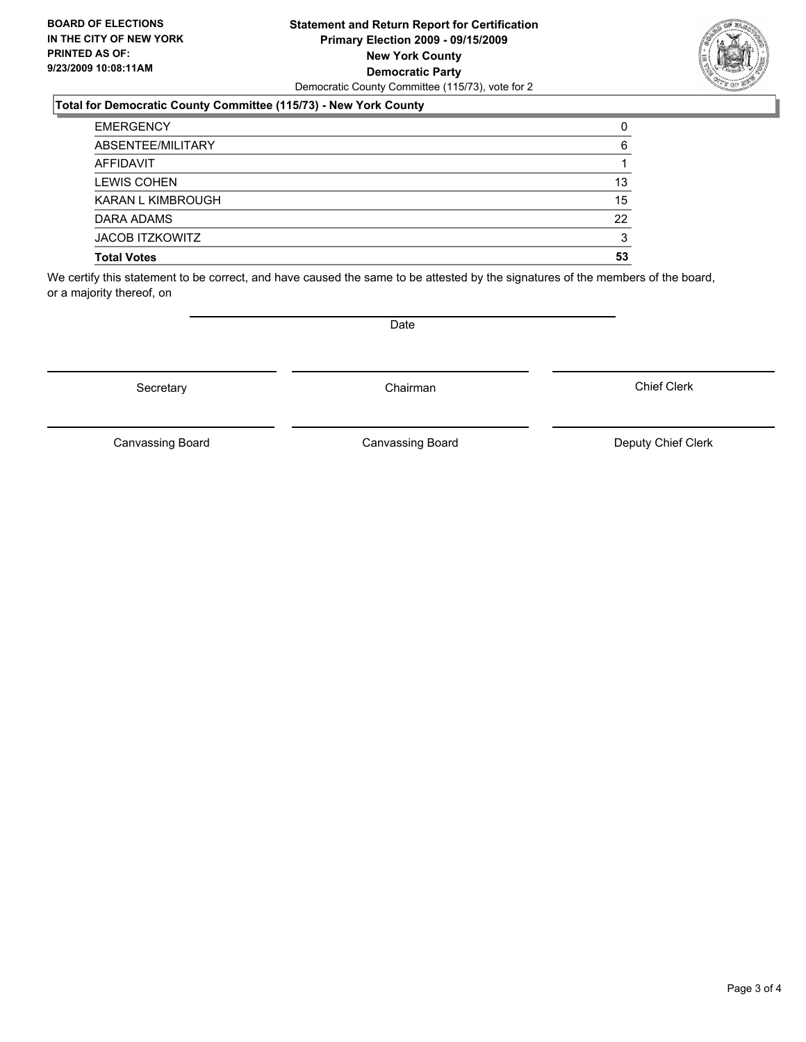**BOARD OF ELECTIONS**
**IN THE CITY OF NEW YORK**
**PRINTED AS OF:**
**9/23/2009 10:08:11AM**

**Statement and Return Report for Certification**
**Primary Election 2009 - 09/15/2009**
**New York County**
**Democratic Party**
Democratic County Committee (115/73), vote for 2

### Total for Democratic County Committee (115/73) - New York County

| | |
|---|---|
| EMERGENCY | 0 |
| ABSENTEE/MILITARY | 6 |
| AFFIDAVIT | 1 |
| LEWIS COHEN | 13 |
| KARAN L KIMBROUGH | 15 |
| DARA ADAMS | 22 |
| JACOB ITZKOWITZ | 3 |
| **Total Votes** | **53** |

We certify this statement to be correct, and have caused the same to be attested by the signatures of the members of the board, or a majority thereof, on

Date

Secretary    Chairman    Chief Clerk

Canvassing Board    Canvassing Board    Deputy Chief Clerk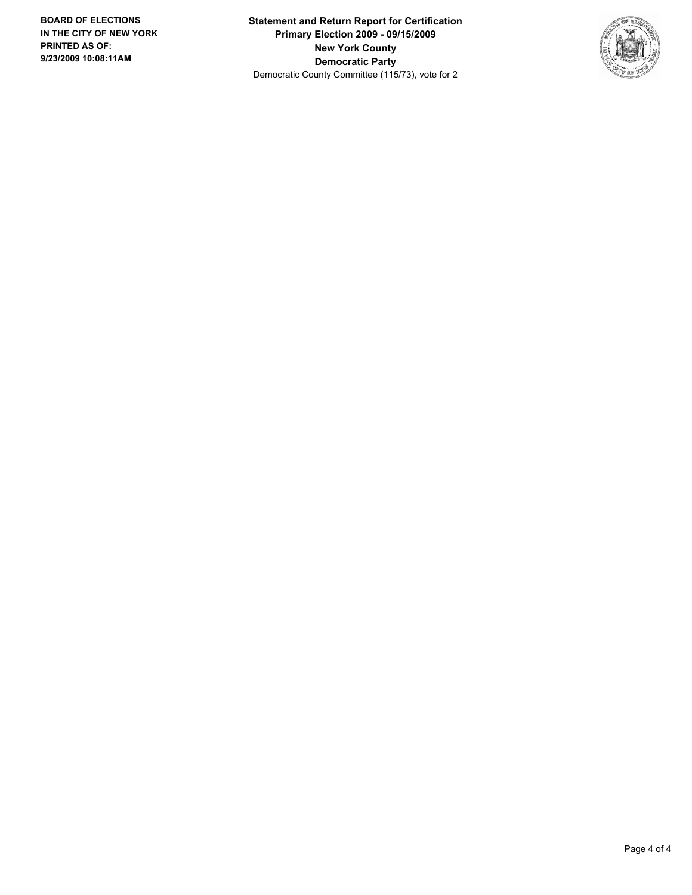**BOARD OF ELECTIONS IN THE CITY OF NEW YORK PRINTED AS OF: 9/23/2009 10:08:11AM**

**Statement and Return Report for Certification**
**Primary Election 2009 - 09/15/2009**
**New York County**
**Democratic Party**
Democratic County Committee (115/73), vote for 2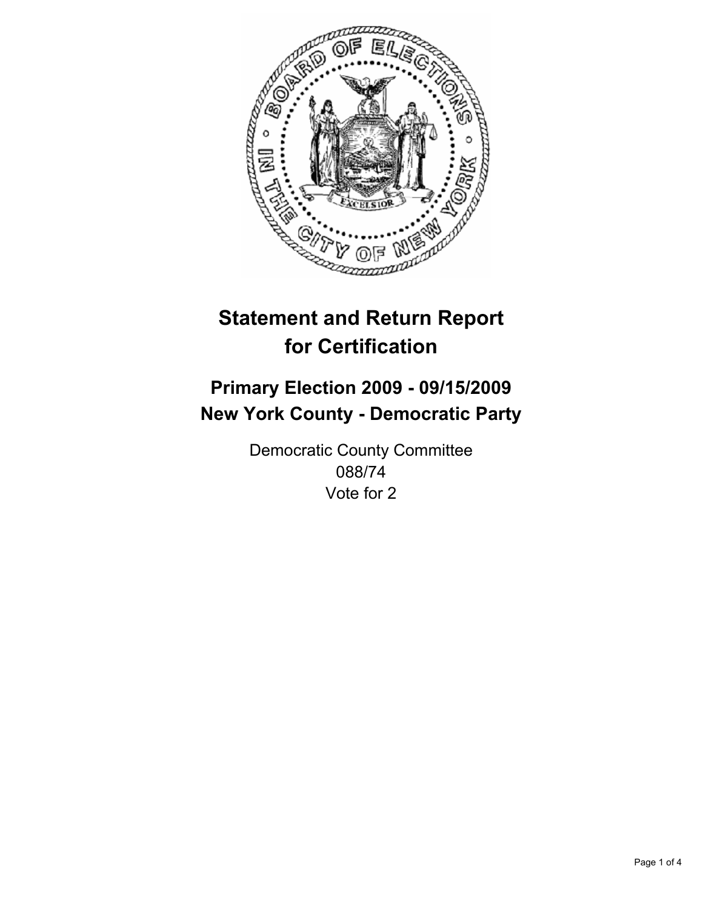# Statement and Return Report for Certification

## Primary Election 2009 - 09/15/2009
## New York County - Democratic Party

Democratic County Committee
088/74
Vote for 2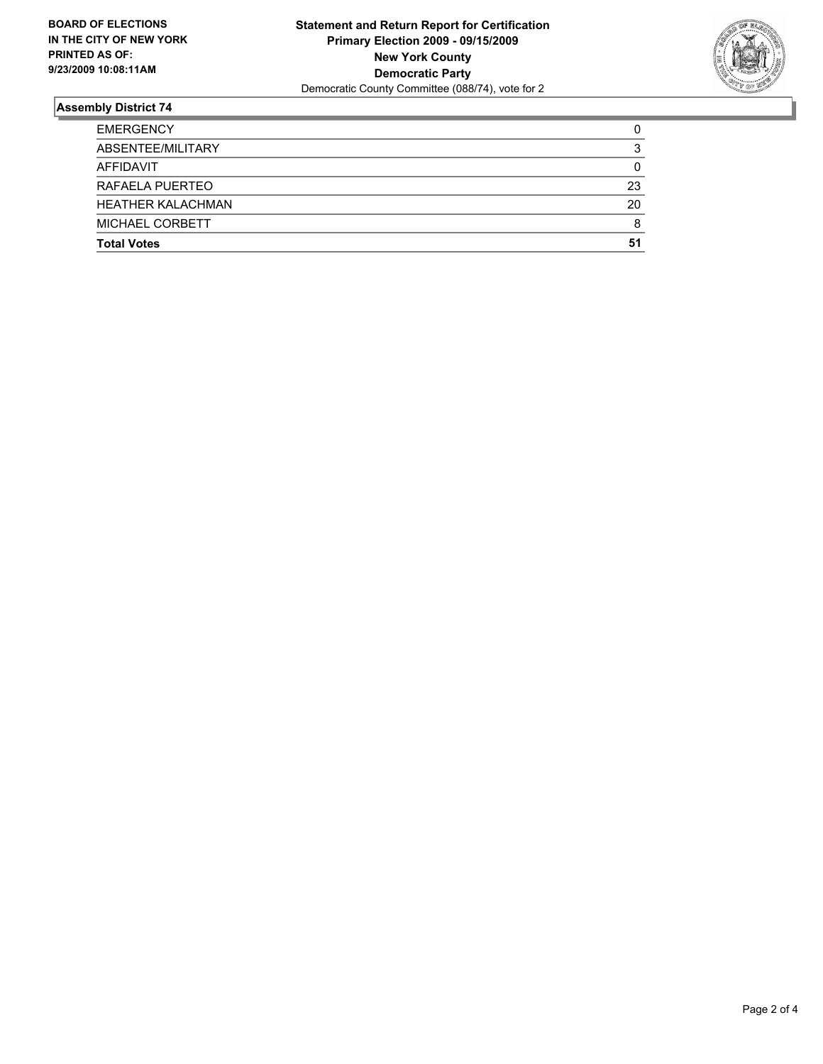**BOARD OF ELECTIONS IN THE CITY OF NEW YORK PRINTED AS OF: 9/23/2009 10:08:11AM**

**Statement and Return Report for Certification**
**Primary Election 2009 - 09/15/2009**
**New York County**
**Democratic Party**
Democratic County Committee (088/74), vote for 2

## Assembly District 74

| | |
|---|---|
| EMERGENCY | 0 |
| ABSENTEE/MILITARY | 3 |
| AFFIDAVIT | 0 |
| RAFAELA PUERTEO | 23 |
| HEATHER KALACHMAN | 20 |
| MICHAEL CORBETT | 8 |
| **Total Votes** | **51** |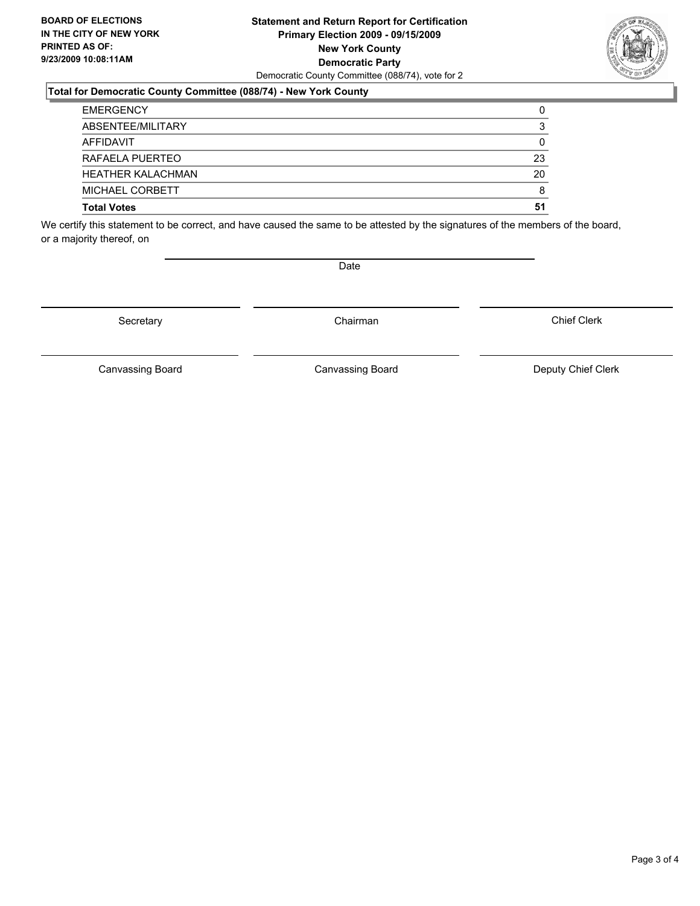**BOARD OF ELECTIONS IN THE CITY OF NEW YORK PRINTED AS OF: 9/23/2009 10:08:11AM**

**Statement and Return Report for Certification**
**Primary Election 2009 - 09/15/2009**
**New York County**
**Democratic Party**
Democratic County Committee (088/74), vote for 2

### Total for Democratic County Committee (088/74) - New York County

| | |
|---|---|
| EMERGENCY | 0 |
| ABSENTEE/MILITARY | 3 |
| AFFIDAVIT | 0 |
| RAFAELA PUERTEO | 23 |
| HEATHER KALACHMAN | 20 |
| MICHAEL CORBETT | 8 |
| **Total Votes** | **51** |

We certify this statement to be correct, and have caused the same to be attested by the signatures of the members of the board, or a majority thereof, on

Date

Secretary | Chairman | Chief Clerk

Canvassing Board | Canvassing Board | Deputy Chief Clerk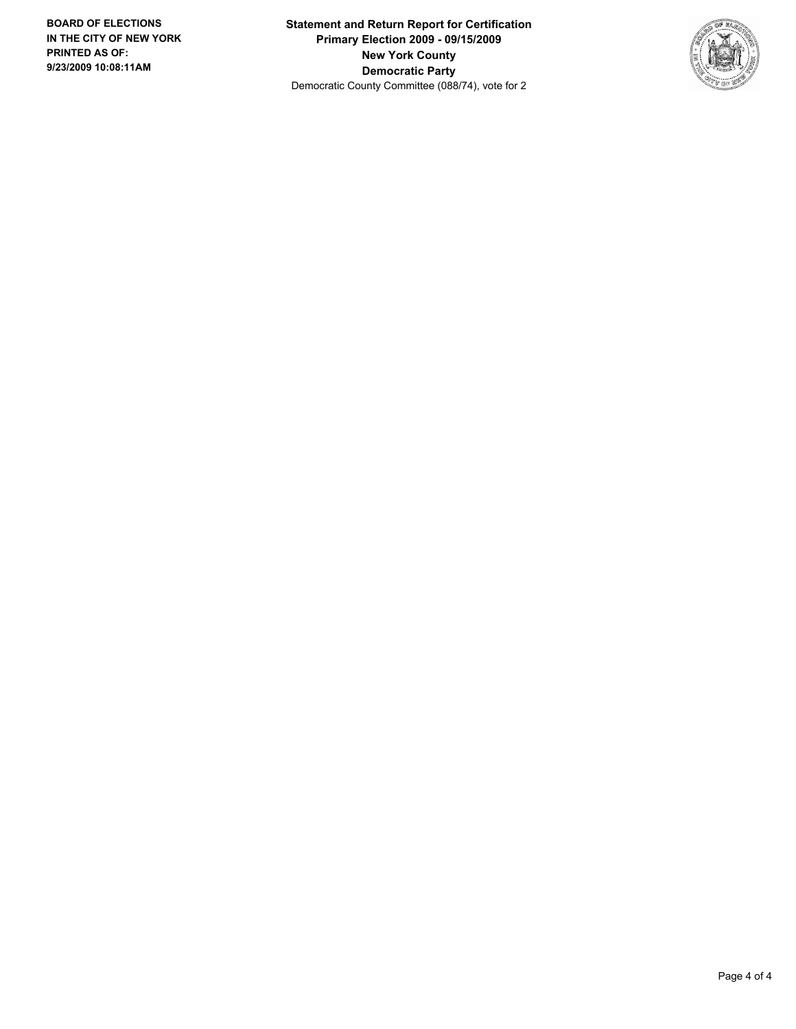**BOARD OF ELECTIONS IN THE CITY OF NEW YORK PRINTED AS OF: 9/23/2009 10:08:11AM**

**Statement and Return Report for Certification**
**Primary Election 2009 - 09/15/2009**
**New York County**
**Democratic Party**
Democratic County Committee (088/74), vote for 2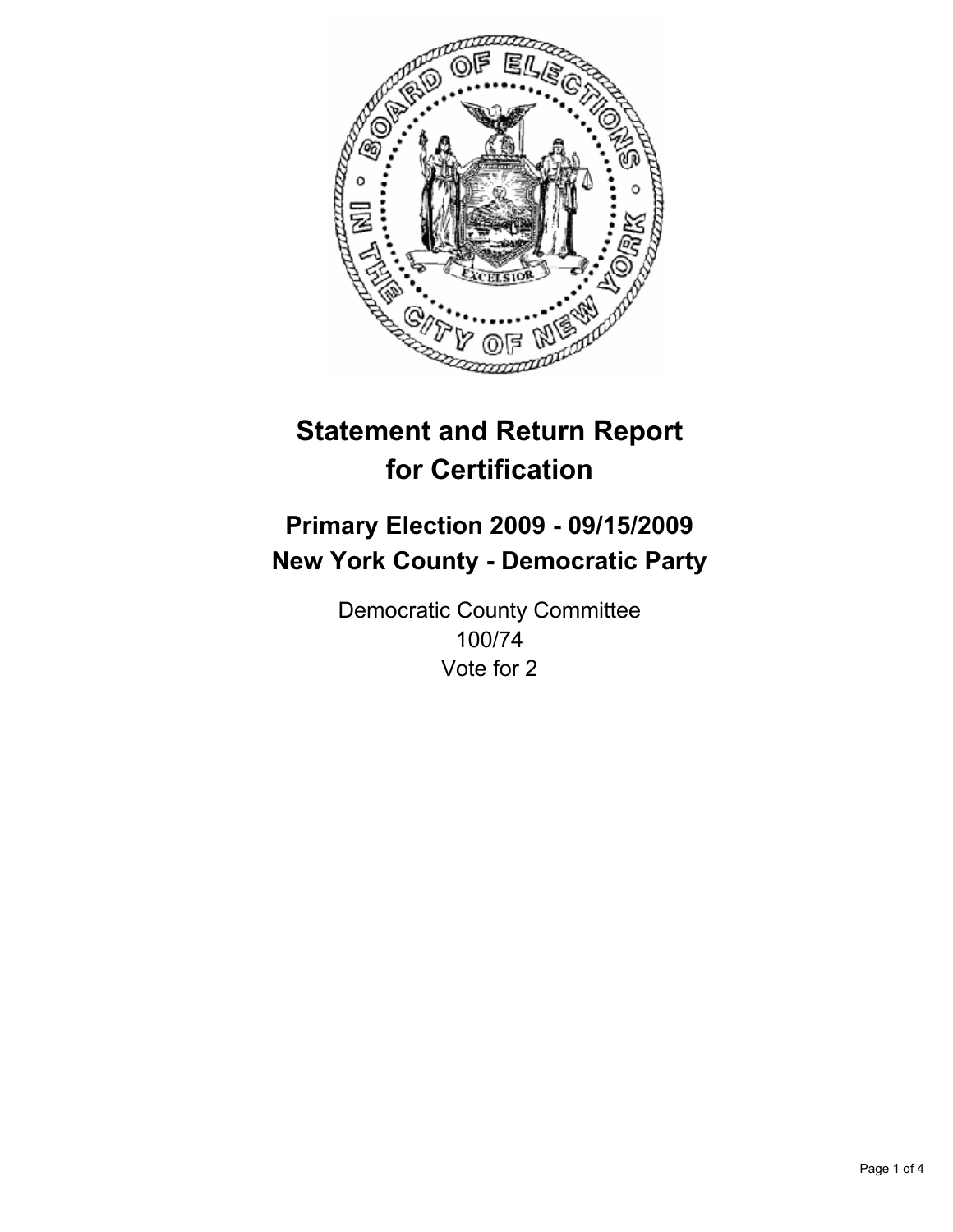# Statement and Return Report for Certification

## Primary Election 2009 - 09/15/2009
## New York County - Democratic Party

Democratic County Committee
100/74
Vote for 2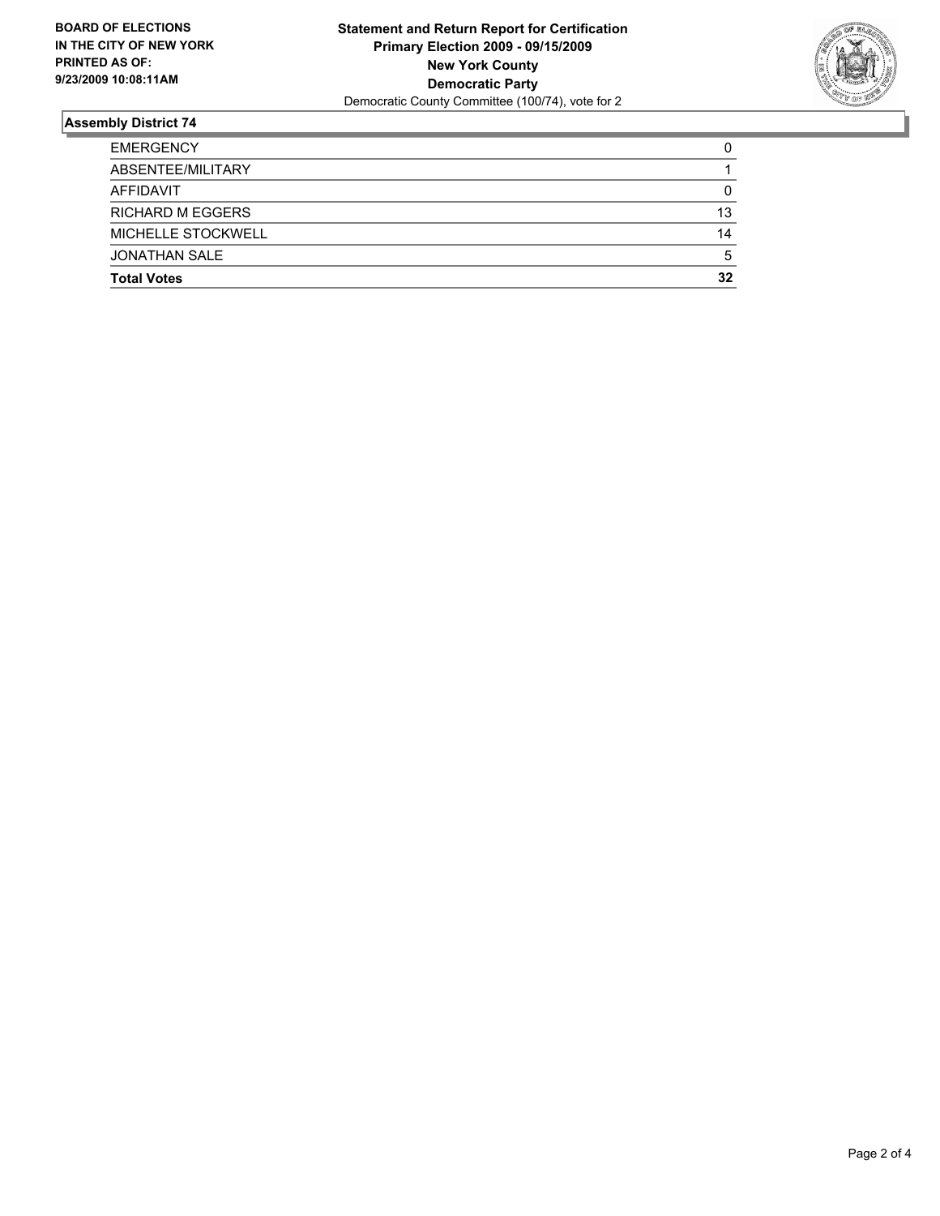**BOARD OF ELECTIONS IN THE CITY OF NEW YORK PRINTED AS OF: 9/23/2009 10:08:11AM**

**Statement and Return Report for Certification**
**Primary Election 2009 - 09/15/2009**
**New York County**
**Democratic Party**
Democratic County Committee (100/74), vote for 2

## Assembly District 74

| | |
|---|---|
| EMERGENCY | 0 |
| ABSENTEE/MILITARY | 1 |
| AFFIDAVIT | 0 |
| RICHARD M EGGERS | 13 |
| MICHELLE STOCKWELL | 14 |
| JONATHAN SALE | 5 |
| **Total Votes** | **32** |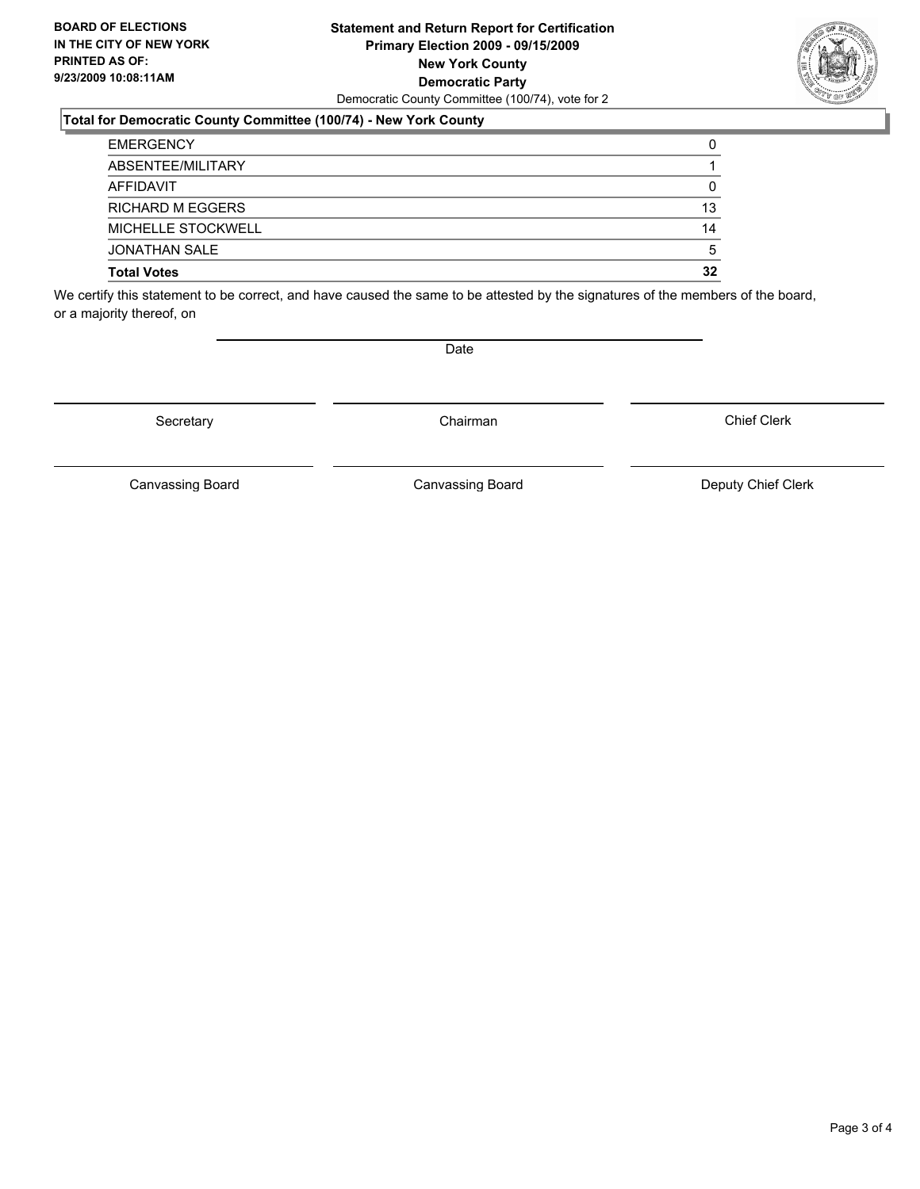**BOARD OF ELECTIONS**
**IN THE CITY OF NEW YORK**
**PRINTED AS OF:**
**9/23/2009 10:08:11AM**

**Statement and Return Report for Certification**
**Primary Election 2009 - 09/15/2009**
**New York County**
**Democratic Party**
Democratic County Committee (100/74), vote for 2

### Total for Democratic County Committee (100/74) - New York County

| | |
|---|---|
| EMERGENCY | 0 |
| ABSENTEE/MILITARY | 1 |
| AFFIDAVIT | 0 |
| RICHARD M EGGERS | 13 |
| MICHELLE STOCKWELL | 14 |
| JONATHAN SALE | 5 |
| **Total Votes** | **32** |

We certify this statement to be correct, and have caused the same to be attested by the signatures of the members of the board, or a majority thereof, on

Date

Secretary | Chairman | Chief Clerk

Canvassing Board | Canvassing Board | Deputy Chief Clerk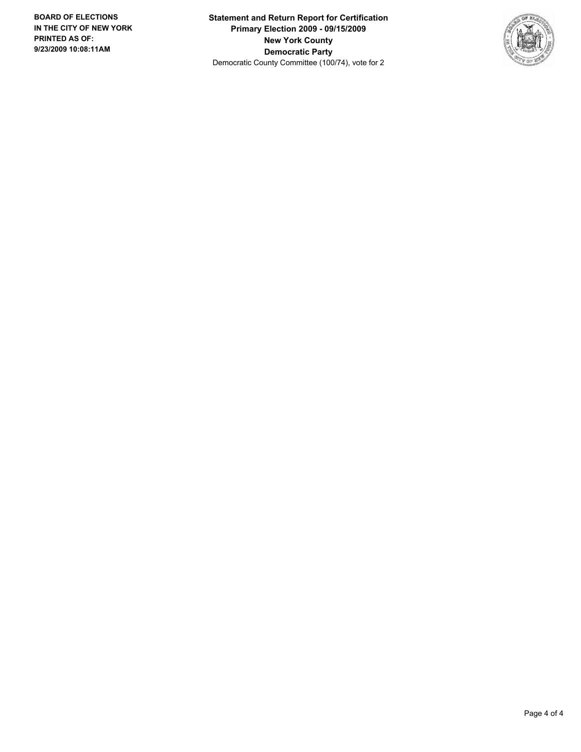**BOARD OF ELECTIONS IN THE CITY OF NEW YORK PRINTED AS OF: 9/23/2009 10:08:11AM**

**Statement and Return Report for Certification**
**Primary Election 2009 - 09/15/2009**
**New York County**
**Democratic Party**
Democratic County Committee (100/74), vote for 2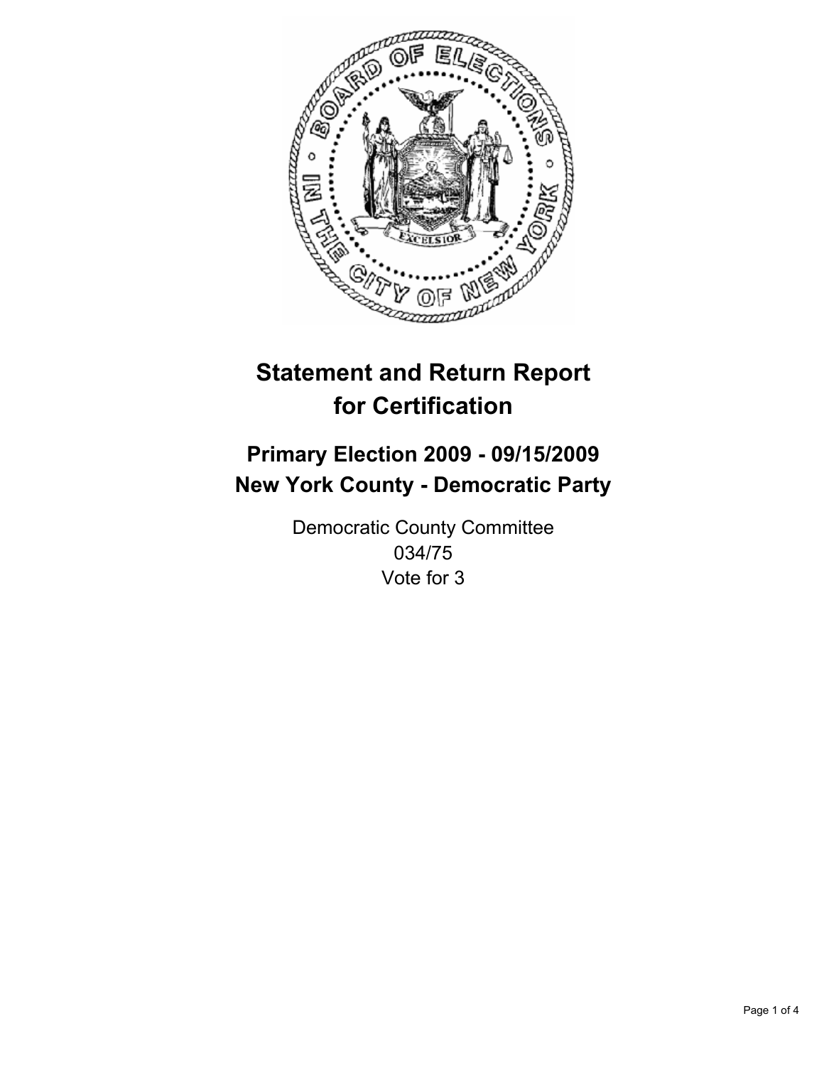# Statement and Return Report for Certification

## Primary Election 2009 - 09/15/2009
## New York County - Democratic Party

Democratic County Committee
034/75
Vote for 3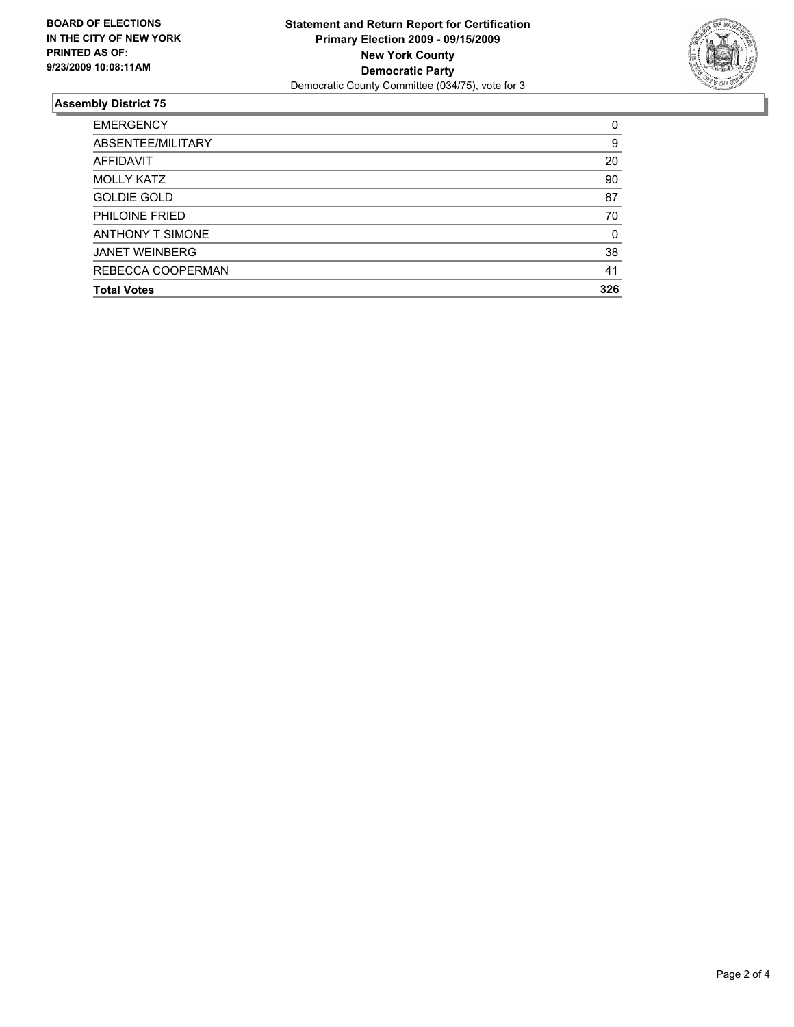**BOARD OF ELECTIONS IN THE CITY OF NEW YORK PRINTED AS OF: 9/23/2009 10:08:11AM**

**Statement and Return Report for Certification**
**Primary Election 2009 - 09/15/2009**
**New York County**
**Democratic Party**
Democratic County Committee (034/75), vote for 3

## Assembly District 75

| | |
|---|---|
| EMERGENCY | 0 |
| ABSENTEE/MILITARY | 9 |
| AFFIDAVIT | 20 |
| MOLLY KATZ | 90 |
| GOLDIE GOLD | 87 |
| PHILOINE FRIED | 70 |
| ANTHONY T SIMONE | 0 |
| JANET WEINBERG | 38 |
| REBECCA COOPERMAN | 41 |
| **Total Votes** | **326** |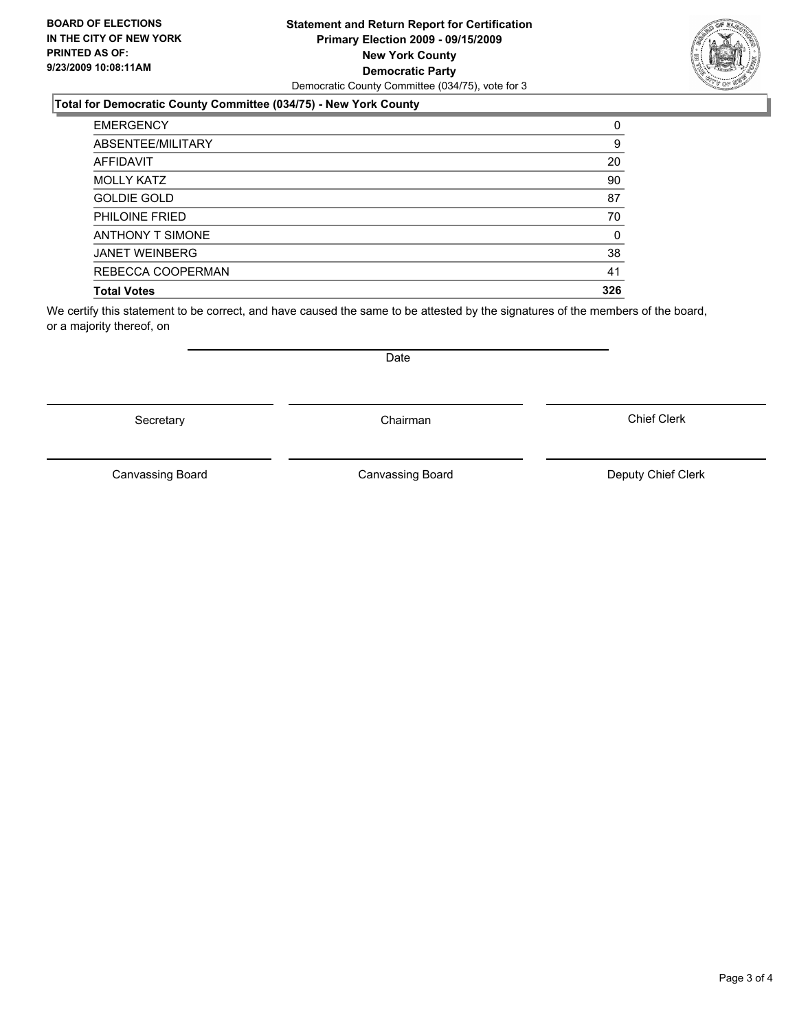**BOARD OF ELECTIONS IN THE CITY OF NEW YORK PRINTED AS OF: 9/23/2009 10:08:11AM**

**Statement and Return Report for Certification**
**Primary Election 2009 - 09/15/2009**
**New York County**
**Democratic Party**
Democratic County Committee (034/75), vote for 3

### Total for Democratic County Committee (034/75) - New York County

| | |
|---|---|
| EMERGENCY | 0 |
| ABSENTEE/MILITARY | 9 |
| AFFIDAVIT | 20 |
| MOLLY KATZ | 90 |
| GOLDIE GOLD | 87 |
| PHILOINE FRIED | 70 |
| ANTHONY T SIMONE | 0 |
| JANET WEINBERG | 38 |
| REBECCA COOPERMAN | 41 |
| **Total Votes** | **326** |

We certify this statement to be correct, and have caused the same to be attested by the signatures of the members of the board, or a majority thereof, on

Date

Secretary　　Chairman　　Chief Clerk

Canvassing Board　　Canvassing Board　　Deputy Chief Clerk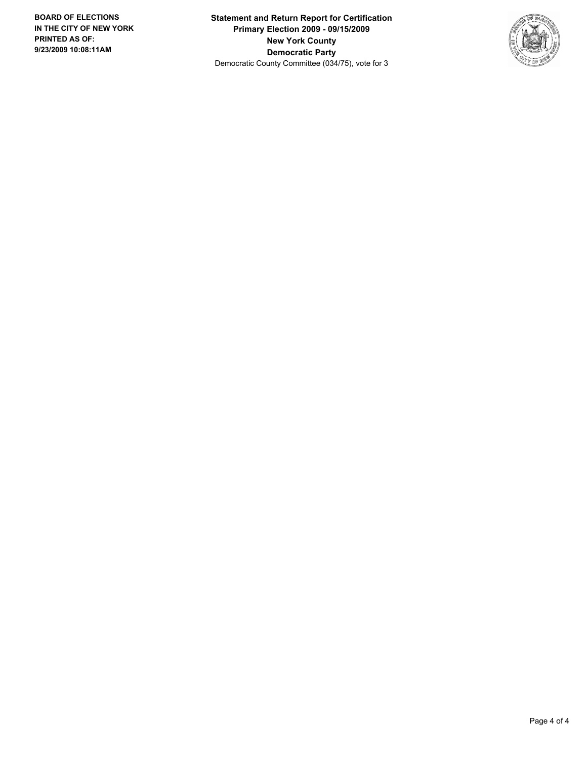**BOARD OF ELECTIONS IN THE CITY OF NEW YORK PRINTED AS OF: 9/23/2009 10:08:11AM**

**Statement and Return Report for Certification**
**Primary Election 2009 - 09/15/2009**
**New York County**
**Democratic Party**
Democratic County Committee (034/75), vote for 3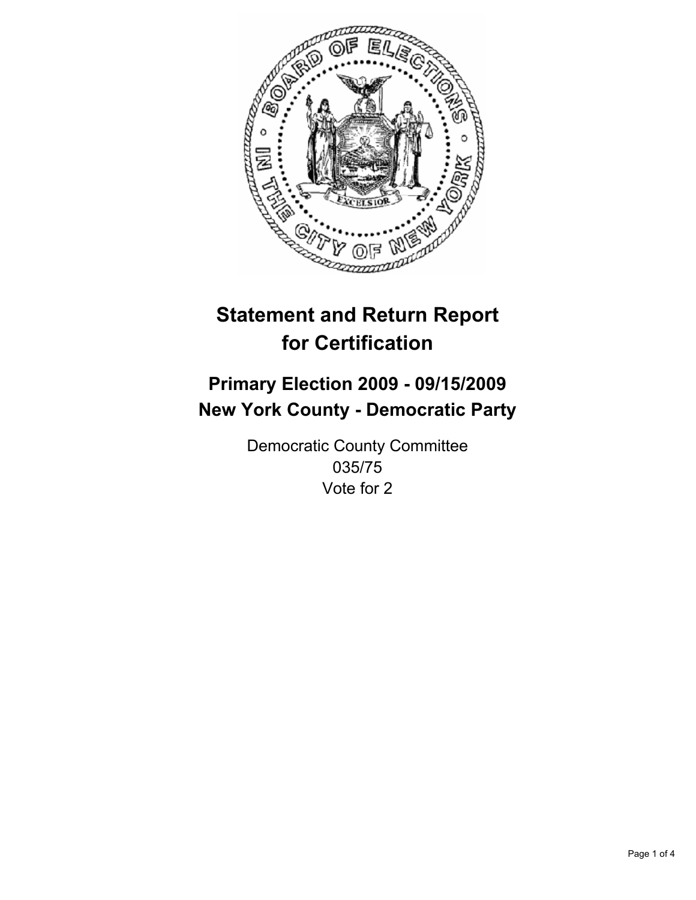# Statement and Return Report for Certification

## Primary Election 2009 - 09/15/2009
## New York County - Democratic Party

Democratic County Committee
035/75
Vote for 2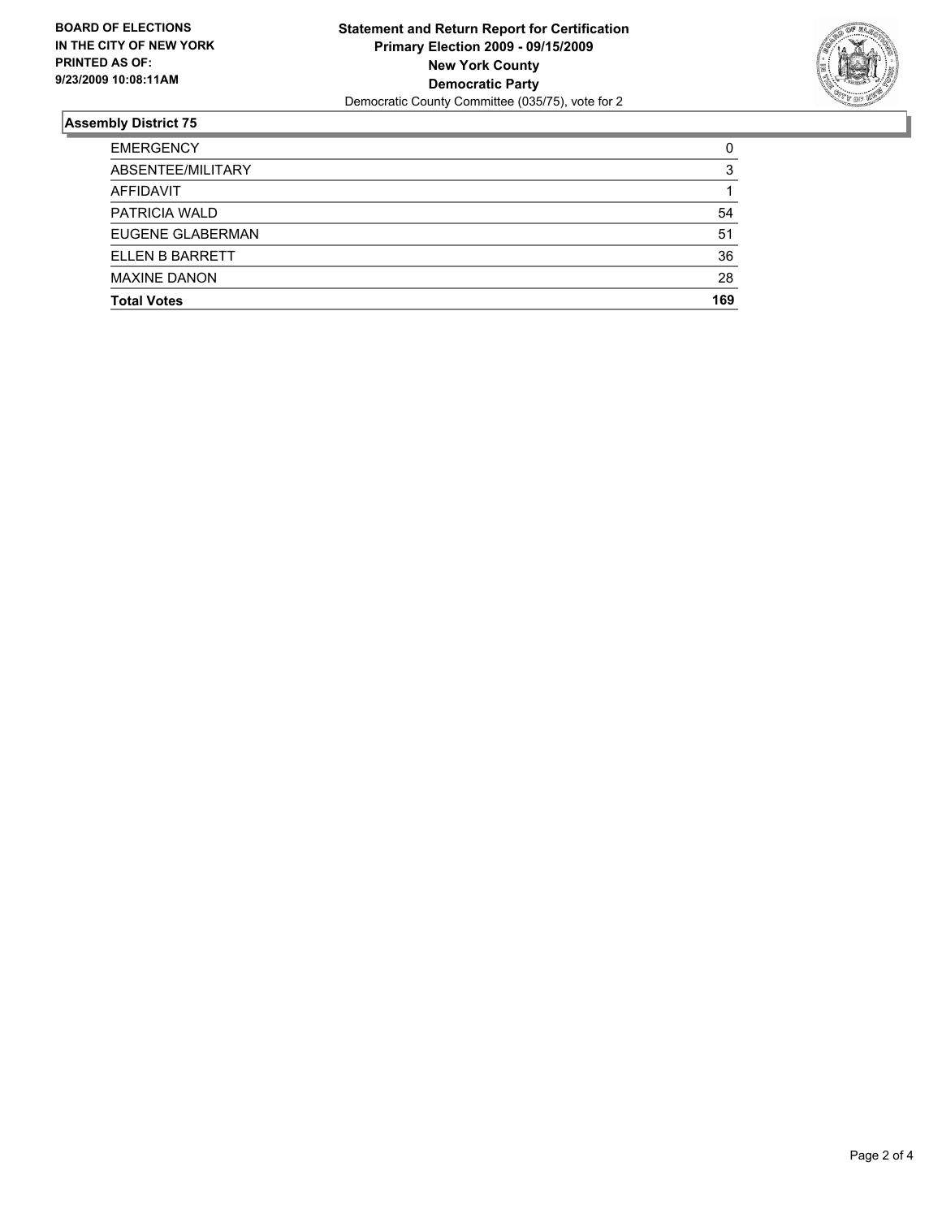**BOARD OF ELECTIONS IN THE CITY OF NEW YORK PRINTED AS OF: 9/23/2009 10:08:11AM**

**Statement and Return Report for Certification**
**Primary Election 2009 - 09/15/2009**
**New York County**
**Democratic Party**
Democratic County Committee (035/75), vote for 2

## Assembly District 75

| | |
|---|---|
| EMERGENCY | 0 |
| ABSENTEE/MILITARY | 3 |
| AFFIDAVIT | 1 |
| PATRICIA WALD | 54 |
| EUGENE GLABERMAN | 51 |
| ELLEN B BARRETT | 36 |
| MAXINE DANON | 28 |
| **Total Votes** | **169** |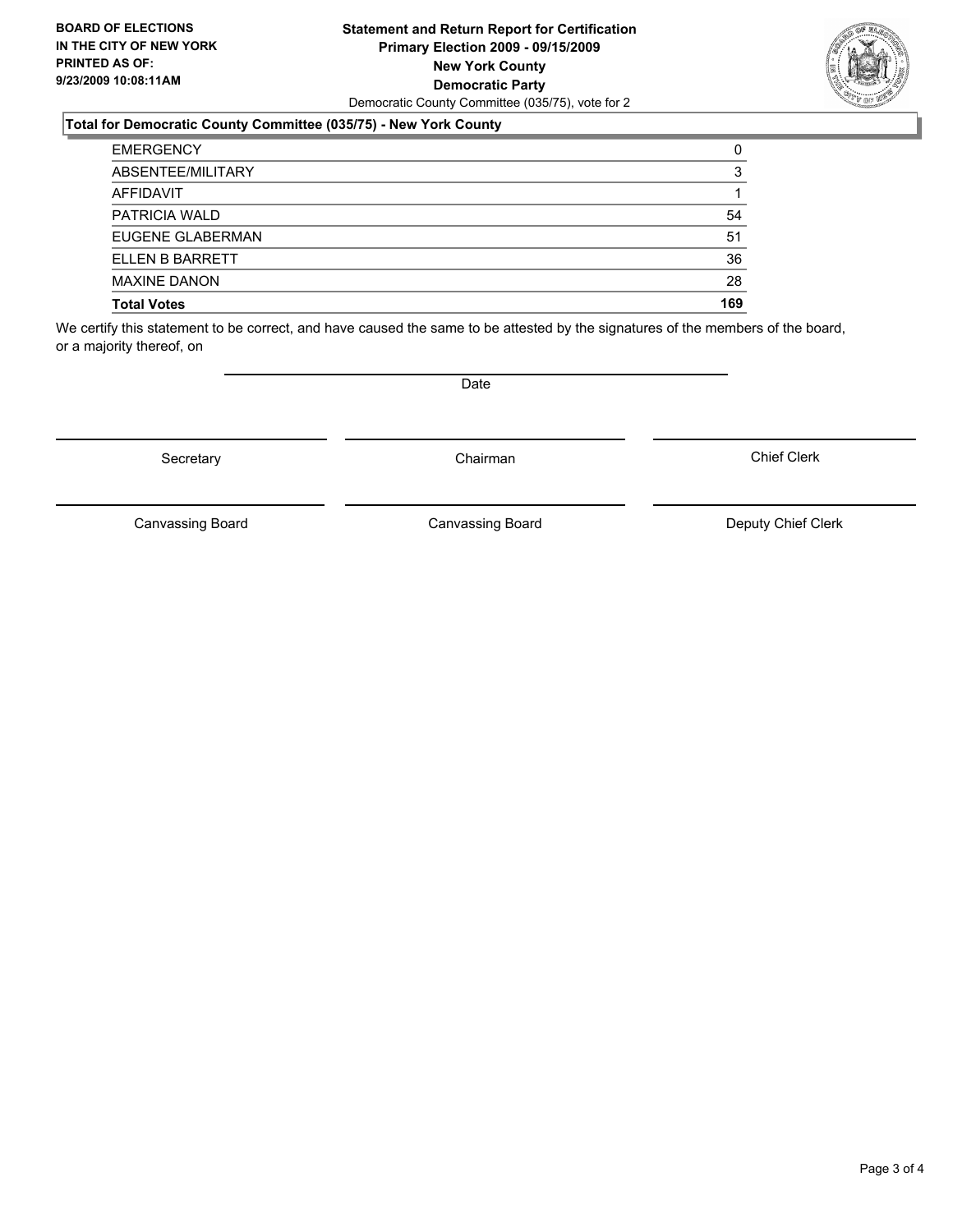**BOARD OF ELECTIONS IN THE CITY OF NEW YORK PRINTED AS OF: 9/23/2009 10:08:11AM**

**Statement and Return Report for Certification**
**Primary Election 2009 - 09/15/2009**
**New York County**
**Democratic Party**
Democratic County Committee (035/75), vote for 2

### Total for Democratic County Committee (035/75) - New York County

| | |
|---|---|
| EMERGENCY | 0 |
| ABSENTEE/MILITARY | 3 |
| AFFIDAVIT | 1 |
| PATRICIA WALD | 54 |
| EUGENE GLABERMAN | 51 |
| ELLEN B BARRETT | 36 |
| MAXINE DANON | 28 |
| **Total Votes** | **169** |

We certify this statement to be correct, and have caused the same to be attested by the signatures of the members of the board, or a majority thereof, on

Date

Secretary | Chairman | Chief Clerk

Canvassing Board | Canvassing Board | Deputy Chief Clerk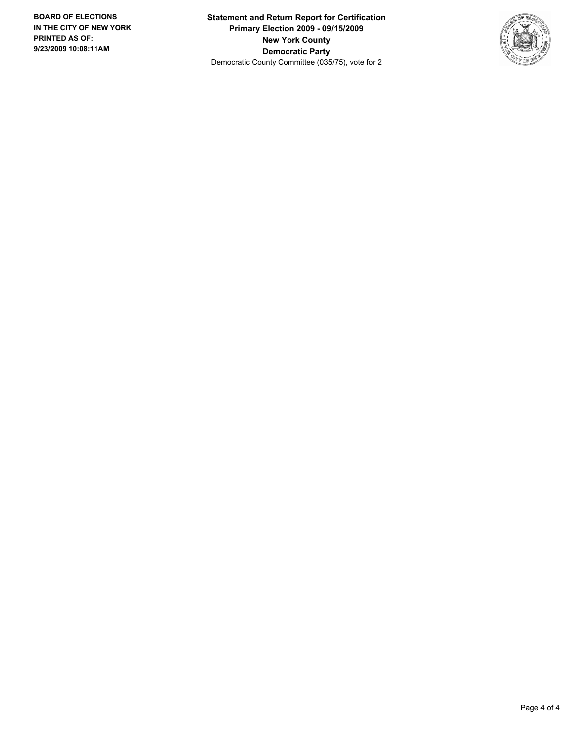**BOARD OF ELECTIONS IN THE CITY OF NEW YORK PRINTED AS OF: 9/23/2009 10:08:11AM**

**Statement and Return Report for Certification**
**Primary Election 2009 - 09/15/2009**
**New York County**
**Democratic Party**
Democratic County Committee (035/75), vote for 2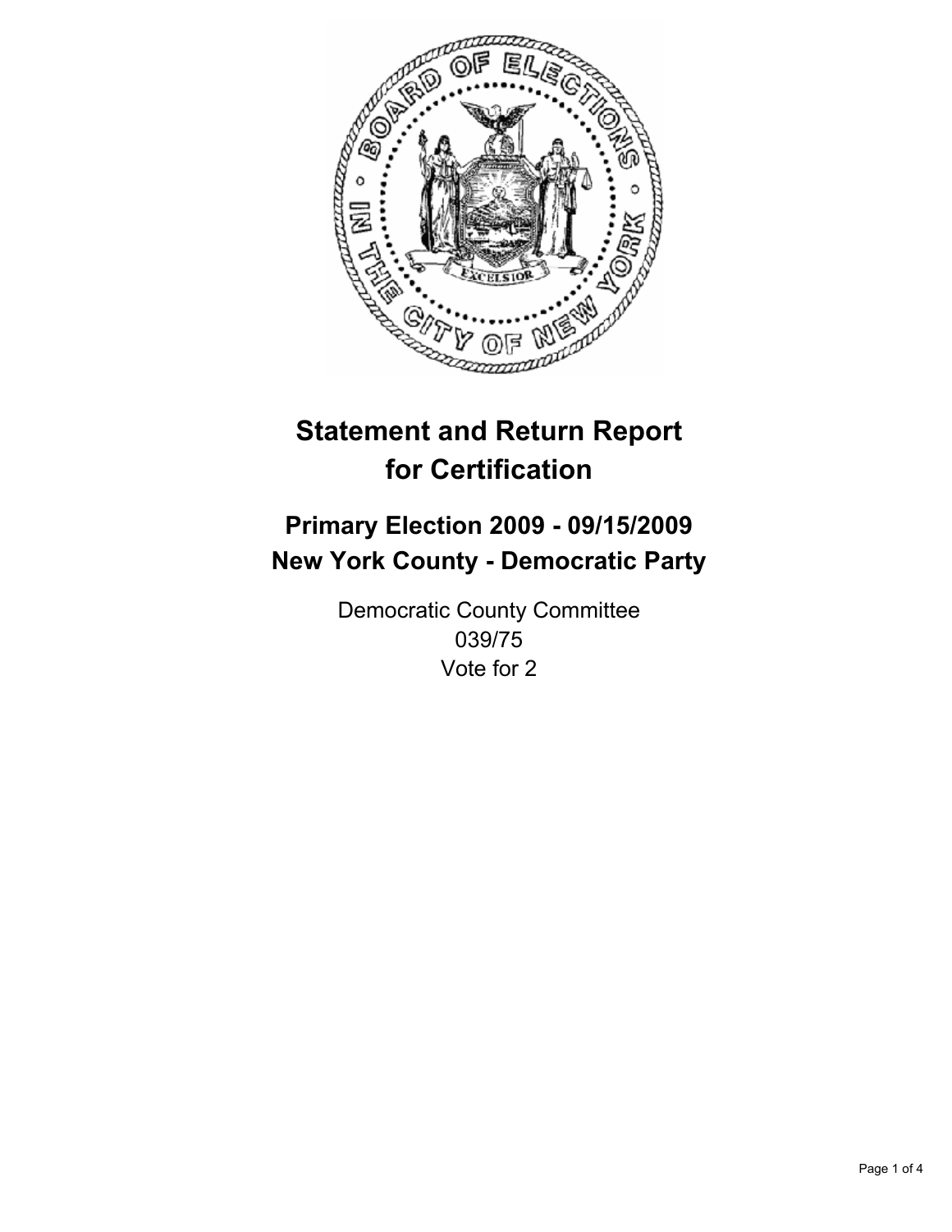# Statement and Return Report for Certification

## Primary Election 2009 - 09/15/2009
## New York County - Democratic Party

Democratic County Committee
039/75
Vote for 2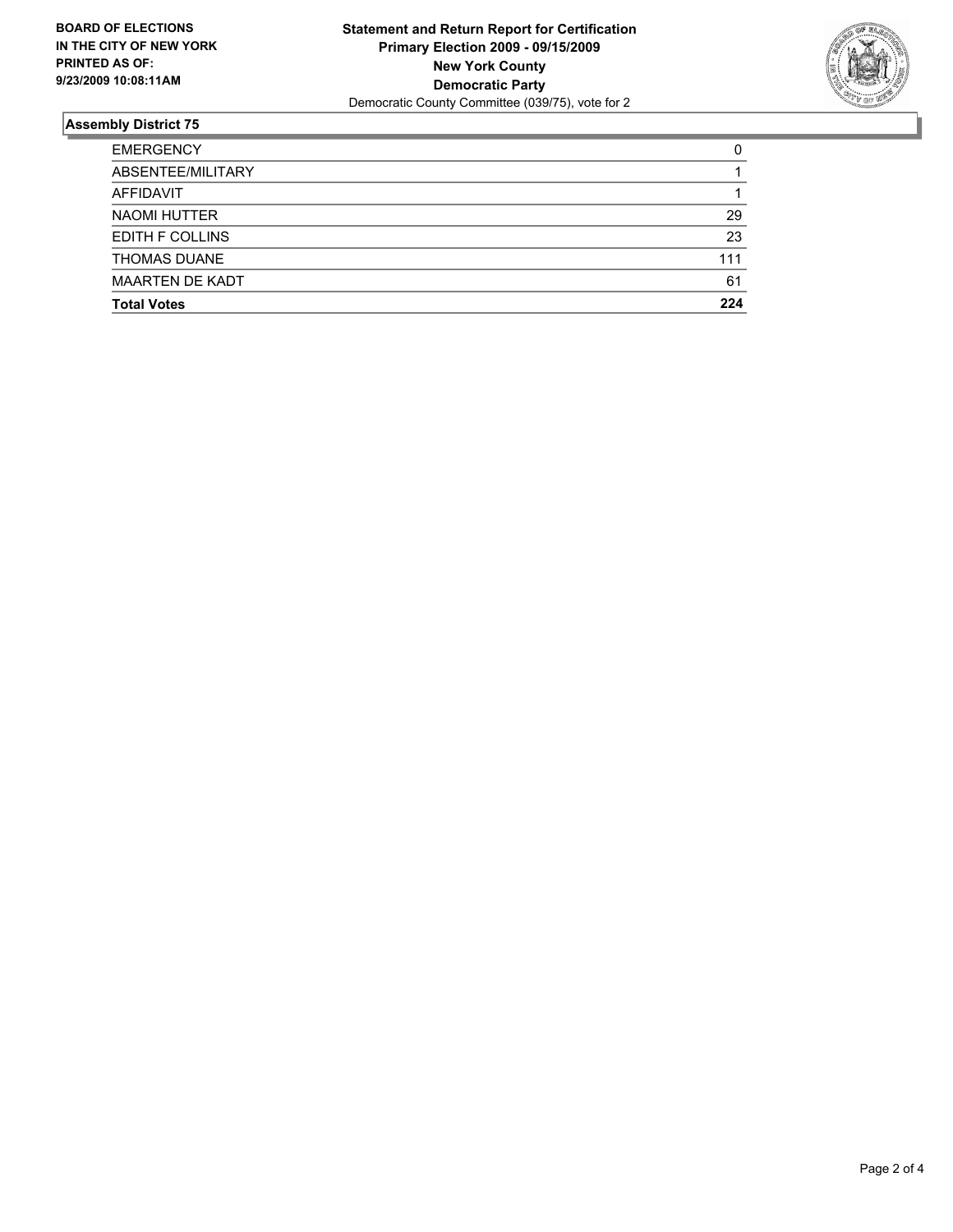**BOARD OF ELECTIONS IN THE CITY OF NEW YORK PRINTED AS OF: 9/23/2009 10:08:11AM**

**Statement and Return Report for Certification**
**Primary Election 2009 - 09/15/2009**
**New York County**
**Democratic Party**
Democratic County Committee (039/75), vote for 2

## Assembly District 75

| | |
|---|---|
| EMERGENCY | 0 |
| ABSENTEE/MILITARY | 1 |
| AFFIDAVIT | 1 |
| NAOMI HUTTER | 29 |
| EDITH F COLLINS | 23 |
| THOMAS DUANE | 111 |
| MAARTEN DE KADT | 61 |
| **Total Votes** | **224** |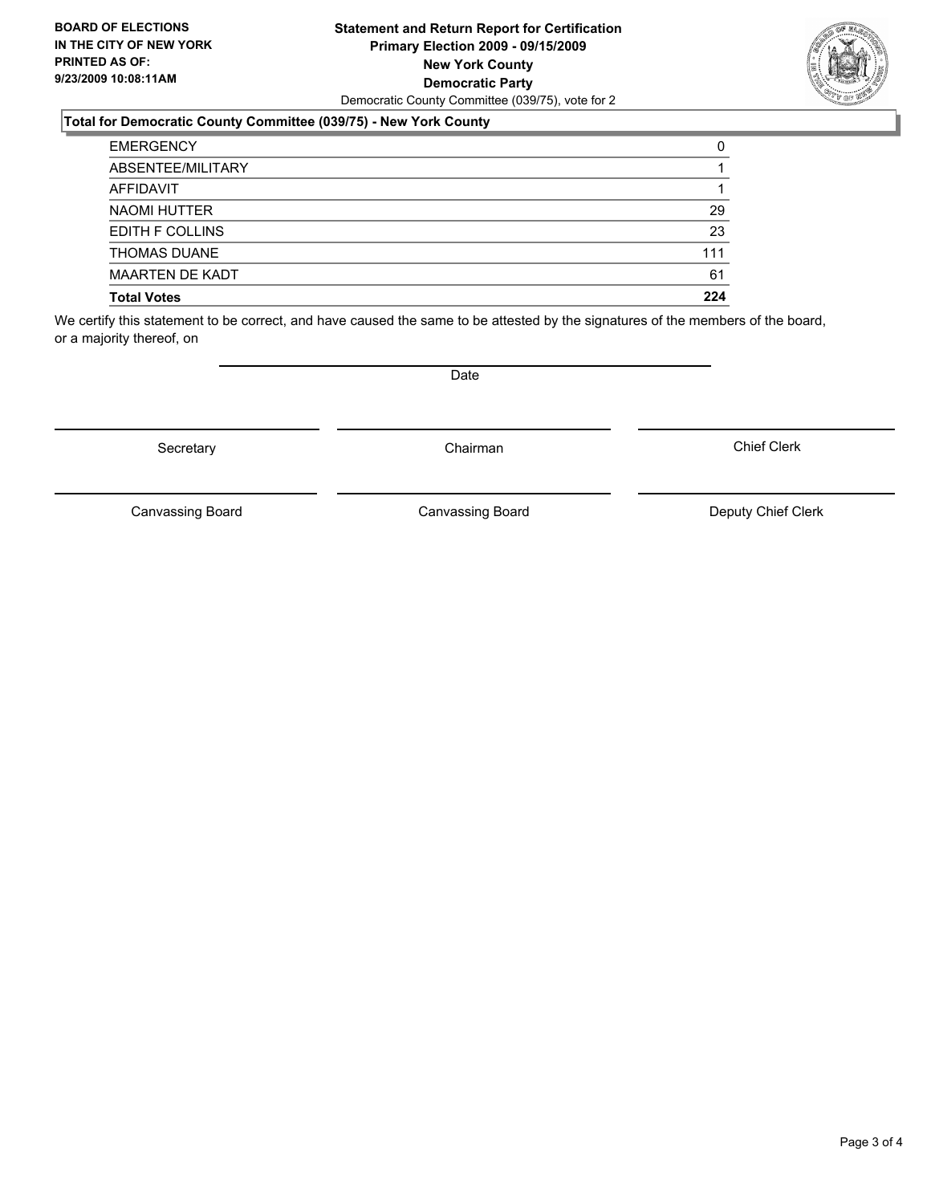**BOARD OF ELECTIONS IN THE CITY OF NEW YORK PRINTED AS OF: 9/23/2009 10:08:11AM**

**Statement and Return Report for Certification**
**Primary Election 2009 - 09/15/2009**
**New York County**
**Democratic Party**
Democratic County Committee (039/75), vote for 2

### Total for Democratic County Committee (039/75) - New York County

| | |
|---|---|
| EMERGENCY | 0 |
| ABSENTEE/MILITARY | 1 |
| AFFIDAVIT | 1 |
| NAOMI HUTTER | 29 |
| EDITH F COLLINS | 23 |
| THOMAS DUANE | 111 |
| MAARTEN DE KADT | 61 |
| **Total Votes** | **224** |

We certify this statement to be correct, and have caused the same to be attested by the signatures of the members of the board, or a majority thereof, on

Date

Secretary | Chairman | Chief Clerk

Canvassing Board | Canvassing Board | Deputy Chief Clerk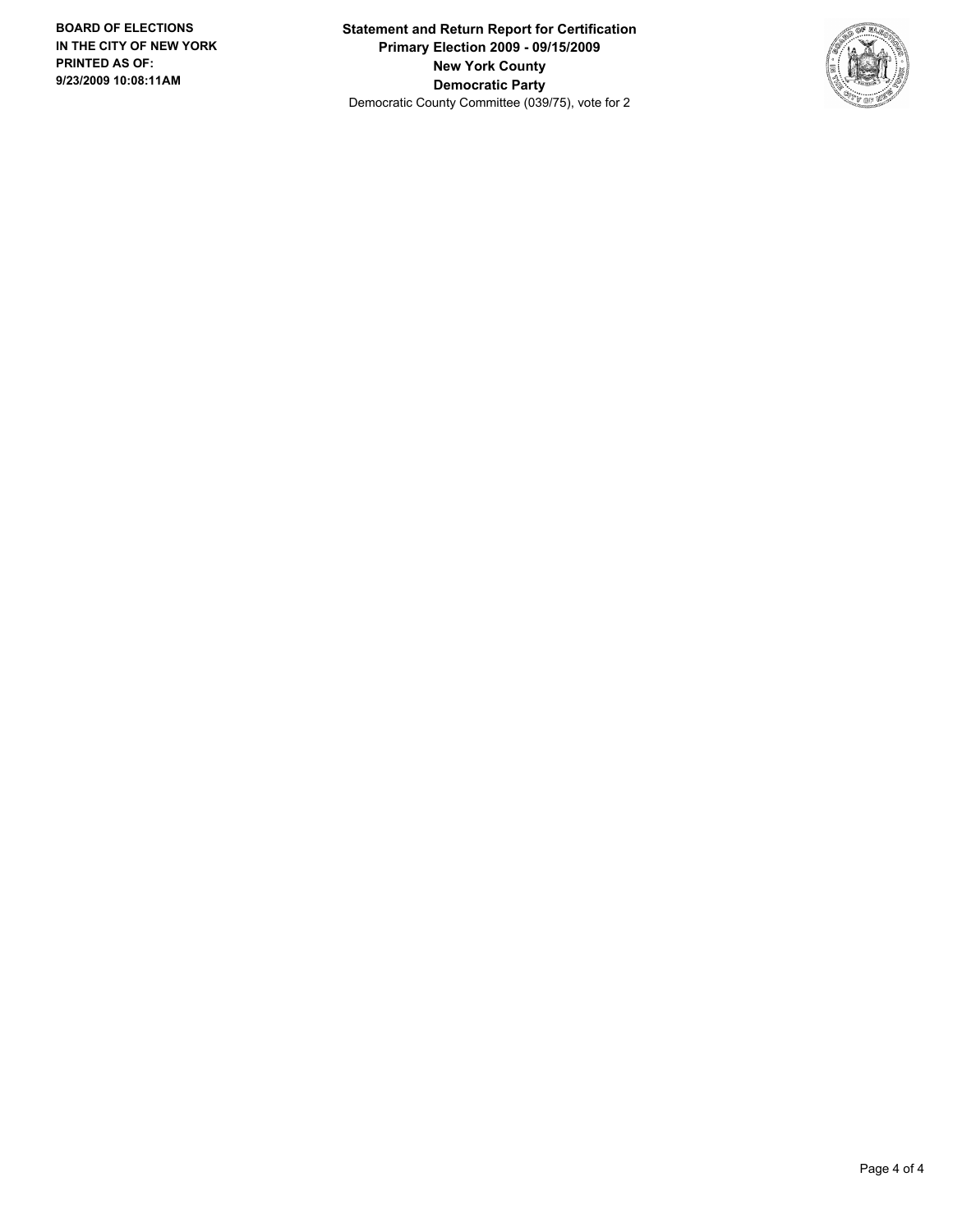**BOARD OF ELECTIONS IN THE CITY OF NEW YORK PRINTED AS OF: 9/23/2009 10:08:11AM**

**Statement and Return Report for Certification**
**Primary Election 2009 - 09/15/2009**
**New York County**
**Democratic Party**
Democratic County Committee (039/75), vote for 2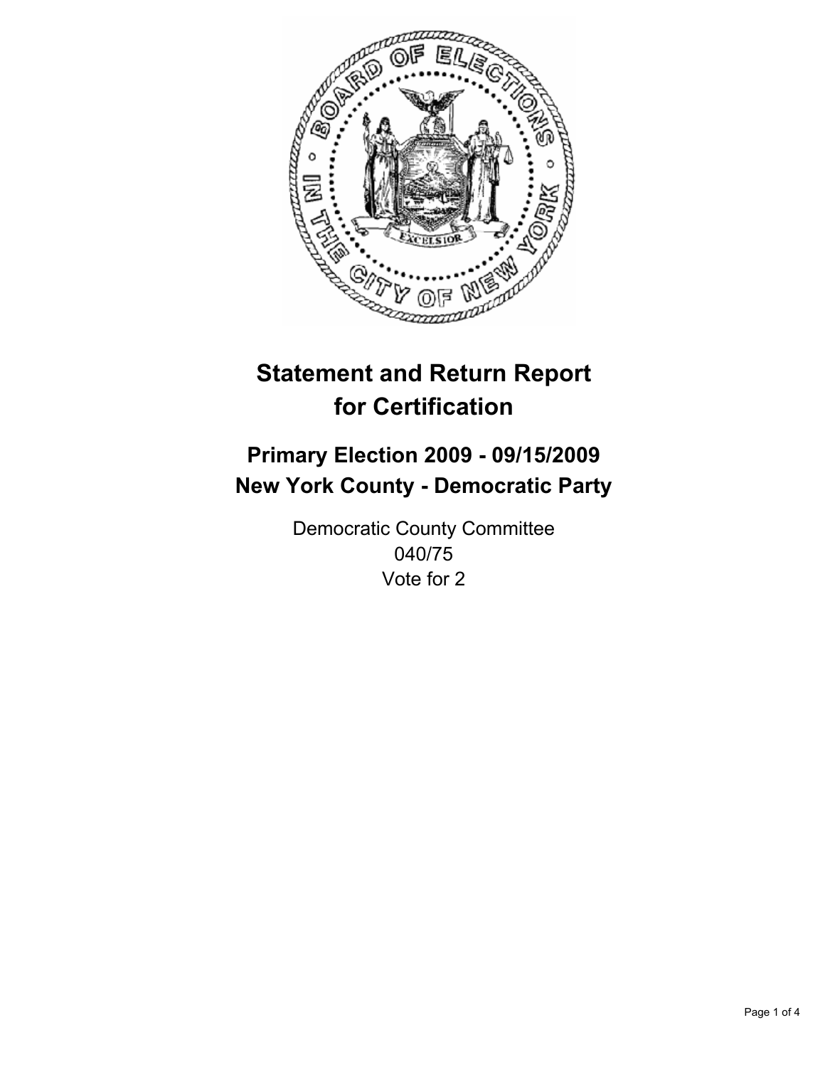# Statement and Return Report for Certification

## Primary Election 2009 - 09/15/2009
## New York County - Democratic Party

Democratic County Committee
040/75
Vote for 2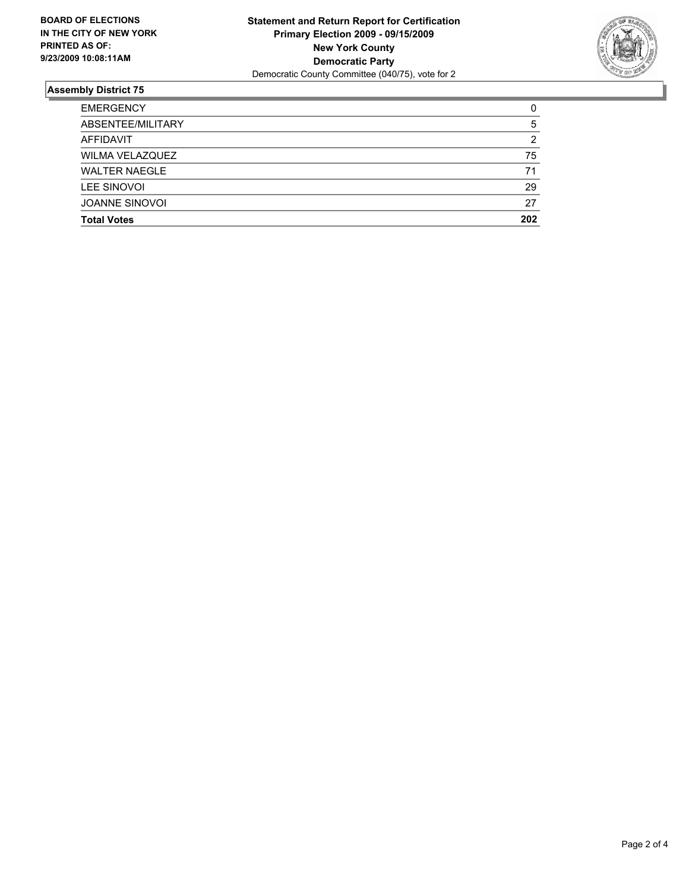**BOARD OF ELECTIONS IN THE CITY OF NEW YORK PRINTED AS OF: 9/23/2009 10:08:11AM**

**Statement and Return Report for Certification**
**Primary Election 2009 - 09/15/2009**
**New York County**
**Democratic Party**
Democratic County Committee (040/75), vote for 2

### Assembly District 75

| | |
|---|---|
| EMERGENCY | 0 |
| ABSENTEE/MILITARY | 5 |
| AFFIDAVIT | 2 |
| WILMA VELAZQUEZ | 75 |
| WALTER NAEGLE | 71 |
| LEE SINOVOI | 29 |
| JOANNE SINOVOI | 27 |
| **Total Votes** | **202** |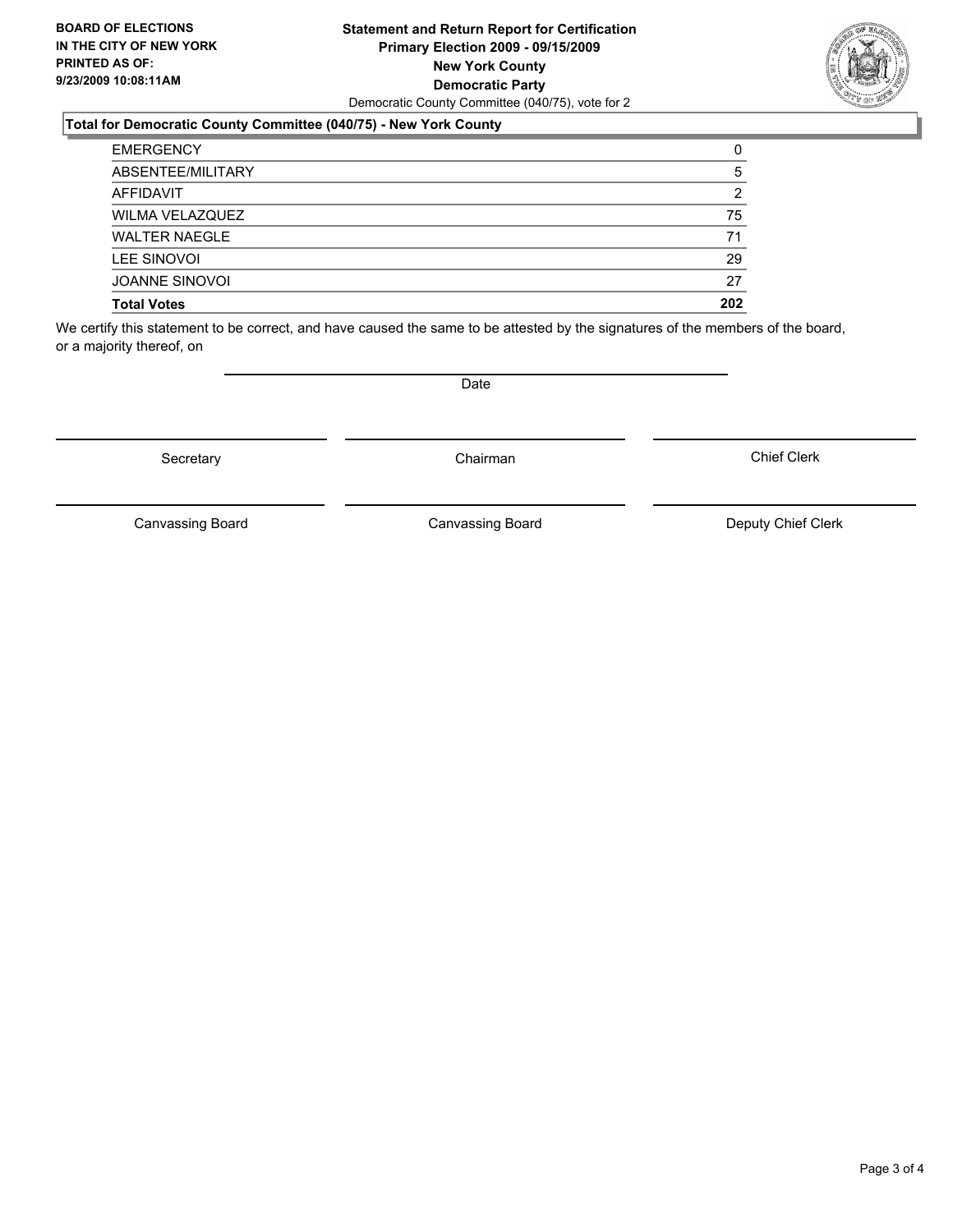**BOARD OF ELECTIONS**
**IN THE CITY OF NEW YORK**
**PRINTED AS OF:**
**9/23/2009 10:08:11AM**

**Statement and Return Report for Certification**
**Primary Election 2009 - 09/15/2009**
**New York County**
**Democratic Party**
Democratic County Committee (040/75), vote for 2

### Total for Democratic County Committee (040/75) - New York County

| | |
|---|---|
| EMERGENCY | 0 |
| ABSENTEE/MILITARY | 5 |
| AFFIDAVIT | 2 |
| WILMA VELAZQUEZ | 75 |
| WALTER NAEGLE | 71 |
| LEE SINOVOI | 29 |
| JOANNE SINOVOI | 27 |
| **Total Votes** | **202** |

We certify this statement to be correct, and have caused the same to be attested by the signatures of the members of the board, or a majority thereof, on

Date

Secretary

Chairman

Chief Clerk

Canvassing Board

Canvassing Board

Deputy Chief Clerk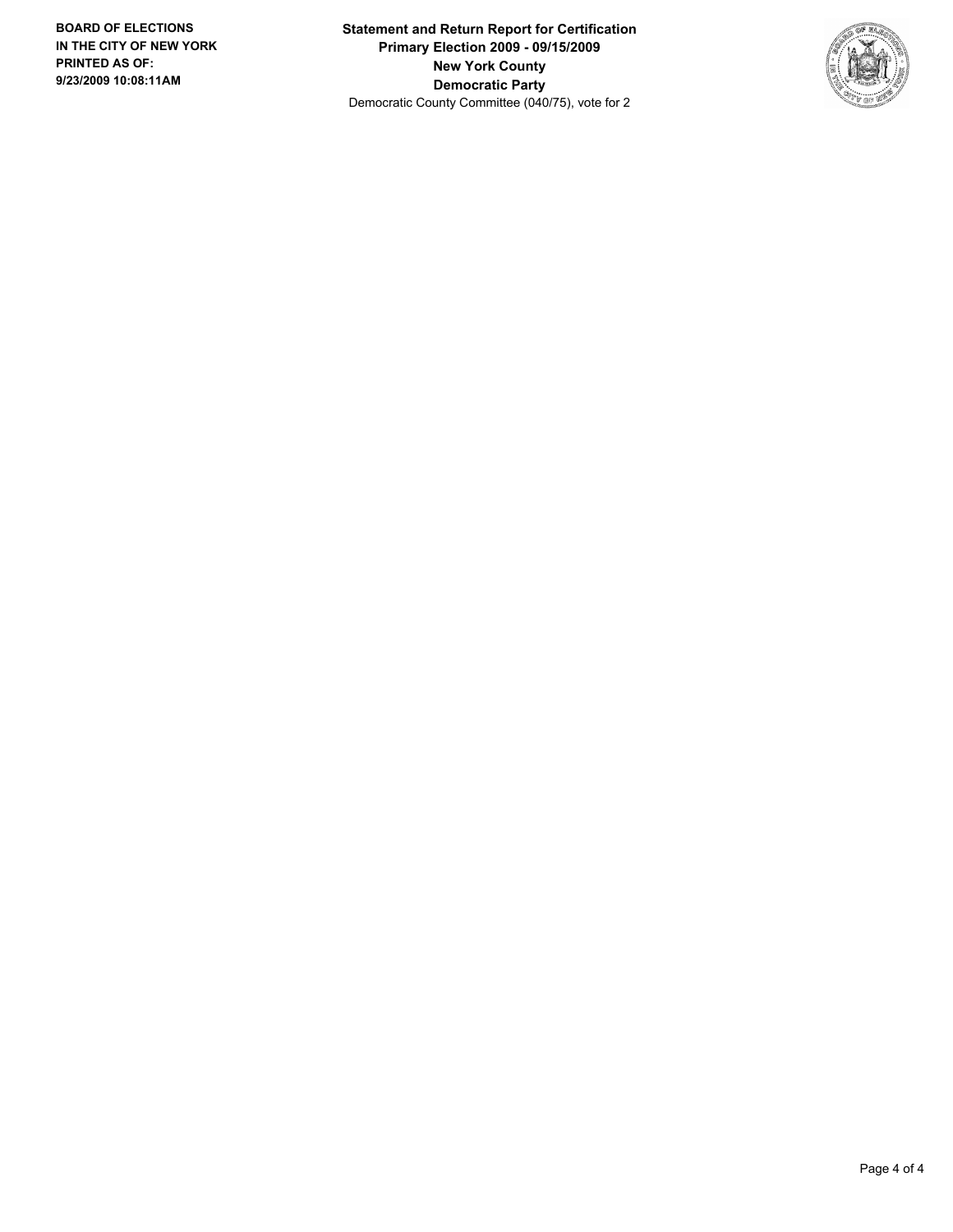**BOARD OF ELECTIONS IN THE CITY OF NEW YORK PRINTED AS OF: 9/23/2009 10:08:11AM**

**Statement and Return Report for Certification**
**Primary Election 2009 - 09/15/2009**
**New York County**
**Democratic Party**
Democratic County Committee (040/75), vote for 2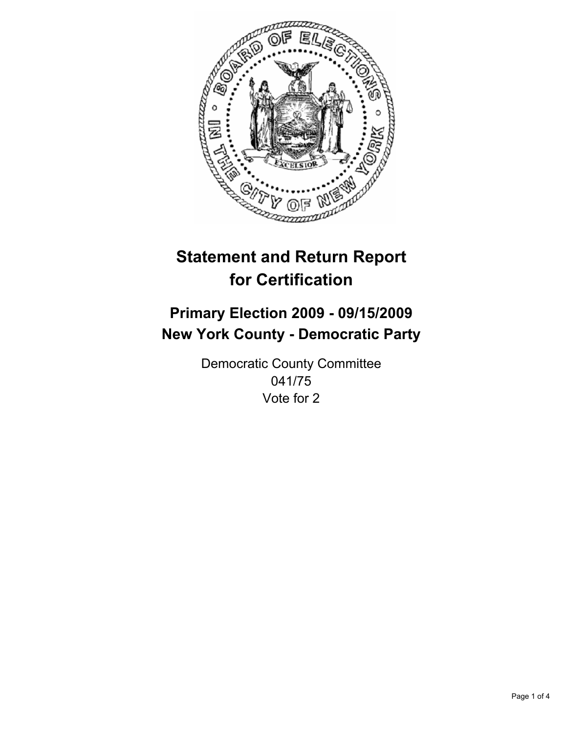# Statement and Return Report for Certification

## Primary Election 2009 - 09/15/2009
## New York County - Democratic Party

Democratic County Committee
041/75
Vote for 2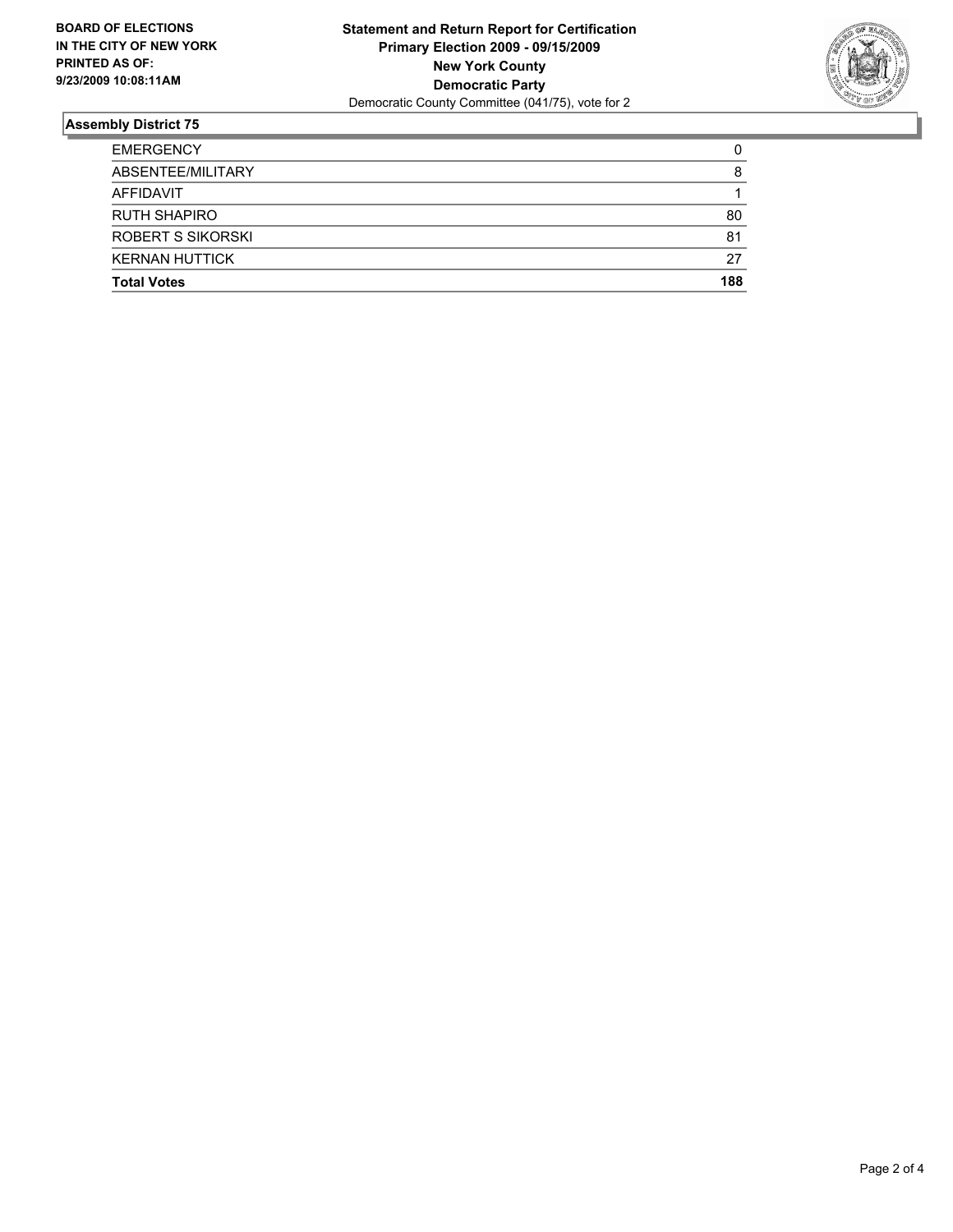**BOARD OF ELECTIONS IN THE CITY OF NEW YORK PRINTED AS OF: 9/23/2009 10:08:11AM**

**Statement and Return Report for Certification**
**Primary Election 2009 - 09/15/2009**
**New York County**
**Democratic Party**
Democratic County Committee (041/75), vote for 2

## Assembly District 75

| | |
|---|---|
| EMERGENCY | 0 |
| ABSENTEE/MILITARY | 8 |
| AFFIDAVIT | 1 |
| RUTH SHAPIRO | 80 |
| ROBERT S SIKORSKI | 81 |
| KERNAN HUTTICK | 27 |
| **Total Votes** | **188** |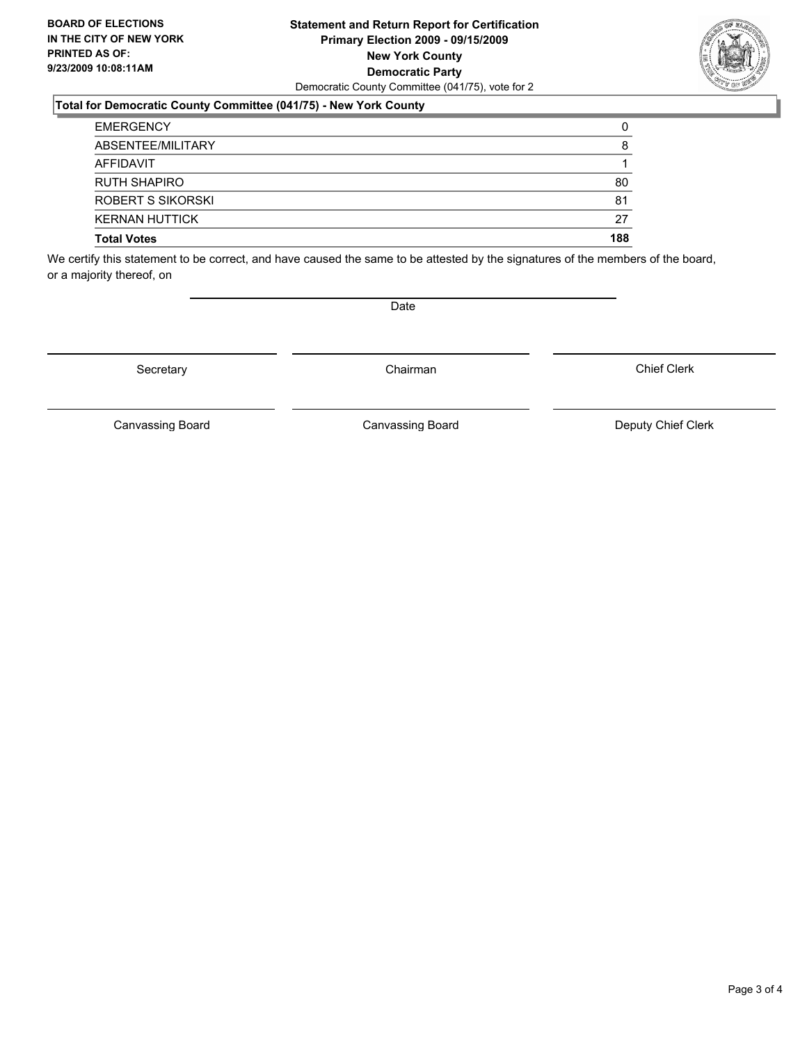**BOARD OF ELECTIONS IN THE CITY OF NEW YORK**
**PRINTED AS OF:**
**9/23/2009 10:08:11AM**

**Statement and Return Report for Certification**
**Primary Election 2009 - 09/15/2009**
**New York County**
**Democratic Party**
Democratic County Committee (041/75), vote for 2

### Total for Democratic County Committee (041/75) - New York County

| | |
|---|---|
| EMERGENCY | 0 |
| ABSENTEE/MILITARY | 8 |
| AFFIDAVIT | 1 |
| RUTH SHAPIRO | 80 |
| ROBERT S SIKORSKI | 81 |
| KERNAN HUTTICK | 27 |
| **Total Votes** | **188** |

We certify this statement to be correct, and have caused the same to be attested by the signatures of the members of the board, or a majority thereof, on

Date

Secretary | Chairman | Chief Clerk

Canvassing Board | Canvassing Board | Deputy Chief Clerk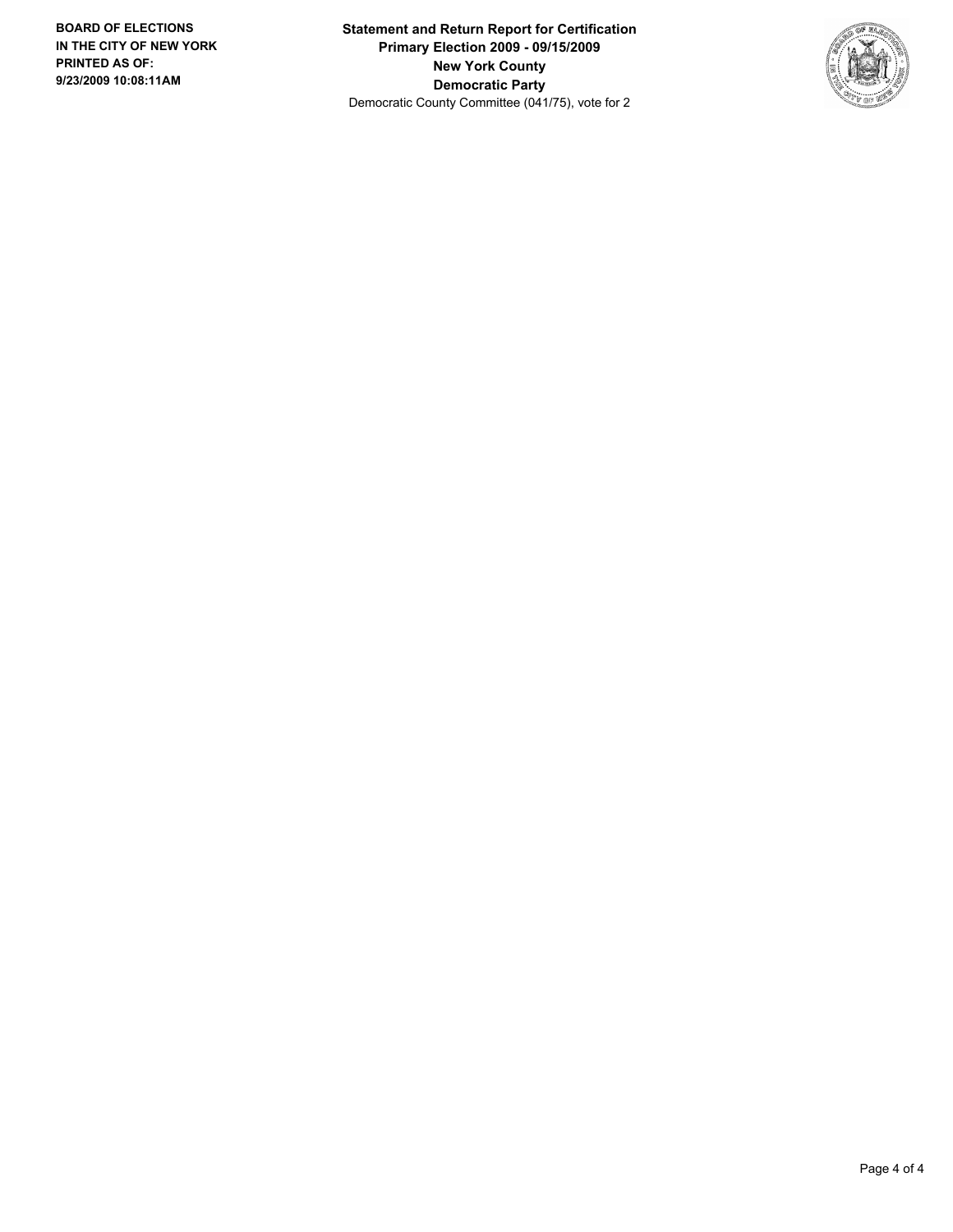**BOARD OF ELECTIONS IN THE CITY OF NEW YORK PRINTED AS OF: 9/23/2009 10:08:11AM**

**Statement and Return Report for Certification**
**Primary Election 2009 - 09/15/2009**
**New York County**
**Democratic Party**
Democratic County Committee (041/75), vote for 2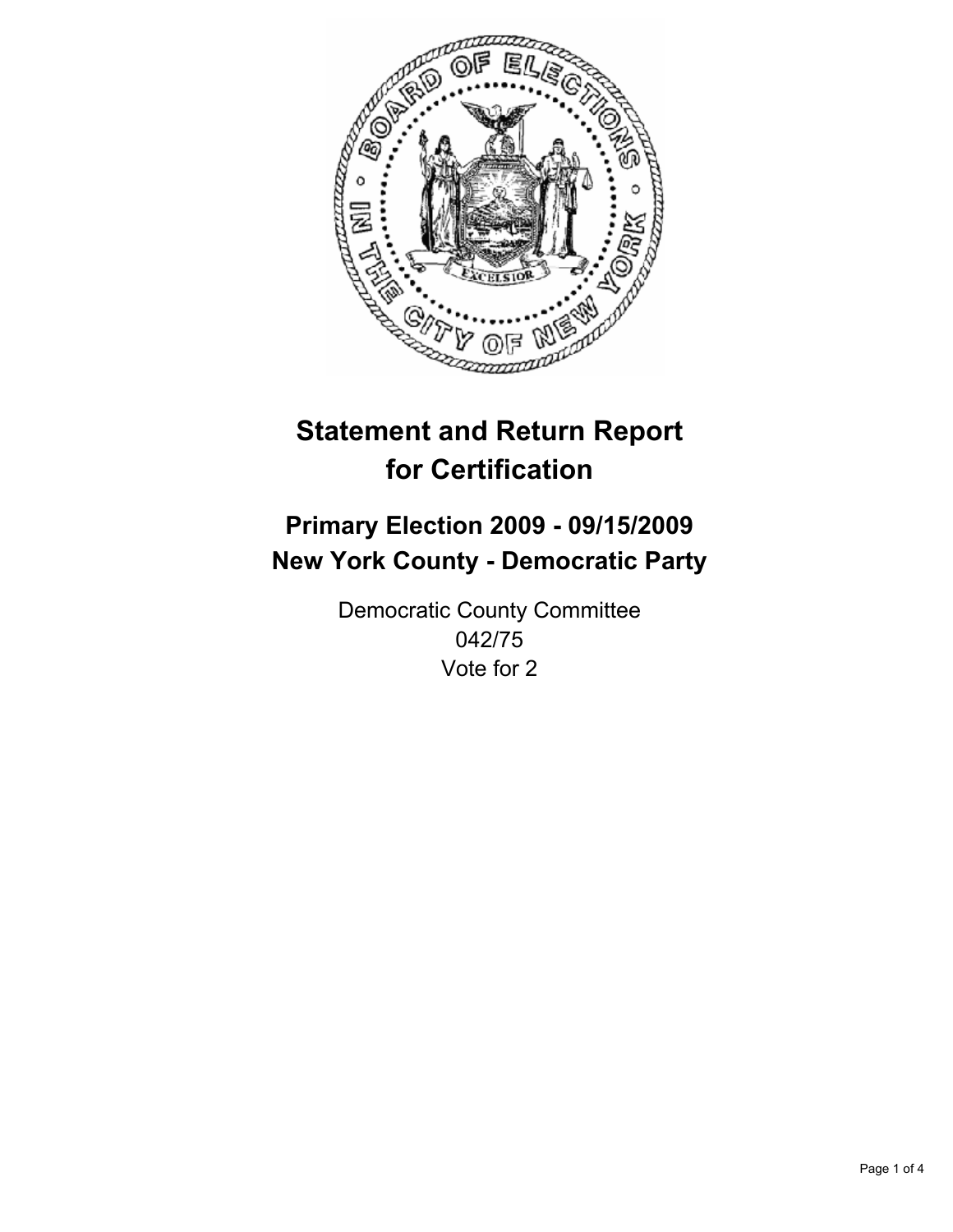# Statement and Return Report for Certification

## Primary Election 2009 - 09/15/2009
## New York County - Democratic Party

Democratic County Committee
042/75
Vote for 2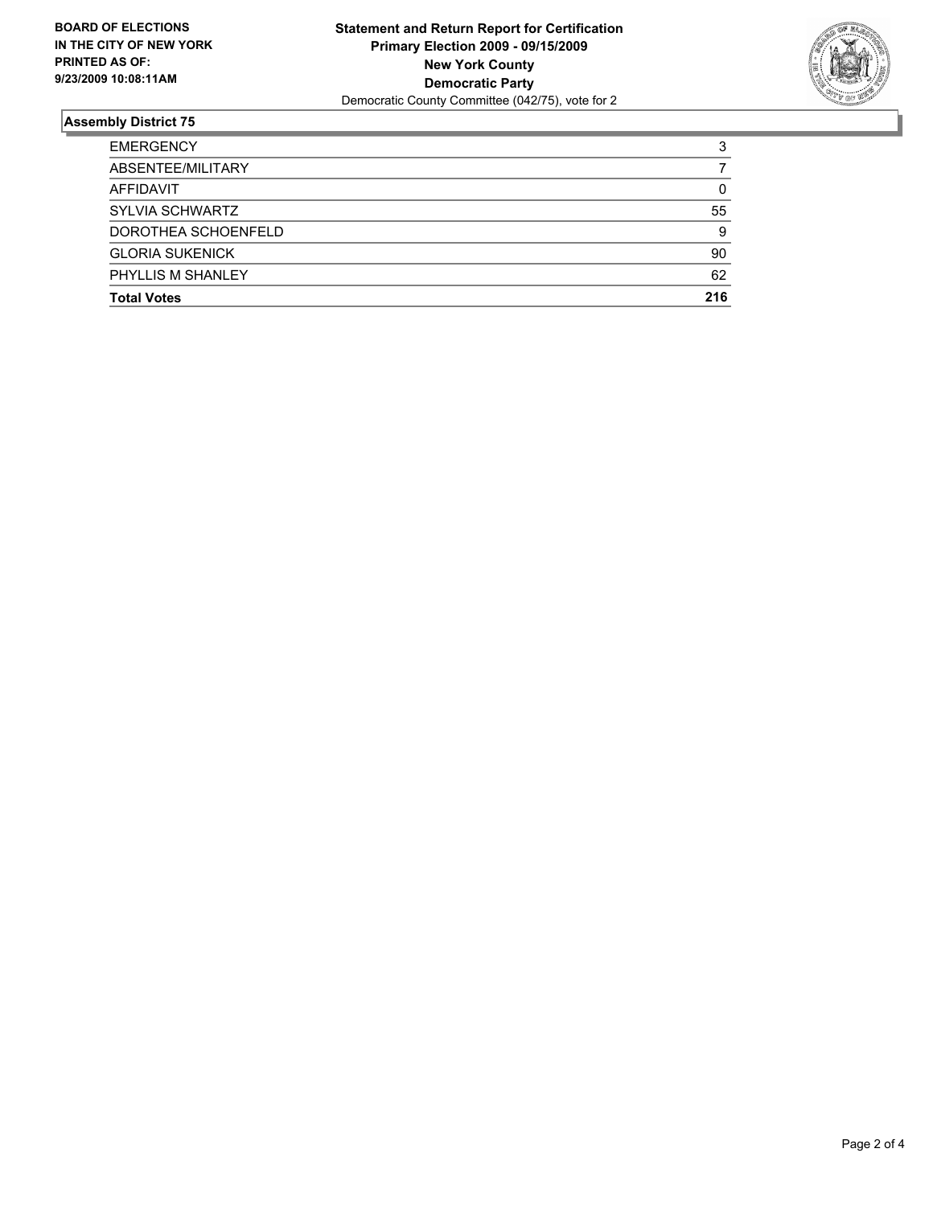**BOARD OF ELECTIONS IN THE CITY OF NEW YORK PRINTED AS OF: 9/23/2009 10:08:11AM**

**Statement and Return Report for Certification**
**Primary Election 2009 - 09/15/2009**
**New York County**
**Democratic Party**
Democratic County Committee (042/75), vote for 2

## Assembly District 75

| | |
|---|---|
| EMERGENCY | 3 |
| ABSENTEE/MILITARY | 7 |
| AFFIDAVIT | 0 |
| SYLVIA SCHWARTZ | 55 |
| DOROTHEA SCHOENFELD | 9 |
| GLORIA SUKENICK | 90 |
| PHYLLIS M SHANLEY | 62 |
| **Total Votes** | **216** |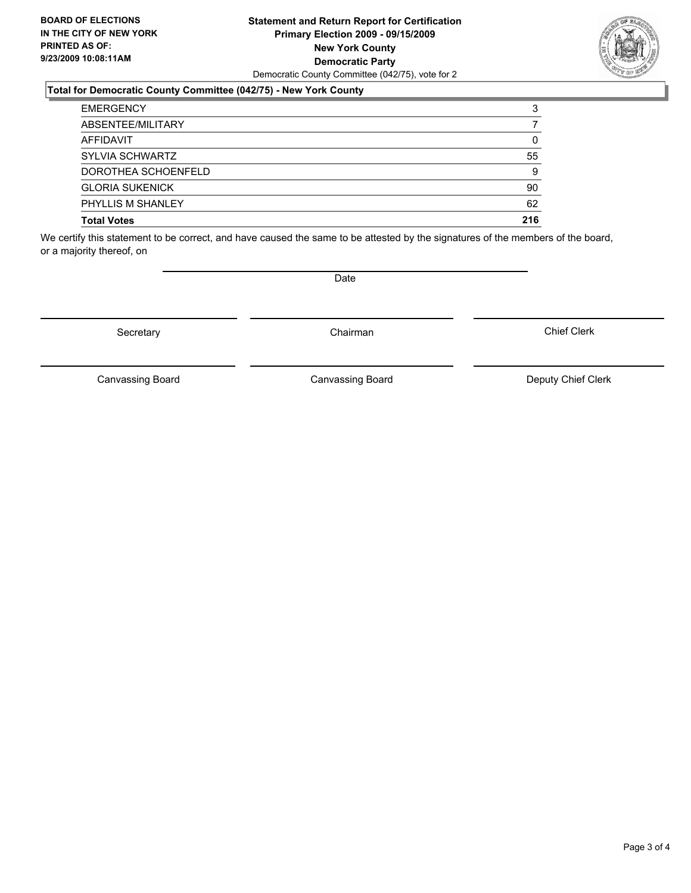**BOARD OF ELECTIONS IN THE CITY OF NEW YORK PRINTED AS OF: 9/23/2009 10:08:11AM**

**Statement and Return Report for Certification**
**Primary Election 2009 - 09/15/2009**
**New York County**
**Democratic Party**
Democratic County Committee (042/75), vote for 2

### Total for Democratic County Committee (042/75) - New York County

| | |
|---|---|
| EMERGENCY | 3 |
| ABSENTEE/MILITARY | 7 |
| AFFIDAVIT | 0 |
| SYLVIA SCHWARTZ | 55 |
| DOROTHEA SCHOENFELD | 9 |
| GLORIA SUKENICK | 90 |
| PHYLLIS M SHANLEY | 62 |
| **Total Votes** | **216** |

We certify this statement to be correct, and have caused the same to be attested by the signatures of the members of the board, or a majority thereof, on

Date

Secretary | Chairman | Chief Clerk

Canvassing Board | Canvassing Board | Deputy Chief Clerk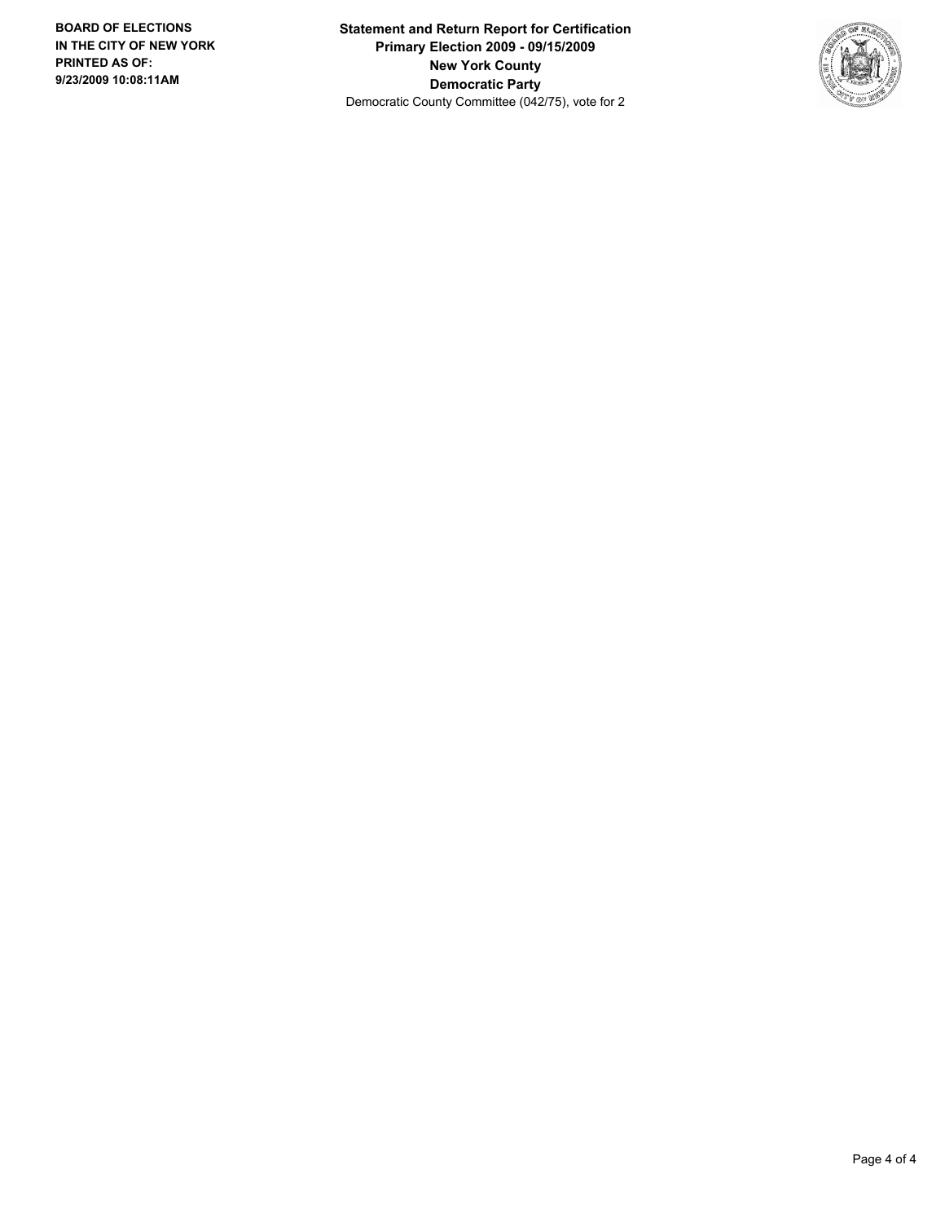**BOARD OF ELECTIONS IN THE CITY OF NEW YORK PRINTED AS OF: 9/23/2009 10:08:11AM**

**Statement and Return Report for Certification**
**Primary Election 2009 - 09/15/2009**
**New York County**
**Democratic Party**
Democratic County Committee (042/75), vote for 2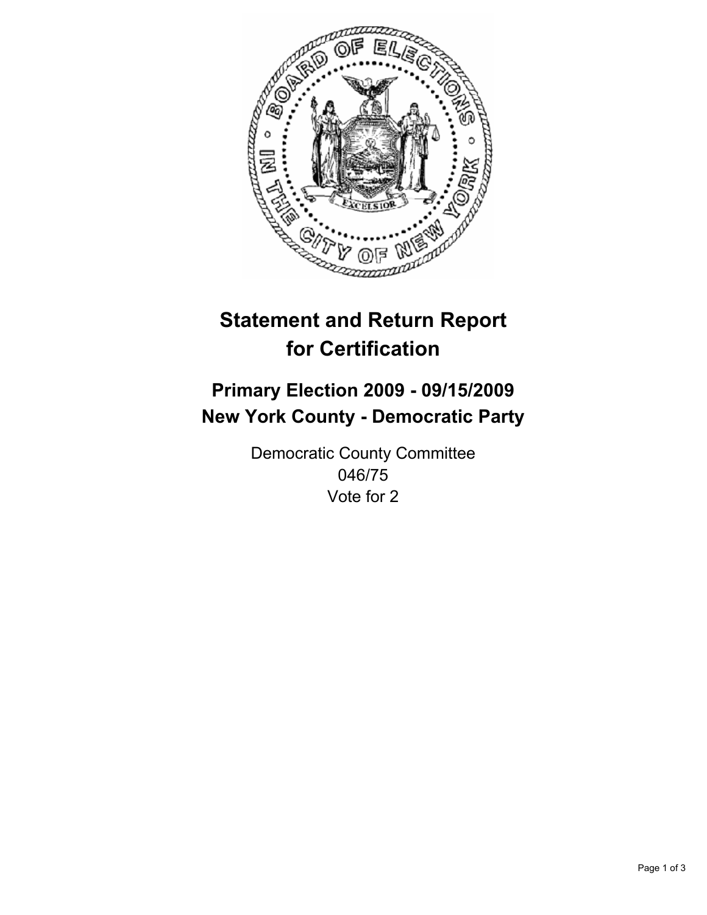# Statement and Return Report for Certification

## Primary Election 2009 - 09/15/2009
## New York County - Democratic Party

Democratic County Committee
046/75
Vote for 2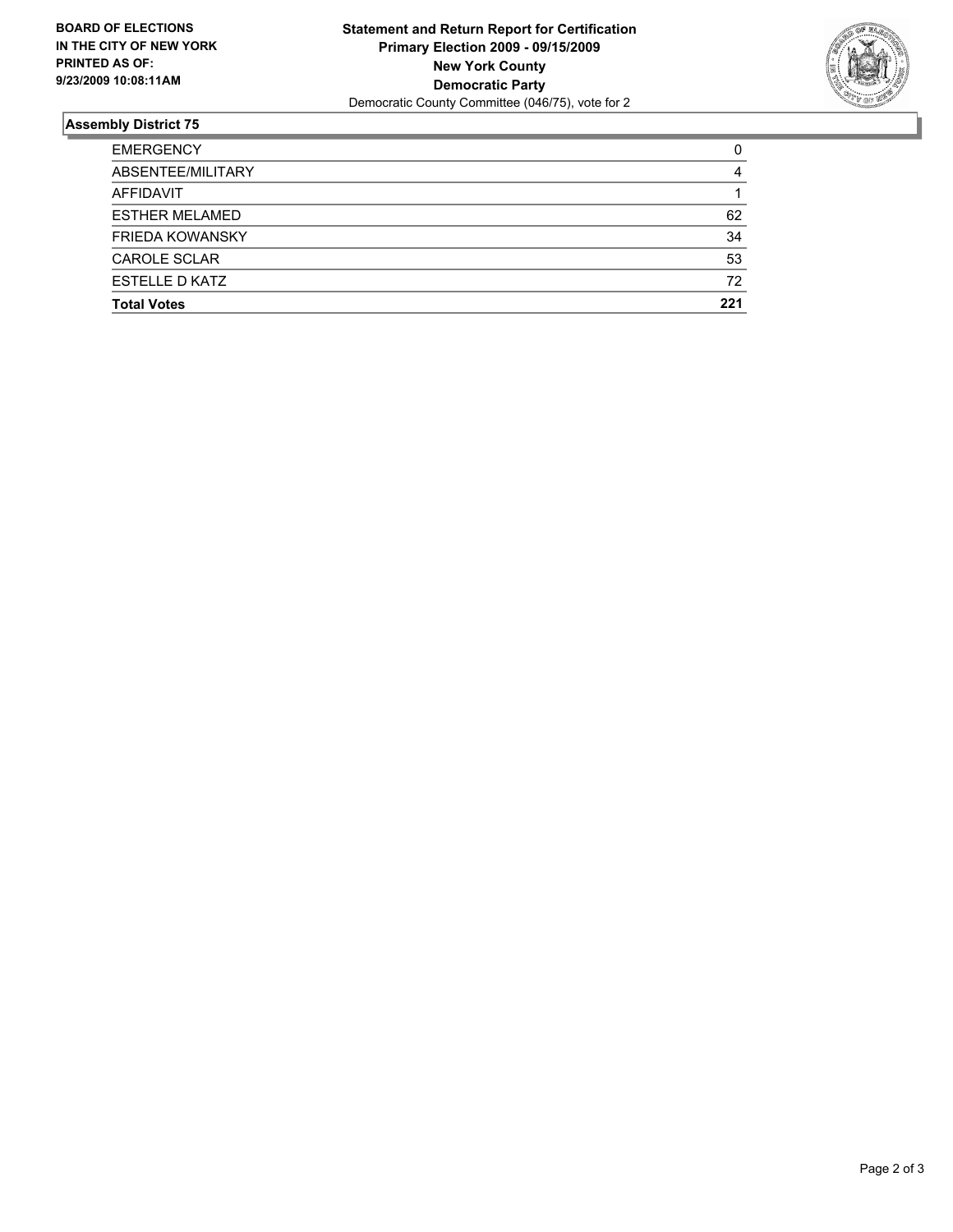**BOARD OF ELECTIONS IN THE CITY OF NEW YORK PRINTED AS OF: 9/23/2009 10:08:11AM**

**Statement and Return Report for Certification Primary Election 2009 - 09/15/2009 New York County Democratic Party**

Democratic County Committee (046/75), vote for 2

## Assembly District 75

| | |
|---|---|
| EMERGENCY | 0 |
| ABSENTEE/MILITARY | 4 |
| AFFIDAVIT | 1 |
| ESTHER MELAMED | 62 |
| FRIEDA KOWANSKY | 34 |
| CAROLE SCLAR | 53 |
| ESTELLE D KATZ | 72 |
| **Total Votes** | **221** |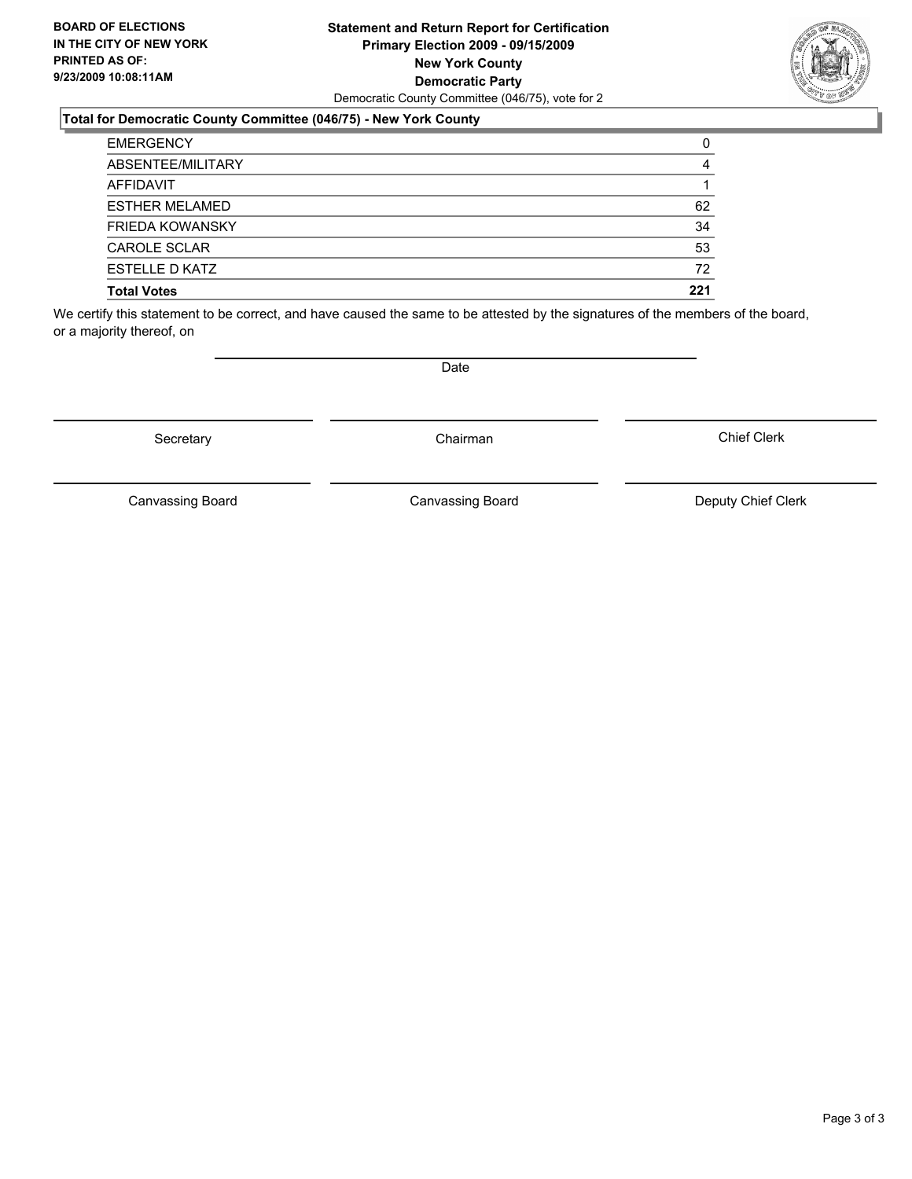**BOARD OF ELECTIONS IN THE CITY OF NEW YORK PRINTED AS OF: 9/23/2009 10:08:11AM**

**Statement and Return Report for Certification**
**Primary Election 2009 - 09/15/2009**
**New York County**
**Democratic Party**
Democratic County Committee (046/75), vote for 2

### Total for Democratic County Committee (046/75) - New York County

| | |
|---|---|
| EMERGENCY | 0 |
| ABSENTEE/MILITARY | 4 |
| AFFIDAVIT | 1 |
| ESTHER MELAMED | 62 |
| FRIEDA KOWANSKY | 34 |
| CAROLE SCLAR | 53 |
| ESTELLE D KATZ | 72 |
| **Total Votes** | **221** |

We certify this statement to be correct, and have caused the same to be attested by the signatures of the members of the board, or a majority thereof, on

Date

Secretary | Chairman | Chief Clerk

Canvassing Board | Canvassing Board | Deputy Chief Clerk